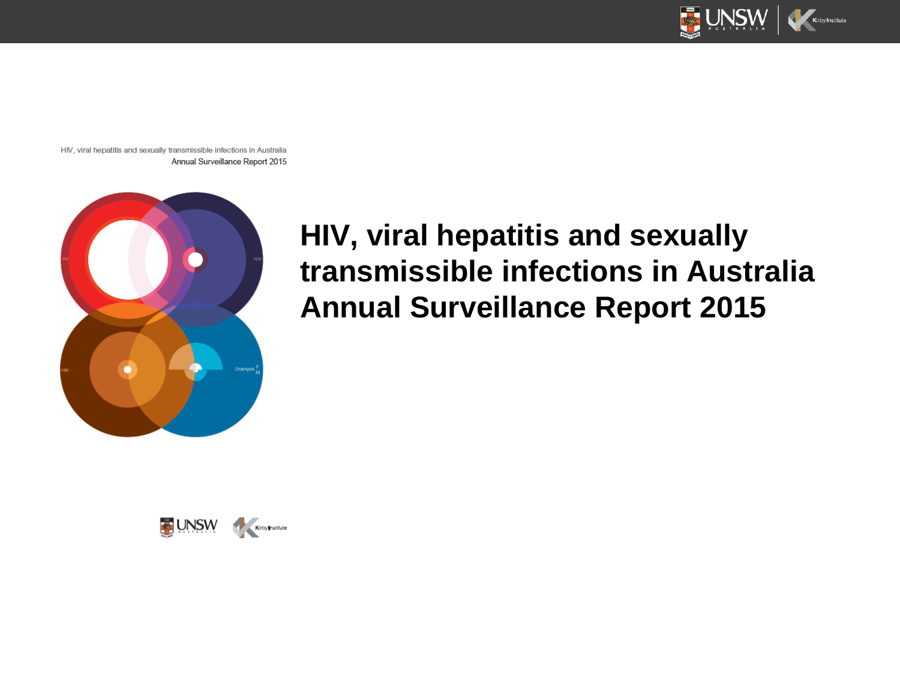HIV, viral hepatitis and sexually transmissible infections in Australia
Annual Surveillance Report 2015

# HIV, viral hepatitis and sexually transmissible infections in Australia Annual Surveillance Report 2015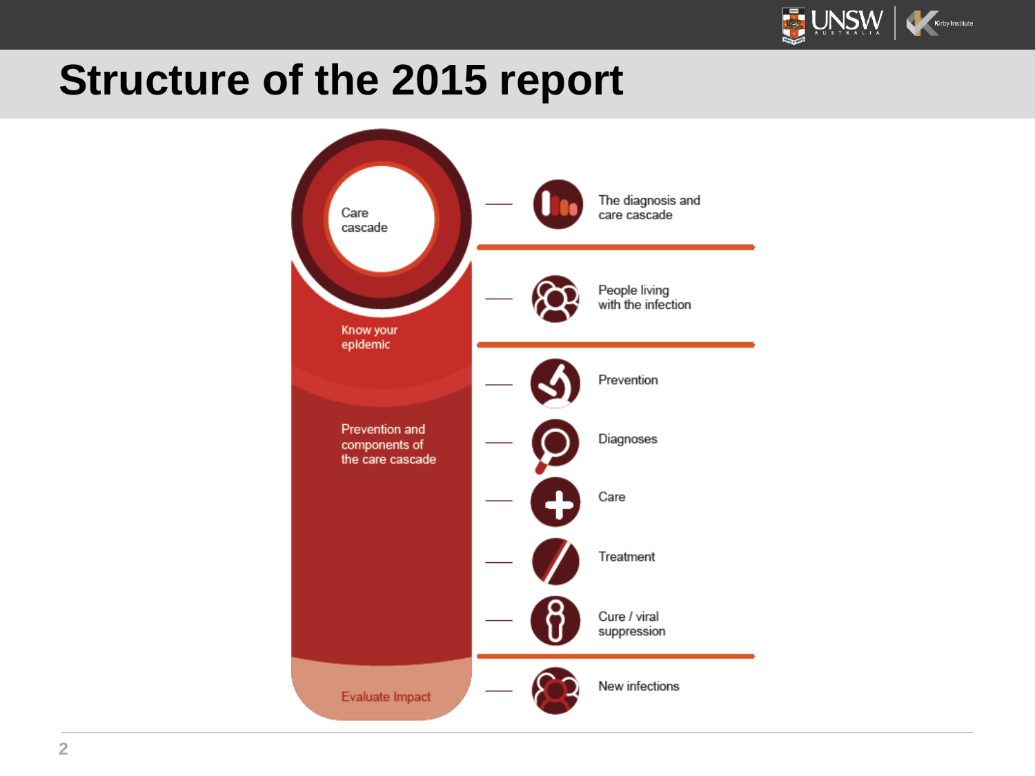# Structure of the 2015 report

- **Care cascade**
  - The diagnosis and care cascade
- **Know your epidemic**
  - People living with the infection
- **Prevention and components of the care cascade**
  - Prevention
  - Diagnoses
  - Care
  - Treatment
  - Cure / viral suppression
- **Evaluate Impact**
  - New infections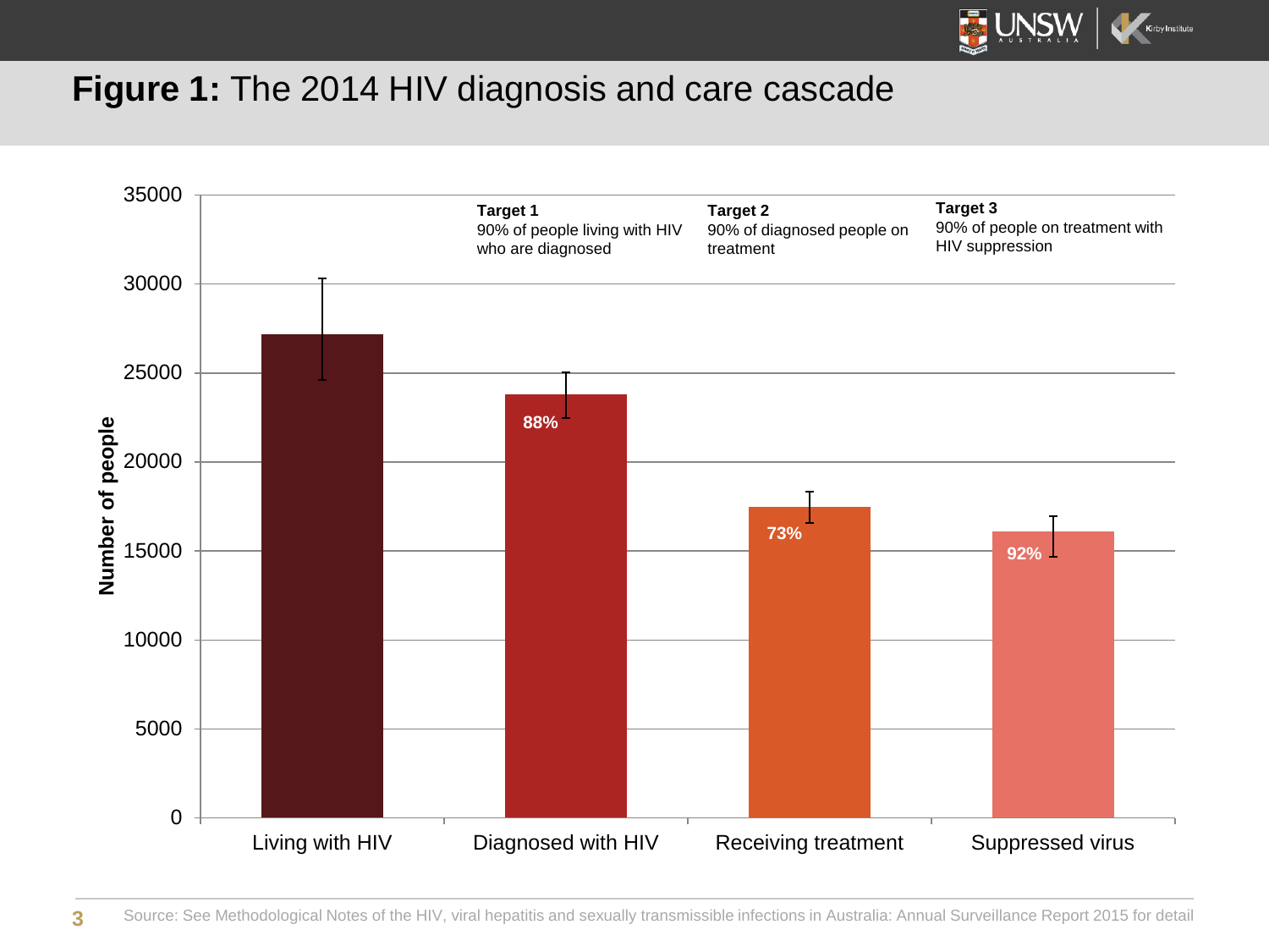## **Figure 1:** The 2014 HIV diagnosis and care cascade

**Target 1**
90% of people living with HIV who are diagnosed

**Target 2**
90% of diagnosed people on treatment

**Target 3**
90% of people on treatment with HIV suppression

Number of people

35000
30000
25000
20000
15000
10000
5000
0

Living with HIV | Diagnosed with HIV | Receiving treatment | Suppressed virus

88%
73%
92%

Source: See Methodological Notes of the HIV, viral hepatitis and sexually transmissible infections in Australia: Annual Surveillance Report 2015 for detail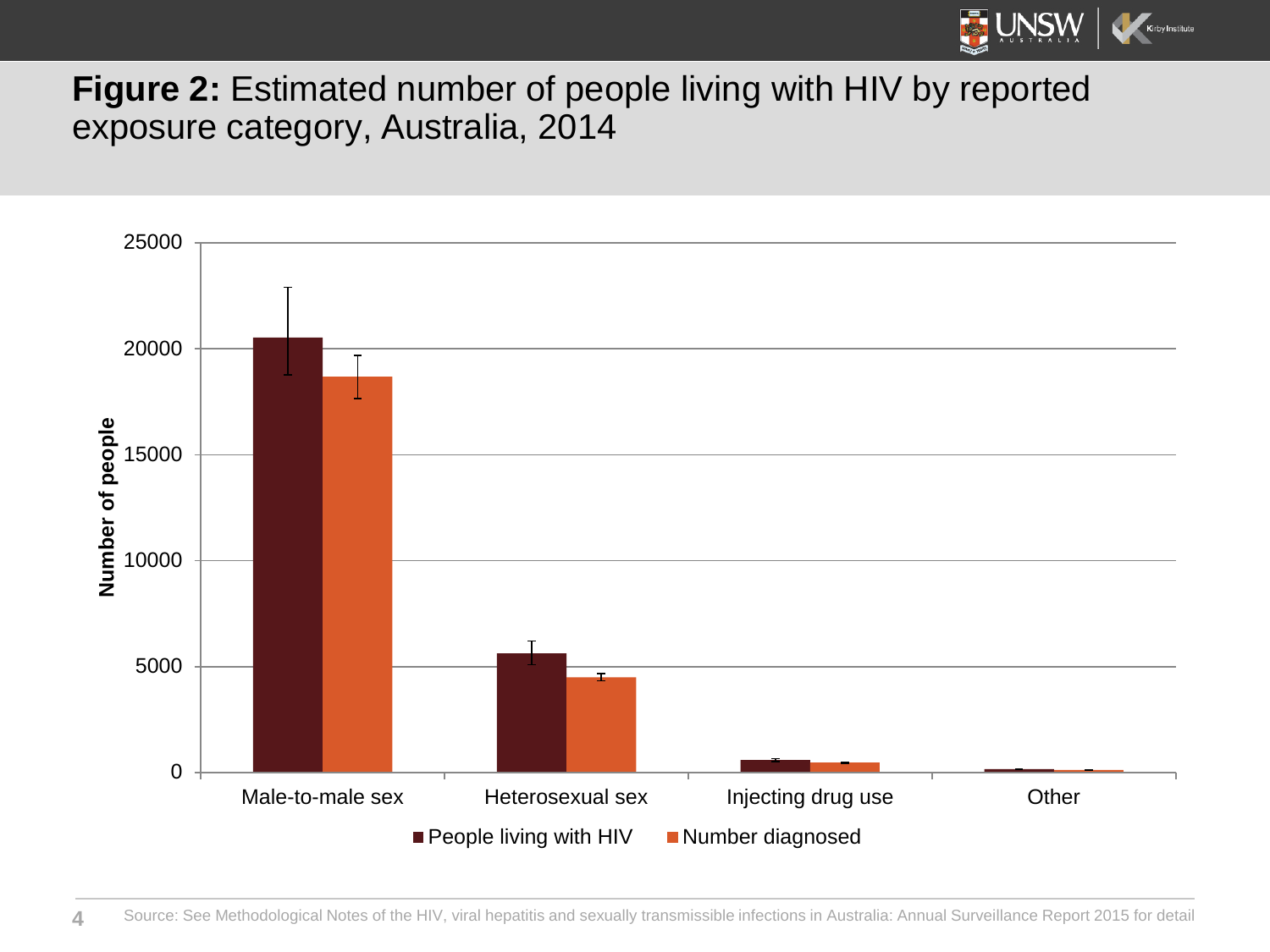**Figure 2:** Estimated number of people living with HIV by reported exposure category, Australia, 2014

Source: See Methodological Notes of the HIV, viral hepatitis and sexually transmissible infections in Australia: Annual Surveillance Report 2015 for detail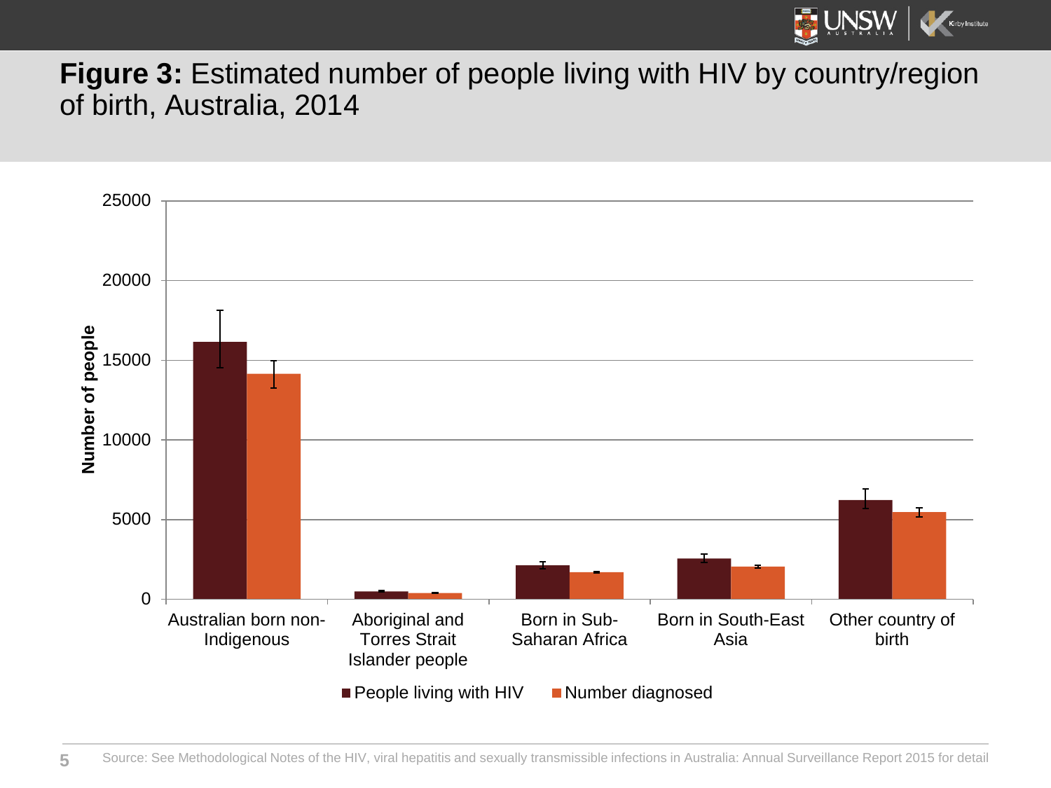**Figure 3:** Estimated number of people living with HIV by country/region of birth, Australia, 2014

Number of people

25000
20000
15000
10000
5000
0

Australian born non-Indigenous | Aboriginal and Torres Strait Islander people | Born in Sub-Saharan Africa | Born in South-East Asia | Other country of birth

■ People living with HIV ■ Number diagnosed

Source: See Methodological Notes of the HIV, viral hepatitis and sexually transmissible infections in Australia: Annual Surveillance Report 2015 for detail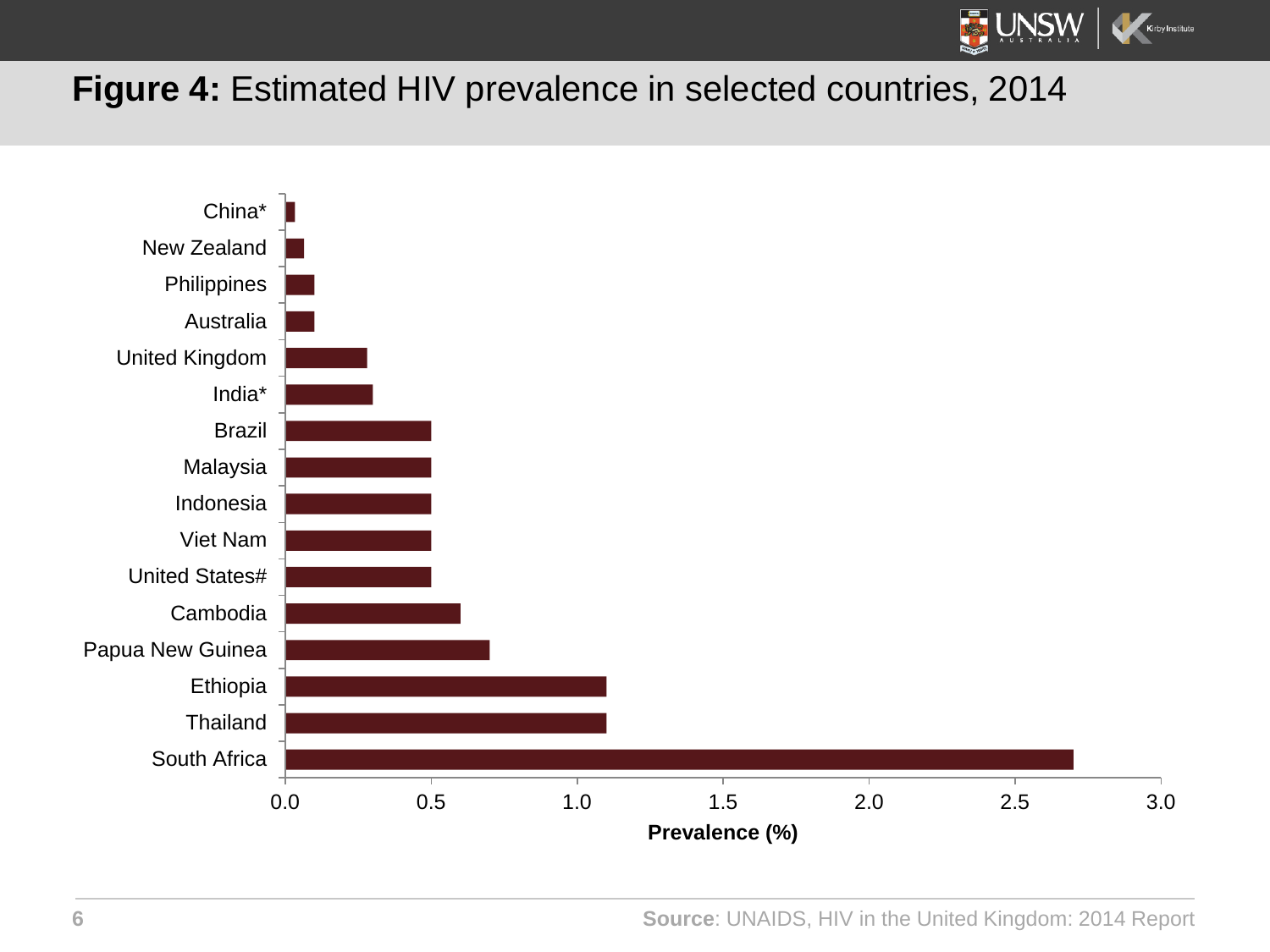## **Figure 4:** Estimated HIV prevalence in selected countries, 2014

| Country | Prevalence (%) |
|---|---|
| China* | 0.03 |
| New Zealand | 0.06 |
| Philippines | 0.1 |
| Australia | 0.1 |
| United Kingdom | 0.28 |
| India* | 0.3 |
| Brazil | 0.5 |
| Malaysia | 0.5 |
| Indonesia | 0.5 |
| Viet Nam | 0.5 |
| United States# | 0.5 |
| Cambodia | 0.6 |
| Papua New Guinea | 0.7 |
| Ethiopia | 1.1 |
| Thailand | 1.1 |
| South Africa | 2.7 |

Prevalence (%)

**Source**: UNAIDS, HIV in the United Kingdom: 2014 Report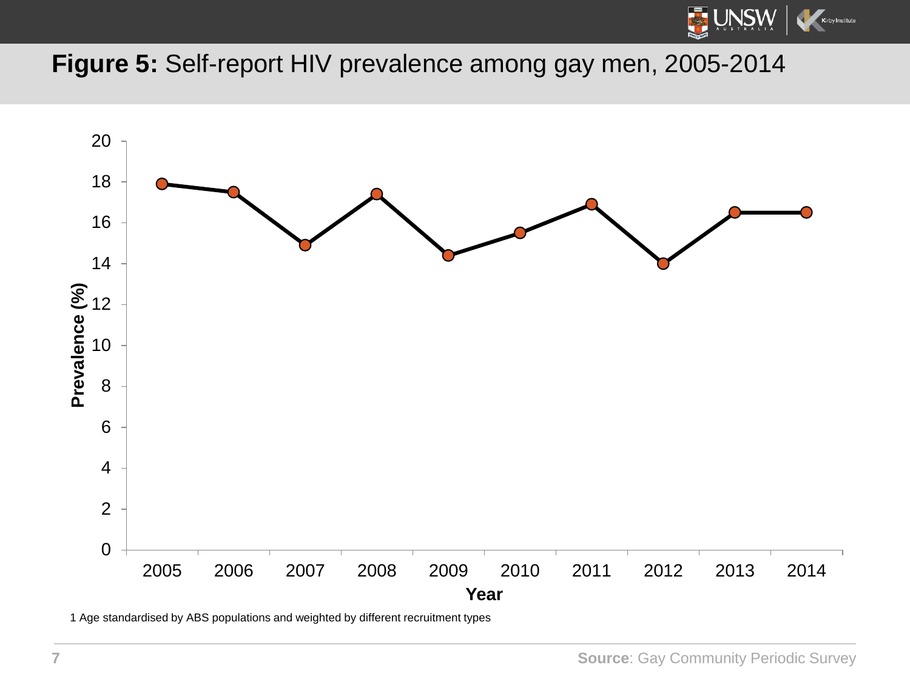## **Figure 5:** Self-report HIV prevalence among gay men, 2005-2014

1 Age standardised by ABS populations and weighted by different recruitment types

**Source**: Gay Community Periodic Survey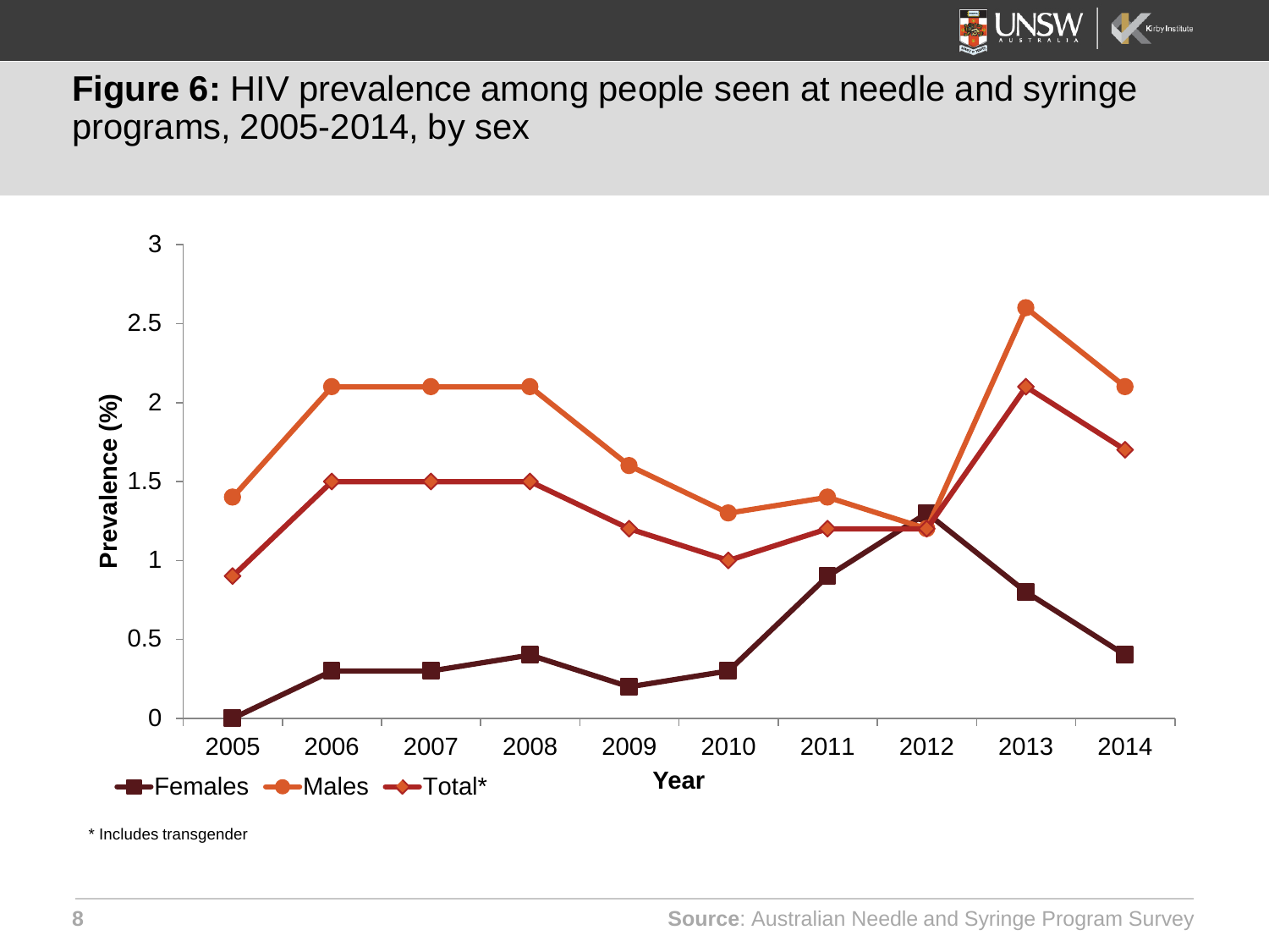**Figure 6:** HIV prevalence among people seen at needle and syringe programs, 2005-2014, by sex

* Includes transgender

**Source**: Australian Needle and Syringe Program Survey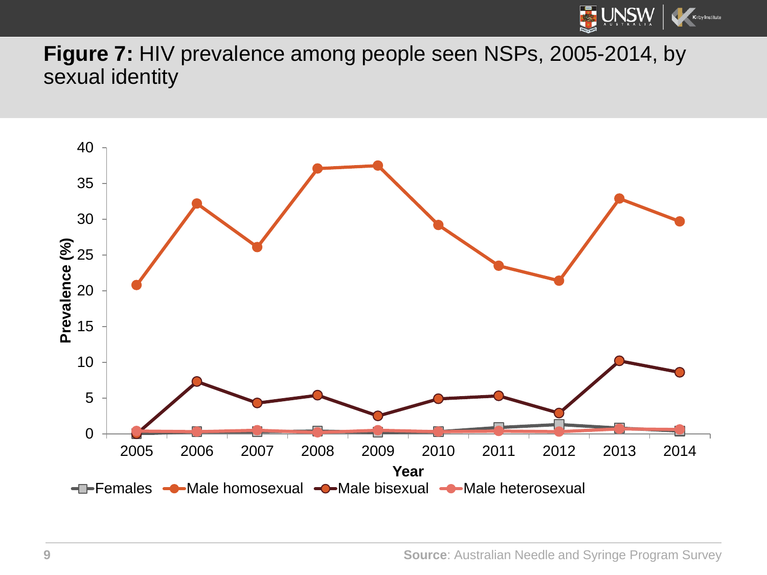**Figure 7:** HIV prevalence among people seen NSPs, 2005-2014, by sexual identity

**Source**: Australian Needle and Syringe Program Survey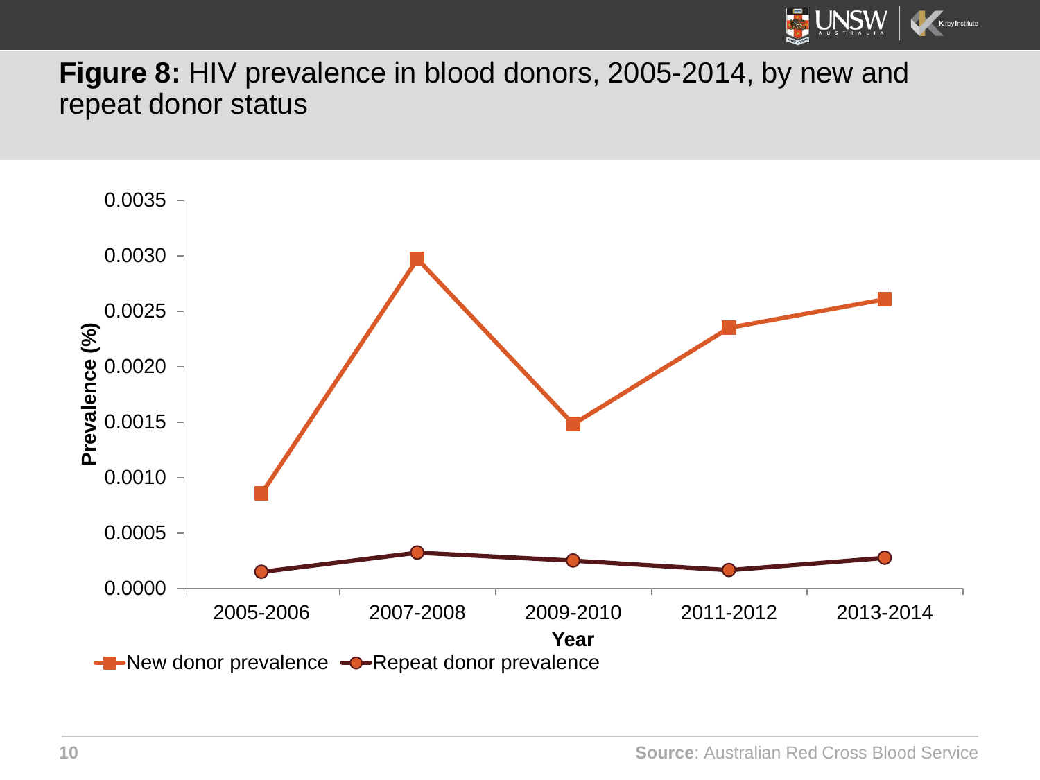**Figure 8:** HIV prevalence in blood donors, 2005-2014, by new and repeat donor status

Source: Australian Red Cross Blood Service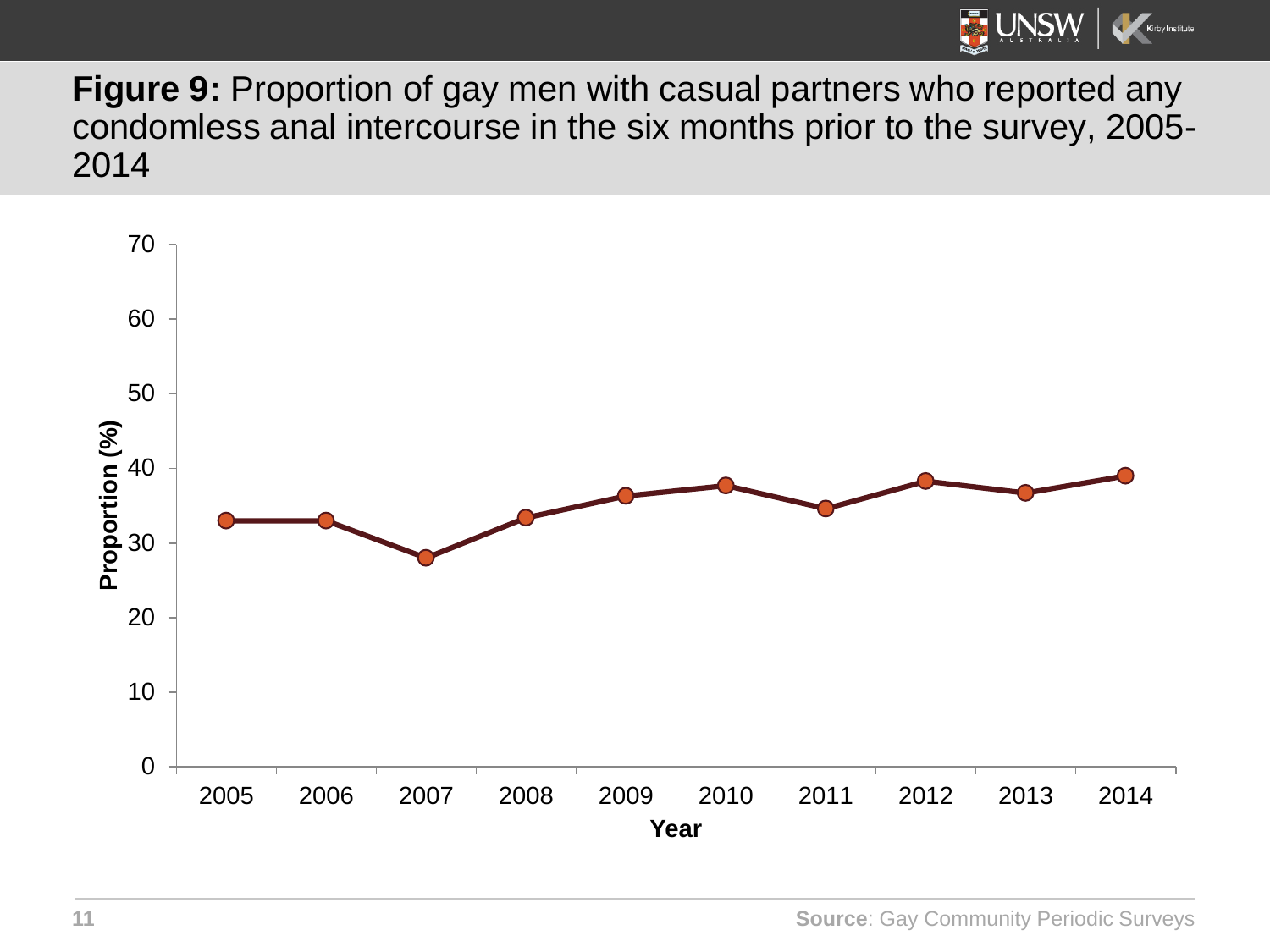**Figure 9:** Proportion of gay men with casual partners who reported any condomless anal intercourse in the six months prior to the survey, 2005-2014

Source: Gay Community Periodic Surveys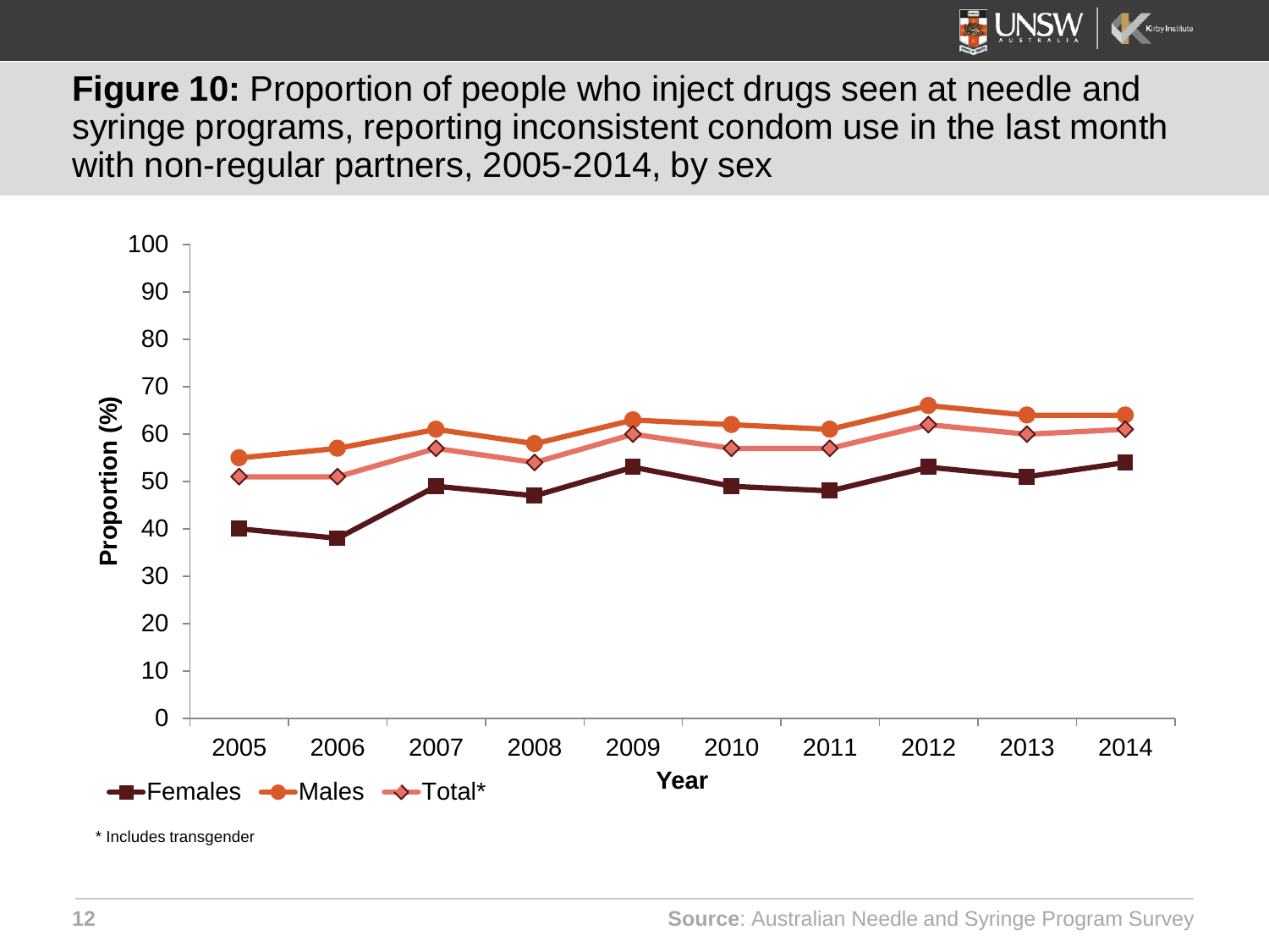**Figure 10:** Proportion of people who inject drugs seen at needle and syringe programs, reporting inconsistent condom use in the last month with non-regular partners, 2005-2014, by sex

* Includes transgender

**Source**: Australian Needle and Syringe Program Survey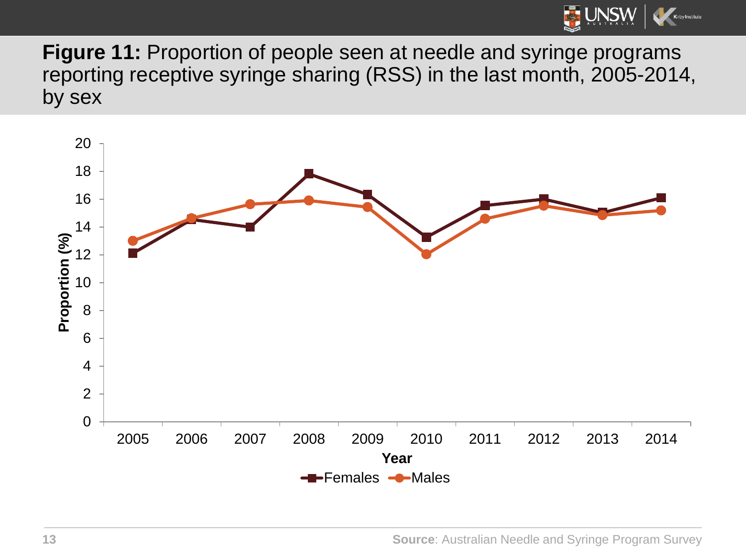**Figure 11:** Proportion of people seen at needle and syringe programs reporting receptive syringe sharing (RSS) in the last month, 2005-2014, by sex

**Source**: Australian Needle and Syringe Program Survey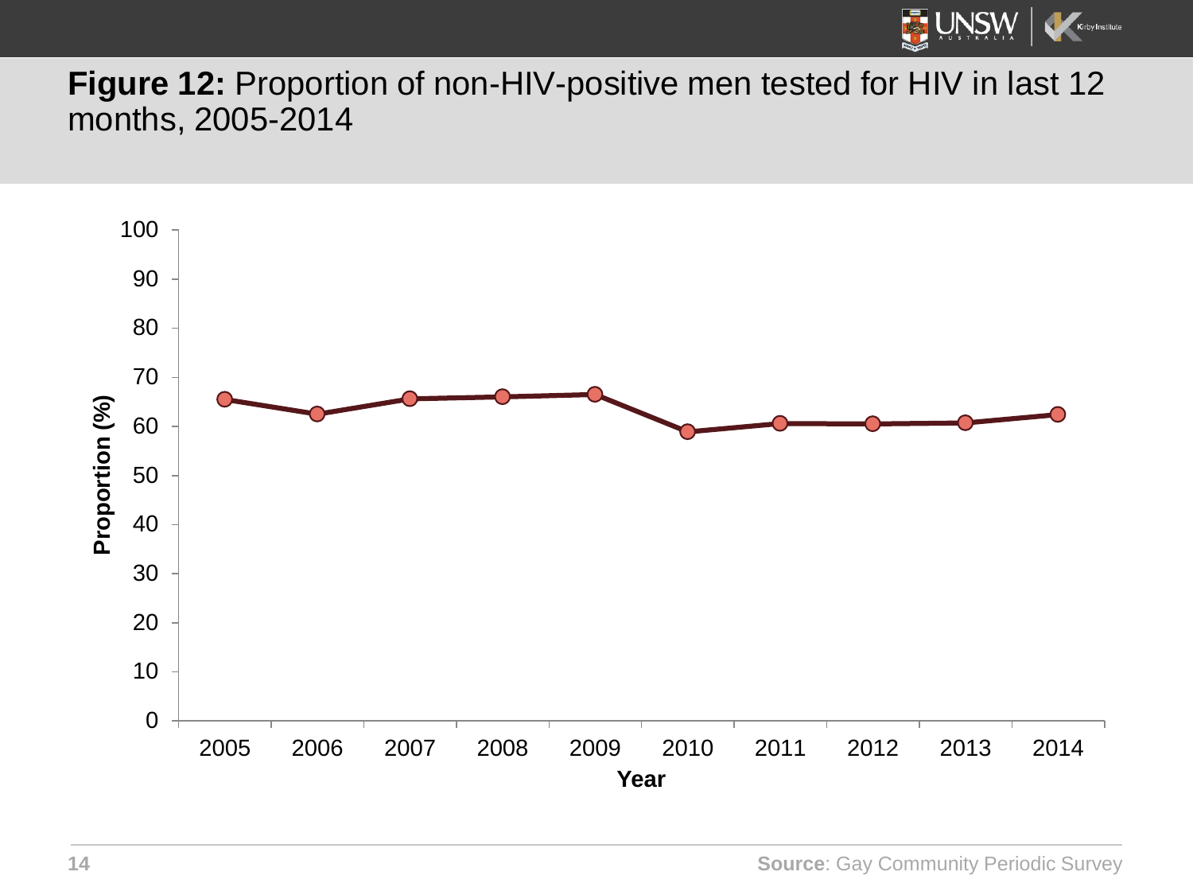**Figure 12:** Proportion of non-HIV-positive men tested for HIV in last 12 months, 2005-2014

**Source**: Gay Community Periodic Survey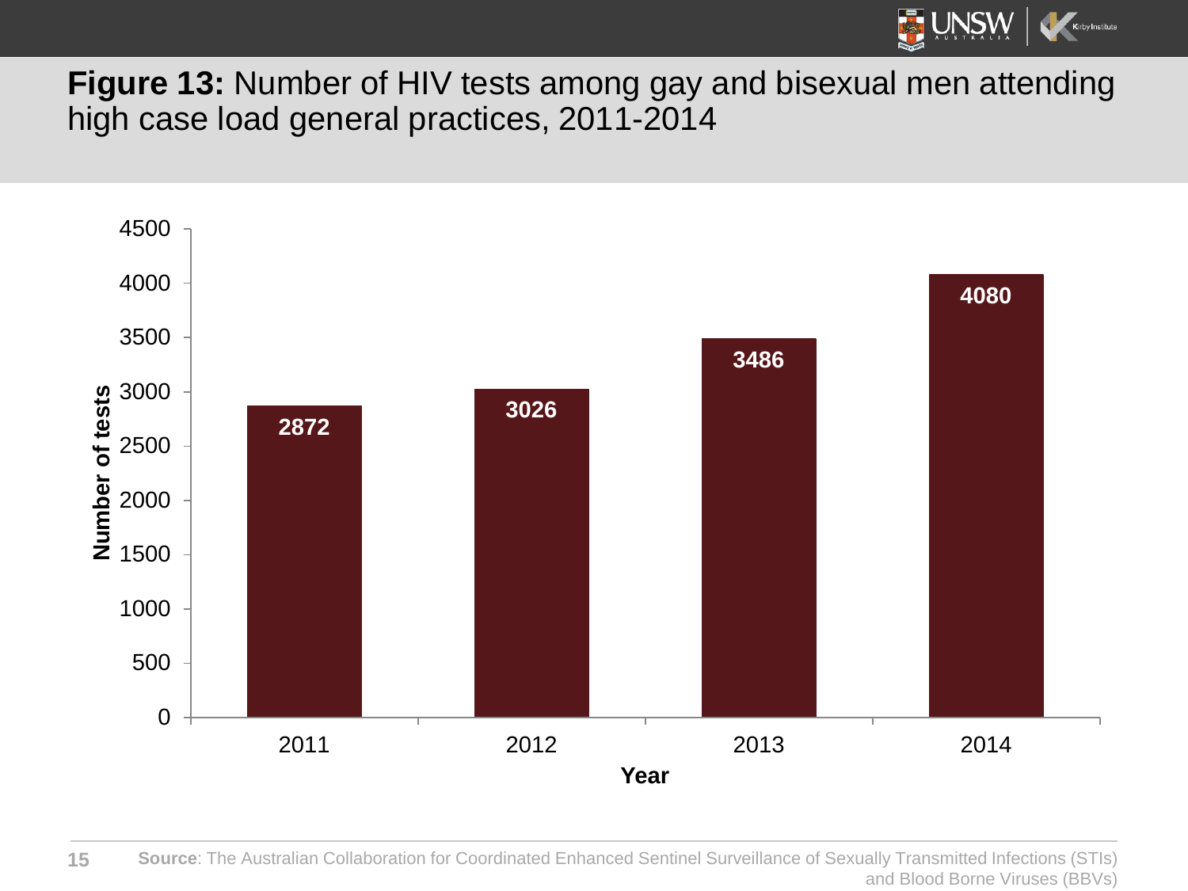**Figure 13:** Number of HIV tests among gay and bisexual men attending high case load general practices, 2011-2014

| Year | Number of tests |
| --- | --- |
| 2011 | 2872 |
| 2012 | 3026 |
| 2013 | 3486 |
| 2014 | 4080 |

**Source**: The Australian Collaboration for Coordinated Enhanced Sentinel Surveillance of Sexually Transmitted Infections (STIs) and Blood Borne Viruses (BBVs)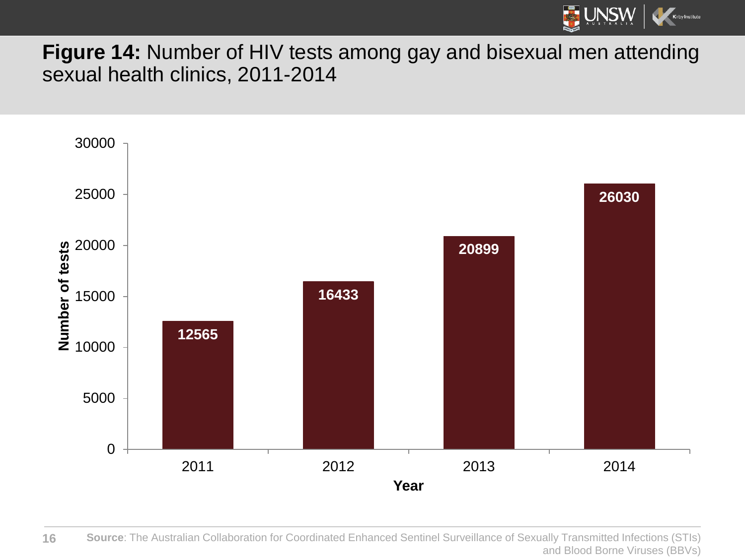**Figure 14:** Number of HIV tests among gay and bisexual men attending sexual health clinics, 2011-2014

| Year | Number of tests |
| --- | --- |
| 2011 | 12565 |
| 2012 | 16433 |
| 2013 | 20899 |
| 2014 | 26030 |

**Source**: The Australian Collaboration for Coordinated Enhanced Sentinel Surveillance of Sexually Transmitted Infections (STIs) and Blood Borne Viruses (BBVs)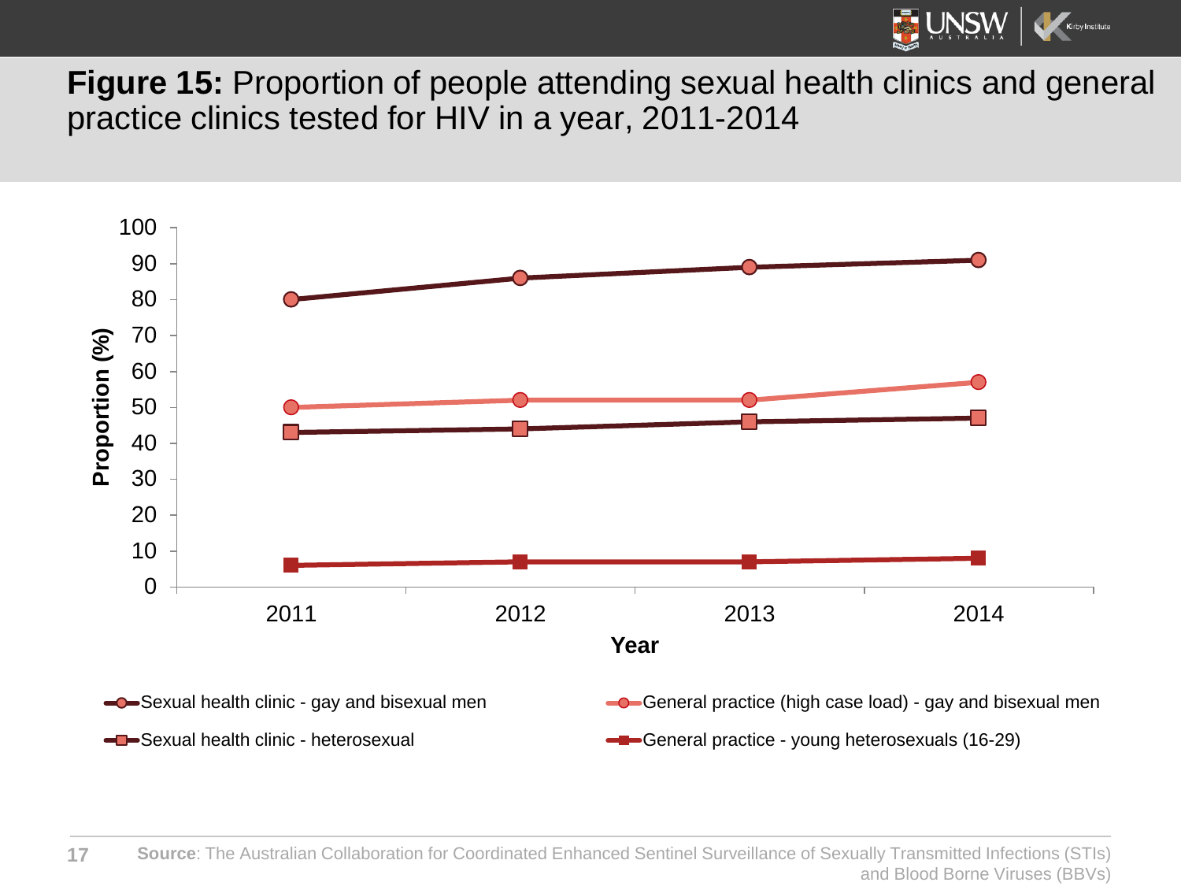**Figure 15:** Proportion of people attending sexual health clinics and general practice clinics tested for HIV in a year, 2011-2014

Proportion (%)

Year

- Sexual health clinic - gay and bisexual men
- General practice (high case load) - gay and bisexual men
- Sexual health clinic - heterosexual
- General practice - young heterosexuals (16-29)

**Source**: The Australian Collaboration for Coordinated Enhanced Sentinel Surveillance of Sexually Transmitted Infections (STIs) and Blood Borne Viruses (BBVs)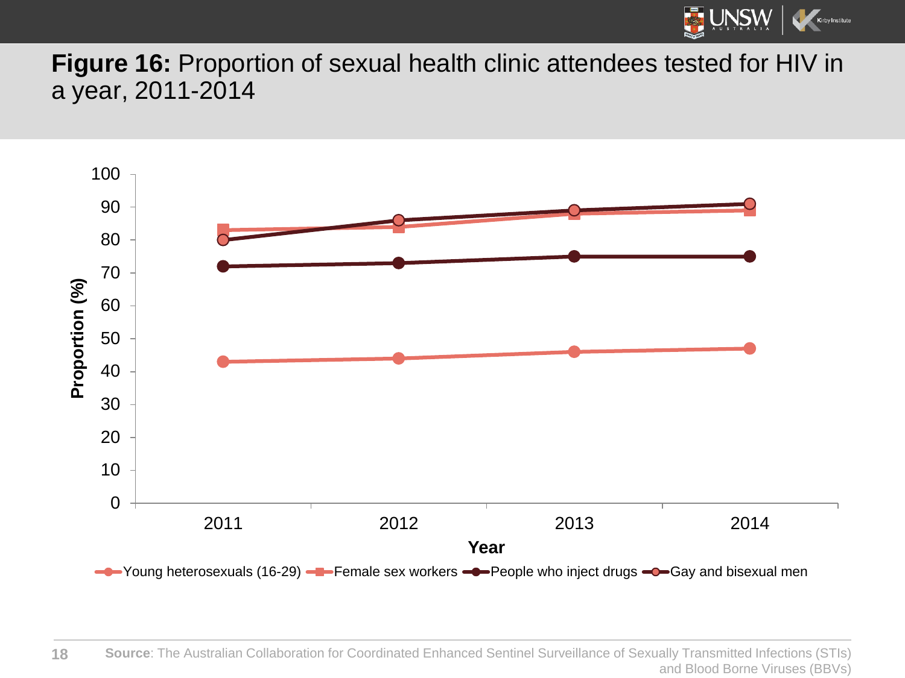**Figure 16:** Proportion of sexual health clinic attendees tested for HIV in a year, 2011-2014

Source: The Australian Collaboration for Coordinated Enhanced Sentinel Surveillance of Sexually Transmitted Infections (STIs) and Blood Borne Viruses (BBVs)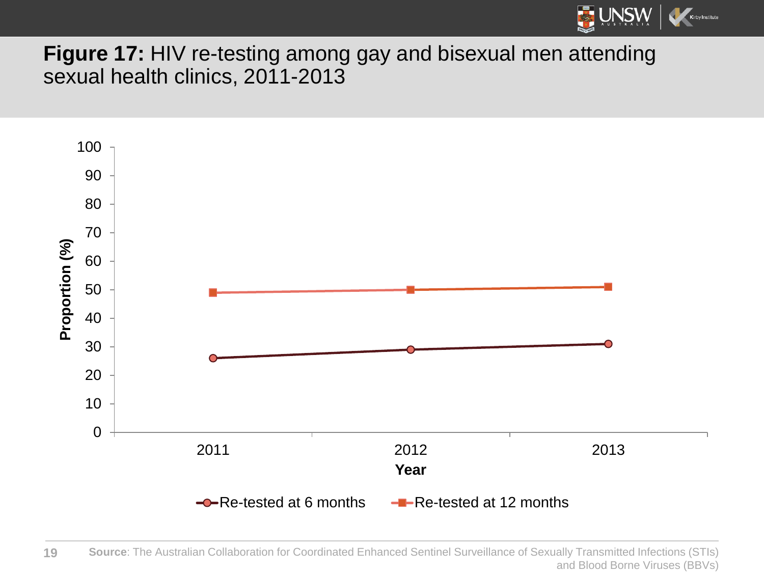**Figure 17:** HIV re-testing among gay and bisexual men attending sexual health clinics, 2011-2013

**Source**: The Australian Collaboration for Coordinated Enhanced Sentinel Surveillance of Sexually Transmitted Infections (STIs) and Blood Borne Viruses (BBVs)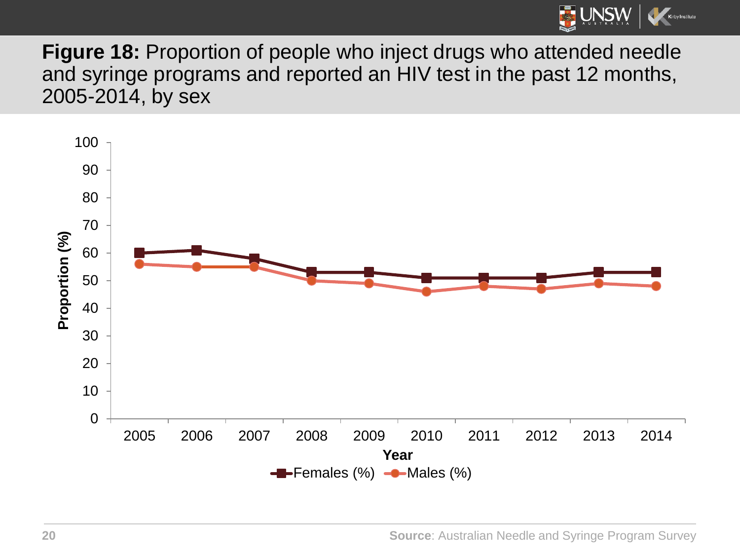**Figure 18:** Proportion of people who inject drugs who attended needle and syringe programs and reported an HIV test in the past 12 months, 2005-2014, by sex

Source: Australian Needle and Syringe Program Survey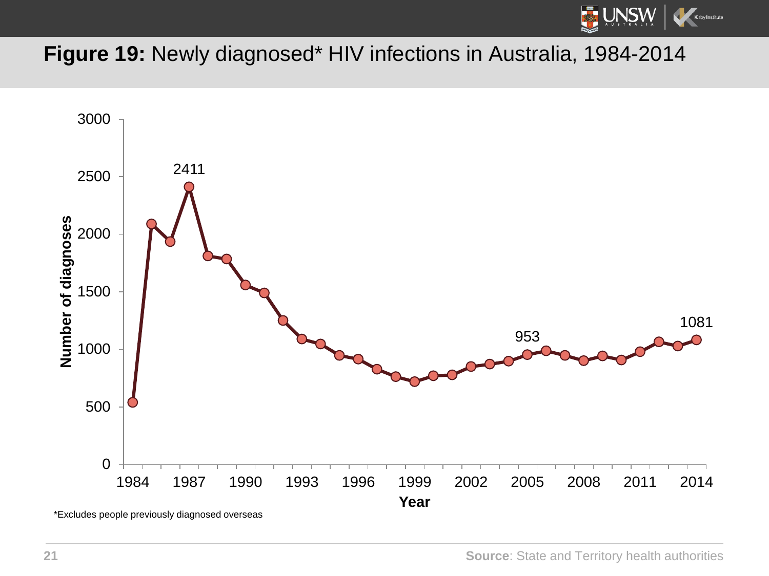**Figure 19:** Newly diagnosed* HIV infections in Australia, 1984-2014

*Excludes people previously diagnosed overseas

**Source**: State and Territory health authorities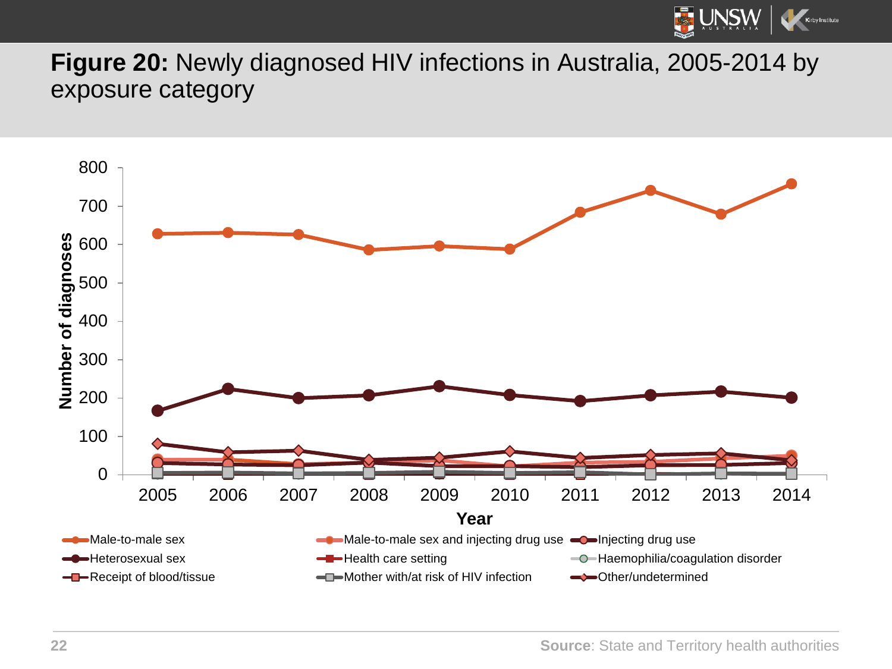**Figure 20:** Newly diagnosed HIV infections in Australia, 2005-2014 by exposure category

Source: State and Territory health authorities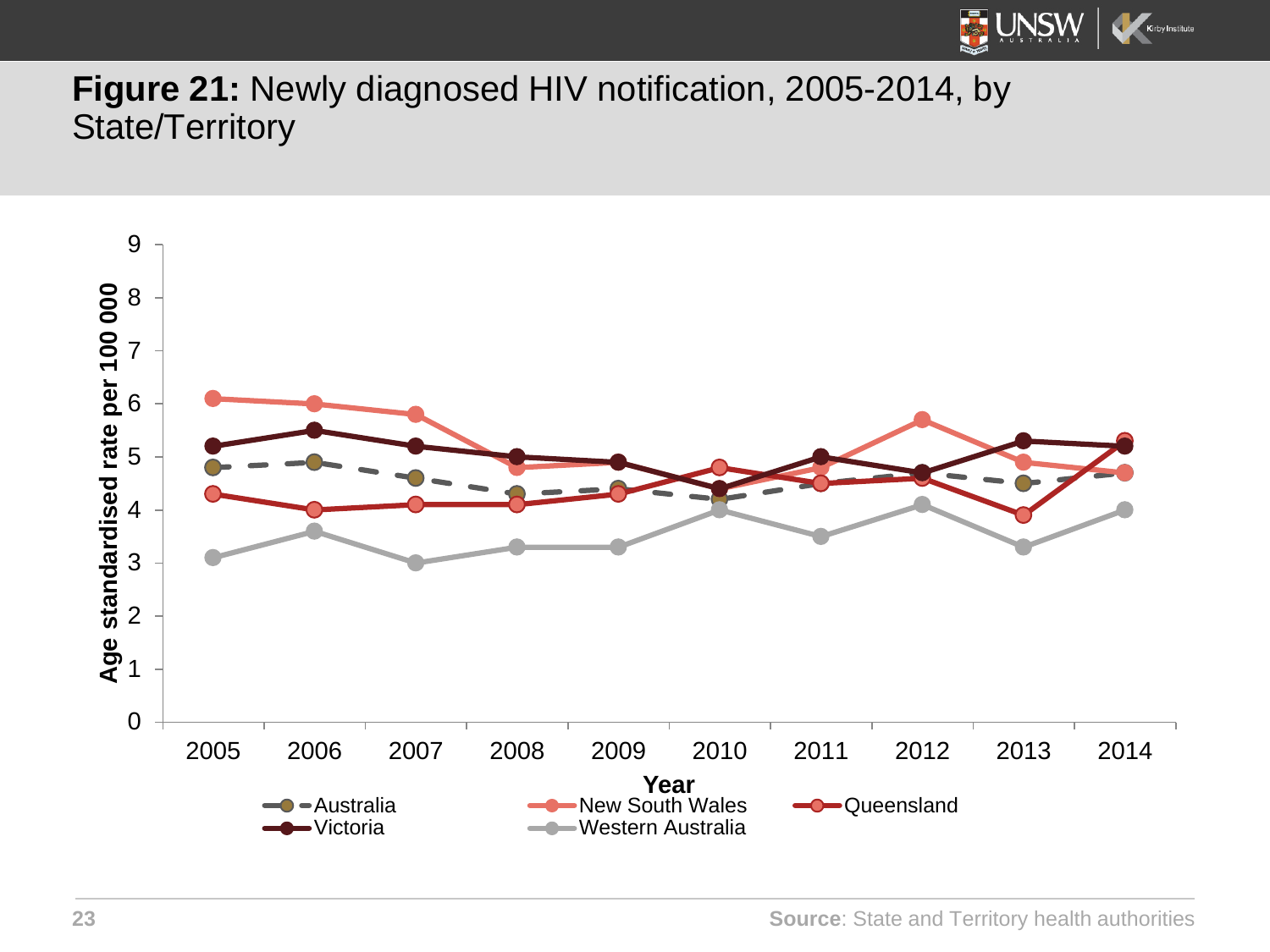**Figure 21:** Newly diagnosed HIV notification, 2005-2014, by State/Territory

Source: State and Territory health authorities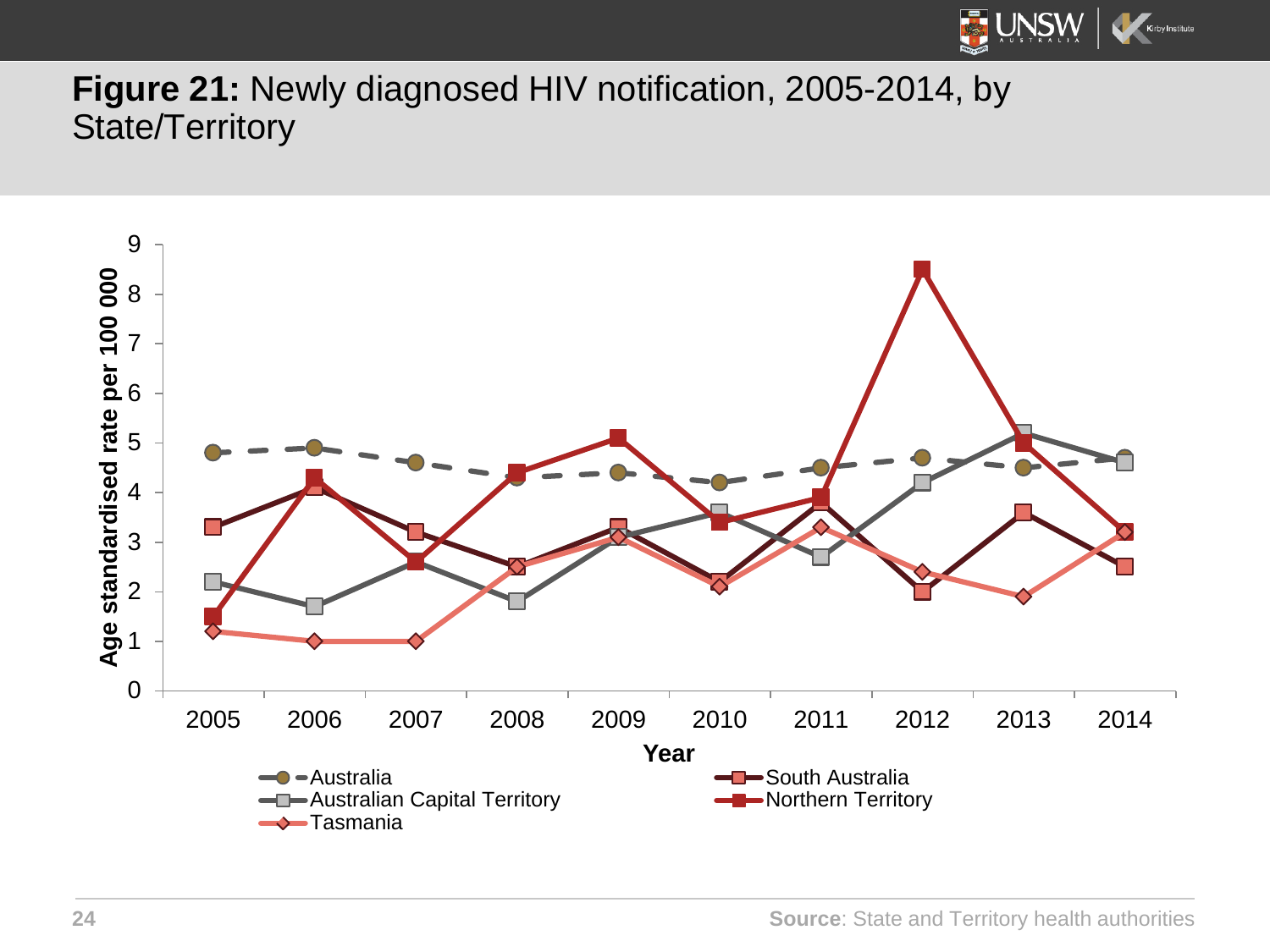**Figure 21:** Newly diagnosed HIV notification, 2005-2014, by State/Territory

Age standardised rate per 100 000

Year

- Australia
- Australian Capital Territory
- Tasmania
- South Australia
- Northern Territory

**Source**: State and Territory health authorities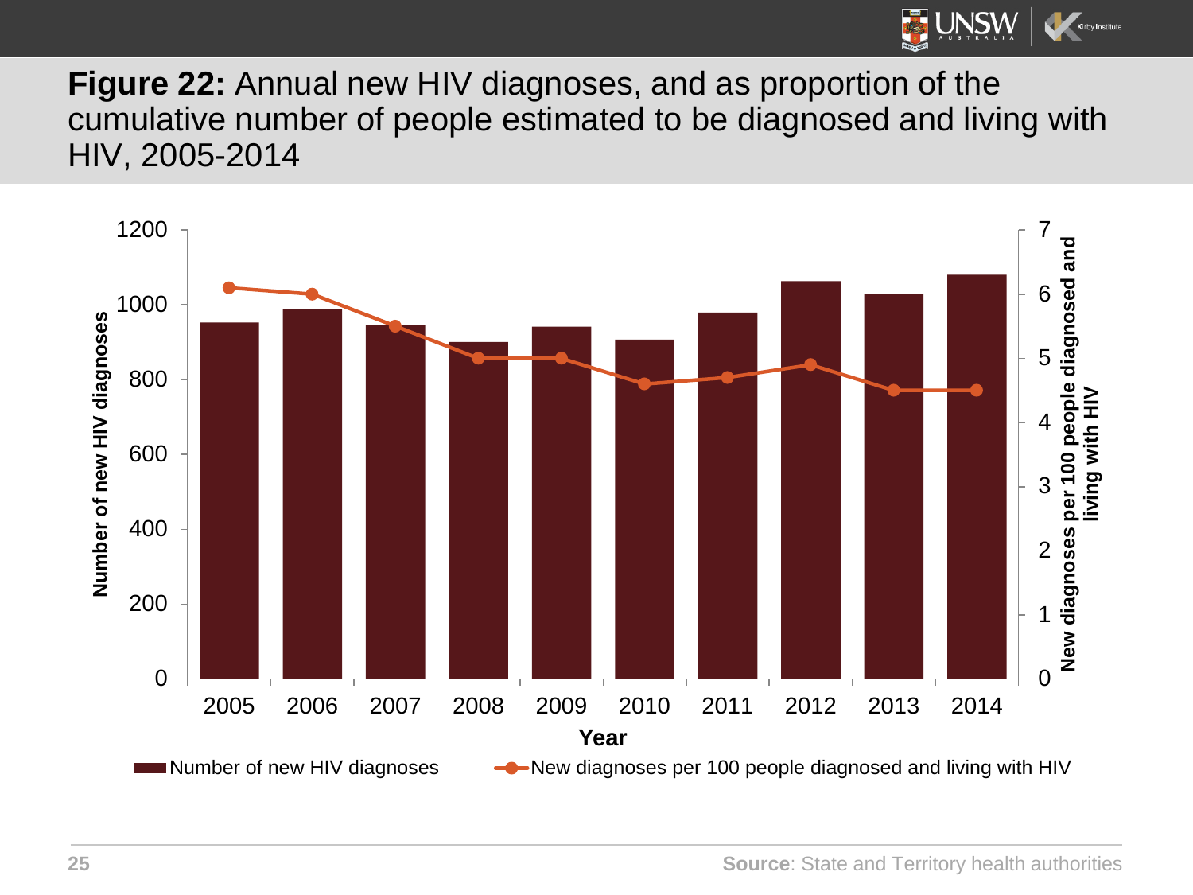**Figure 22:** Annual new HIV diagnoses, and as proportion of the cumulative number of people estimated to be diagnosed and living with HIV, 2005-2014

**Source**: State and Territory health authorities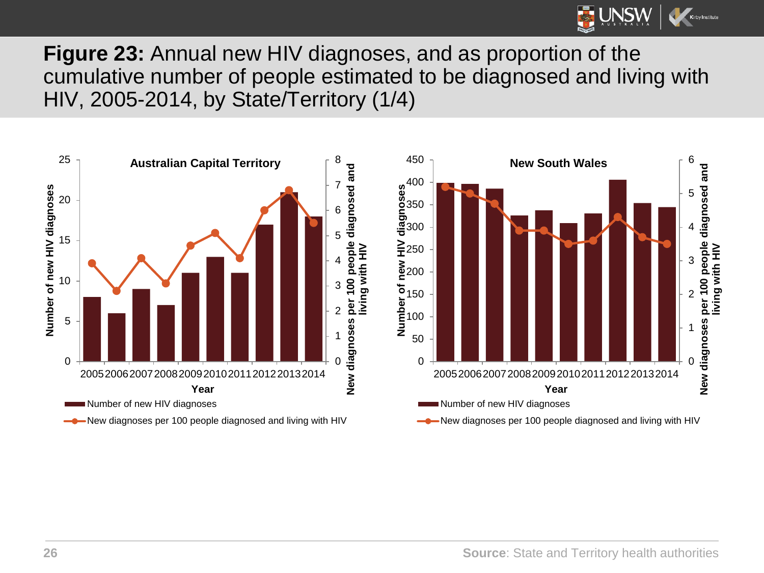**Figure 23:** Annual new HIV diagnoses, and as proportion of the cumulative number of people estimated to be diagnosed and living with HIV, 2005-2014, by State/Territory (1/4)

**Australian Capital Territory**

| Year | Number of new HIV diagnoses |
|---|---|
| 2005 | 8 |
| 2006 | 6 |
| 2007 | 9 |
| 2008 | 7 |
| 2009 | 11 |
| 2010 | 13 |
| 2011 | 11 |
| 2012 | 17 |
| 2013 | 21 |
| 2014 | 18 |

**New South Wales**

Legend: Number of new HIV diagnoses; New diagnoses per 100 people diagnosed and living with HIV

**Source**: State and Territory health authorities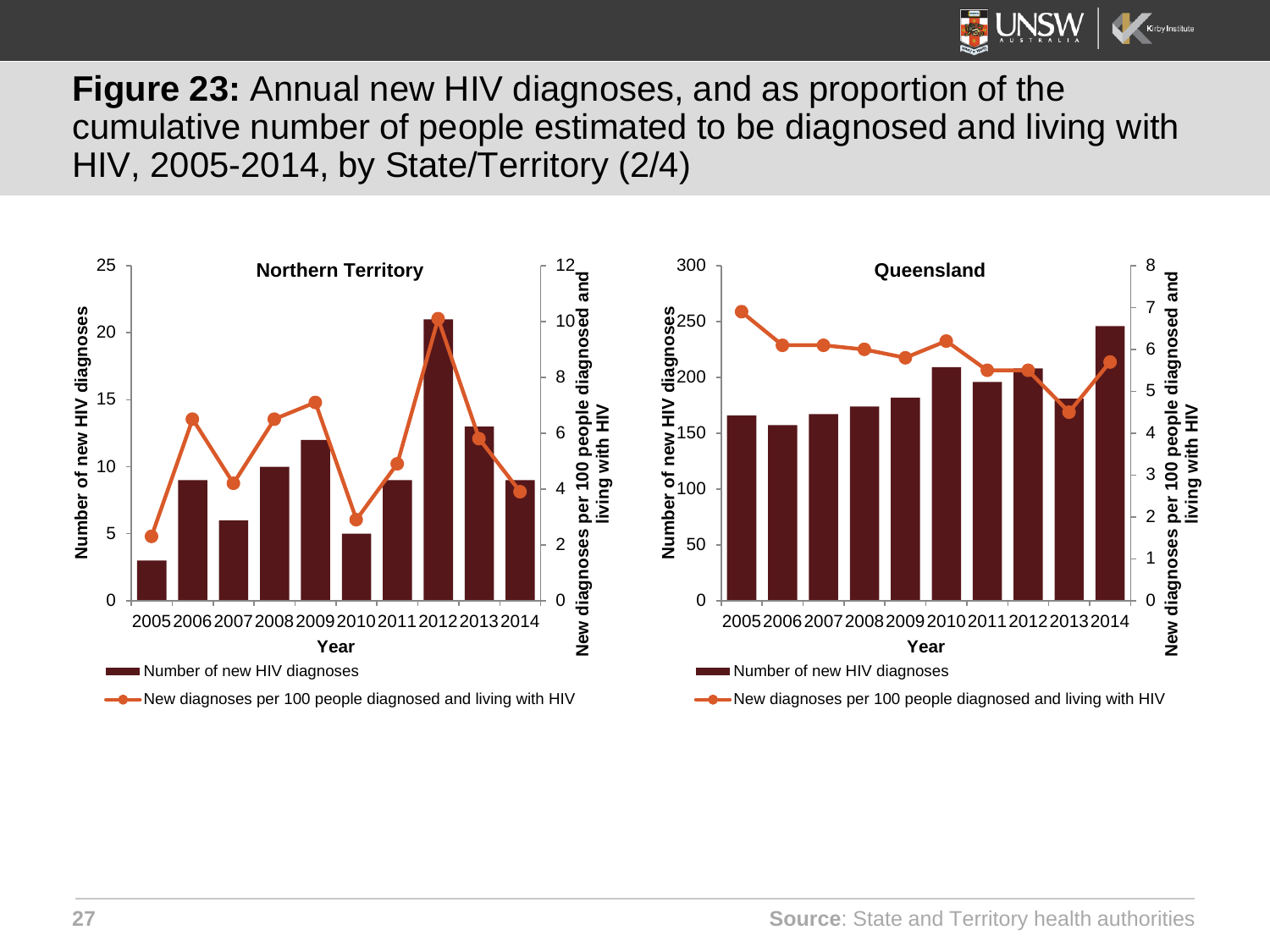**Figure 23:** Annual new HIV diagnoses, and as proportion of the cumulative number of people estimated to be diagnosed and living with HIV, 2005-2014, by State/Territory (2/4)

Source: State and Territory health authorities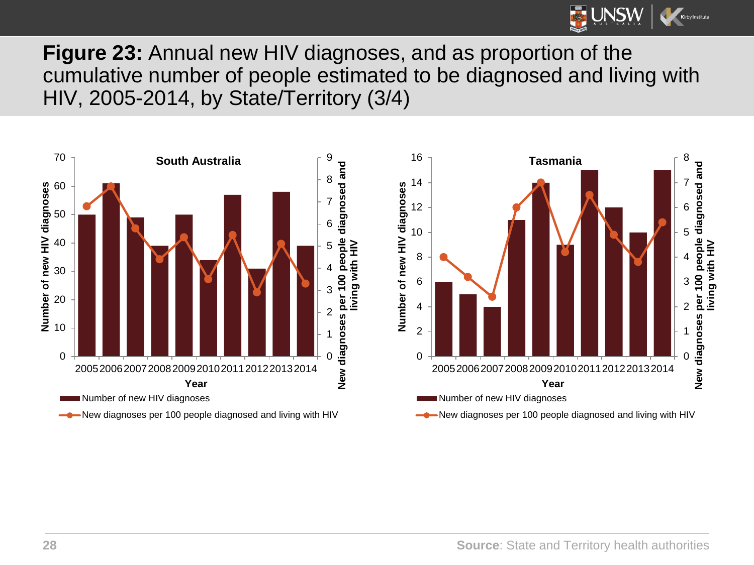**Figure 23:** Annual new HIV diagnoses, and as proportion of the cumulative number of people estimated to be diagnosed and living with HIV, 2005-2014, by State/Territory (3/4)

**South Australia**

Number of new HIV diagnoses (left axis, 0–70); New diagnoses per 100 people diagnosed and living with HIV (right axis, 0–9); Year 2005–2014

- Number of new HIV diagnoses
- New diagnoses per 100 people diagnosed and living with HIV

**Tasmania**

Number of new HIV diagnoses (left axis, 0–16); New diagnoses per 100 people diagnosed and living with HIV (right axis, 0–8); Year 2005–2014

- Number of new HIV diagnoses
- New diagnoses per 100 people diagnosed and living with HIV

**Source**: State and Territory health authorities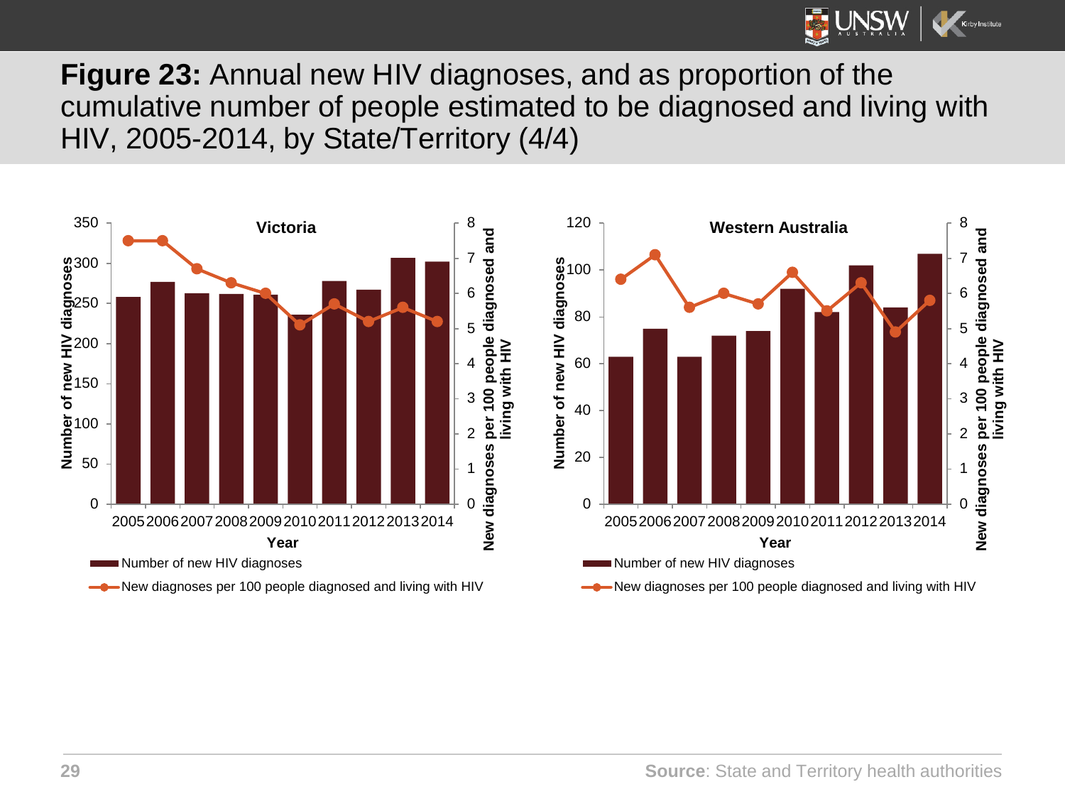**Figure 23:** Annual new HIV diagnoses, and as proportion of the cumulative number of people estimated to be diagnosed and living with HIV, 2005-2014, by State/Territory (4/4)

Victoria

Western Australia

Source: State and Territory health authorities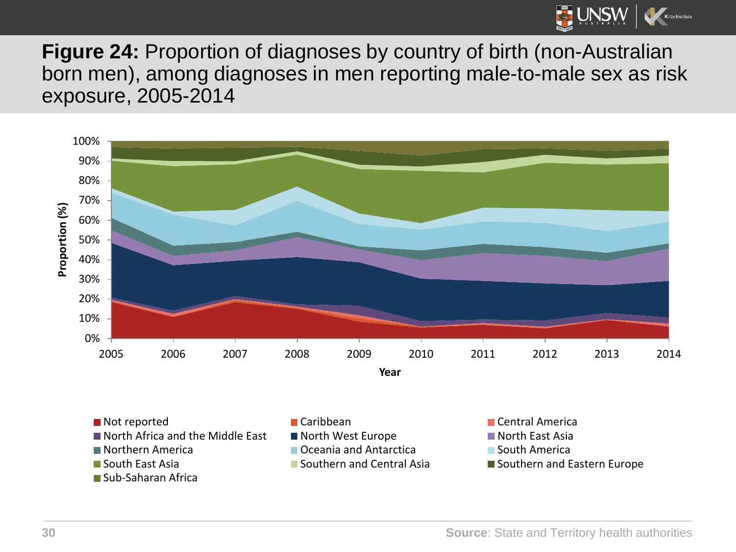**Figure 24:** Proportion of diagnoses by country of birth (non-Australian born men), among diagnoses in men reporting male-to-male sex as risk exposure, 2005-2014

Proportion (%)

Year

- Not reported
- Caribbean
- Central America
- North Africa and the Middle East
- North West Europe
- North East Asia
- Northern America
- Oceania and Antarctica
- South America
- South East Asia
- Southern and Central Asia
- Southern and Eastern Europe
- Sub-Saharan Africa

**Source**: State and Territory health authorities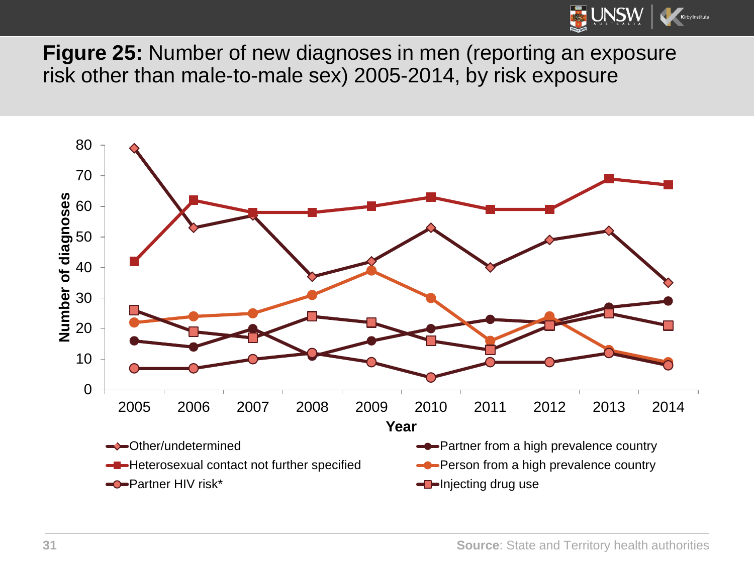**Figure 25:** Number of new diagnoses in men (reporting an exposure risk other than male-to-male sex) 2005-2014, by risk exposure

| Year | Other/undetermined | Heterosexual contact not further specified | Partner HIV risk* | Partner from a high prevalence country | Person from a high prevalence country | Injecting drug use |
|---|---|---|---|---|---|---|
| 2005 | 79 | 42 | 7 | 16 | 22 | 26 |
| 2006 | 53 | 62 | 7 | 14 | 24 | 19 |
| 2007 | 57 | 58 | 10 | 20 | 25 | 17 |
| 2008 | 37 | 58 | 12 | 11 | 31 | 24 |
| 2009 | 42 | 60 | 9 | 16 | 39 | 22 |
| 2010 | 53 | 63 | 4 | 20 | 30 | 16 |
| 2011 | 40 | 59 | 9 | 23 | 16 | 13 |
| 2012 | 49 | 59 | 9 | 22 | 24 | 21 |
| 2013 | 52 | 69 | 12 | 27 | 13 | 25 |
| 2014 | 35 | 67 | 8 | 29 | 9 | 21 |

Source: State and Territory health authorities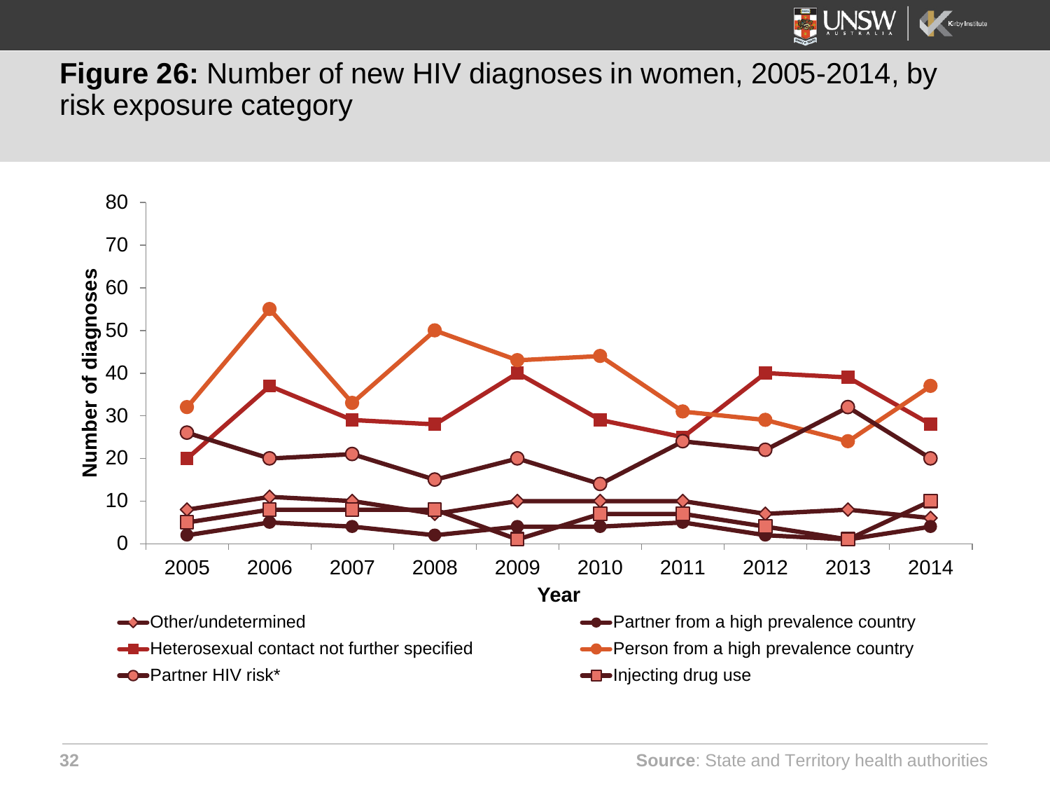**Figure 26:** Number of new HIV diagnoses in women, 2005-2014, by risk exposure category

Number of diagnoses

Year

- Other/undetermined
- Heterosexual contact not further specified
- Partner HIV risk*
- Partner from a high prevalence country
- Person from a high prevalence country
- Injecting drug use

**Source**: State and Territory health authorities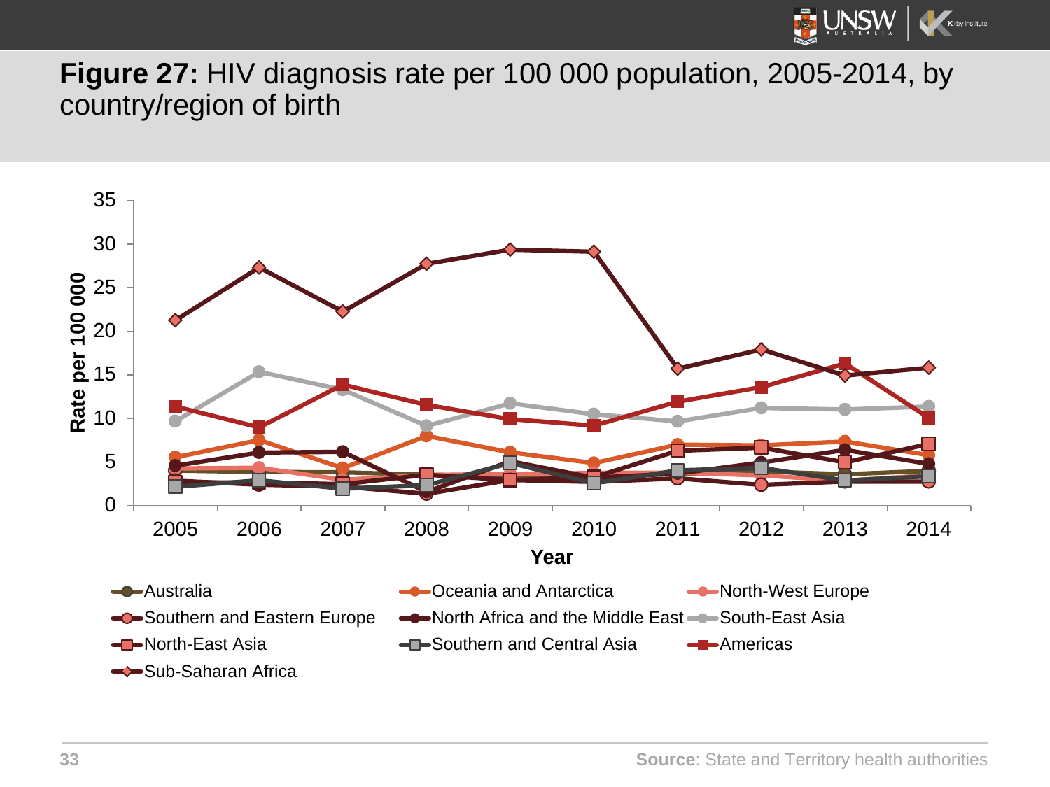**Figure 27:** HIV diagnosis rate per 100 000 population, 2005-2014, by country/region of birth

Rate per 100 000

Year

Australia | Oceania and Antarctica | North-West Europe | Southern and Eastern Europe | North Africa and the Middle East | South-East Asia | North-East Asia | Southern and Central Asia | Americas | Sub-Saharan Africa

**Source**: State and Territory health authorities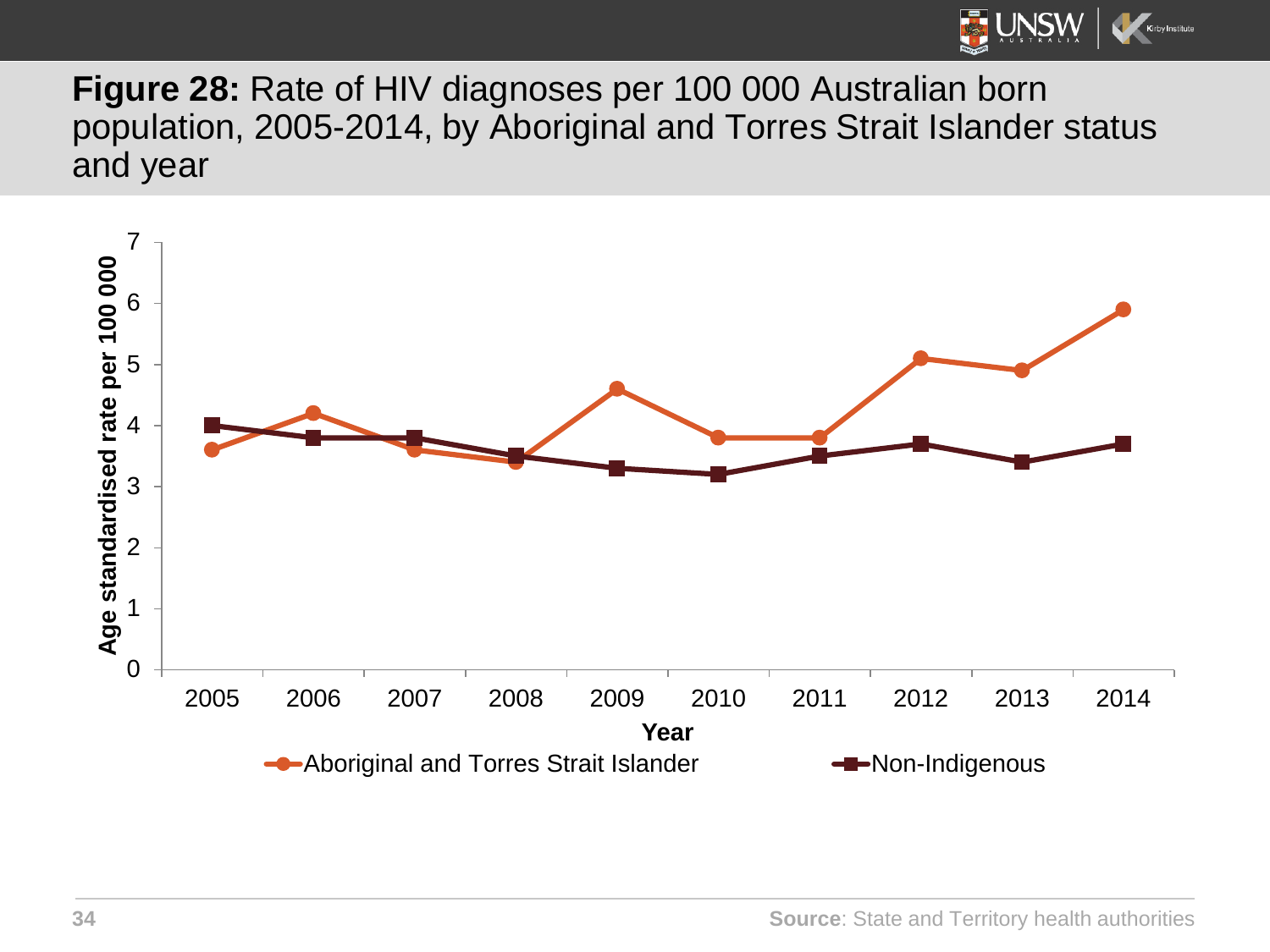**Figure 28:** Rate of HIV diagnoses per 100 000 Australian born population, 2005-2014, by Aboriginal and Torres Strait Islander status and year

Source: State and Territory health authorities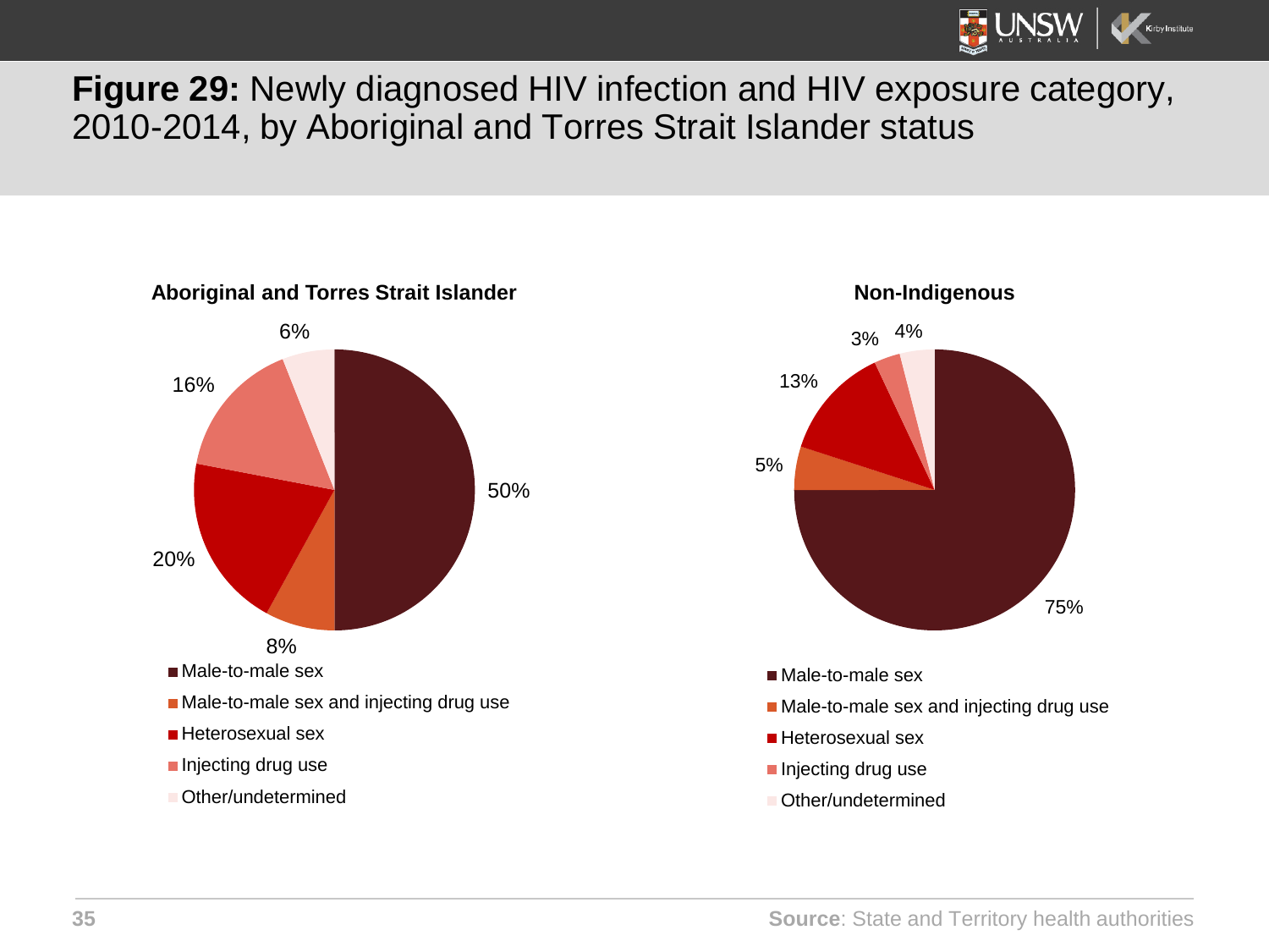**Figure 29:** Newly diagnosed HIV infection and HIV exposure category, 2010-2014, by Aboriginal and Torres Strait Islander status

**Aboriginal and Torres Strait Islander**

| Exposure category | % |
|---|---|
| Male-to-male sex | 50% |
| Male-to-male sex and injecting drug use | 8% |
| Heterosexual sex | 20% |
| Injecting drug use | 16% |
| Other/undetermined | 6% |

**Non-Indigenous**

| Exposure category | % |
|---|---|
| Male-to-male sex | 75% |
| Male-to-male sex and injecting drug use | 5% |
| Heterosexual sex | 13% |
| Injecting drug use | 3% |
| Other/undetermined | 4% |

**Source**: State and Territory health authorities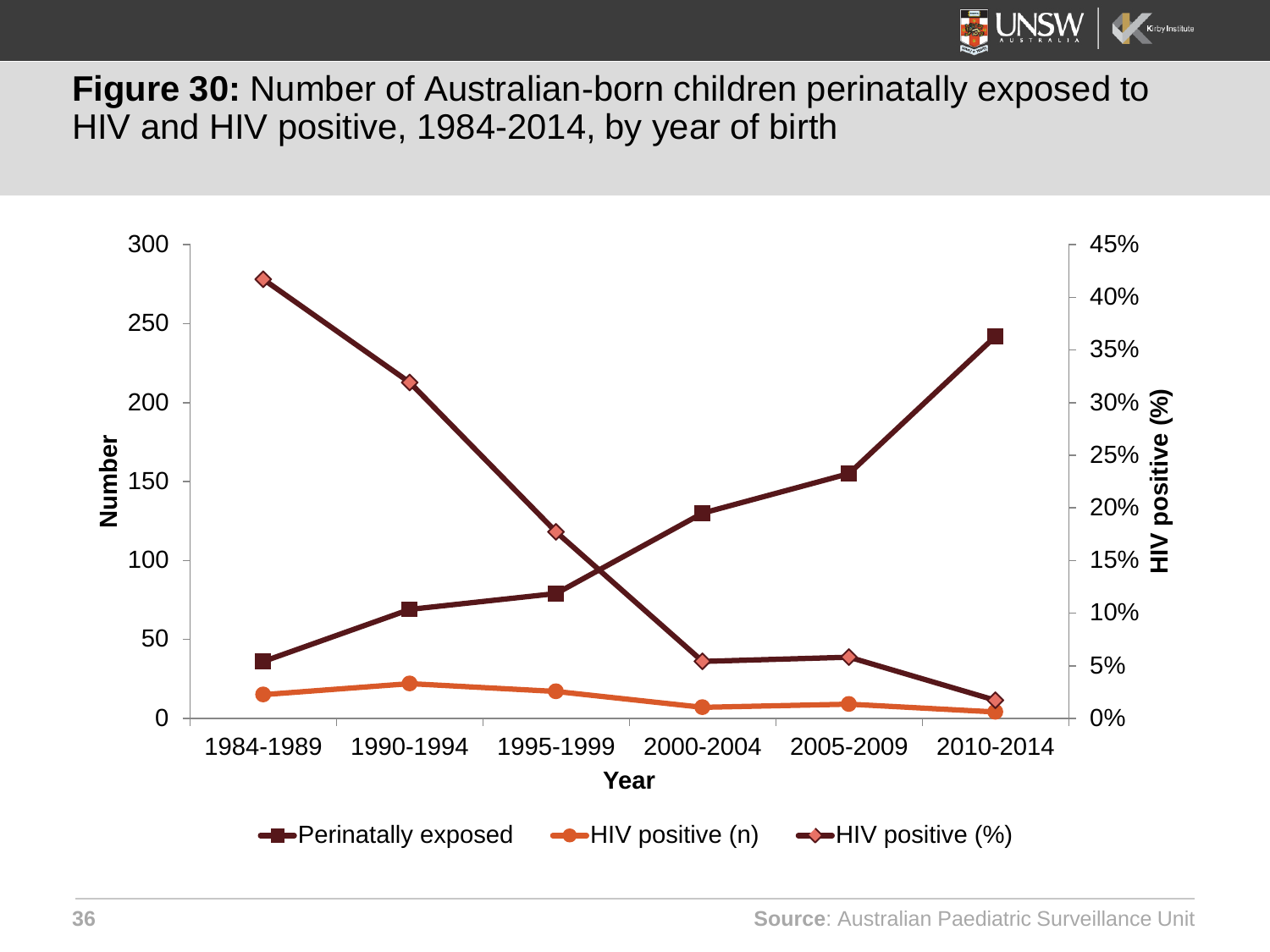**Figure 30:** Number of Australian-born children perinatally exposed to HIV and HIV positive, 1984-2014, by year of birth

**Source**: Australian Paediatric Surveillance Unit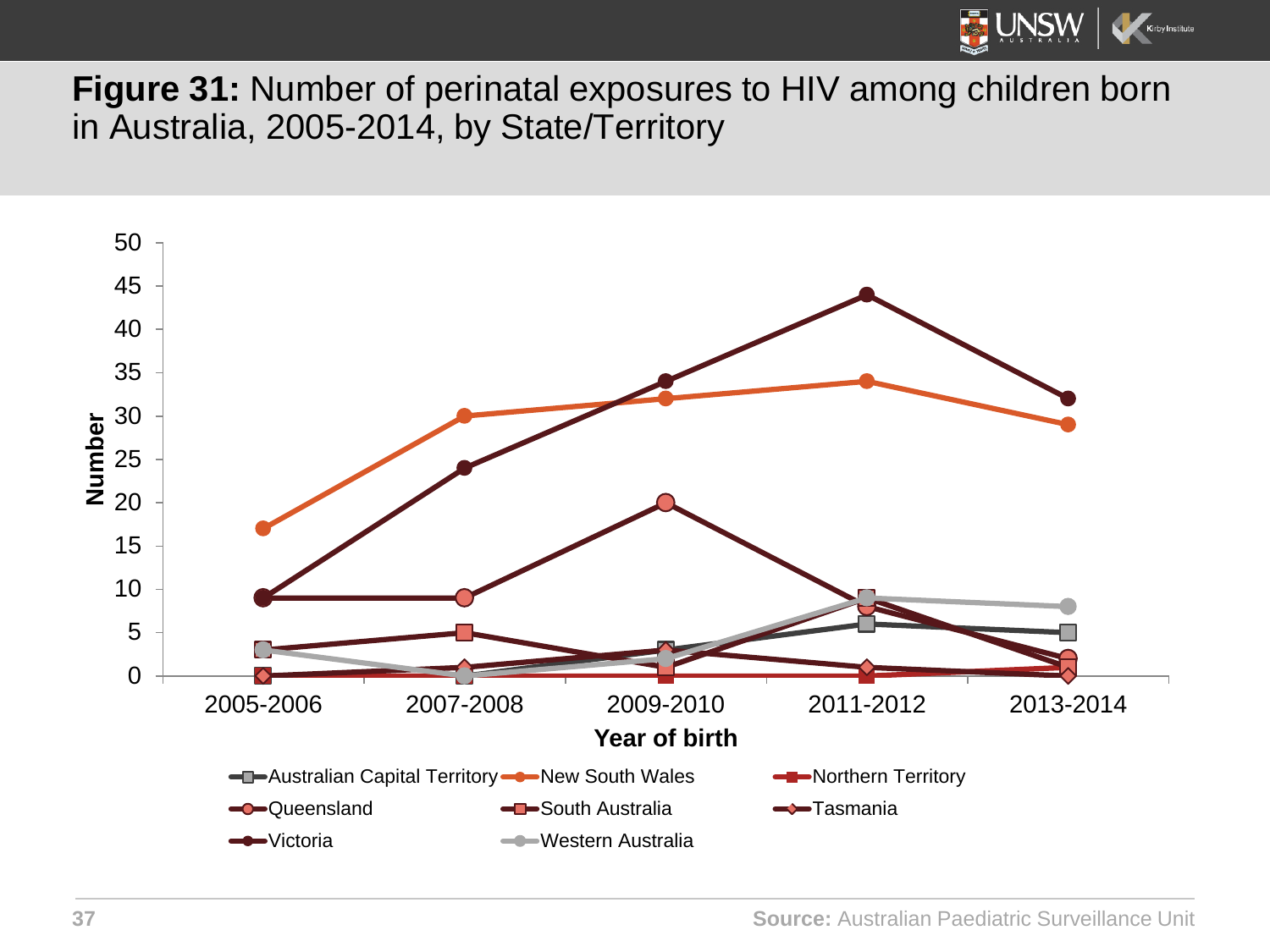**Figure 31:** Number of perinatal exposures to HIV among children born in Australia, 2005-2014, by State/Territory

Source: Australian Paediatric Surveillance Unit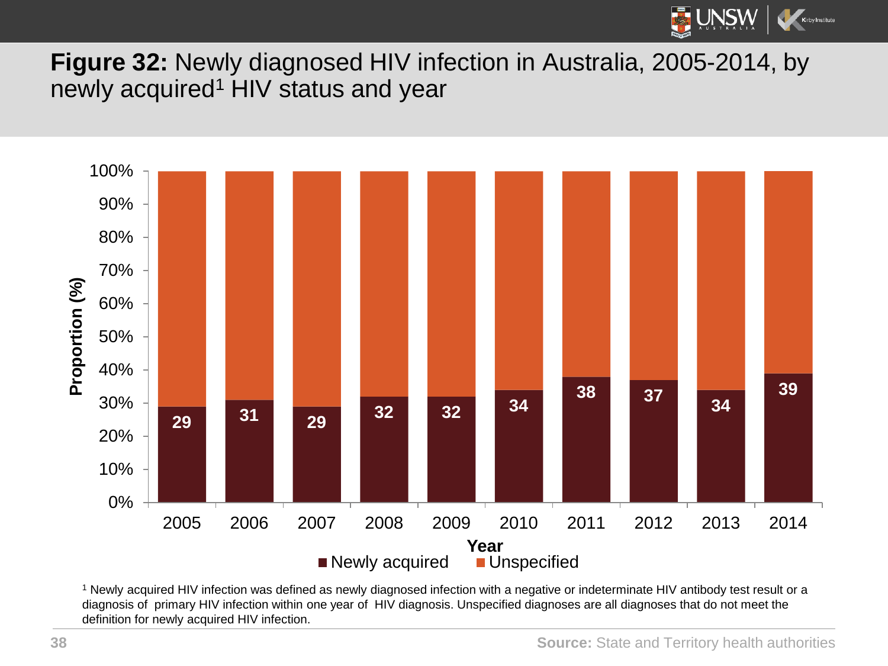**Figure 32:** Newly diagnosed HIV infection in Australia, 2005-2014, by newly acquired[1] HIV status and year

| Year | Newly acquired (%) |
|---|---|
| 2005 | 29 |
| 2006 | 31 |
| 2007 | 29 |
| 2008 | 32 |
| 2009 | 32 |
| 2010 | 34 |
| 2011 | 38 |
| 2012 | 37 |
| 2013 | 34 |
| 2014 | 39 |

Proportion (%) — Year — Newly acquired / Unspecified

[1] Newly acquired HIV infection was defined as newly diagnosed infection with a negative or indeterminate HIV antibody test result or a diagnosis of primary HIV infection within one year of HIV diagnosis. Unspecified diagnoses are all diagnoses that do not meet the definition for newly acquired HIV infection.

**Source:** State and Territory health authorities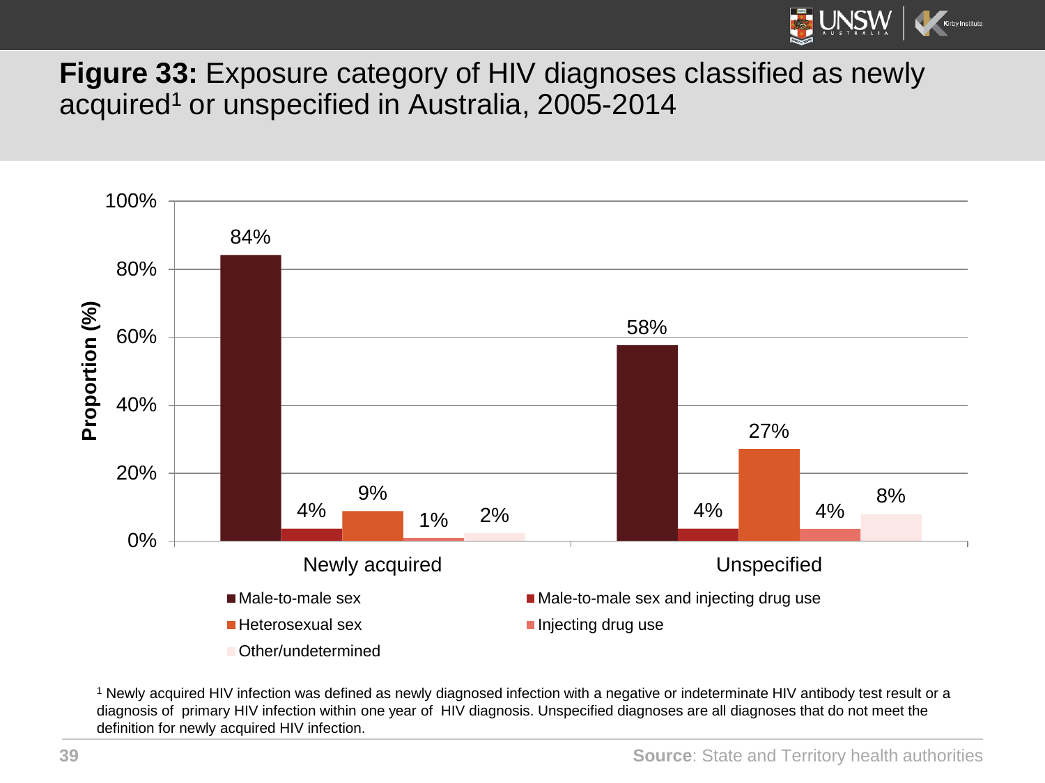# **Figure 33:** Exposure category of HIV diagnoses classified as newly acquired[1] or unspecified in Australia, 2005-2014

| Exposure category | Newly acquired | Unspecified |
|---|---|---|
| Male-to-male sex | 84% | 58% |
| Male-to-male sex and injecting drug use | 4% | 4% |
| Heterosexual sex | 9% | 27% |
| Injecting drug use | 1% | 4% |
| Other/undetermined | 2% | 8% |

[1] Newly acquired HIV infection was defined as newly diagnosed infection with a negative or indeterminate HIV antibody test result or a diagnosis of primary HIV infection within one year of HIV diagnosis. Unspecified diagnoses are all diagnoses that do not meet the definition for newly acquired HIV infection.

**Source**: State and Territory health authorities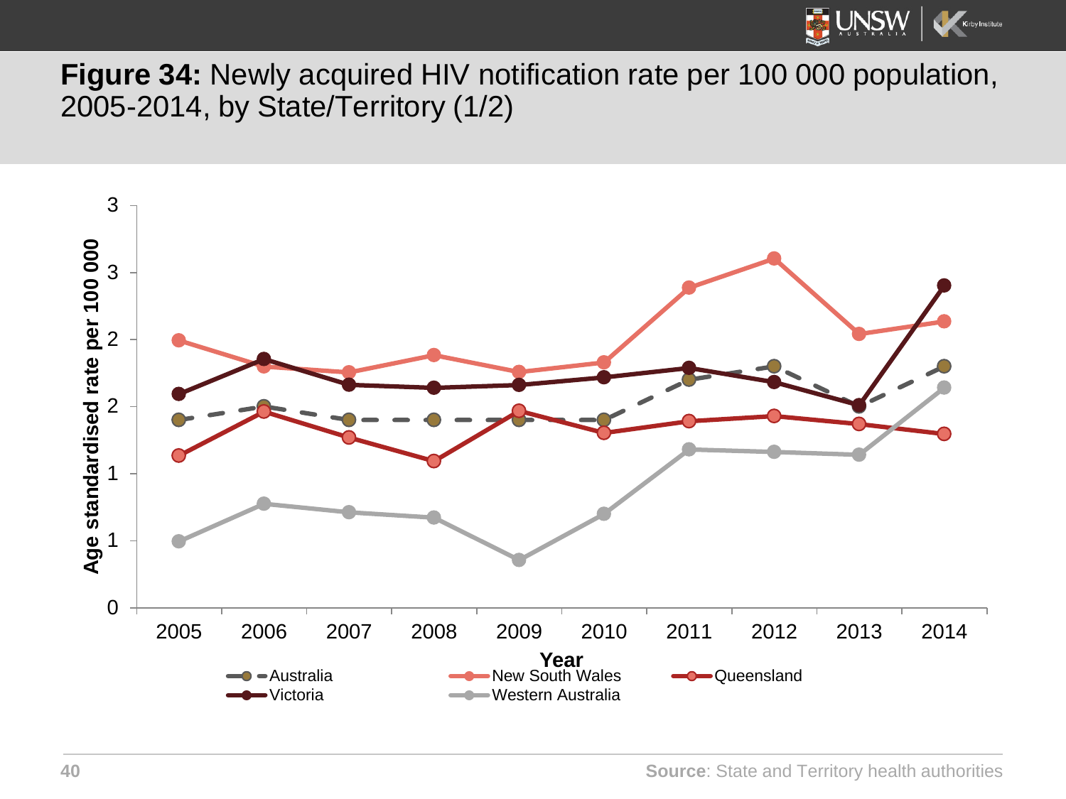**Figure 34:** Newly acquired HIV notification rate per 100 000 population, 2005-2014, by State/Territory (1/2)

Age standardised rate per 100 000

Year

Australia, New South Wales, Queensland, Victoria, Western Australia

**Source**: State and Territory health authorities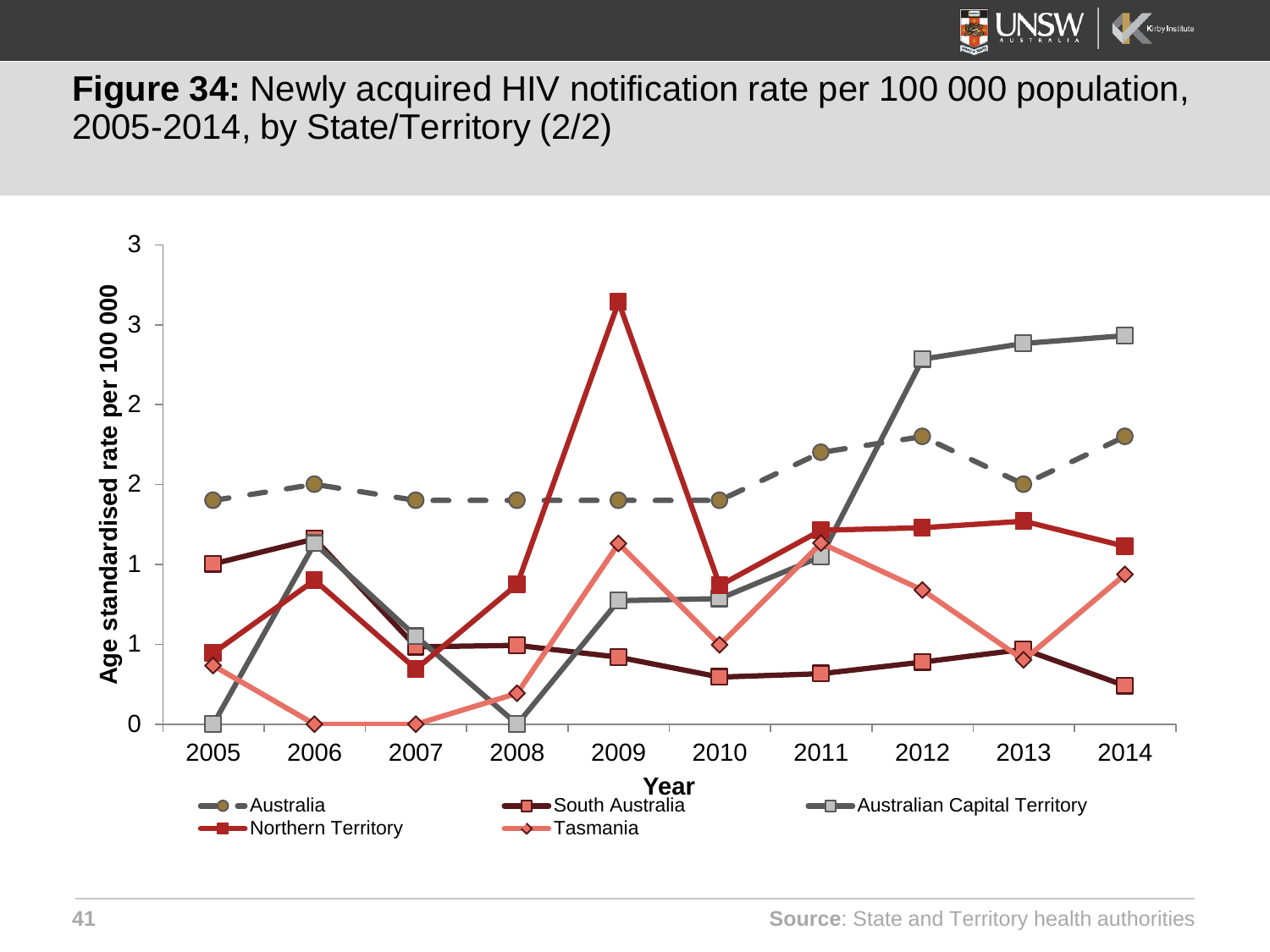**Figure 34:** Newly acquired HIV notification rate per 100 000 population, 2005-2014, by State/Territory (2/2)

Age standardised rate per 100 000

Year

Australia, South Australia, Australian Capital Territory, Northern Territory, Tasmania

**Source**: State and Territory health authorities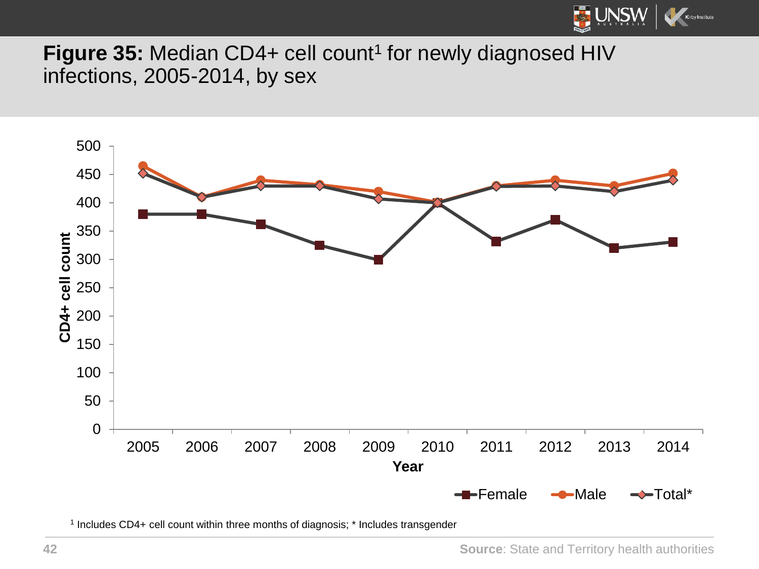**Figure 35:** Median CD4+ cell count[1] for newly diagnosed HIV infections, 2005-2014, by sex

[1] Includes CD4+ cell count within three months of diagnosis; * Includes transgender

**Source**: State and Territory health authorities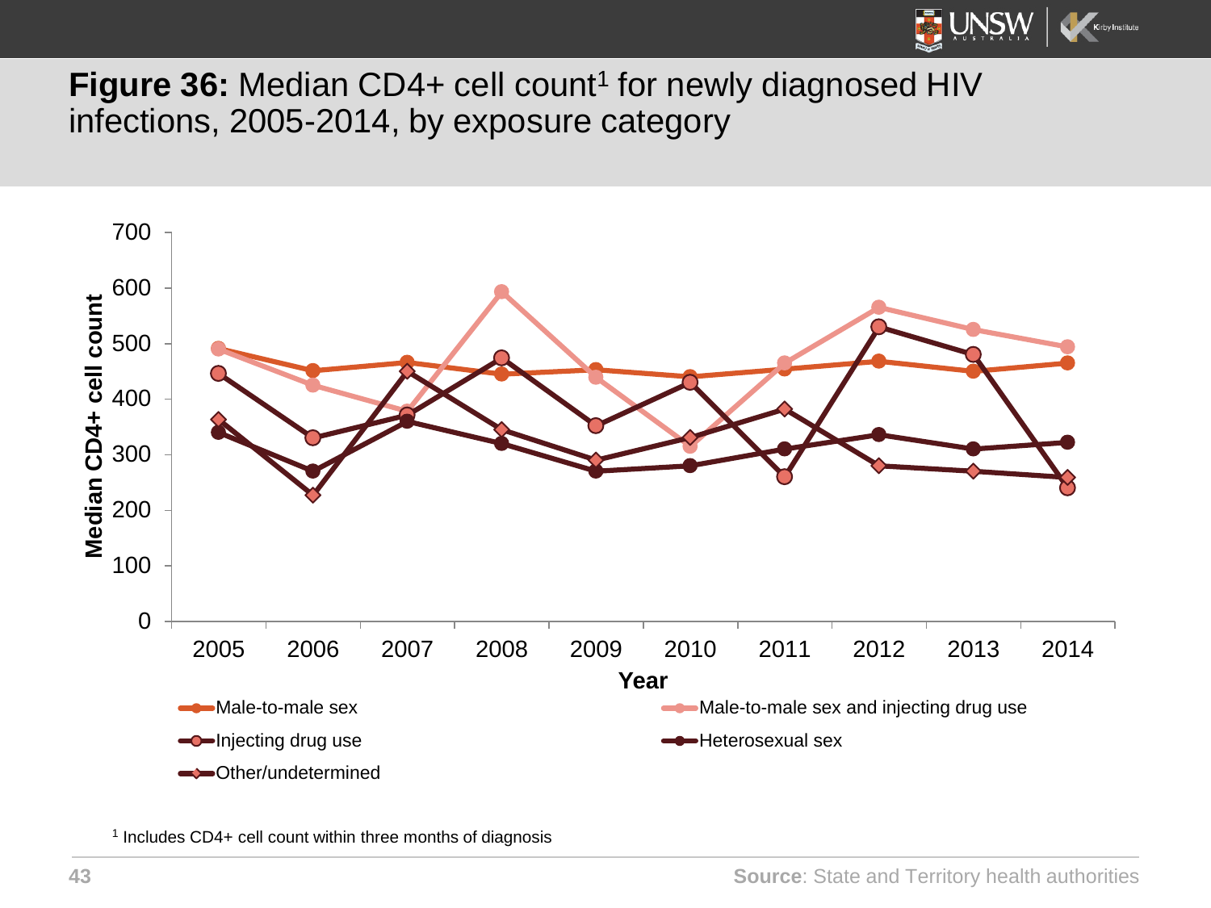**Figure 36:** Median CD4+ cell count[1] for newly diagnosed HIV infections, 2005-2014, by exposure category

[1] Includes CD4+ cell count within three months of diagnosis

**Source**: State and Territory health authorities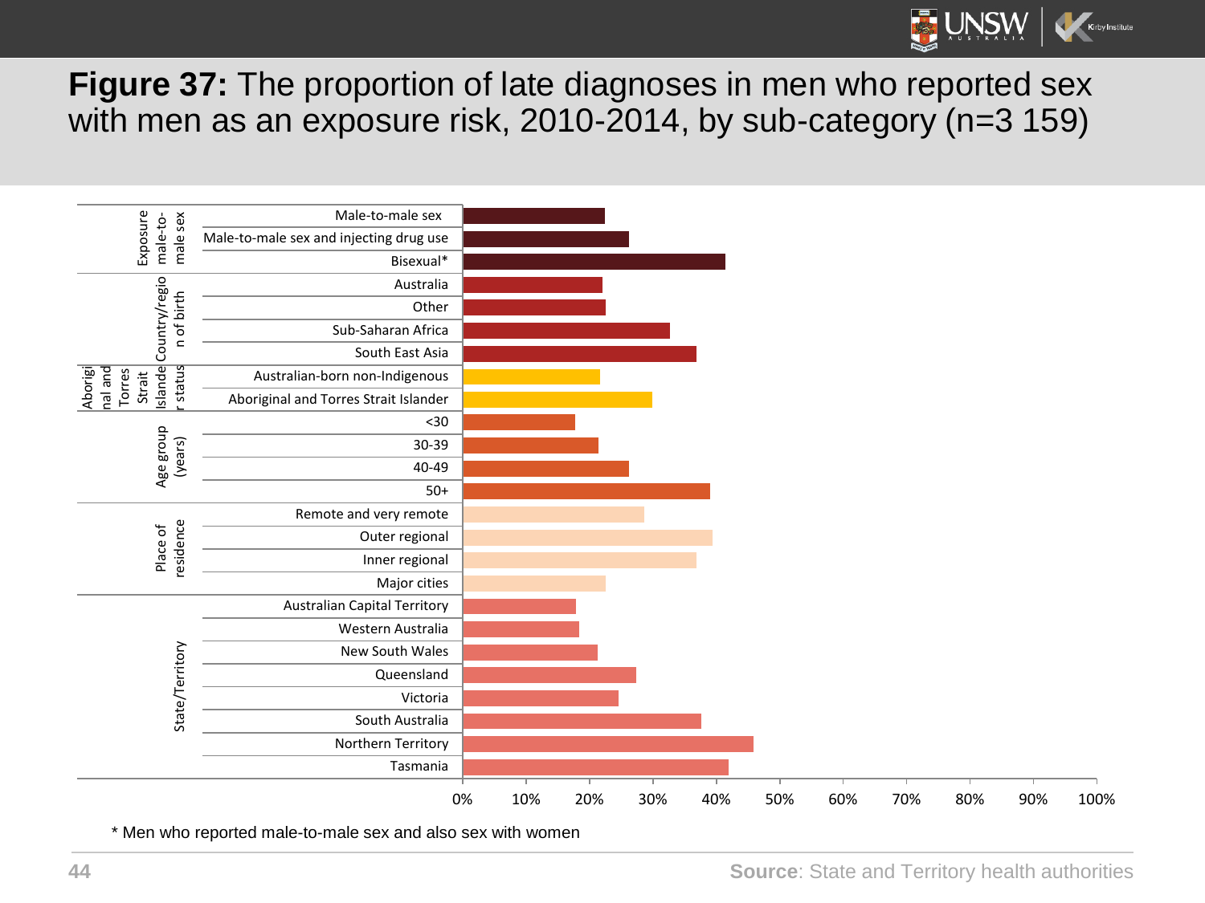**Figure 37:** The proportion of late diagnoses in men who reported sex with men as an exposure risk, 2010-2014, by sub-category (n=3 159)

| Category | Sub-category | Proportion (approx.) |
|---|---|---|
| Exposure male-to-male sex | Male-to-male sex | ~22% |
| | Male-to-male sex and injecting drug use | ~26% |
| | Bisexual* | ~41% |
| Country/region of birth | Australia | ~22% |
| | Other | ~23% |
| | Sub-Saharan Africa | ~33% |
| | South East Asia | ~37% |
| Aboriginal and Torres Strait Islander status | Australian-born non-Indigenous | ~22% |
| | Aboriginal and Torres Strait Islander | ~30% |
| Age group (years) | <30 | ~18% |
| | 30-39 | ~21% |
| | 40-49 | ~26% |
| | 50+ | ~39% |
| Place of residence | Remote and very remote | ~29% |
| | Outer regional | ~39% |
| | Inner regional | ~37% |
| | Major cities | ~23% |
| State/Territory | Australian Capital Territory | ~18% |
| | Western Australia | ~18% |
| | New South Wales | ~21% |
| | Queensland | ~27% |
| | Victoria | ~25% |
| | South Australia | ~38% |
| | Northern Territory | ~46% |
| | Tasmania | ~42% |

\* Men who reported male-to-male sex and also sex with women

**Source**: State and Territory health authorities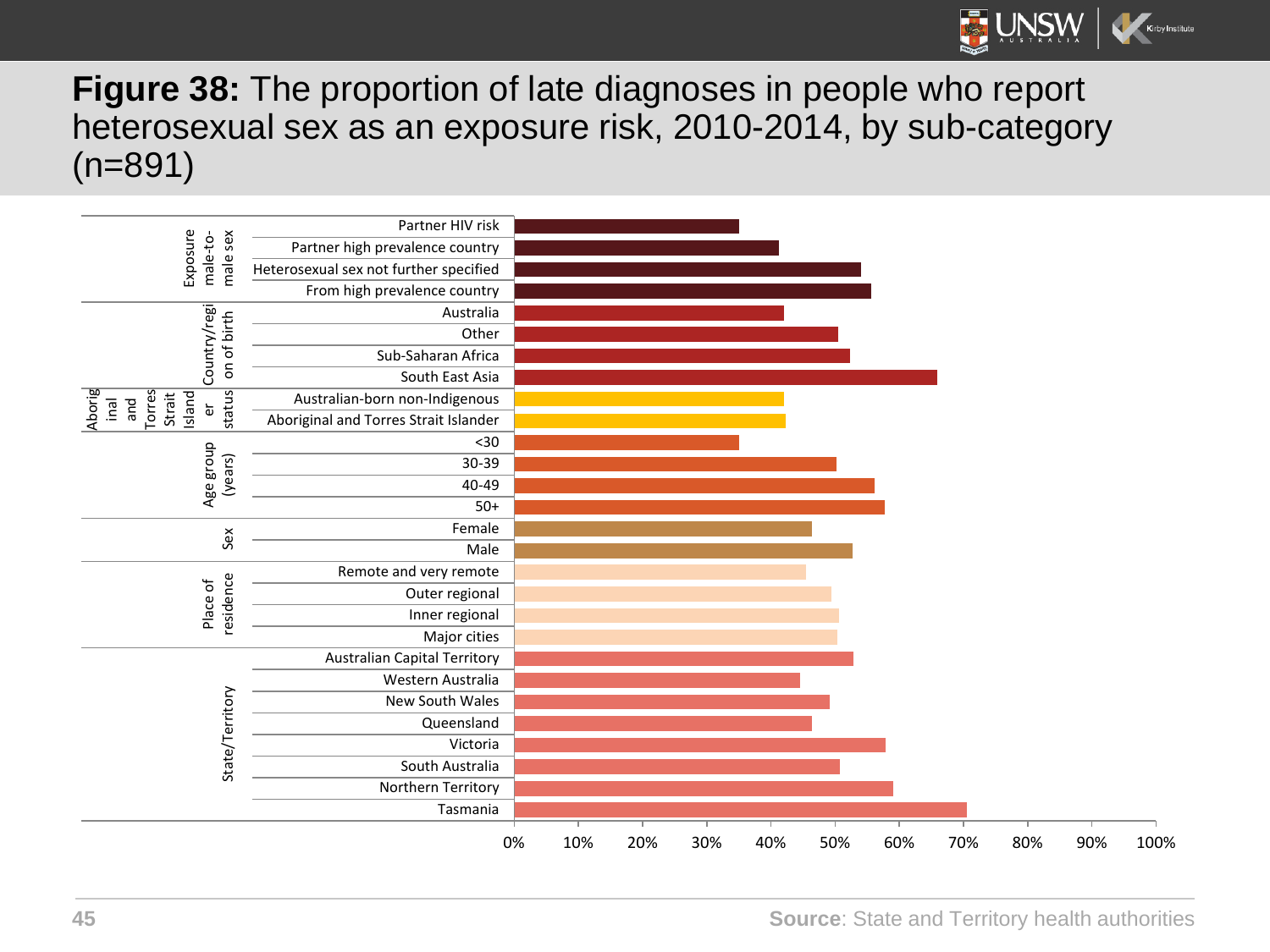**Figure 38:** The proportion of late diagnoses in people who report heterosexual sex as an exposure risk, 2010-2014, by sub-category (n=891)

| Category | Sub-category |
| --- | --- |
| Exposure male-to-male sex | Partner HIV risk |
| | Partner high prevalence country |
| | Heterosexual sex not further specified |
| | From high prevalence country |
| Country/region of birth | Australia |
| | Other |
| | Sub-Saharan Africa |
| | South East Asia |
| Aboriginal and Torres Strait Islander status | Australian-born non-Indigenous |
| | Aboriginal and Torres Strait Islander |
| Age group (years) | <30 |
| | 30-39 |
| | 40-49 |
| | 50+ |
| Sex | Female |
| | Male |
| Place of residence | Remote and very remote |
| | Outer regional |
| | Inner regional |
| | Major cities |
| State/Territory | Australian Capital Territory |
| | Western Australia |
| | New South Wales |
| | Queensland |
| | Victoria |
| | South Australia |
| | Northern Territory |
| | Tasmania |

0% 10% 20% 30% 40% 50% 60% 70% 80% 90% 100%

**Source**: State and Territory health authorities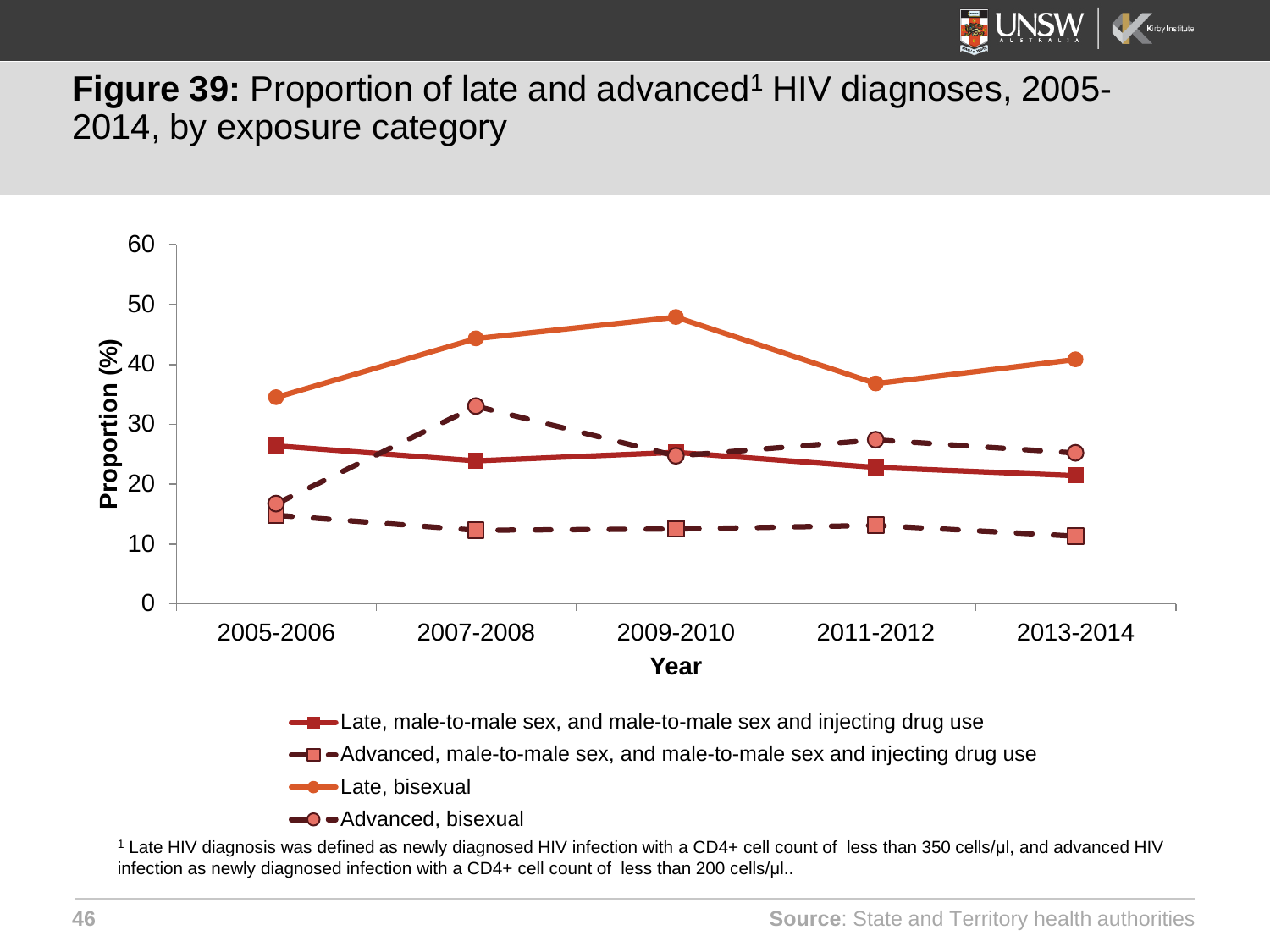**Figure 39:** Proportion of late and advanced[1] HIV diagnoses, 2005-2014, by exposure category

[1] Late HIV diagnosis was defined as newly diagnosed HIV infection with a CD4+ cell count of less than 350 cells/µl, and advanced HIV infection as newly diagnosed infection with a CD4+ cell count of less than 200 cells/µl..

**Source**: State and Territory health authorities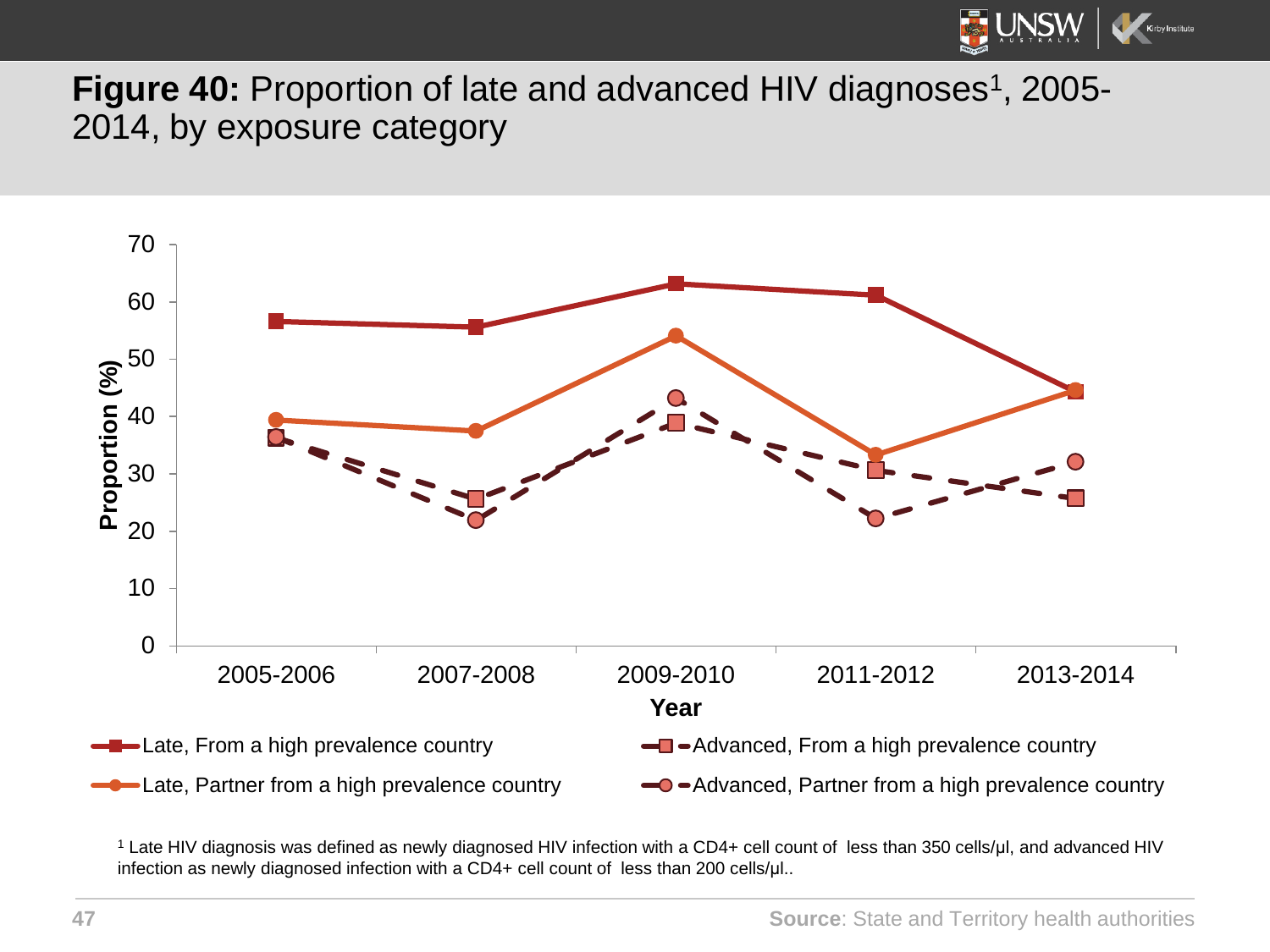**Figure 40:** Proportion of late and advanced HIV diagnoses[1], 2005-2014, by exposure category

[1] Late HIV diagnosis was defined as newly diagnosed HIV infection with a CD4+ cell count of less than 350 cells/µl, and advanced HIV infection as newly diagnosed infection with a CD4+ cell count of less than 200 cells/µl..

**Source**: State and Territory health authorities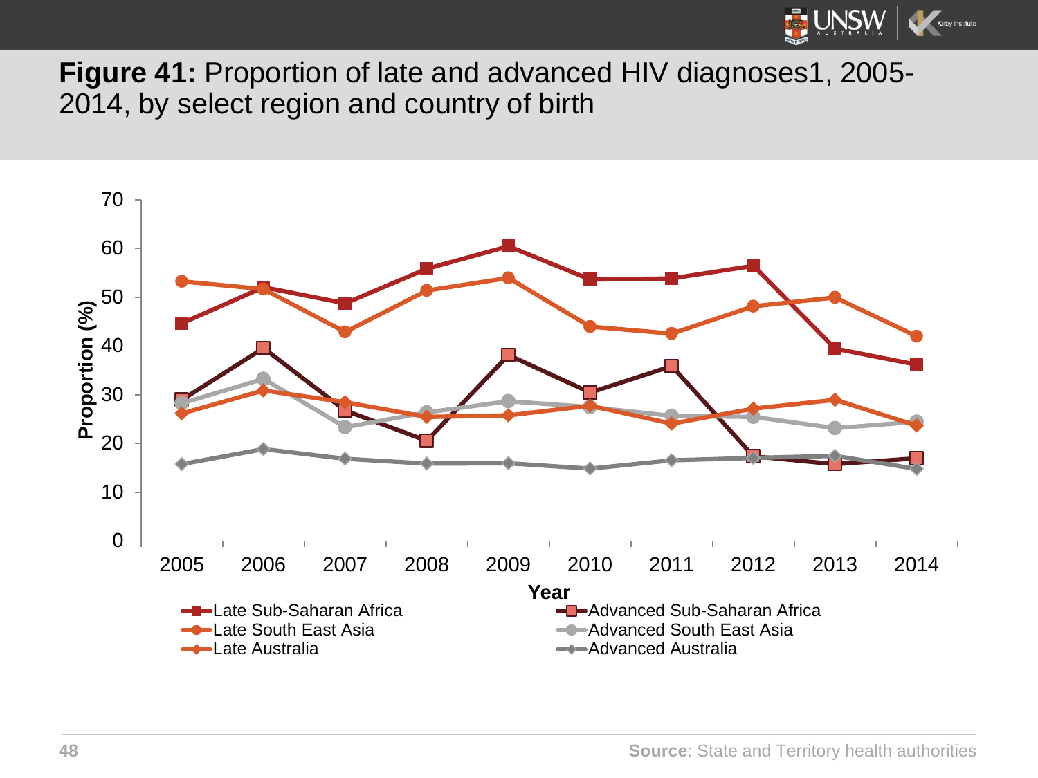**Figure 41:** Proportion of late and advanced HIV diagnoses1, 2005-2014, by select region and country of birth

Source: State and Territory health authorities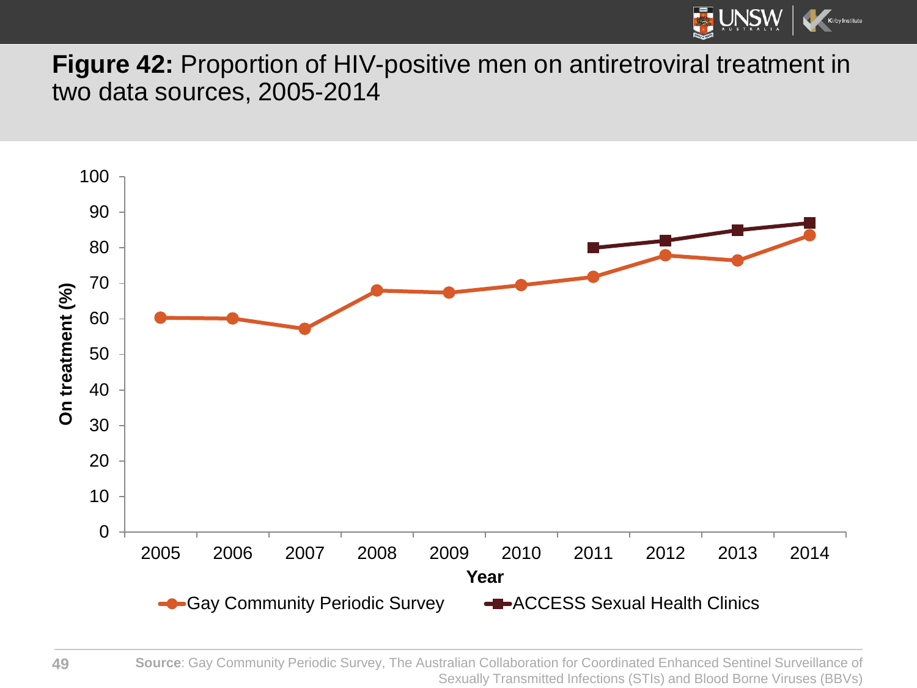**Figure 42:** Proportion of HIV-positive men on antiretroviral treatment in two data sources, 2005-2014

**Source**: Gay Community Periodic Survey, The Australian Collaboration for Coordinated Enhanced Sentinel Surveillance of Sexually Transmitted Infections (STIs) and Blood Borne Viruses (BBVs)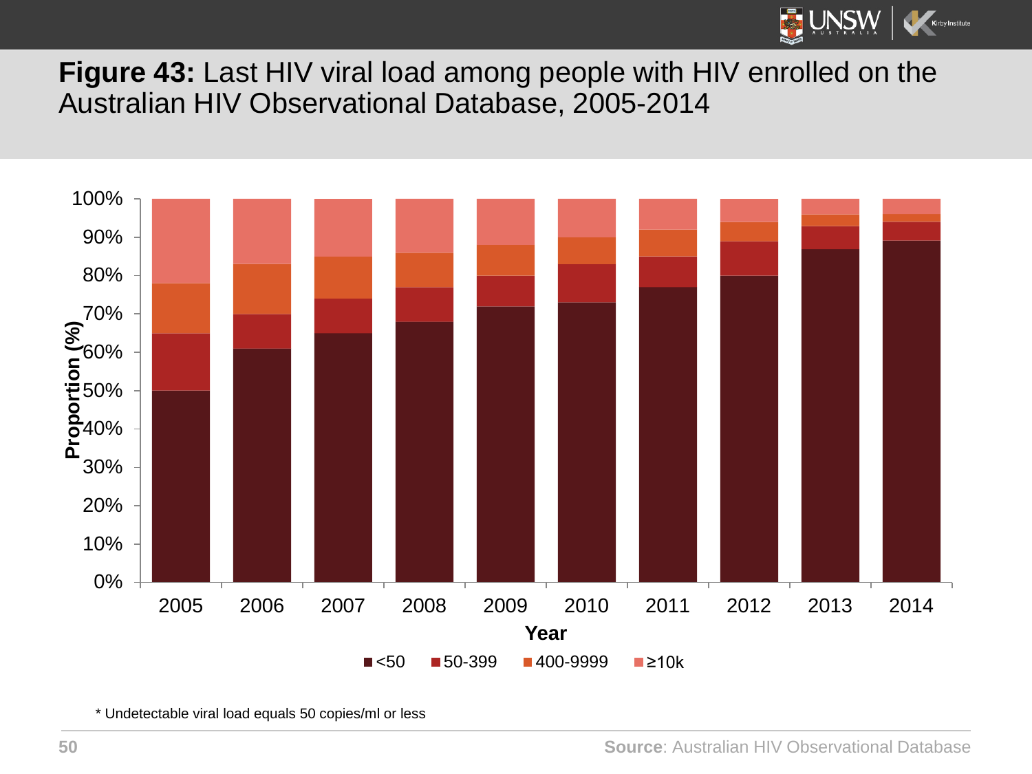**Figure 43:** Last HIV viral load among people with HIV enrolled on the Australian HIV Observational Database, 2005-2014

\* Undetectable viral load equals 50 copies/ml or less

**Source**: Australian HIV Observational Database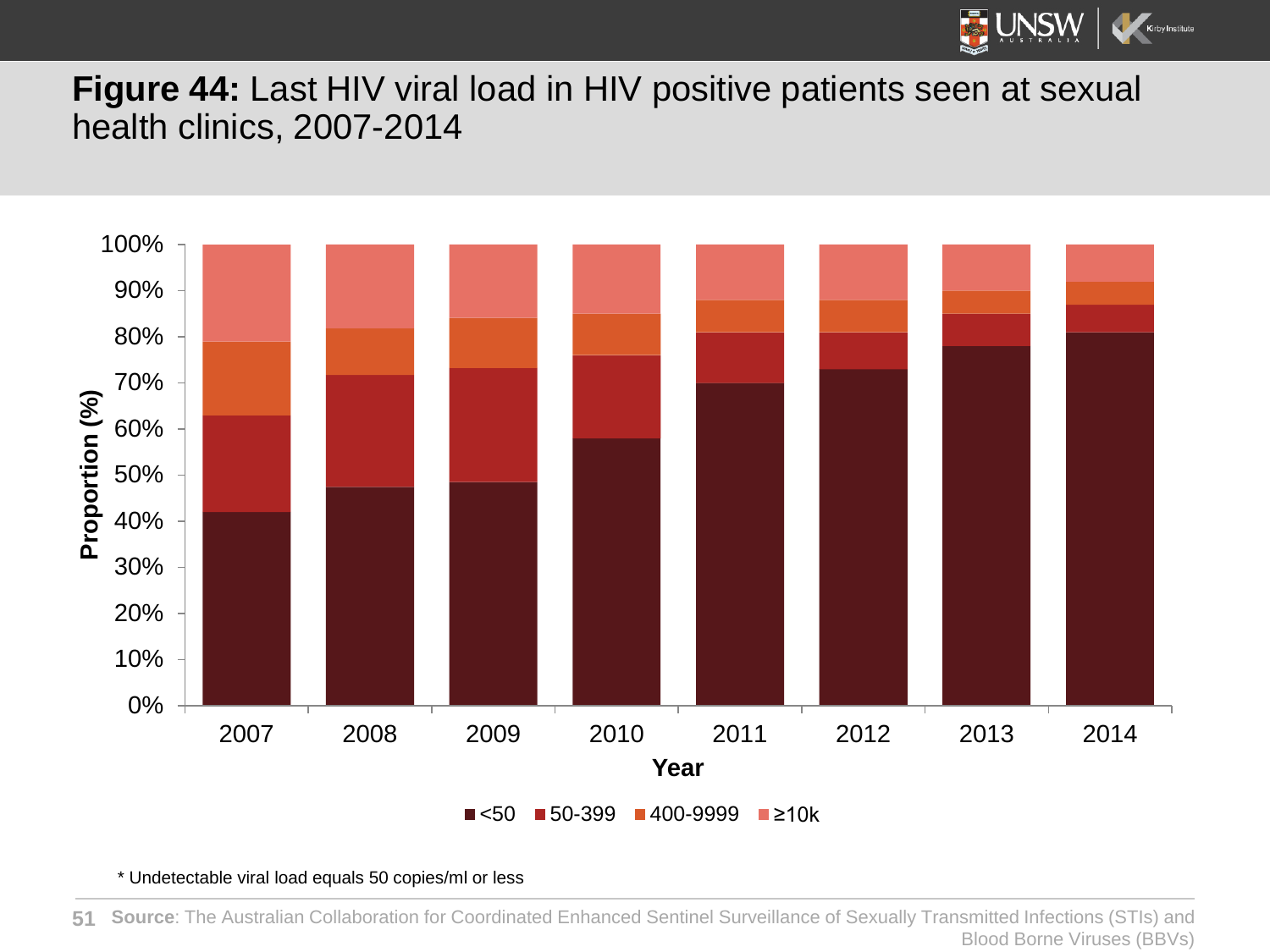**Figure 44:** Last HIV viral load in HIV positive patients seen at sexual health clinics, 2007-2014

* Undetectable viral load equals 50 copies/ml or less

**Source**: The Australian Collaboration for Coordinated Enhanced Sentinel Surveillance of Sexually Transmitted Infections (STIs) and Blood Borne Viruses (BBVs)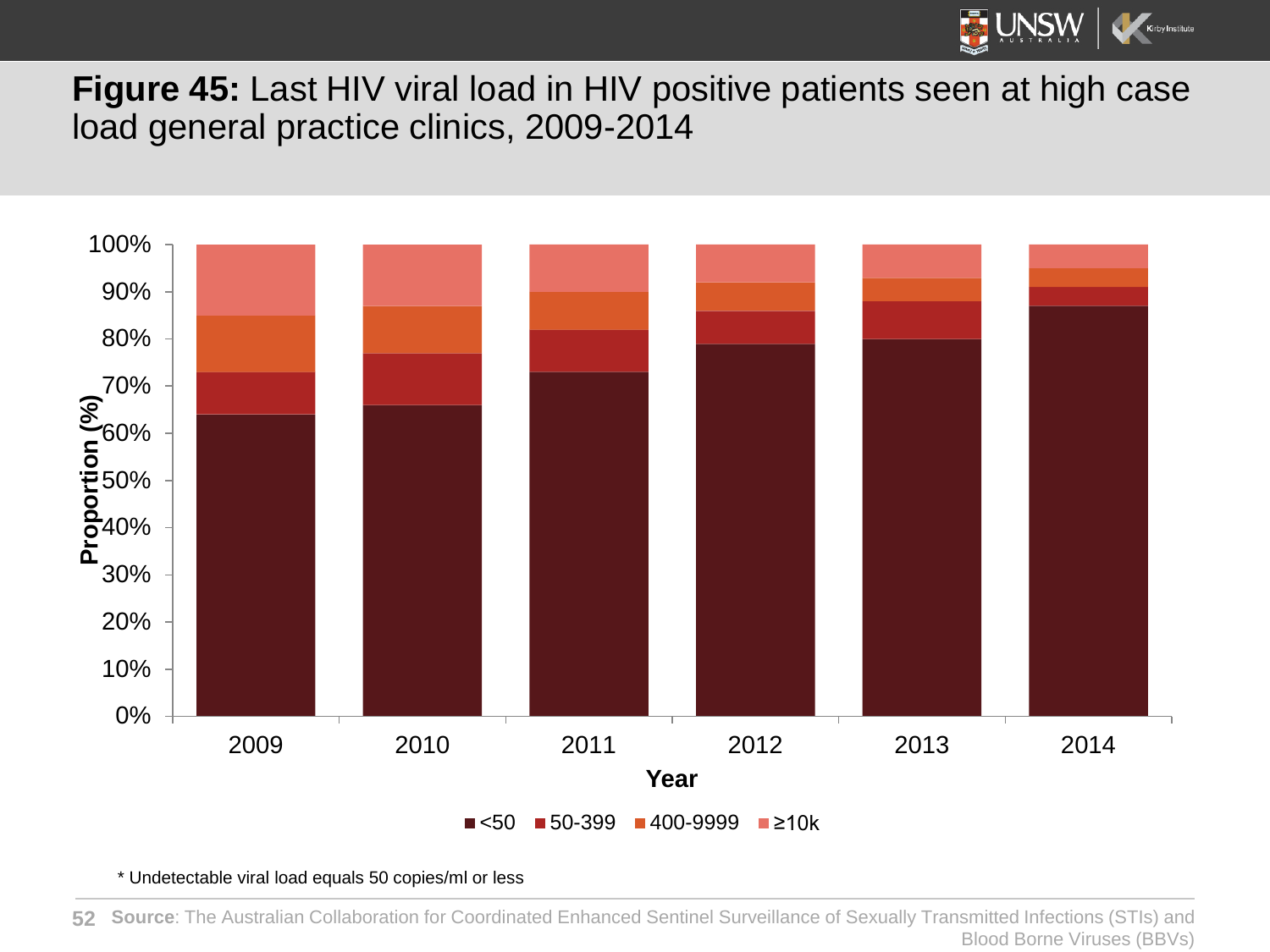**Figure 45:** Last HIV viral load in HIV positive patients seen at high case load general practice clinics, 2009-2014

| Year | <50 | 50-399 | 400-9999 | ≥10k |
|---|---|---|---|---|
| 2009 | 64% | 9% | 12% | 15% |
| 2010 | 66% | 11% | 10% | 13% |
| 2011 | 73% | 9% | 8% | 10% |
| 2012 | 79% | 7% | 6% | 8% |
| 2013 | 80% | 8% | 5% | 7% |
| 2014 | 87% | 4% | 4% | 5% |

\* Undetectable viral load equals 50 copies/ml or less

**Source**: The Australian Collaboration for Coordinated Enhanced Sentinel Surveillance of Sexually Transmitted Infections (STIs) and Blood Borne Viruses (BBVs)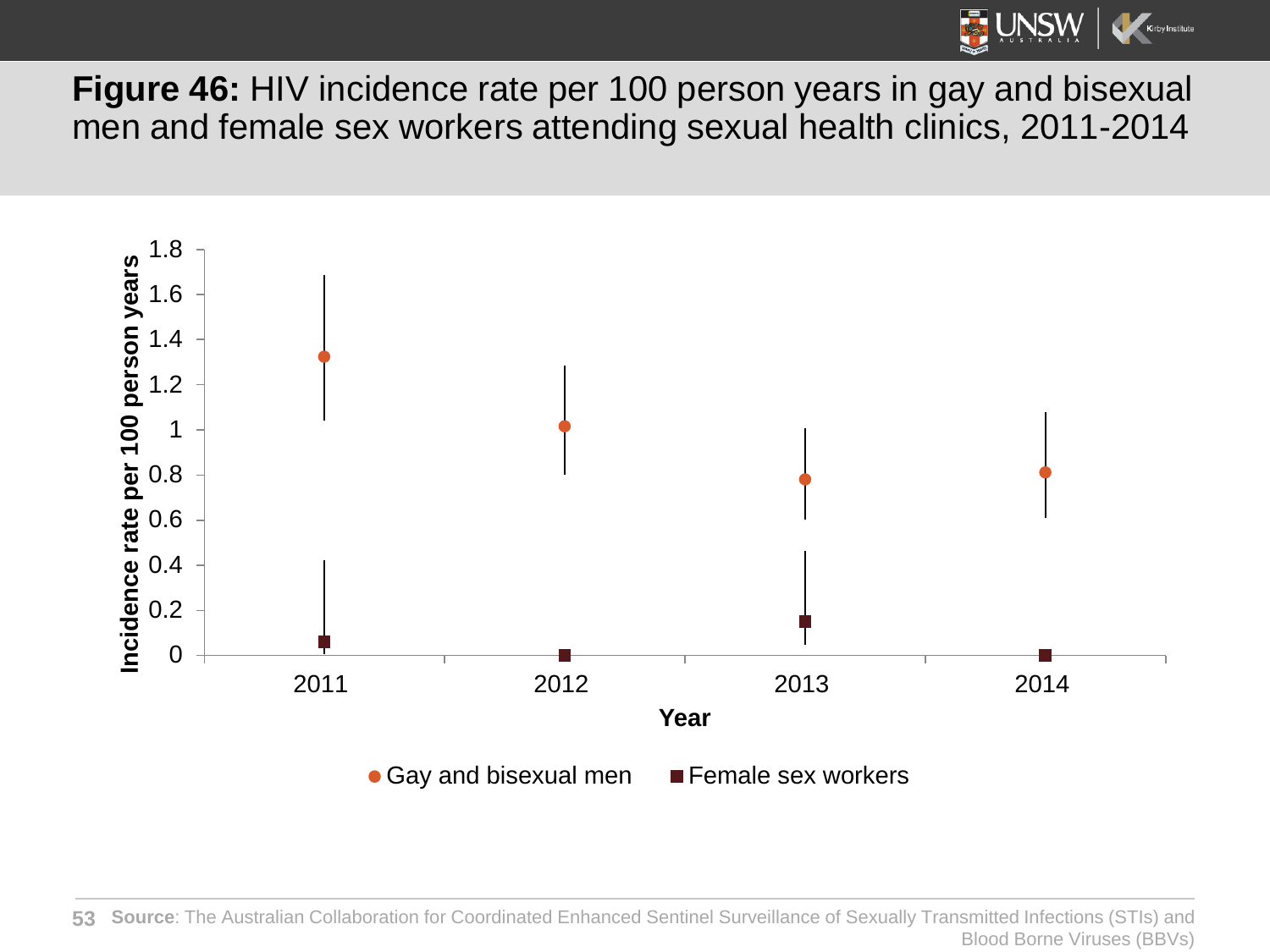**Figure 46:** HIV incidence rate per 100 person years in gay and bisexual men and female sex workers attending sexual health clinics, 2011-2014

**Source**: The Australian Collaboration for Coordinated Enhanced Sentinel Surveillance of Sexually Transmitted Infections (STIs) and Blood Borne Viruses (BBVs)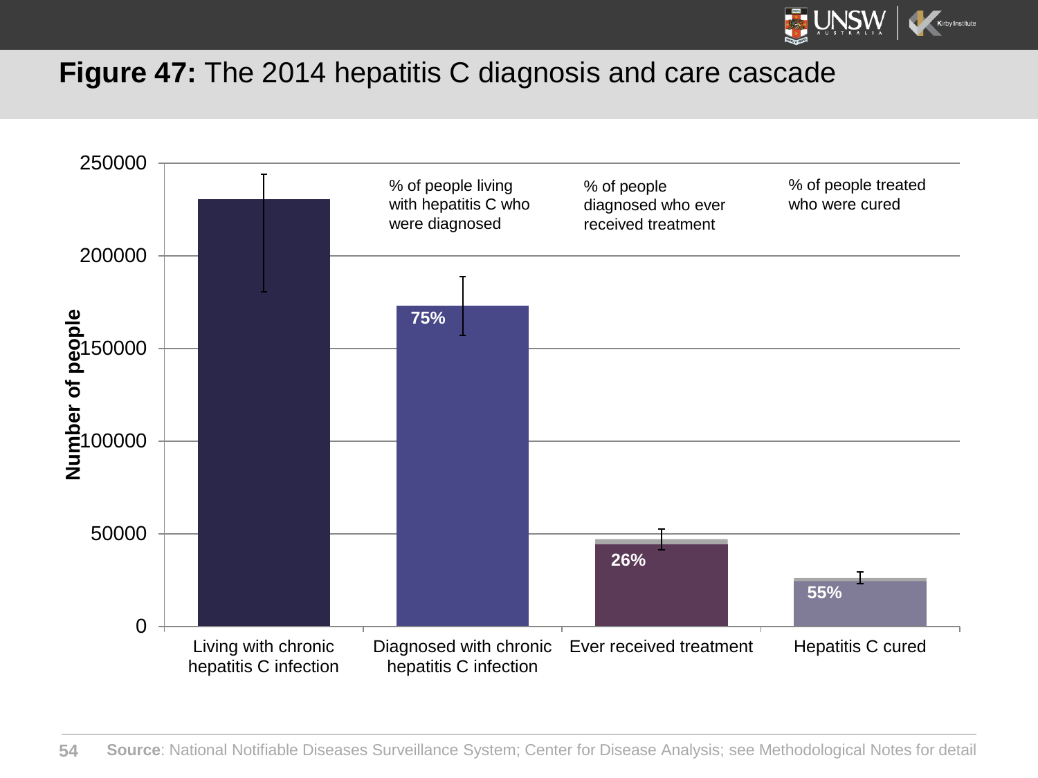**Figure 47:** The 2014 hepatitis C diagnosis and care cascade

Number of people

250000
200000
150000
100000
50000
0

% of people living with hepatitis C who were diagnosed

% of people diagnosed who ever received treatment

% of people treated who were cured

75%

26%

55%

Living with chronic hepatitis C infection

Diagnosed with chronic hepatitis C infection

Ever received treatment

Hepatitis C cured

**Source**: National Notifiable Diseases Surveillance System; Center for Disease Analysis; see Methodological Notes for detail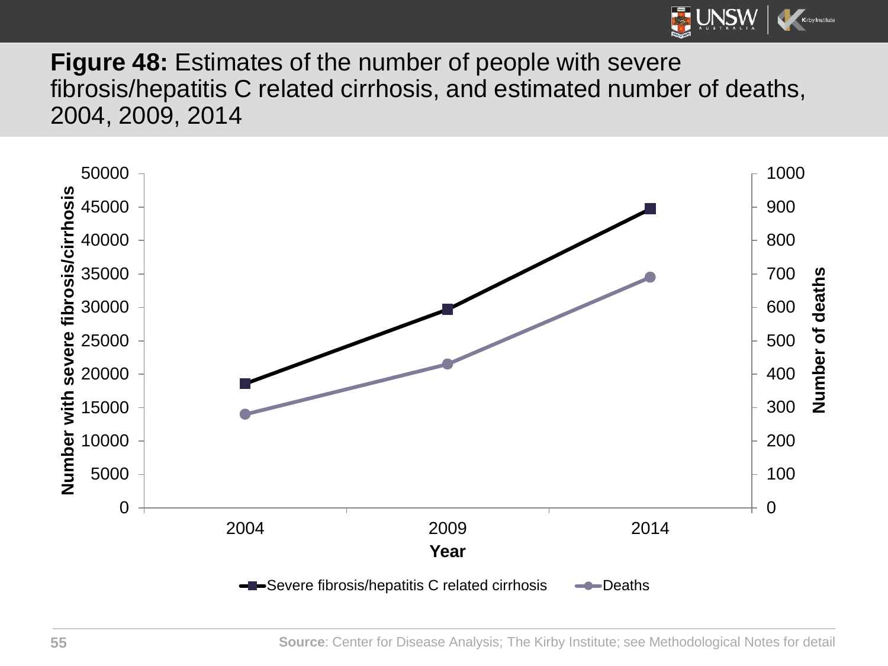**Figure 48:** Estimates of the number of people with severe fibrosis/hepatitis C related cirrhosis, and estimated number of deaths, 2004, 2009, 2014

**Source**: Center for Disease Analysis; The Kirby Institute; see Methodological Notes for detail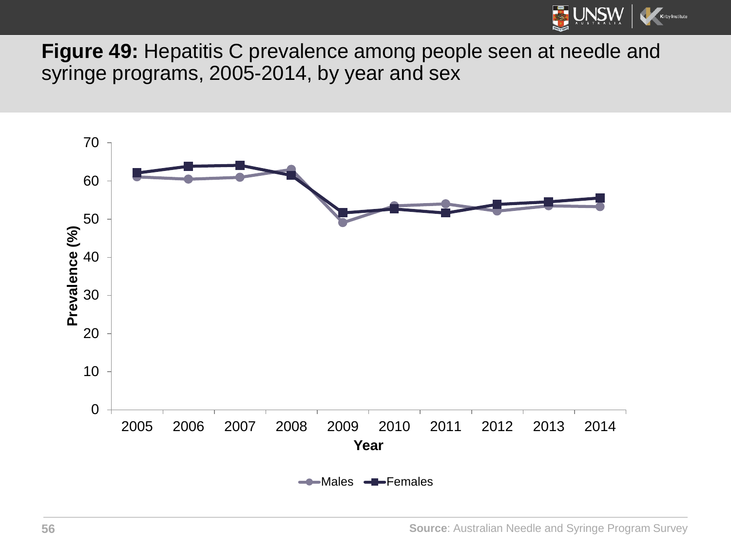**Figure 49:** Hepatitis C prevalence among people seen at needle and syringe programs, 2005-2014, by year and sex

Source: Australian Needle and Syringe Program Survey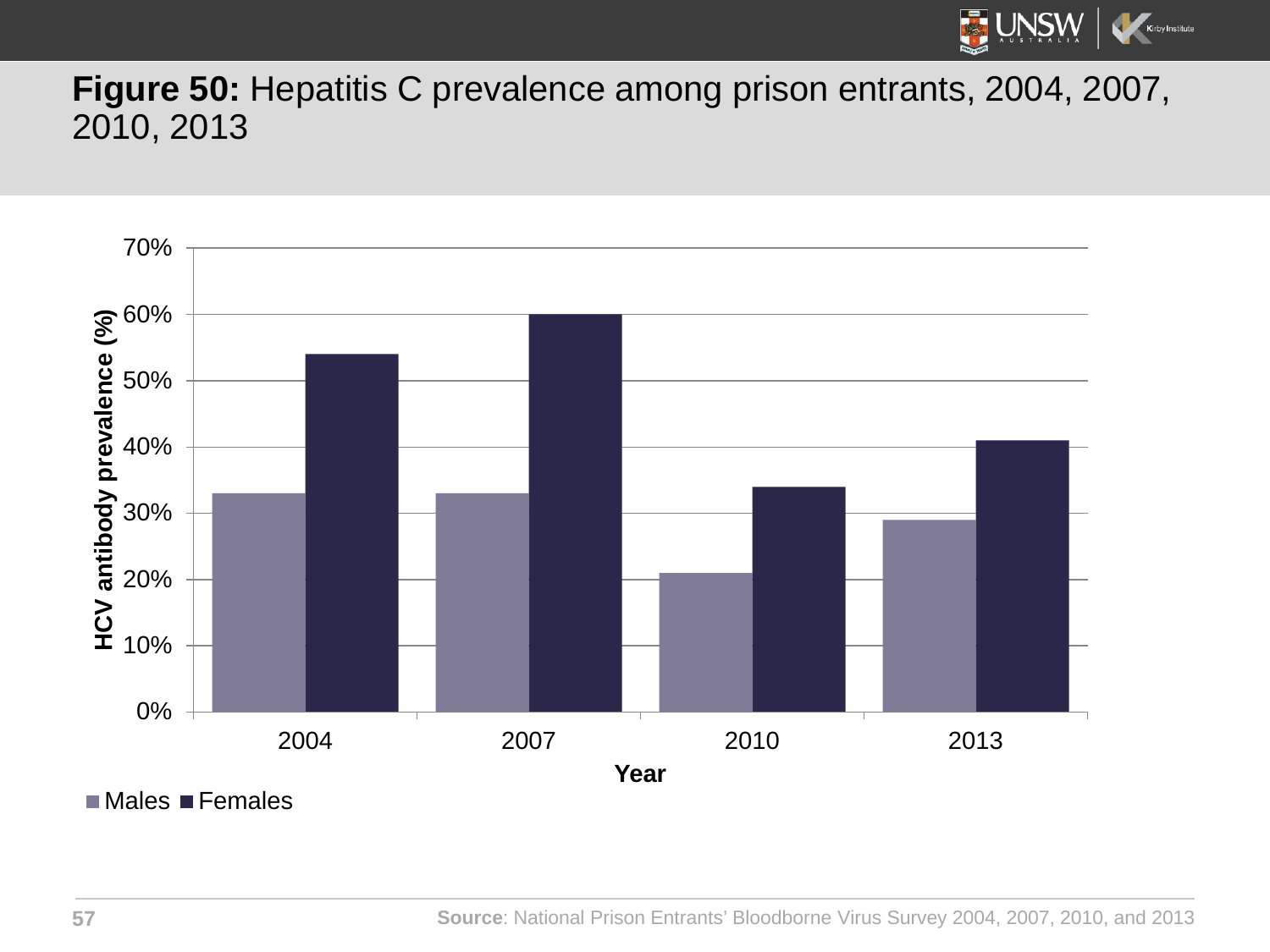**Figure 50:** Hepatitis C prevalence among prison entrants, 2004, 2007, 2010, 2013

HCV antibody prevalence (%)

| Year | Males | Females |
|---|---|---|
| 2004 | 33% | 54% |
| 2007 | 33% | 60% |
| 2010 | 21% | 34% |
| 2013 | 29% | 41% |

**Source**: National Prison Entrants' Bloodborne Virus Survey 2004, 2007, 2010, and 2013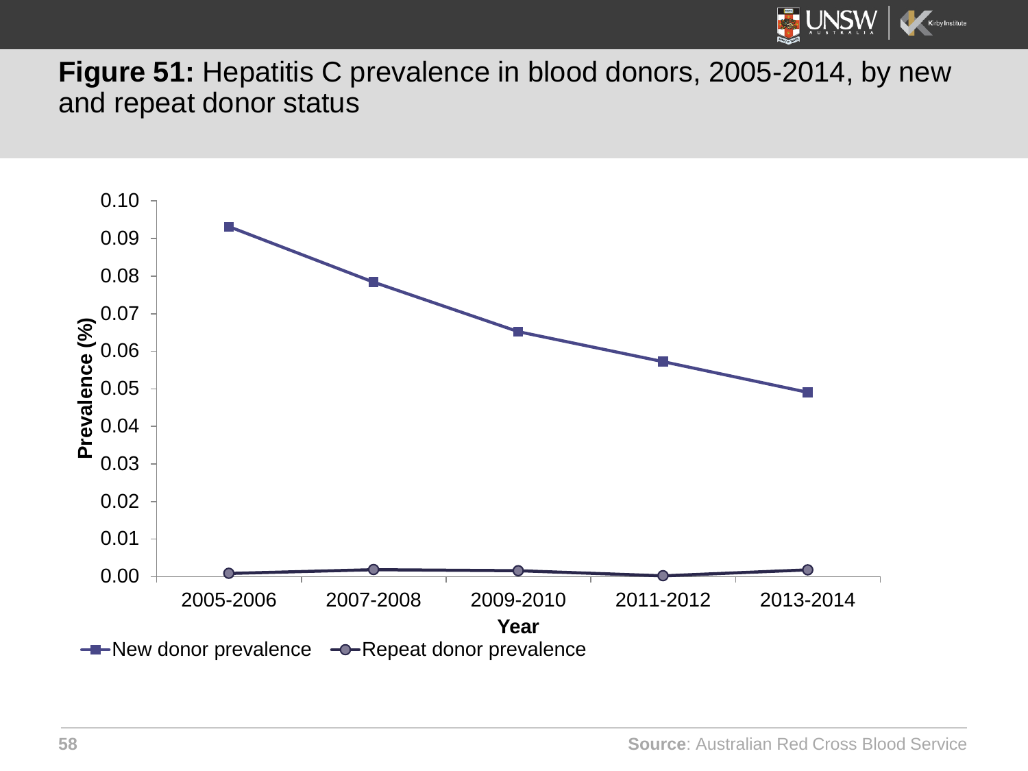**Figure 51:** Hepatitis C prevalence in blood donors, 2005-2014, by new and repeat donor status

Source: Australian Red Cross Blood Service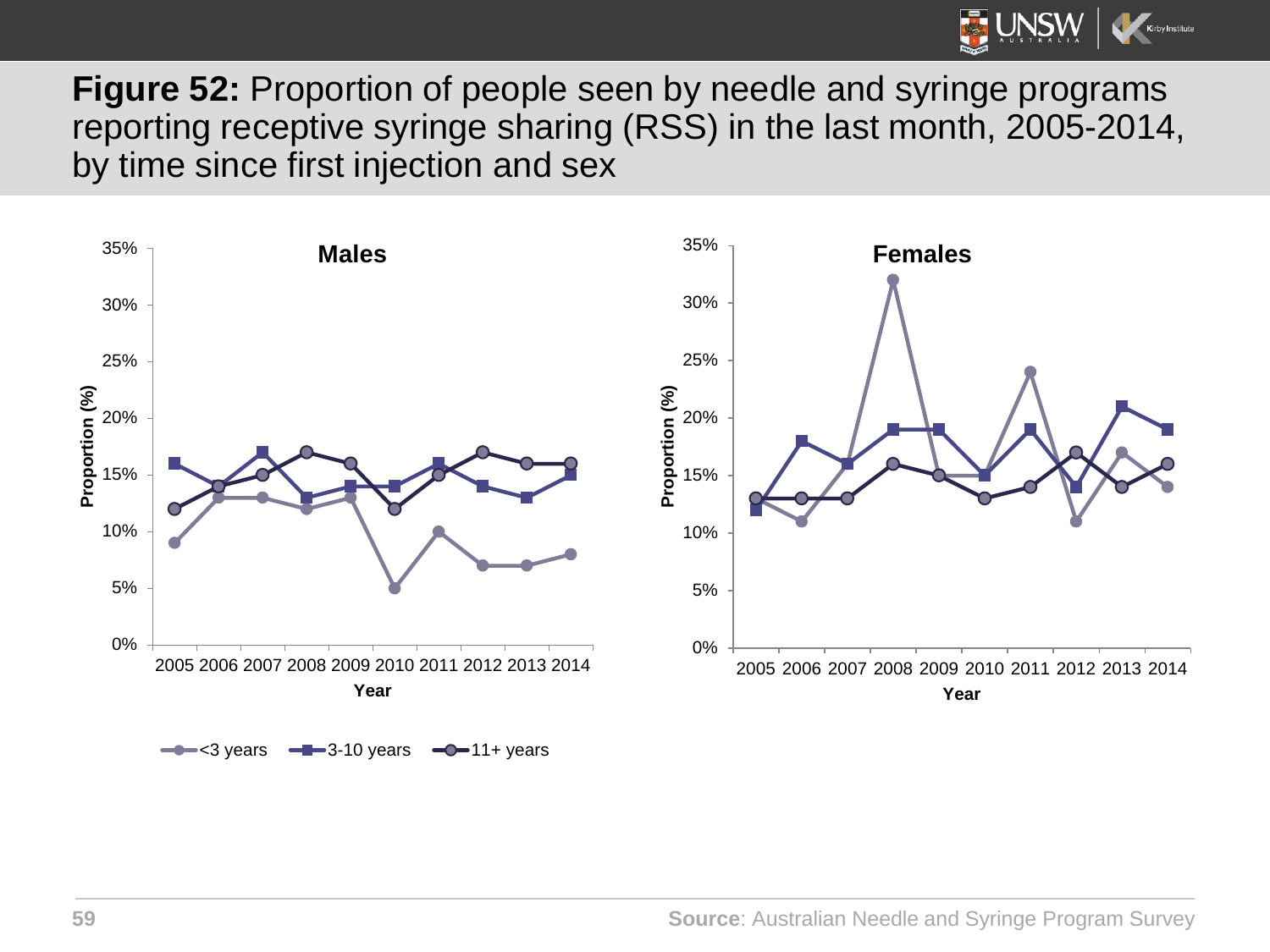**Figure 52:** Proportion of people seen by needle and syringe programs reporting receptive syringe sharing (RSS) in the last month, 2005-2014, by time since first injection and sex

**Males**

Proportion (%)

35%
30%
25%
20%
15%
10%
5%
0%

2005 2006 2007 2008 2009 2010 2011 2012 2013 2014

Year

**Females**

Proportion (%)

35%
30%
25%
20%
15%
10%
5%
0%

2005 2006 2007 2008 2009 2010 2011 2012 2013 2014

Year

<3 years   3-10 years   11+ years

**Source**: Australian Needle and Syringe Program Survey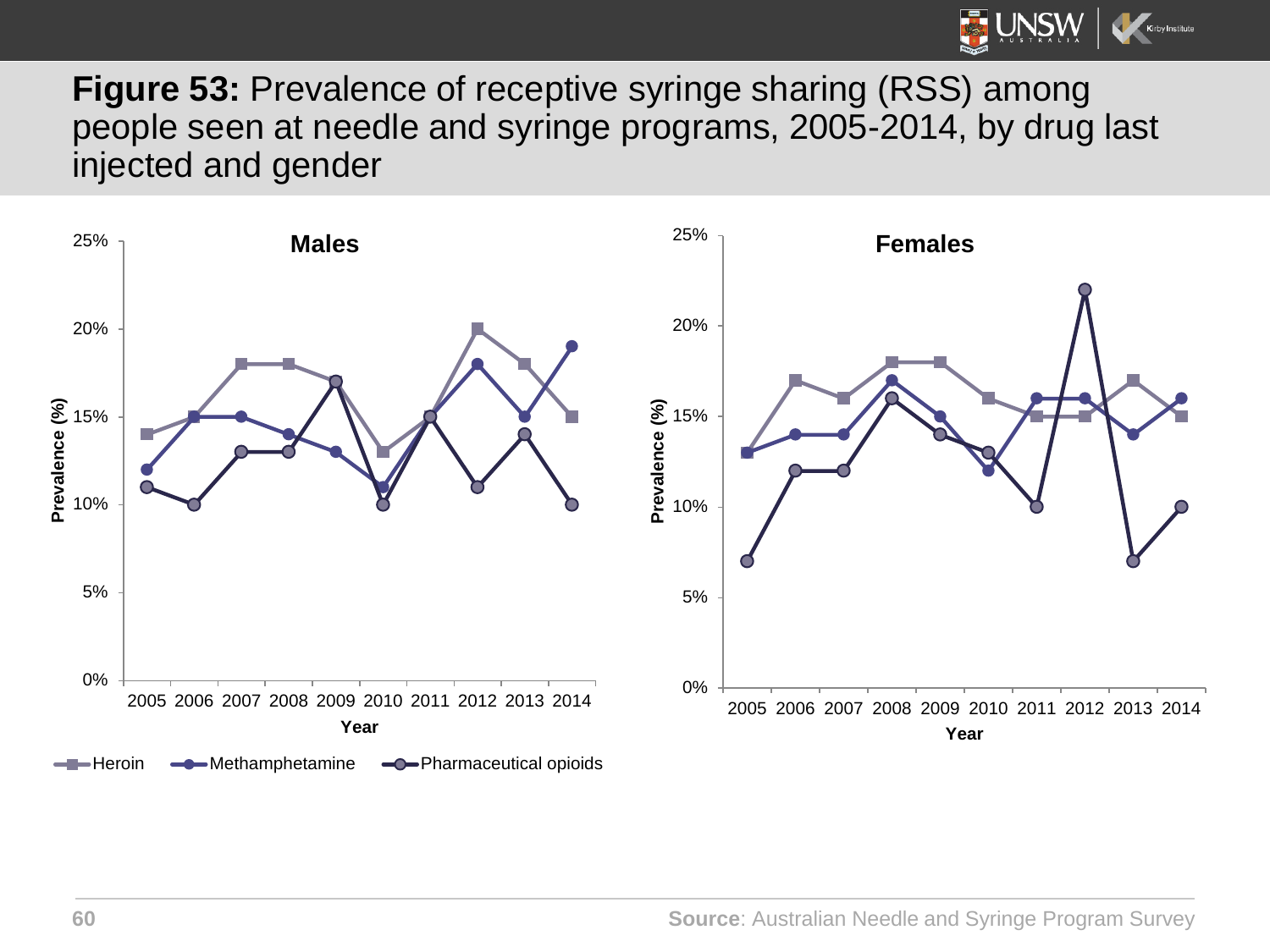**Figure 53:** Prevalence of receptive syringe sharing (RSS) among people seen at needle and syringe programs, 2005-2014, by drug last injected and gender

Source: Australian Needle and Syringe Program Survey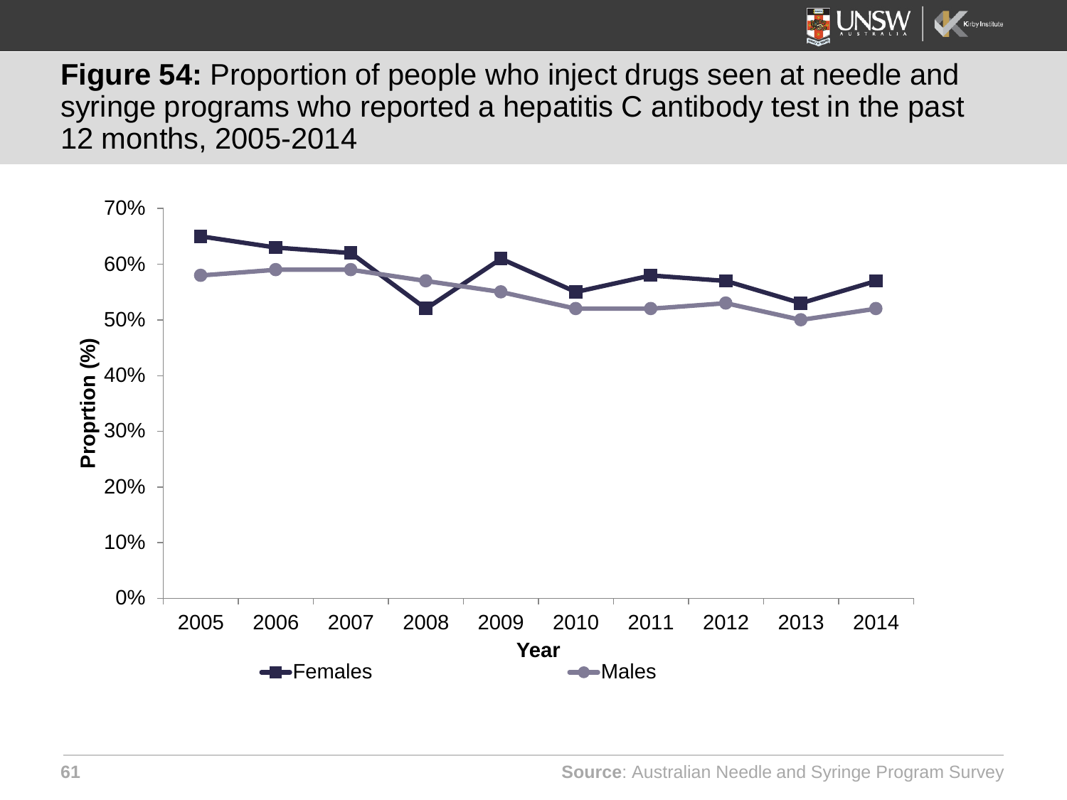**Figure 54:** Proportion of people who inject drugs seen at needle and syringe programs who reported a hepatitis C antibody test in the past 12 months, 2005-2014

**Source**: Australian Needle and Syringe Program Survey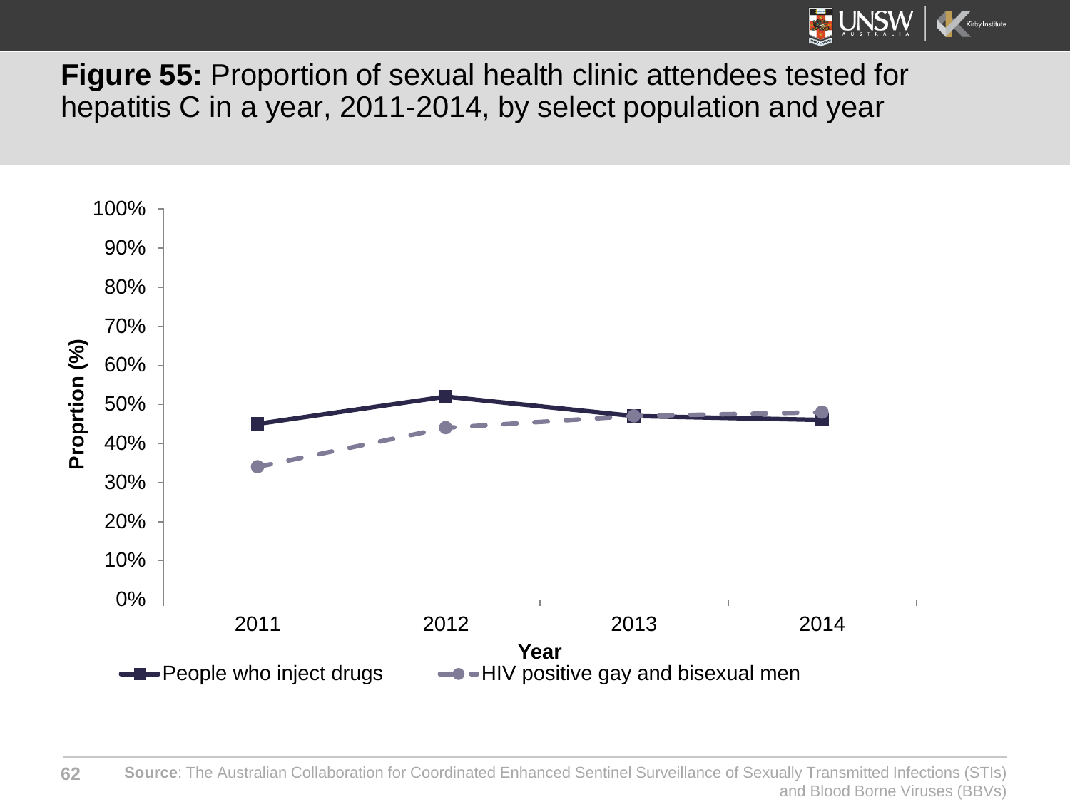**Figure 55:** Proportion of sexual health clinic attendees tested for hepatitis C in a year, 2011-2014, by select population and year

**Source**: The Australian Collaboration for Coordinated Enhanced Sentinel Surveillance of Sexually Transmitted Infections (STIs) and Blood Borne Viruses (BBVs)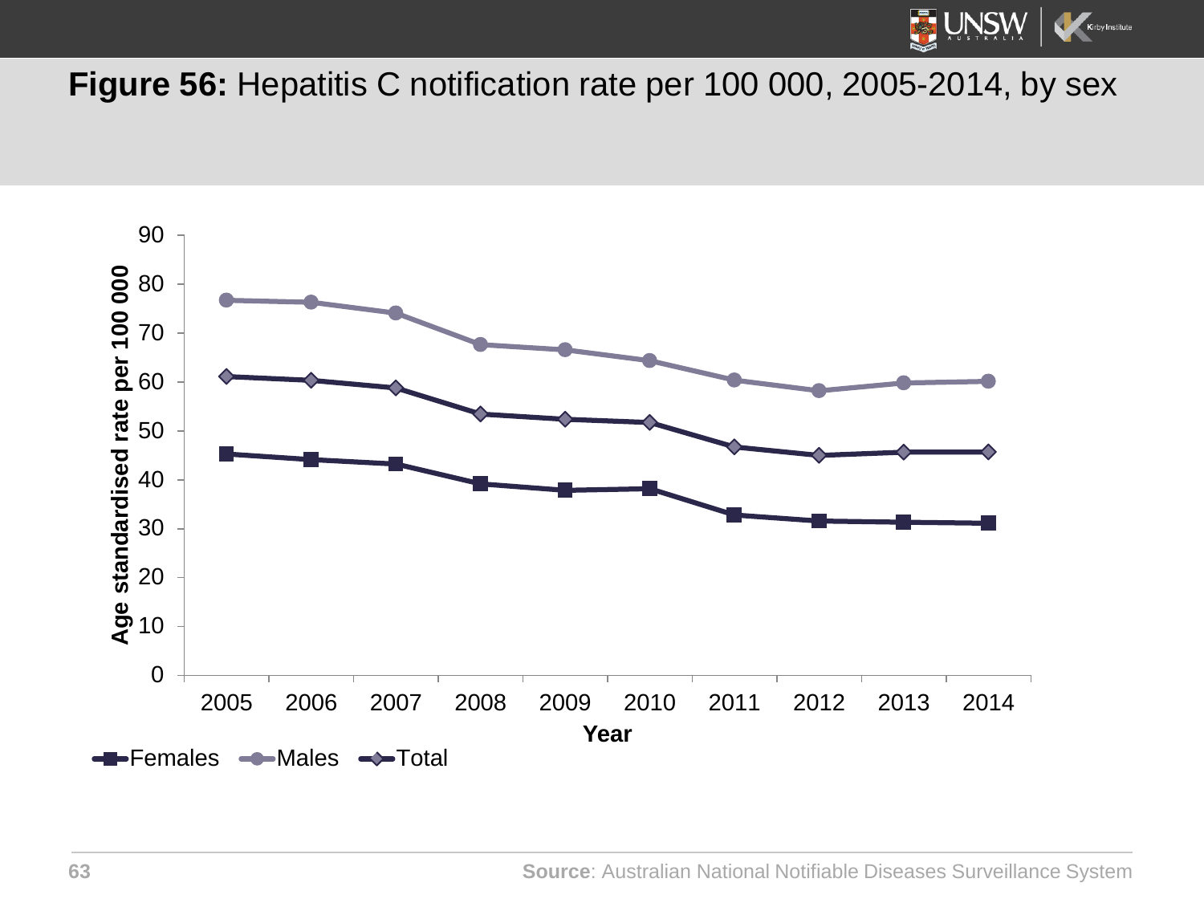# **Figure 56:** Hepatitis C notification rate per 100 000, 2005-2014, by sex

**Source**: Australian National Notifiable Diseases Surveillance System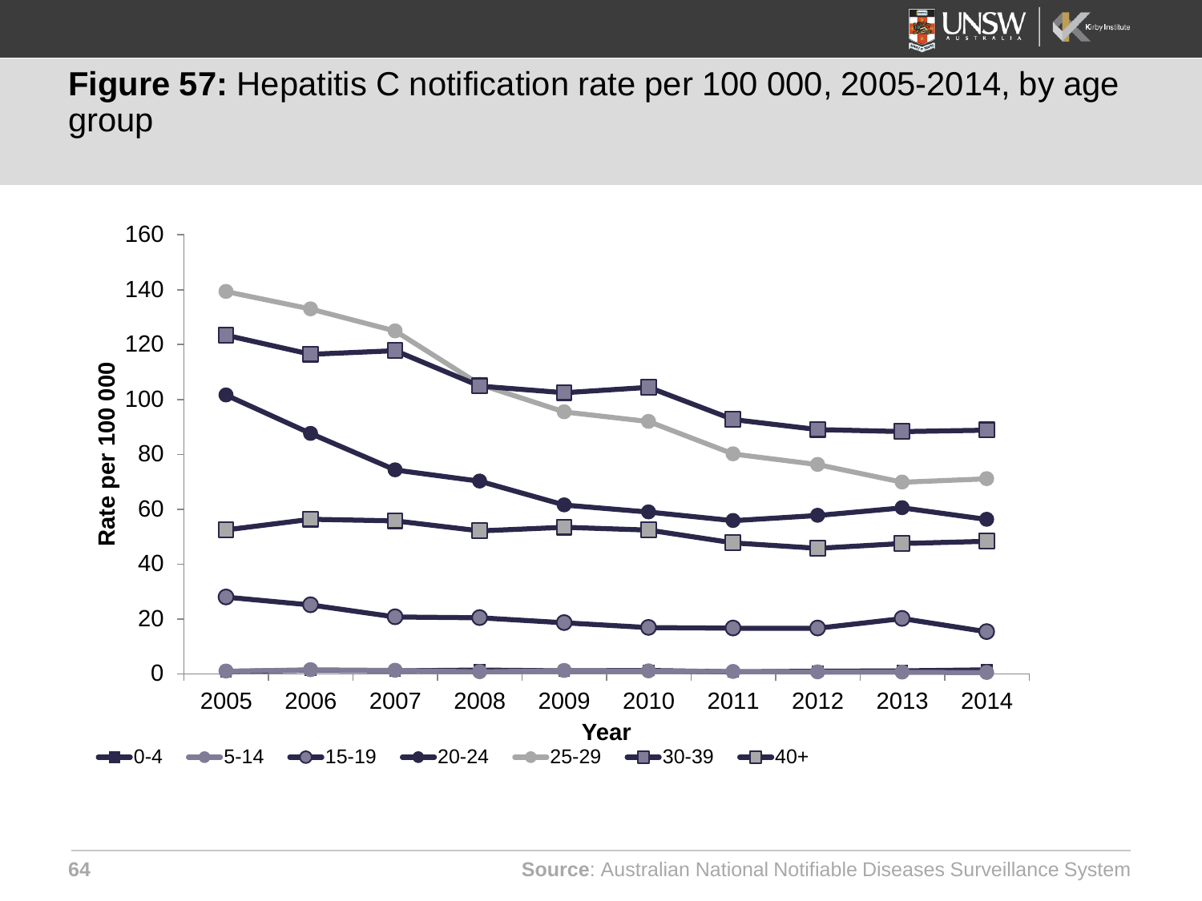**Figure 57:** Hepatitis C notification rate per 100 000, 2005-2014, by age group

Source: Australian National Notifiable Diseases Surveillance System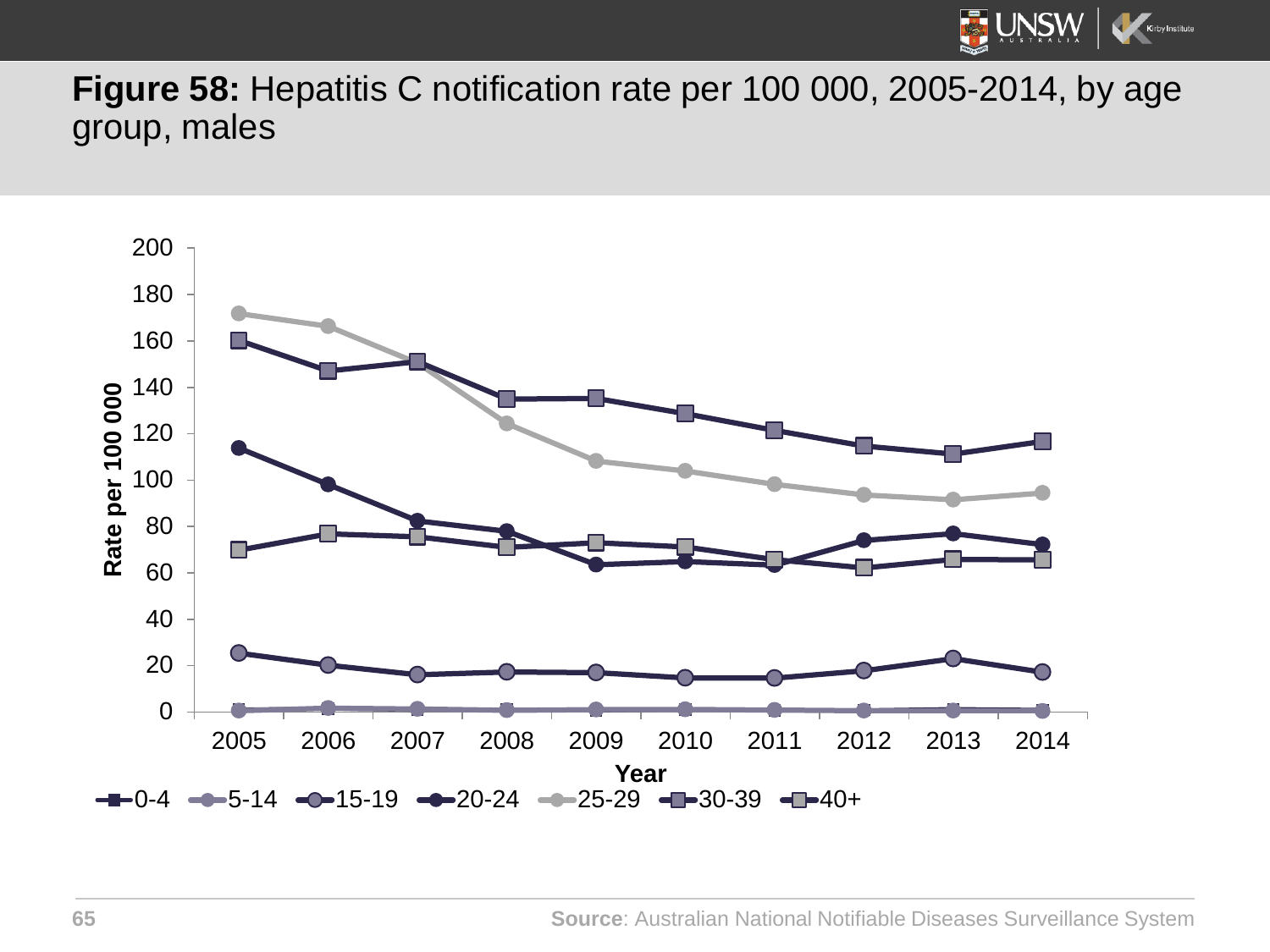**Figure 58:** Hepatitis C notification rate per 100 000, 2005-2014, by age group, males

**Source**: Australian National Notifiable Diseases Surveillance System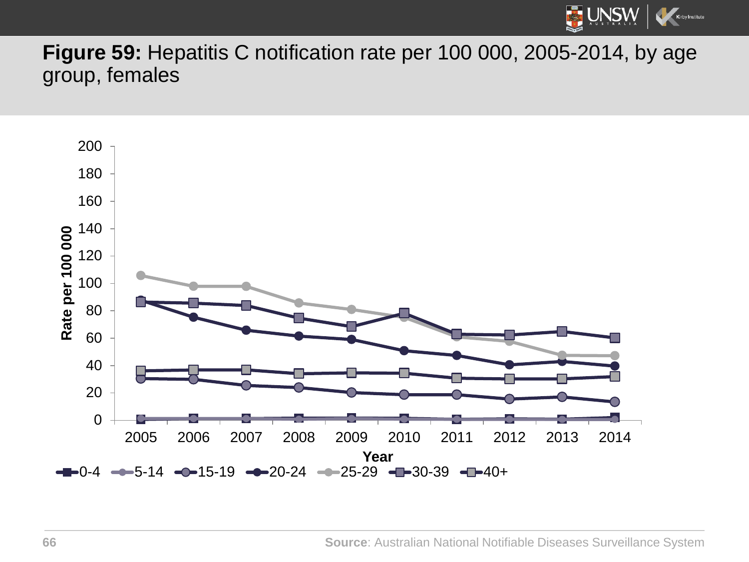**Figure 59:** Hepatitis C notification rate per 100 000, 2005-2014, by age group, females

**Source**: Australian National Notifiable Diseases Surveillance System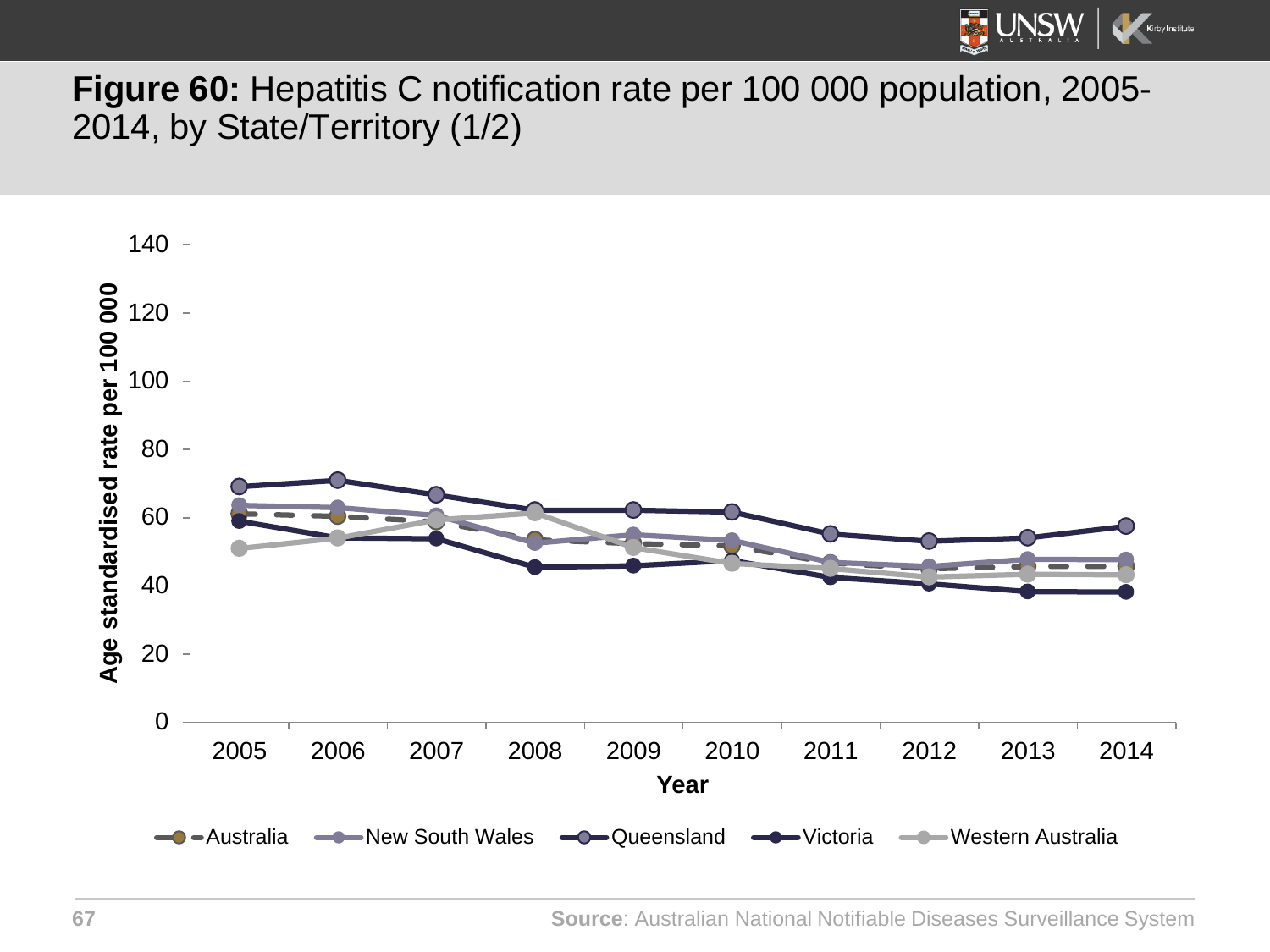**Figure 60:** Hepatitis C notification rate per 100 000 population, 2005-2014, by State/Territory (1/2)

**Source**: Australian National Notifiable Diseases Surveillance System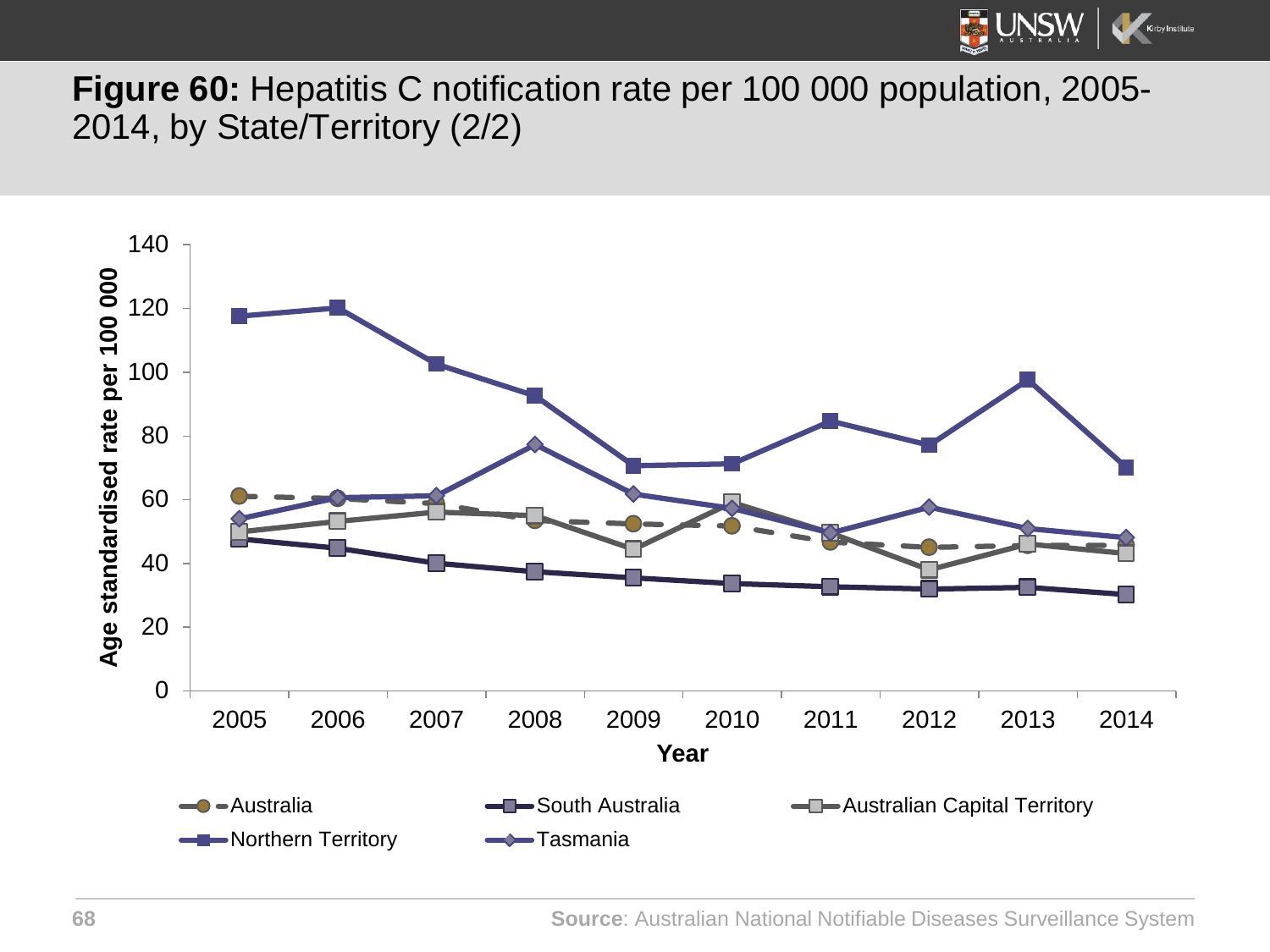**Figure 60:** Hepatitis C notification rate per 100 000 population, 2005-2014, by State/Territory (2/2)

**Source**: Australian National Notifiable Diseases Surveillance System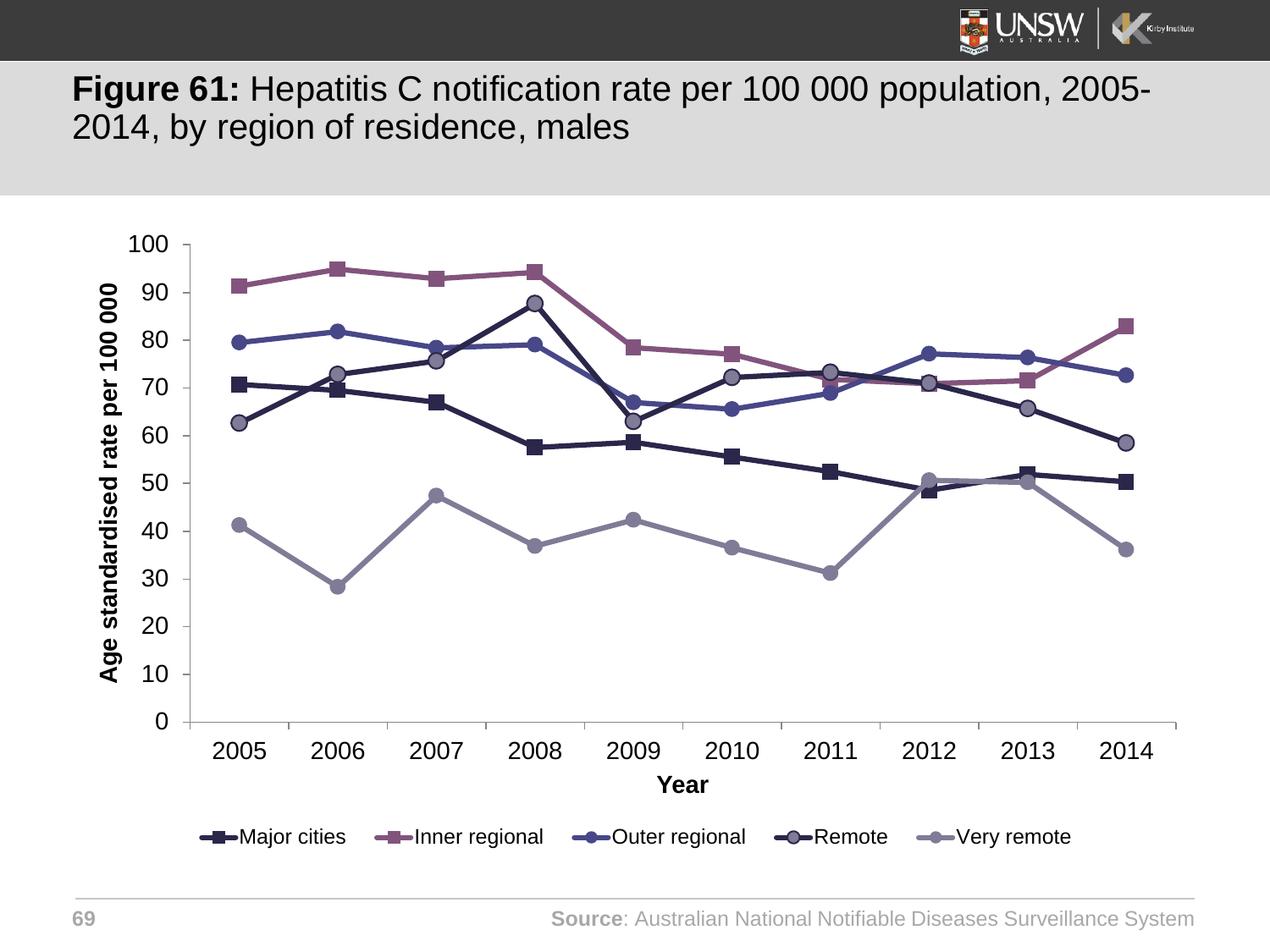**Figure 61:** Hepatitis C notification rate per 100 000 population, 2005-2014, by region of residence, males

Age standardised rate per 100 000

Year

Major cities | Inner regional | Outer regional | Remote | Very remote

**Source**: Australian National Notifiable Diseases Surveillance System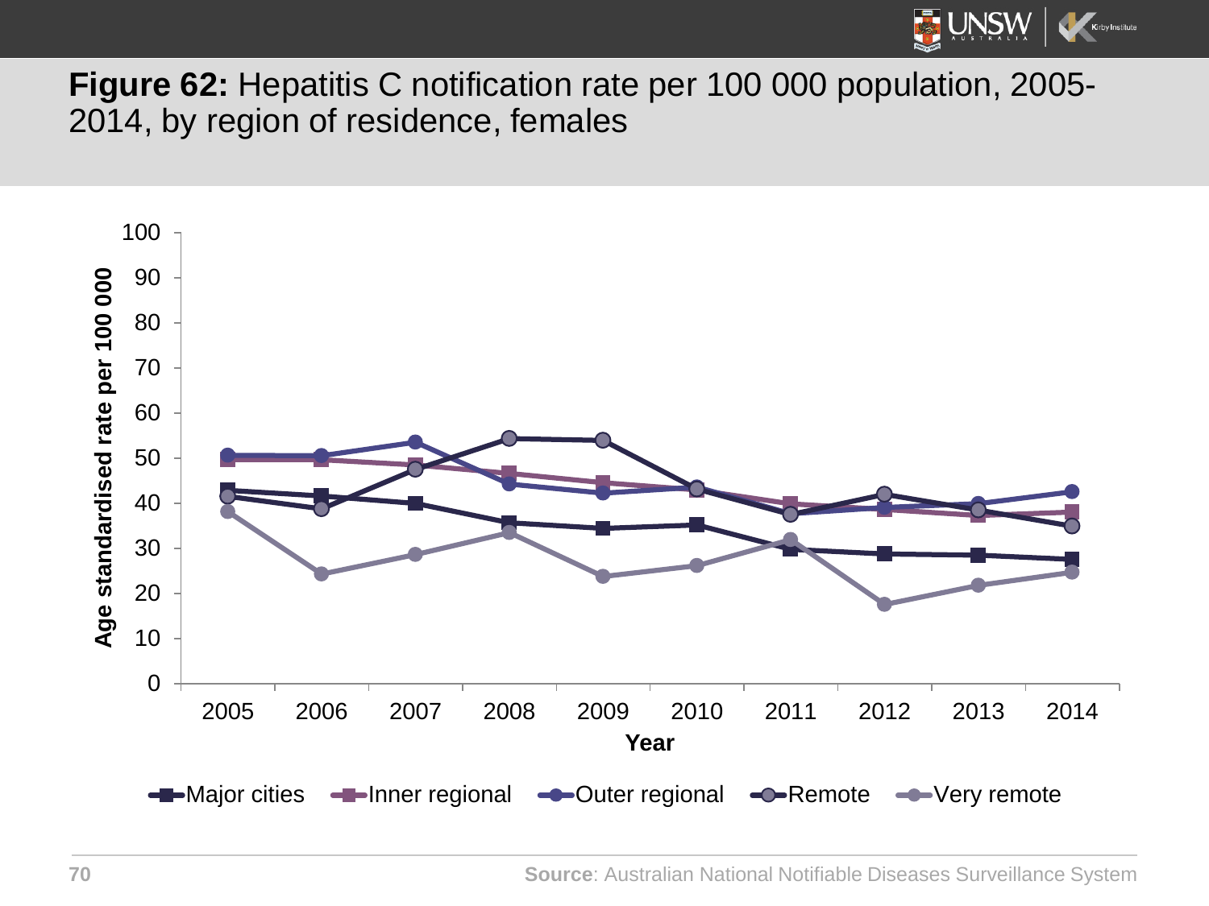**Figure 62:** Hepatitis C notification rate per 100 000 population, 2005-2014, by region of residence, females

**Source**: Australian National Notifiable Diseases Surveillance System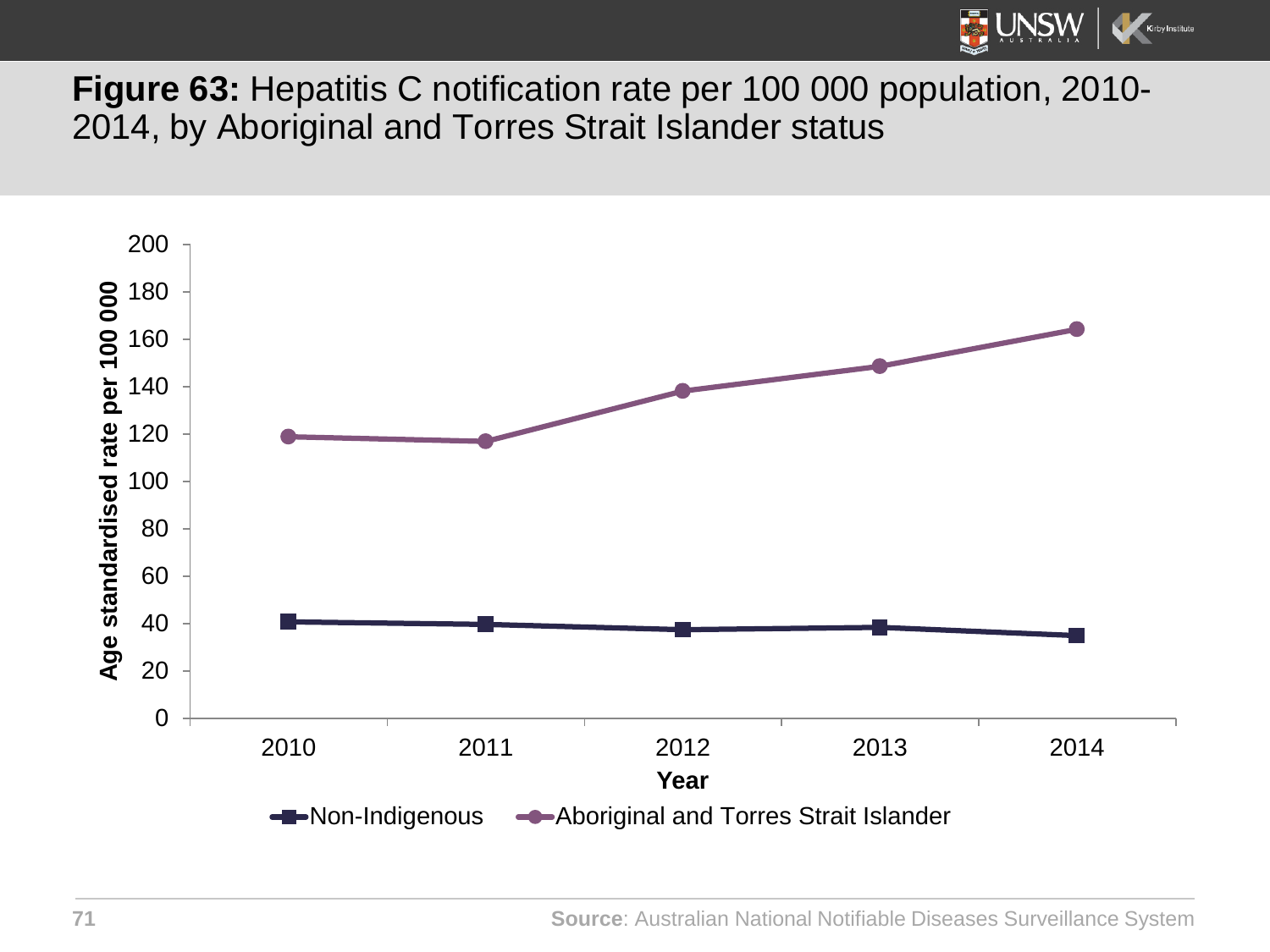**Figure 63:** Hepatitis C notification rate per 100 000 population, 2010-2014, by Aboriginal and Torres Strait Islander status

**Source**: Australian National Notifiable Diseases Surveillance System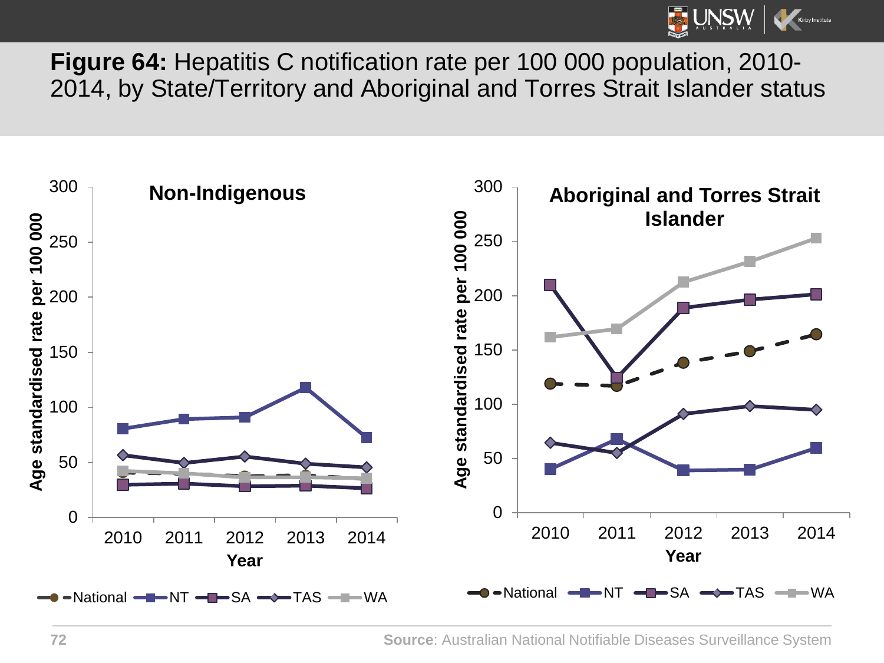**Figure 64:** Hepatitis C notification rate per 100 000 population, 2010-2014, by State/Territory and Aboriginal and Torres Strait Islander status

**Non-Indigenous**

Age standardised rate per 100 000

Year: 2010, 2011, 2012, 2013, 2014

Legend: National, NT, SA, TAS, WA

**Aboriginal and Torres Strait Islander**

Age standardised rate per 100 000

Year: 2010, 2011, 2012, 2013, 2014

Legend: National, NT, SA, TAS, WA

**Source**: Australian National Notifiable Diseases Surveillance System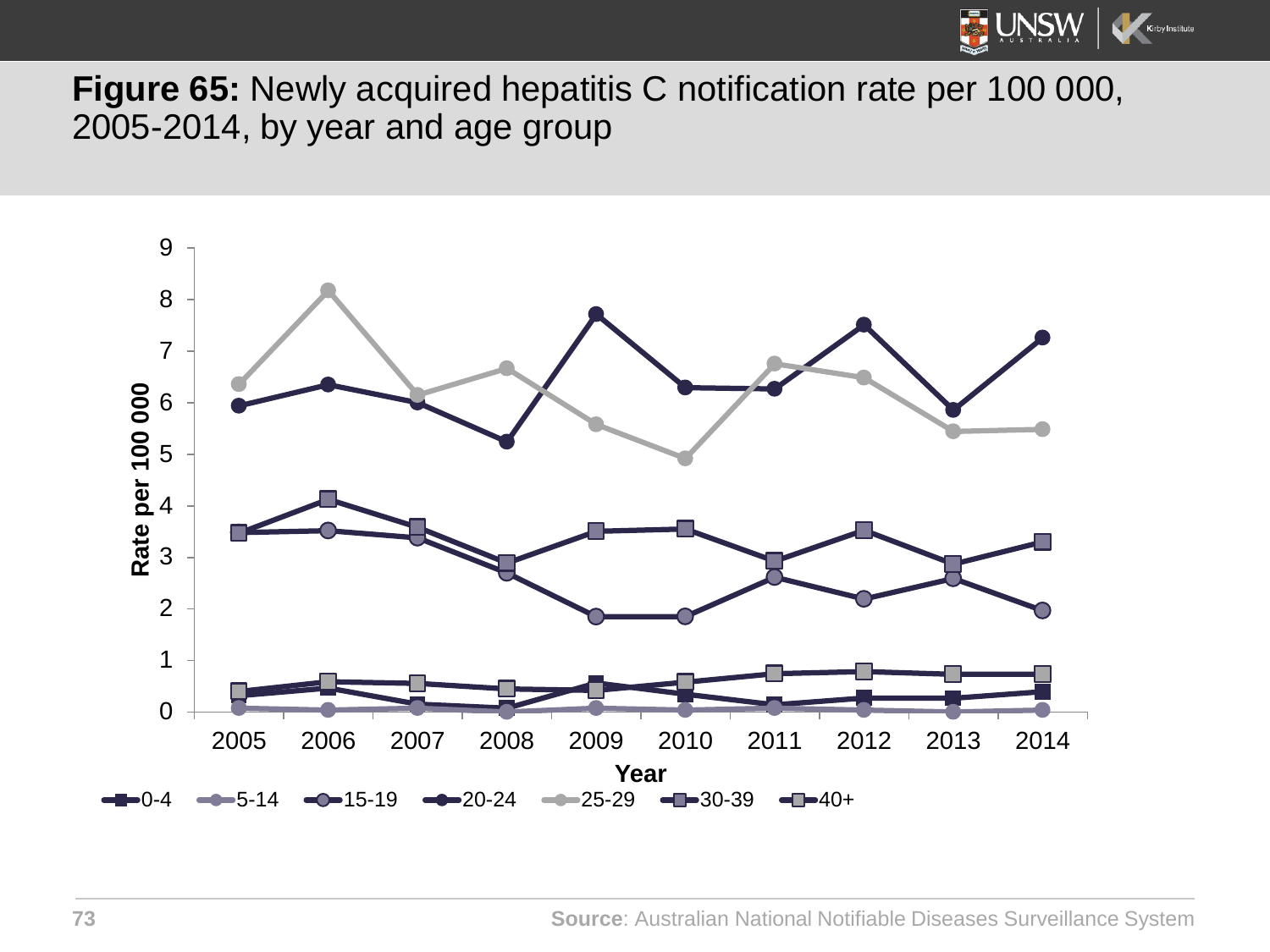**Figure 65:** Newly acquired hepatitis C notification rate per 100 000, 2005-2014, by year and age group

Rate per 100 000

Year

0-4 | 5-14 | 15-19 | 20-24 | 25-29 | 30-39 | 40+

**Source**: Australian National Notifiable Diseases Surveillance System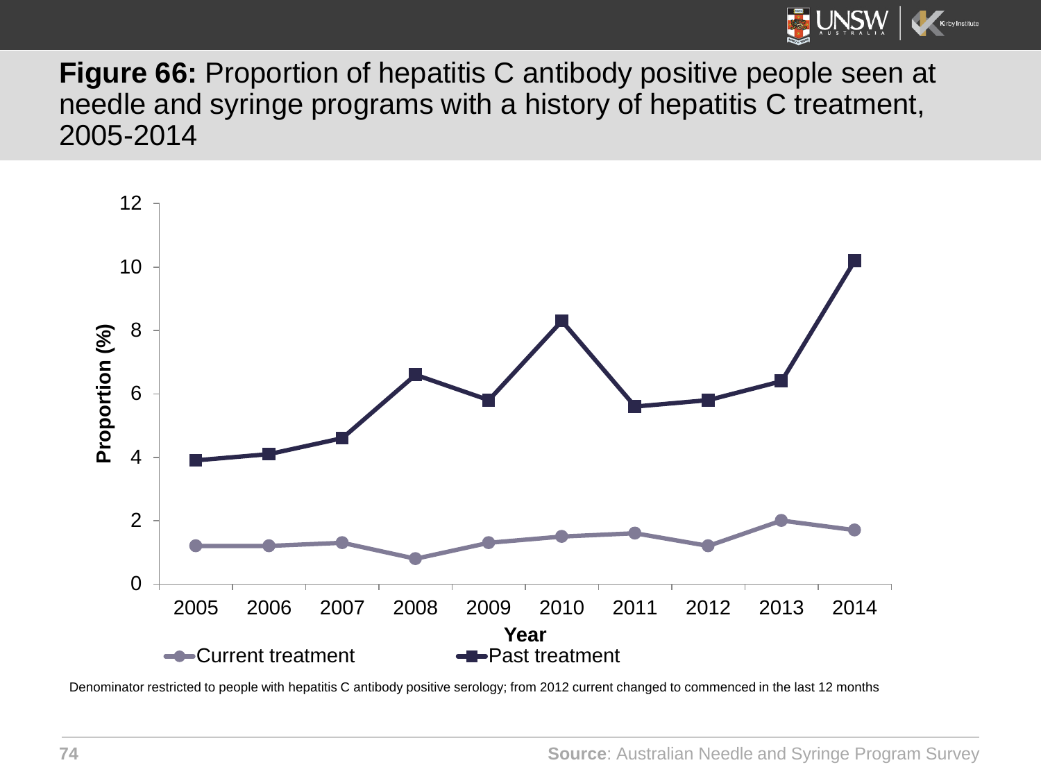**Figure 66:** Proportion of hepatitis C antibody positive people seen at needle and syringe programs with a history of hepatitis C treatment, 2005-2014

Denominator restricted to people with hepatitis C antibody positive serology; from 2012 current changed to commenced in the last 12 months

**Source**: Australian Needle and Syringe Program Survey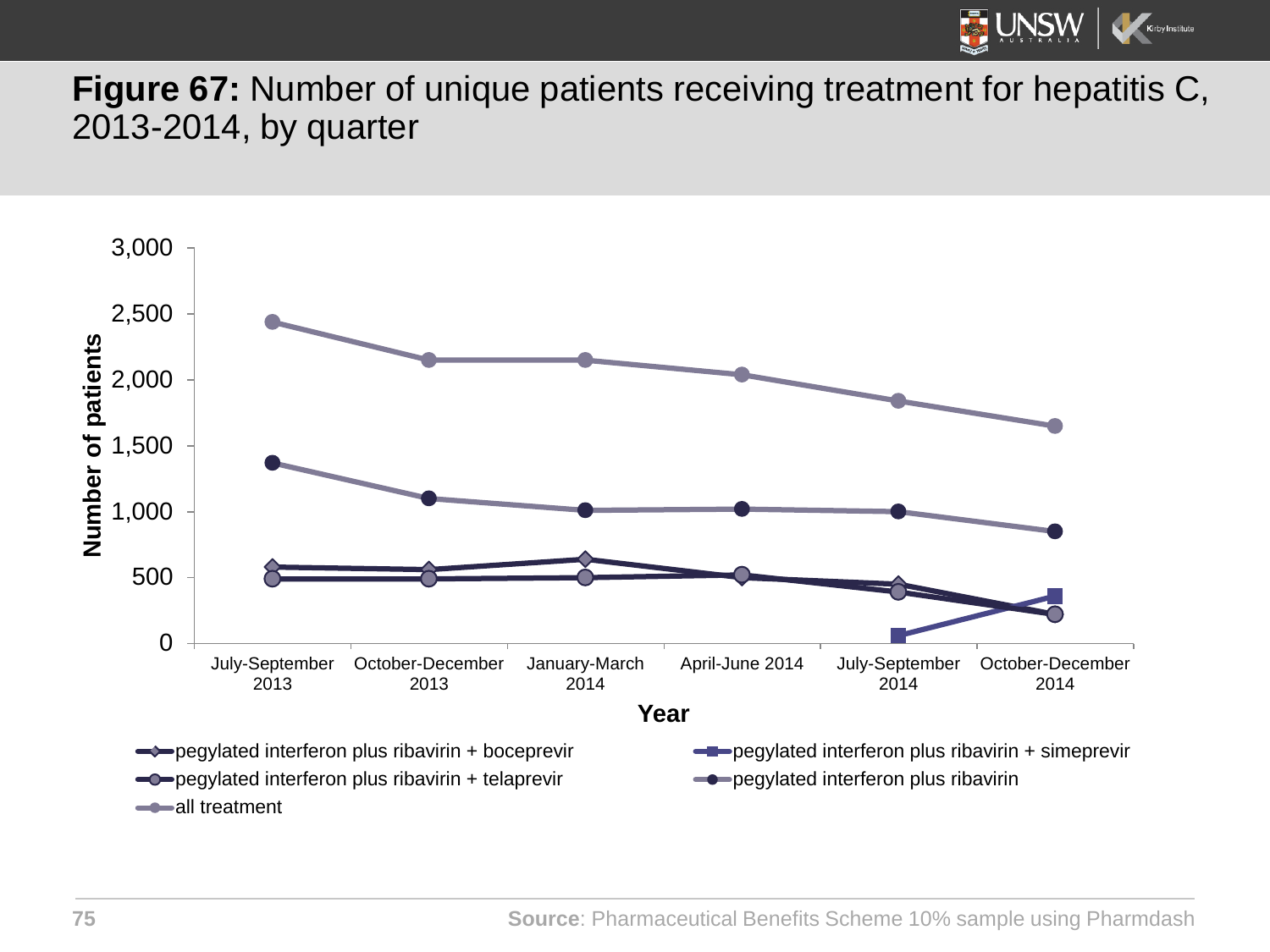**Figure 67:** Number of unique patients receiving treatment for hepatitis C, 2013-2014, by quarter

Source: Pharmaceutical Benefits Scheme 10% sample using Pharmdash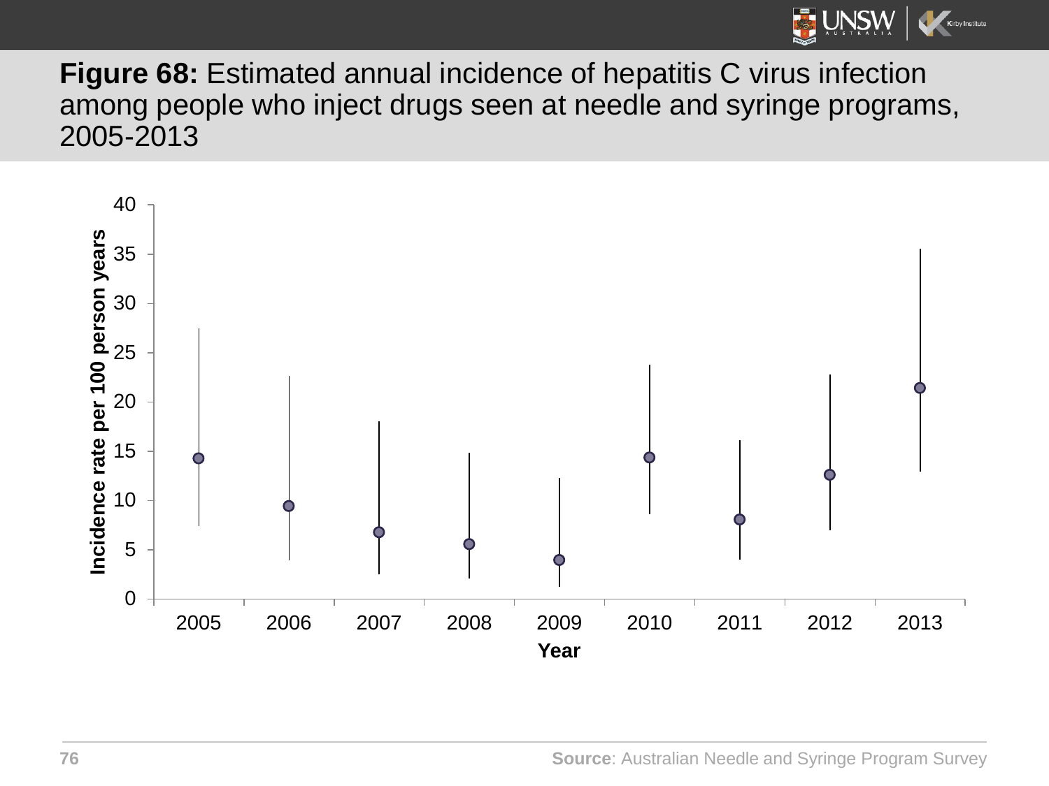**Figure 68:** Estimated annual incidence of hepatitis C virus infection among people who inject drugs seen at needle and syringe programs, 2005-2013

**Source**: Australian Needle and Syringe Program Survey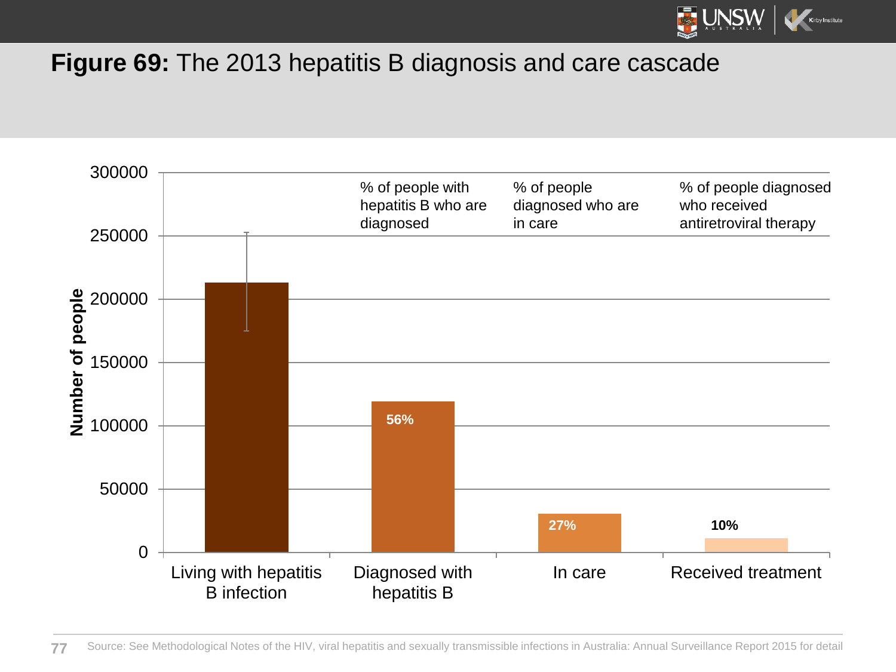## **Figure 69:** The 2013 hepatitis B diagnosis and care cascade

| | Living with hepatitis B infection | Diagnosed with hepatitis B | In care | Received treatment |
|---|---|---|---|---|
| Percentage label | | 56% (% of people with hepatitis B who are diagnosed) | 27% (% of people diagnosed who are in care) | 10% (% of people diagnosed who received antiretroviral therapy) |

Y-axis: Number of people (0–300000)

Source: See Methodological Notes of the HIV, viral hepatitis and sexually transmissible infections in Australia: Annual Surveillance Report 2015 for detail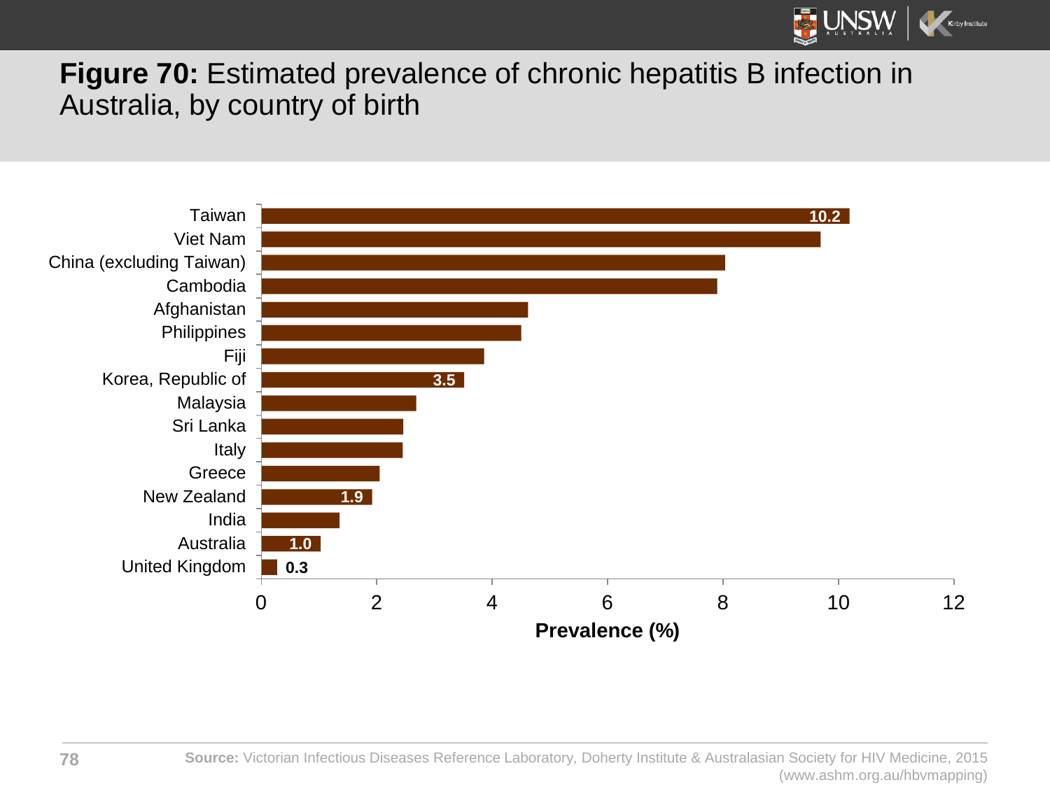**Figure 70:** Estimated prevalence of chronic hepatitis B infection in Australia, by country of birth

| Country of birth | Prevalence (%) |
|---|---|
| Taiwan | 10.2 |
| Viet Nam | |
| China (excluding Taiwan) | |
| Cambodia | |
| Afghanistan | |
| Philippines | |
| Fiji | |
| Korea, Republic of | 3.5 |
| Malaysia | |
| Sri Lanka | |
| Italy | |
| Greece | |
| New Zealand | 1.9 |
| India | |
| Australia | 1.0 |
| United Kingdom | 0.3 |

Prevalence (%)

**Source:** Victorian Infectious Diseases Reference Laboratory, Doherty Institute & Australasian Society for HIV Medicine, 2015 (www.ashm.org.au/hbvmapping)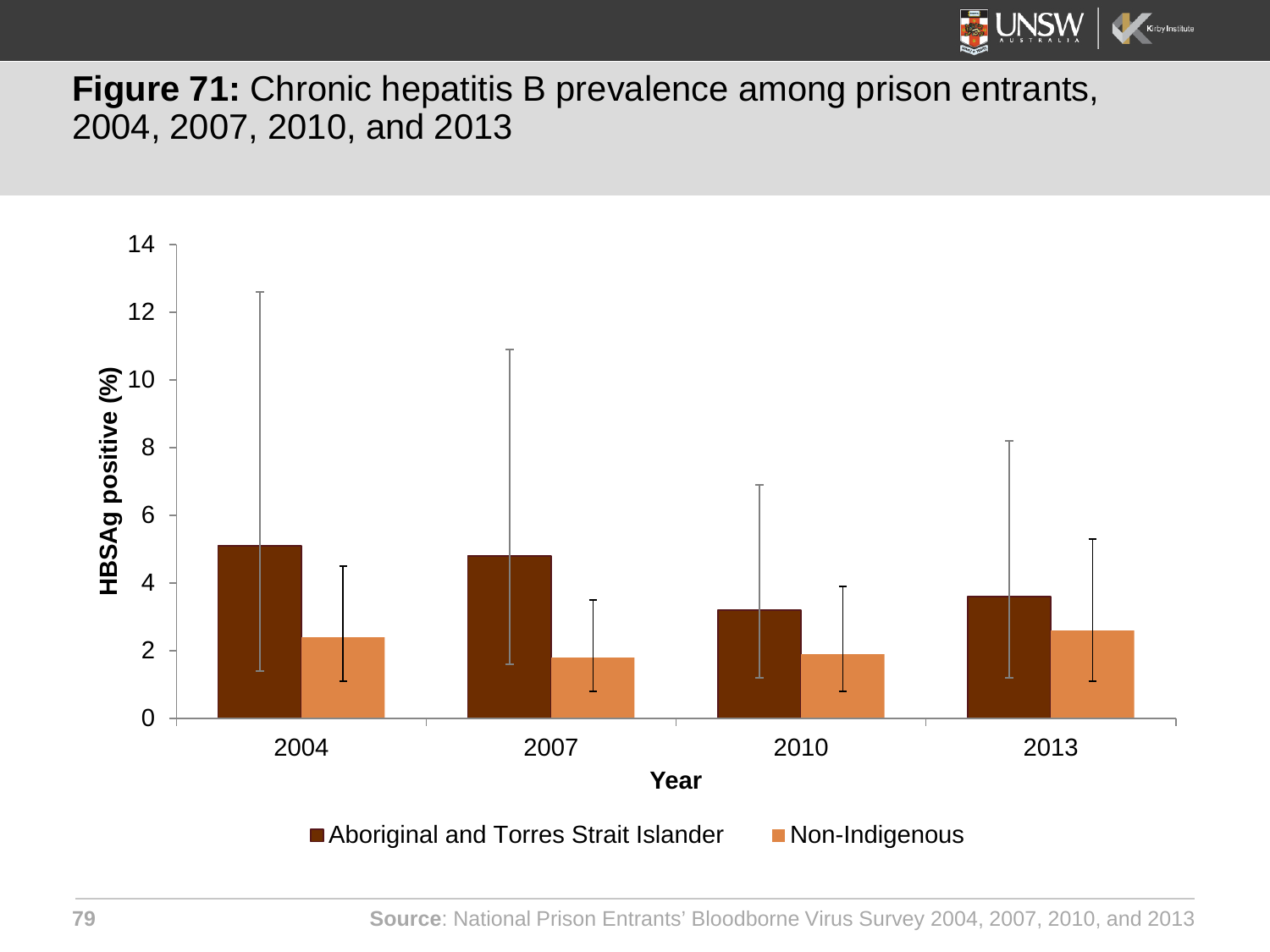**Figure 71:** Chronic hepatitis B prevalence among prison entrants, 2004, 2007, 2010, and 2013

**Source**: National Prison Entrants' Bloodborne Virus Survey 2004, 2007, 2010, and 2013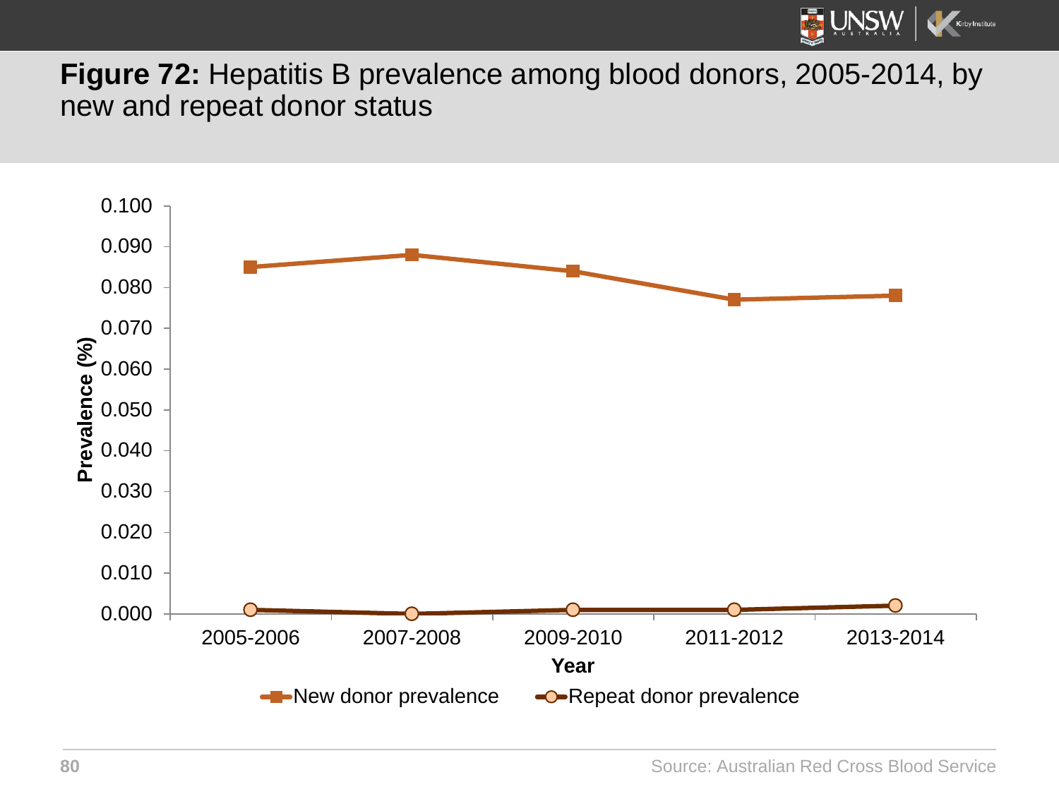**Figure 72:** Hepatitis B prevalence among blood donors, 2005-2014, by new and repeat donor status

Source: Australian Red Cross Blood Service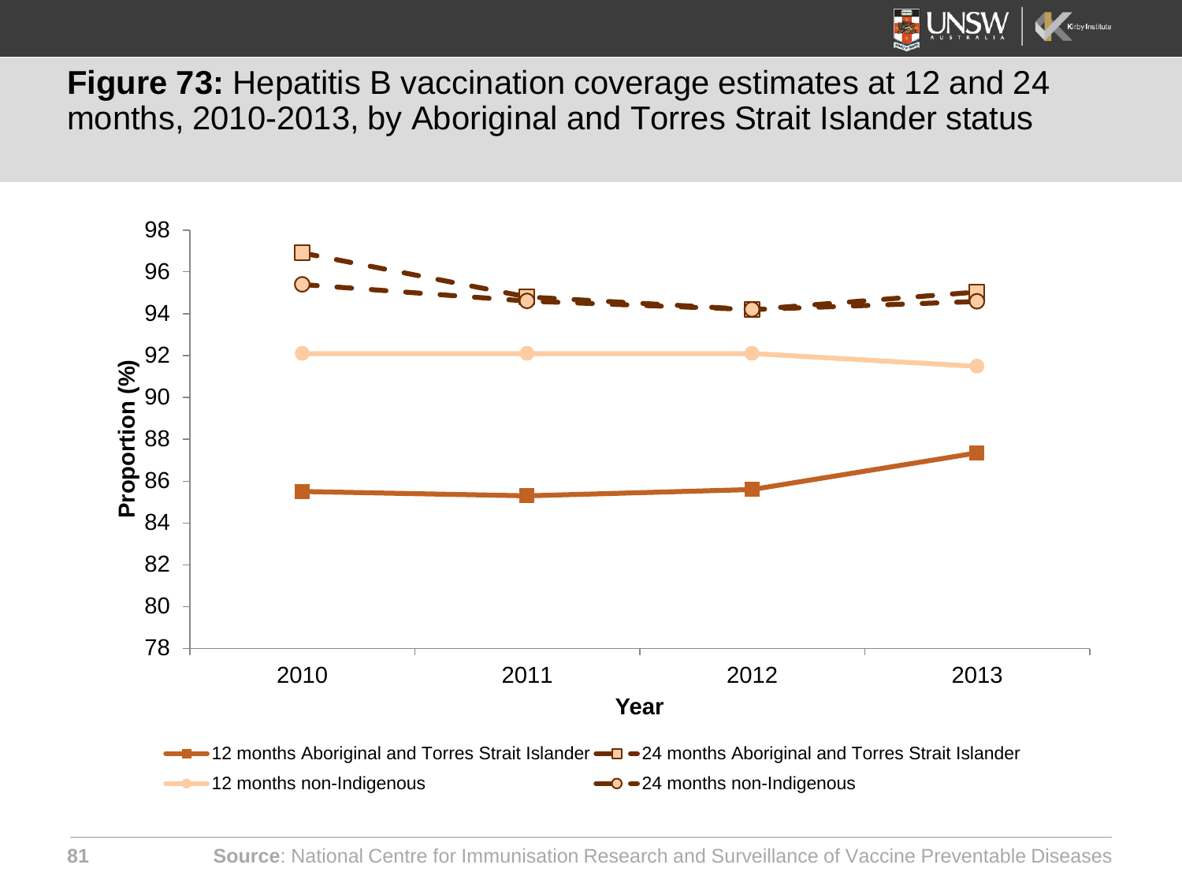**Figure 73:** Hepatitis B vaccination coverage estimates at 12 and 24 months, 2010-2013, by Aboriginal and Torres Strait Islander status

**Source**: National Centre for Immunisation Research and Surveillance of Vaccine Preventable Diseases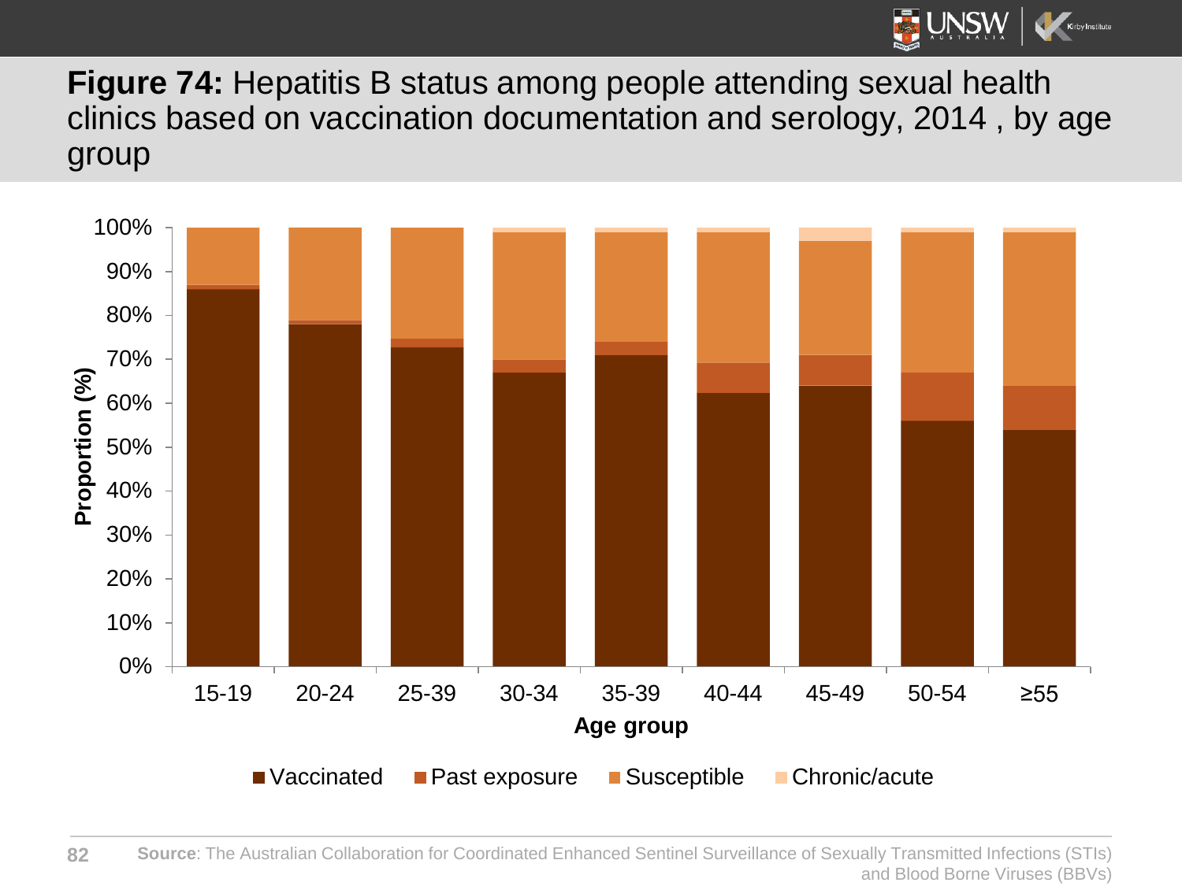**Figure 74:** Hepatitis B status among people attending sexual health clinics based on vaccination documentation and serology, 2014 , by age group

Proportion (%)

100%
90%
80%
70%
60%
50%
40%
30%
20%
10%
0%

15-19 20-24 25-39 30-34 35-39 40-44 45-49 50-54 ≥55

Age group

Vaccinated Past exposure Susceptible Chronic/acute

**Source**: The Australian Collaboration for Coordinated Enhanced Sentinel Surveillance of Sexually Transmitted Infections (STIs) and Blood Borne Viruses (BBVs)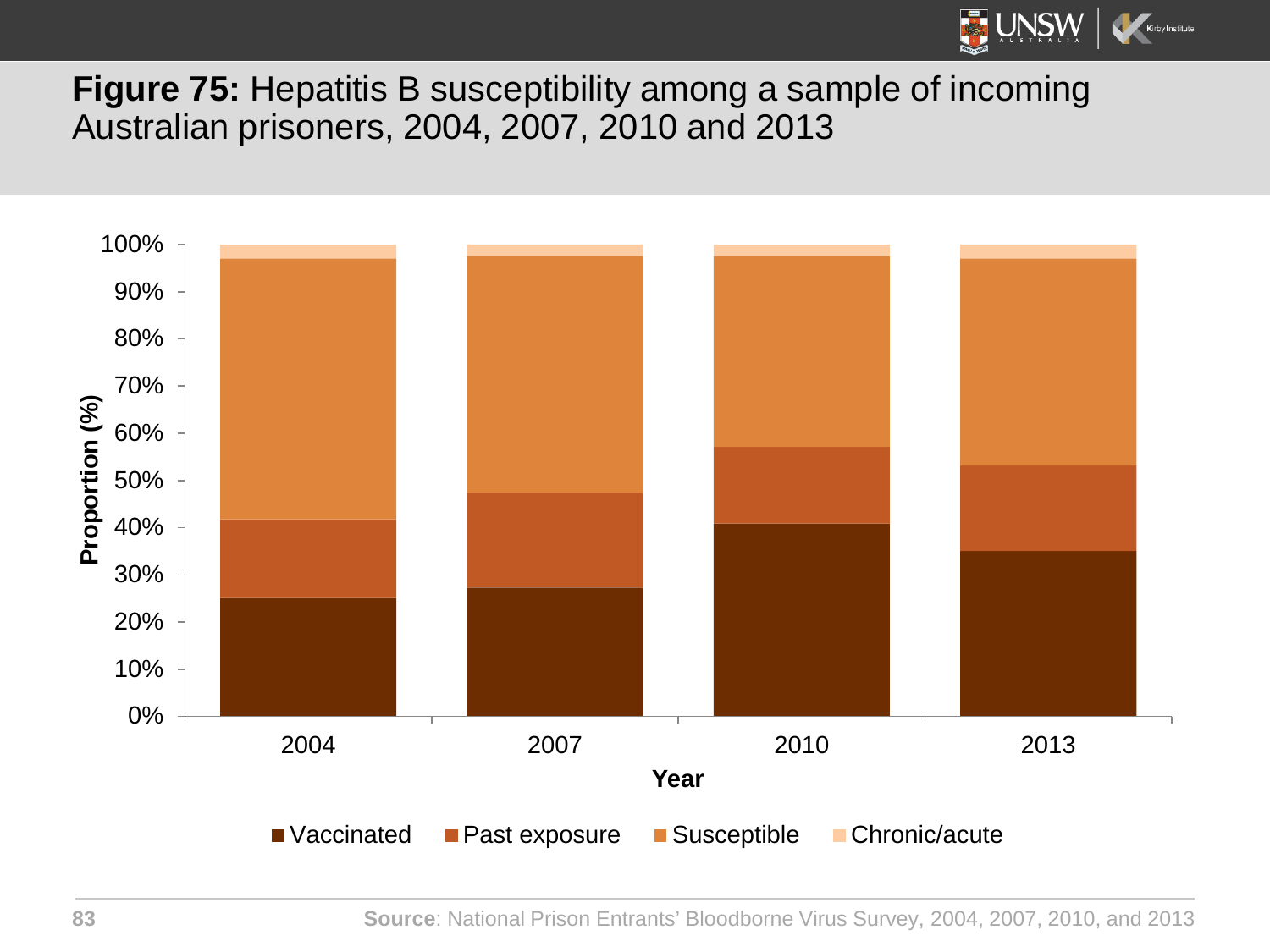**Figure 75:** Hepatitis B susceptibility among a sample of incoming Australian prisoners, 2004, 2007, 2010 and 2013

Proportion (%)

100%
90%
80%
70%
60%
50%
40%
30%
20%
10%
0%

2004 2007 2010 2013

Year

Vaccinated Past exposure Susceptible Chronic/acute

**Source**: National Prison Entrants' Bloodborne Virus Survey, 2004, 2007, 2010, and 2013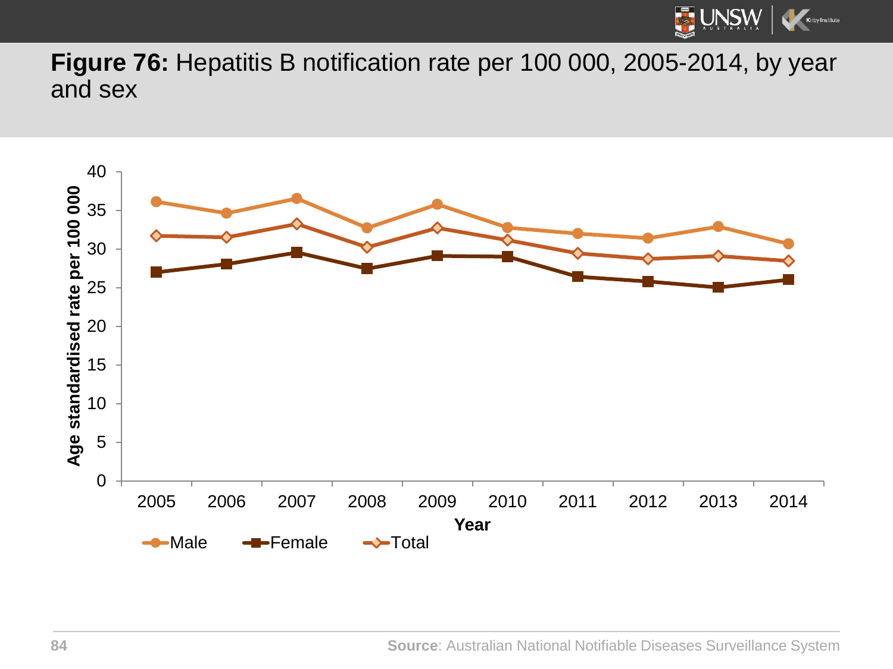**Figure 76:** Hepatitis B notification rate per 100 000, 2005-2014, by year and sex

**Source**: Australian National Notifiable Diseases Surveillance System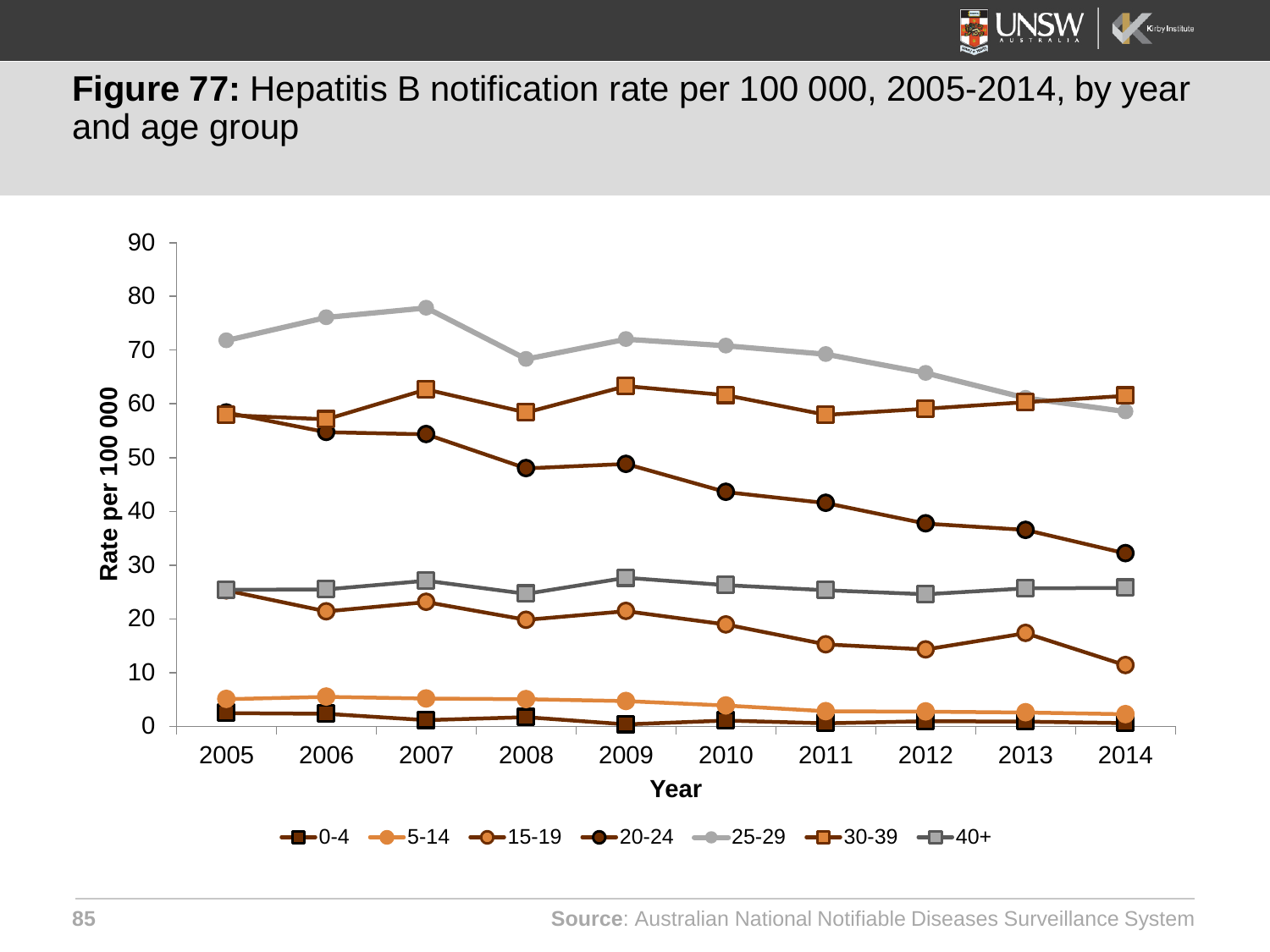**Figure 77:** Hepatitis B notification rate per 100 000, 2005-2014, by year and age group

**Source**: Australian National Notifiable Diseases Surveillance System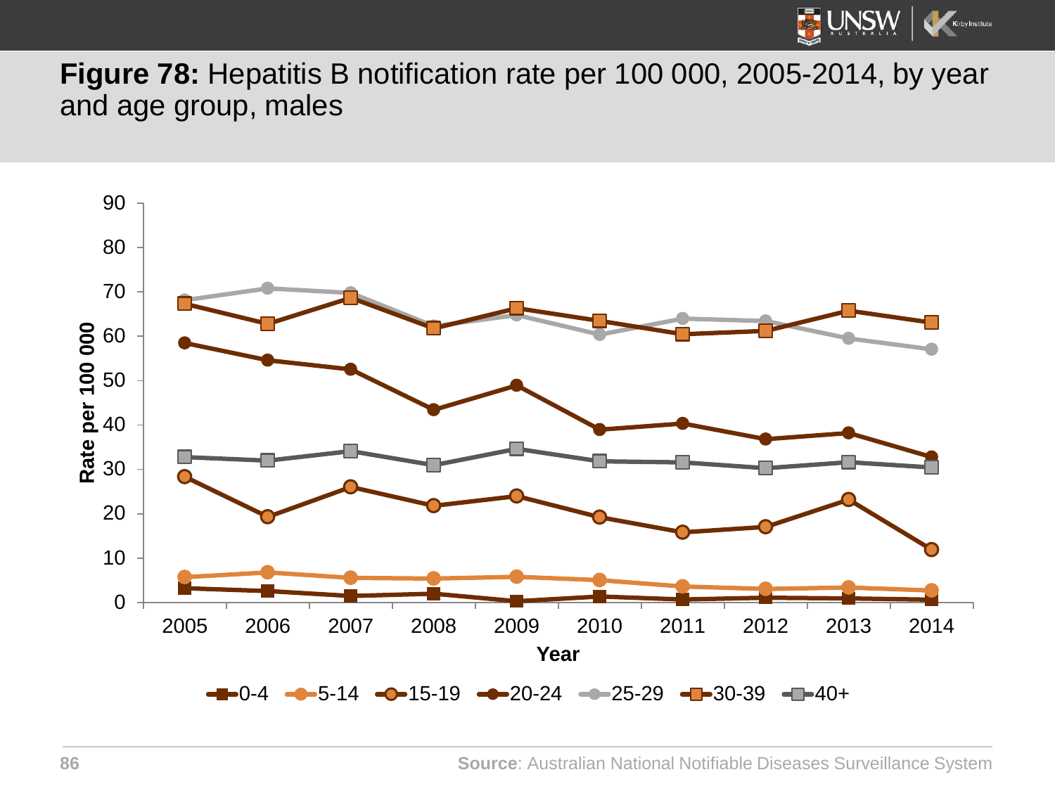**Figure 78:** Hepatitis B notification rate per 100 000, 2005-2014, by year and age group, males

**Source**: Australian National Notifiable Diseases Surveillance System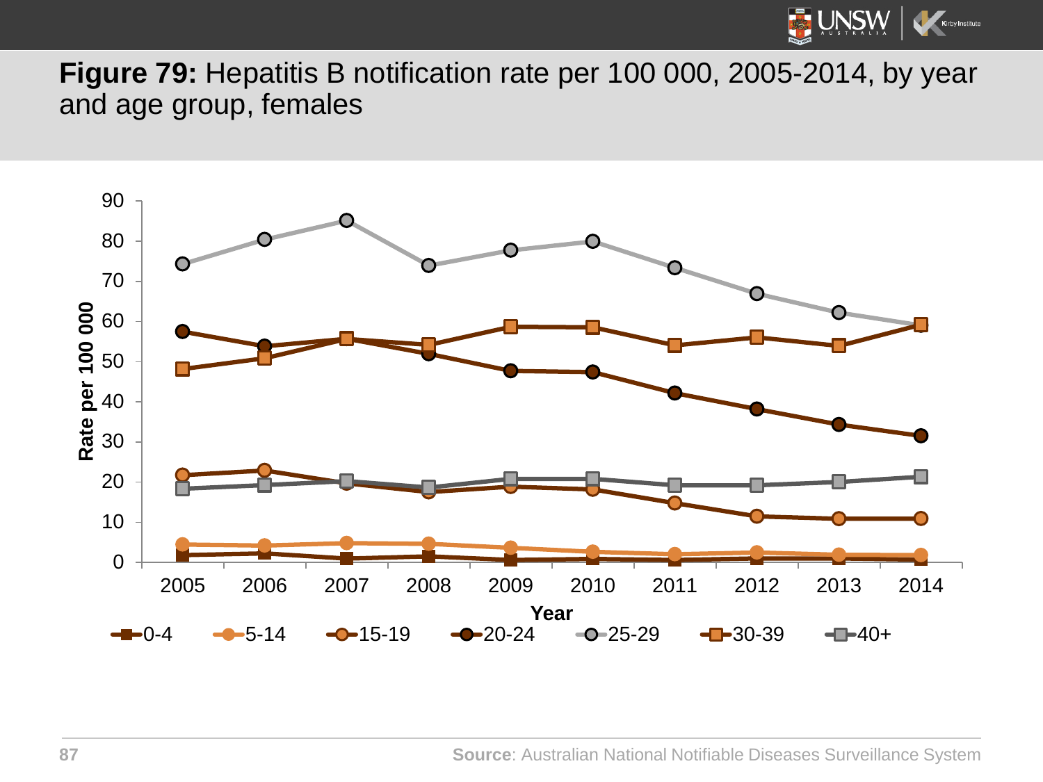**Figure 79:** Hepatitis B notification rate per 100 000, 2005-2014, by year and age group, females

Source: Australian National Notifiable Diseases Surveillance System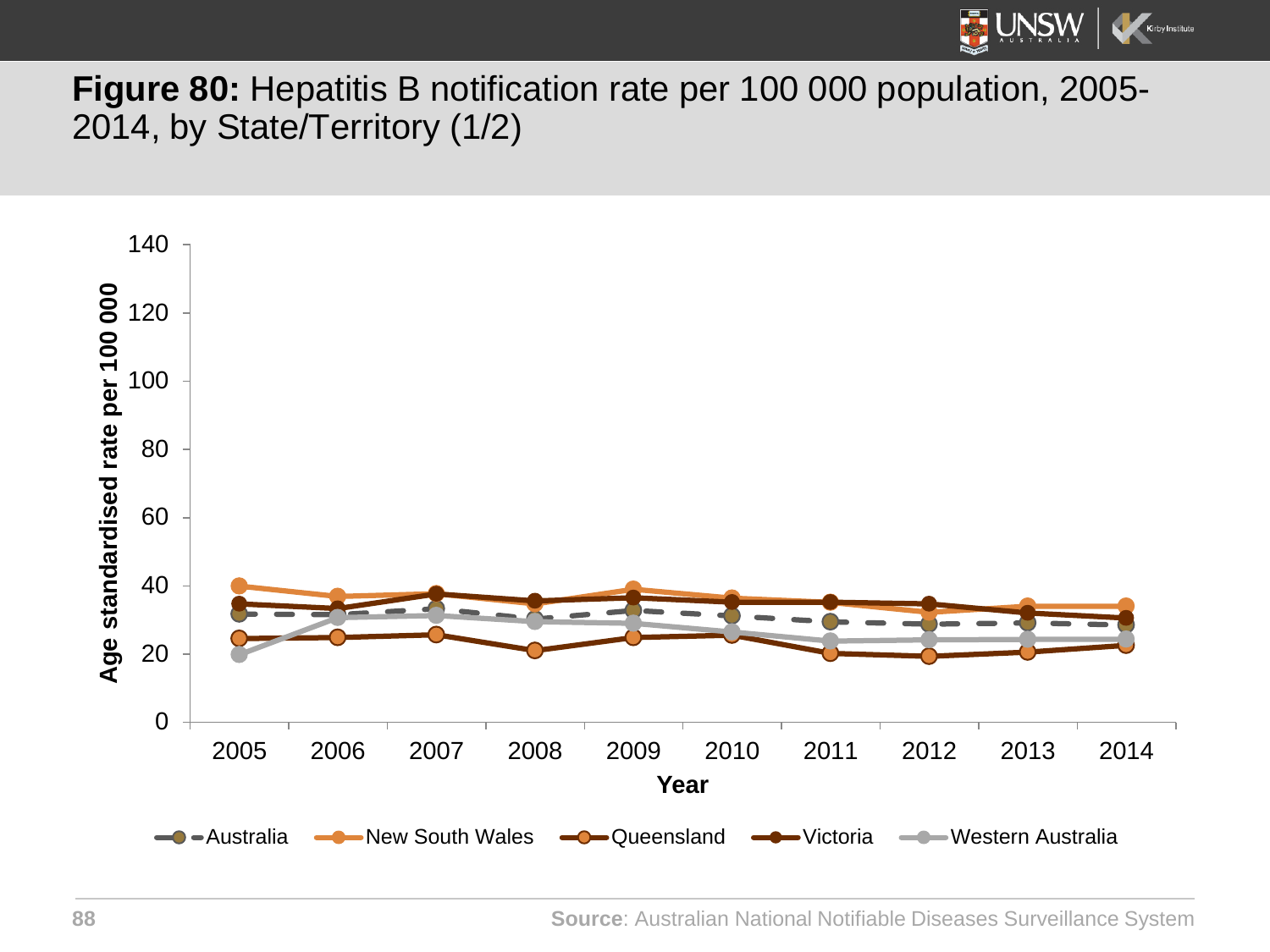**Figure 80:** Hepatitis B notification rate per 100 000 population, 2005-2014, by State/Territory (1/2)

Age standardised rate per 100 000

140
120
100
80
60
40
20
0

2005 2006 2007 2008 2009 2010 2011 2012 2013 2014

Year

Australia — New South Wales — Queensland — Victoria — Western Australia

**Source**: Australian National Notifiable Diseases Surveillance System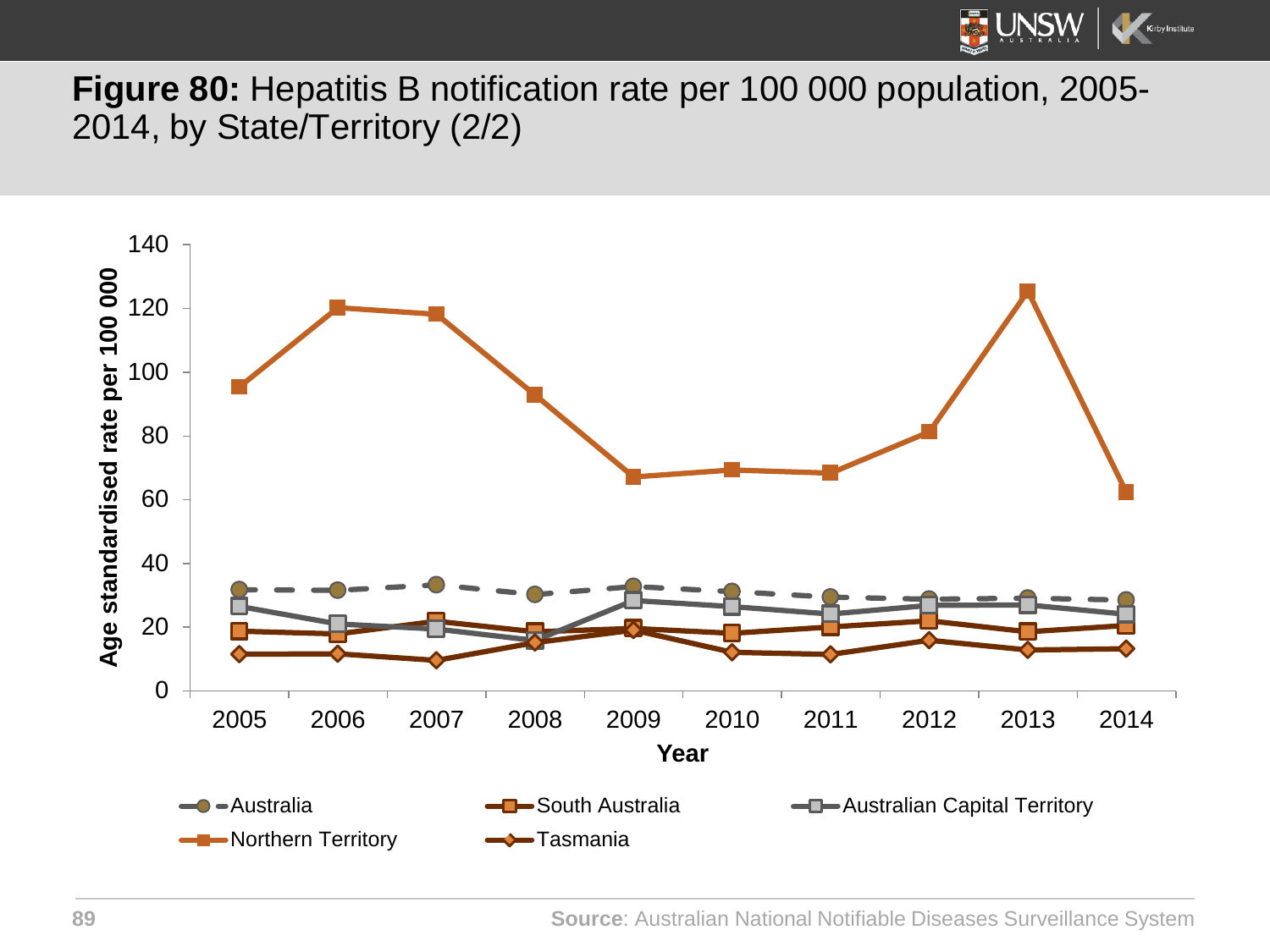**Figure 80:** Hepatitis B notification rate per 100 000 population, 2005-2014, by State/Territory (2/2)

**Source**: Australian National Notifiable Diseases Surveillance System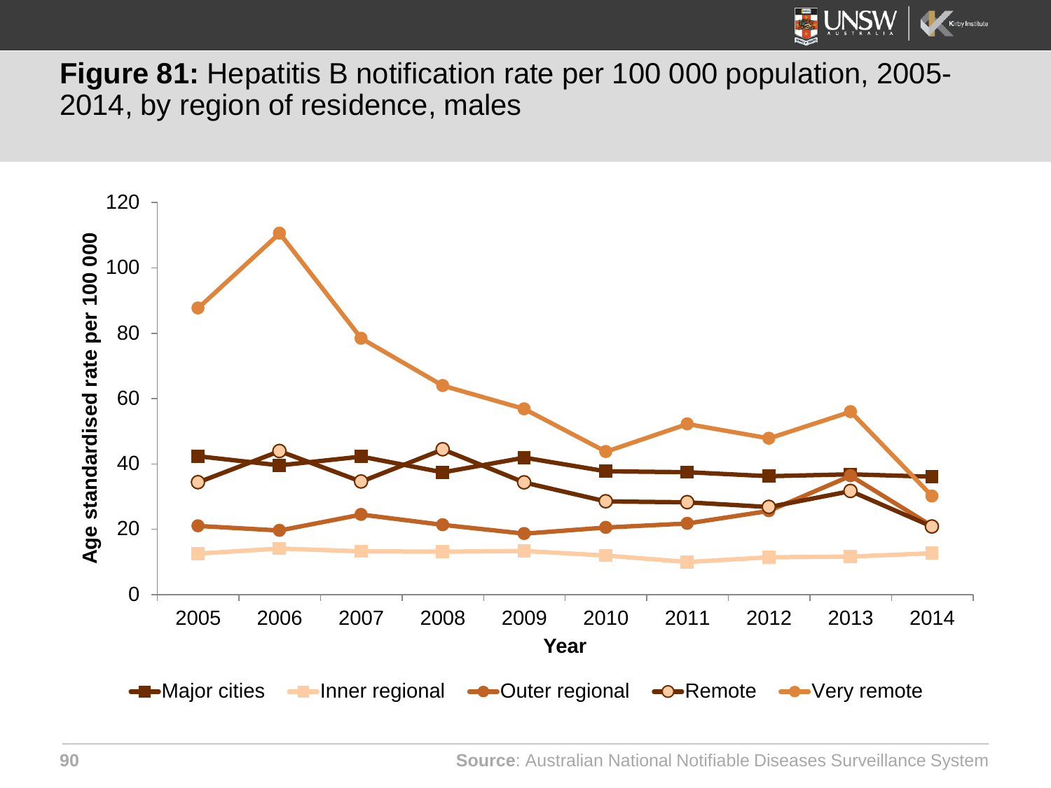**Figure 81:** Hepatitis B notification rate per 100 000 population, 2005-2014, by region of residence, males

**Source**: Australian National Notifiable Diseases Surveillance System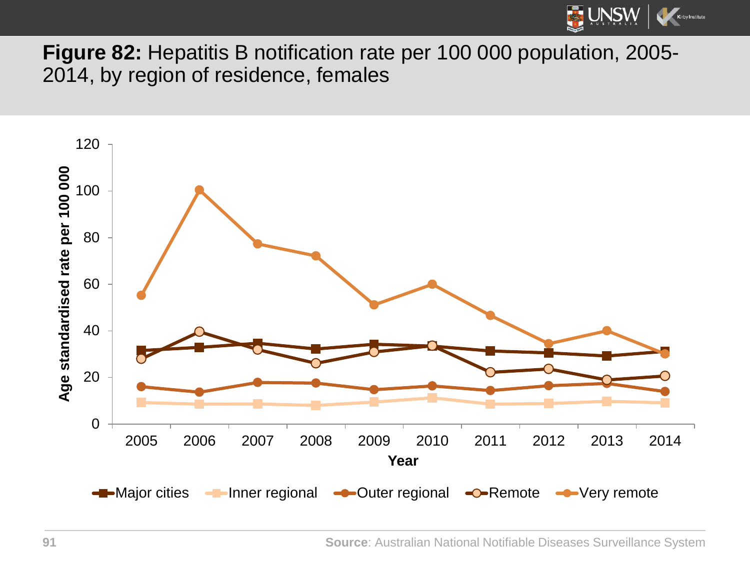**Figure 82:** Hepatitis B notification rate per 100 000 population, 2005-2014, by region of residence, females

**Source**: Australian National Notifiable Diseases Surveillance System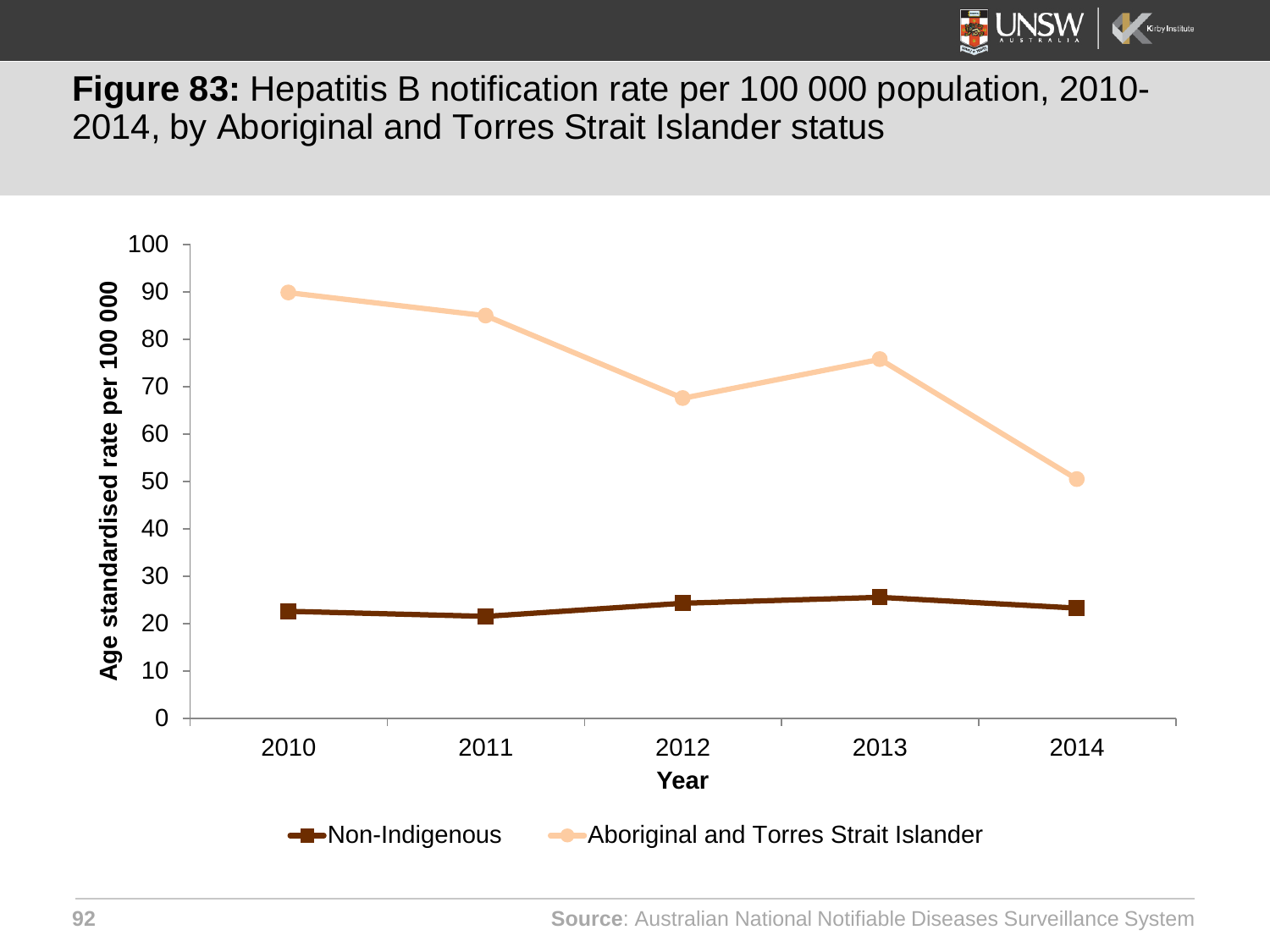**Figure 83:** Hepatitis B notification rate per 100 000 population, 2010-2014, by Aboriginal and Torres Strait Islander status

Age standardised rate per 100 000

Year

Non-Indigenous — Aboriginal and Torres Strait Islander

**Source**: Australian National Notifiable Diseases Surveillance System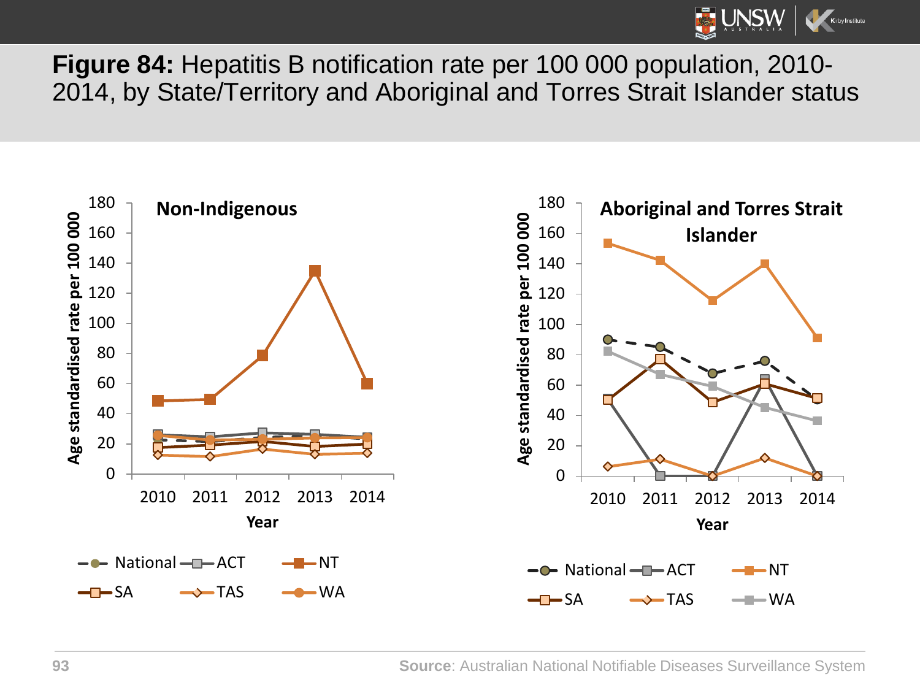**Figure 84:** Hepatitis B notification rate per 100 000 population, 2010-2014, by State/Territory and Aboriginal and Torres Strait Islander status

**Non-Indigenous**

Age standardised rate per 100 000 (0–180) by Year (2010–2014)

Legend: National, ACT, NT, SA, TAS, WA

**Aboriginal and Torres Strait Islander**

Age standardised rate per 100 000 (0–180) by Year (2010–2014)

Legend: National, ACT, NT, SA, TAS, WA

**Source**: Australian National Notifiable Diseases Surveillance System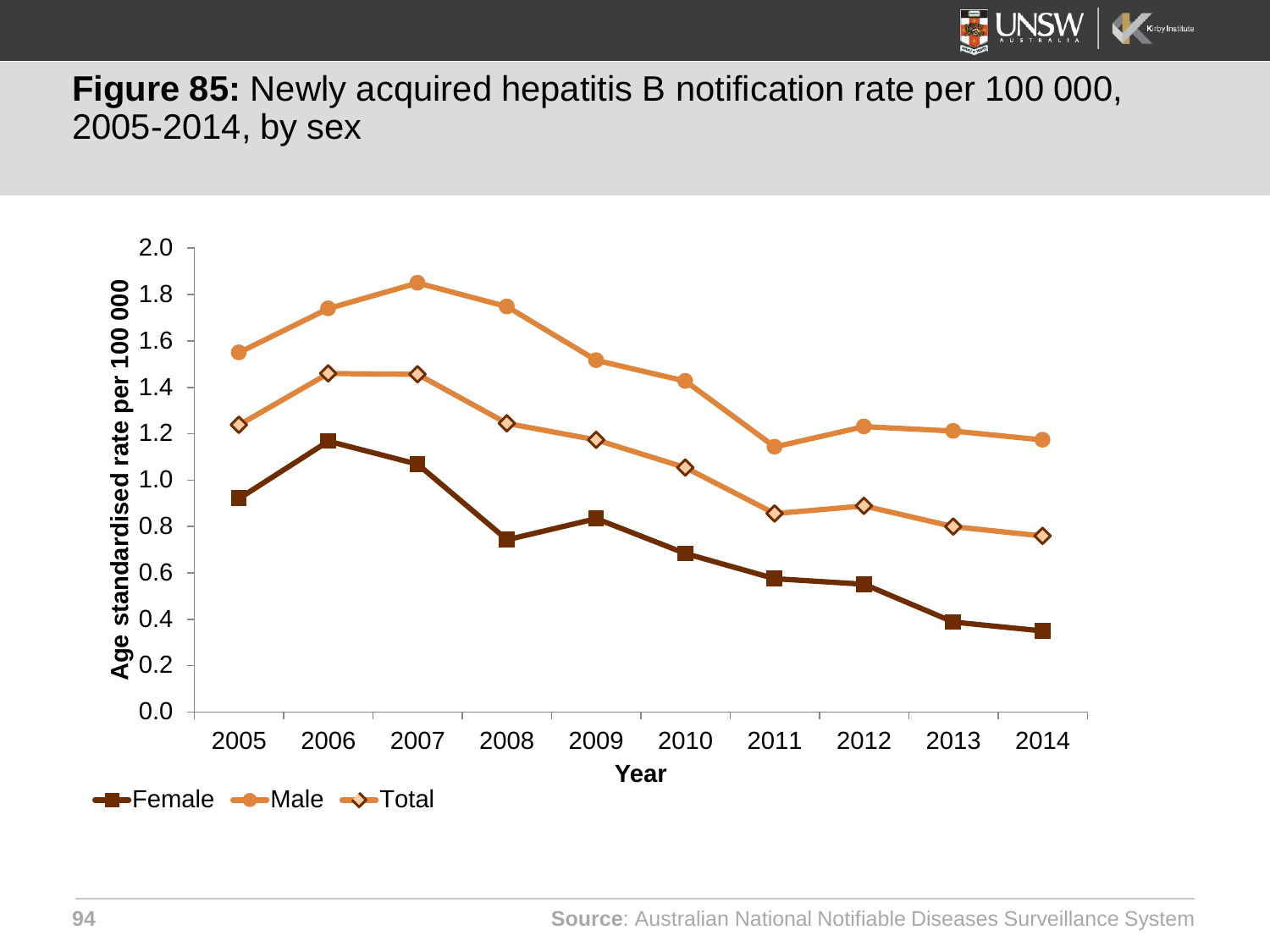**Figure 85:** Newly acquired hepatitis B notification rate per 100 000, 2005-2014, by sex

**Source**: Australian National Notifiable Diseases Surveillance System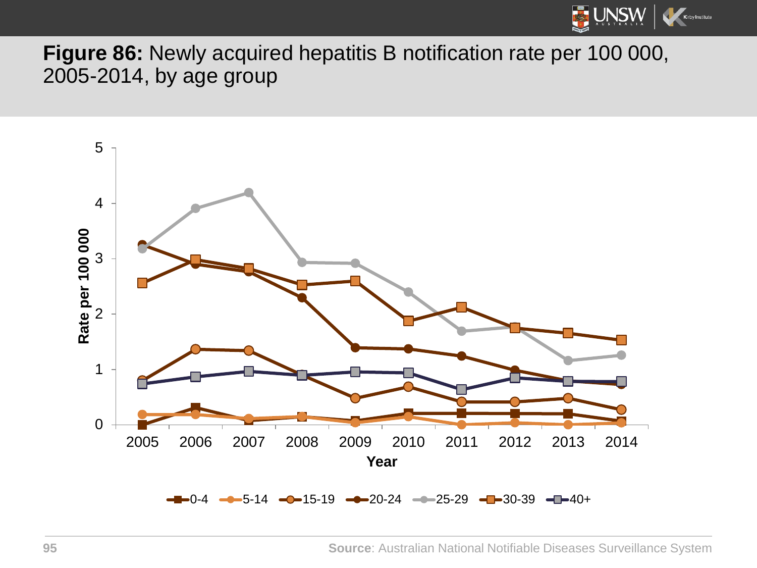**Figure 86:** Newly acquired hepatitis B notification rate per 100 000, 2005-2014, by age group

Rate per 100 000

Year

0-4 5-14 15-19 20-24 25-29 30-39 40+

**Source**: Australian National Notifiable Diseases Surveillance System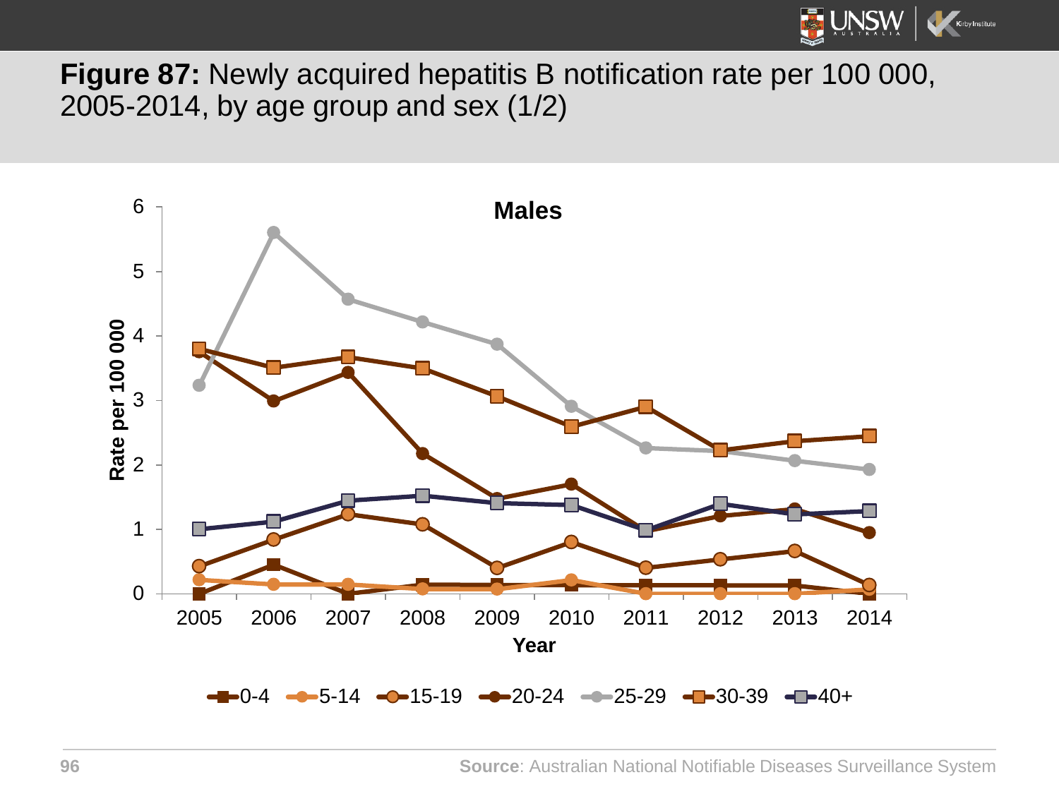**Figure 87:** Newly acquired hepatitis B notification rate per 100 000, 2005-2014, by age group and sex (1/2)

**Males**

Rate per 100 000

Year

0-4, 5-14, 15-19, 20-24, 25-29, 30-39, 40+

**Source**: Australian National Notifiable Diseases Surveillance System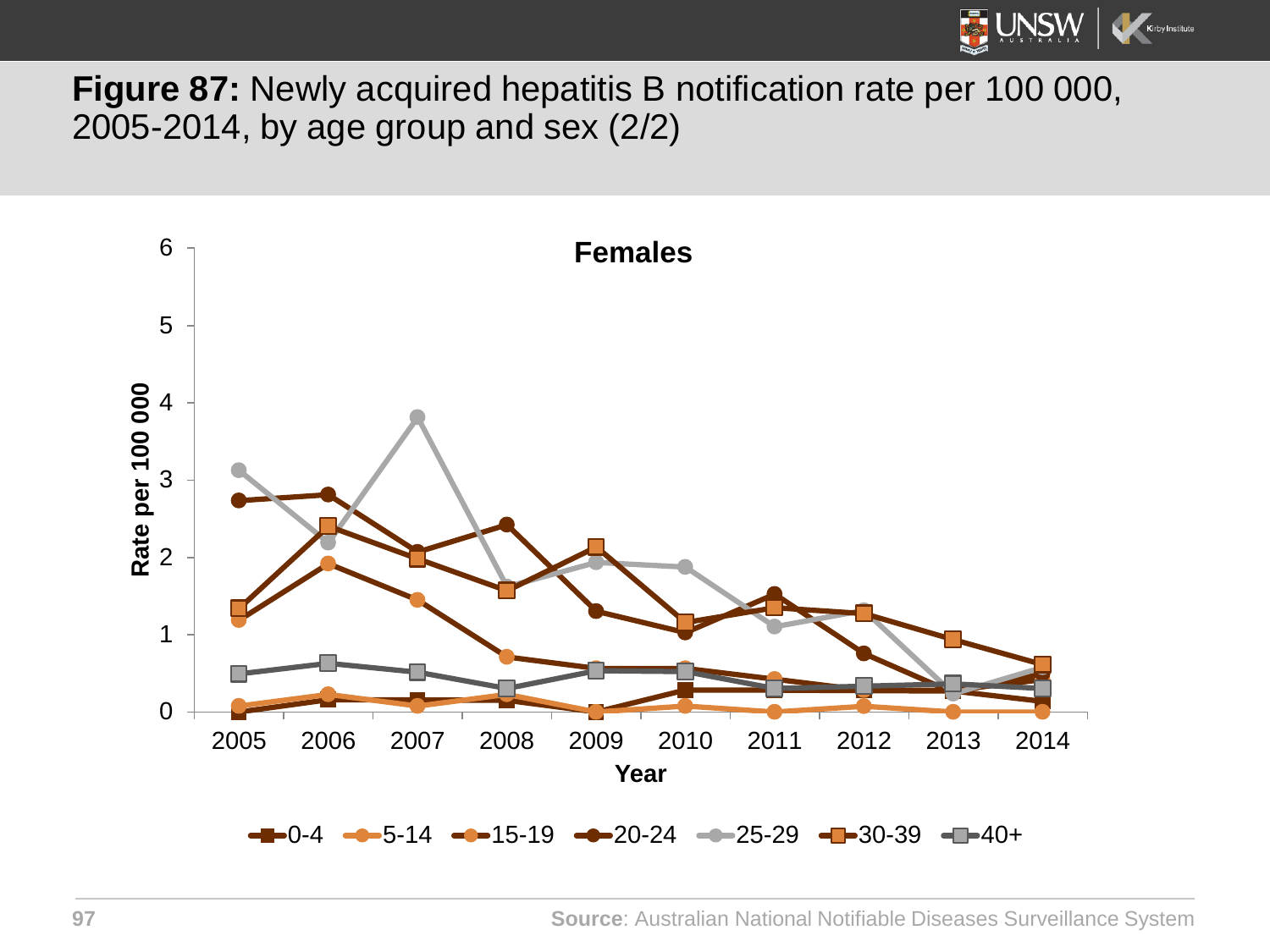**Figure 87:** Newly acquired hepatitis B notification rate per 100 000, 2005-2014, by age group and sex (2/2)

**Females**

Rate per 100 000

Year

0-4 | 5-14 | 15-19 | 20-24 | 25-29 | 30-39 | 40+

**Source**: Australian National Notifiable Diseases Surveillance System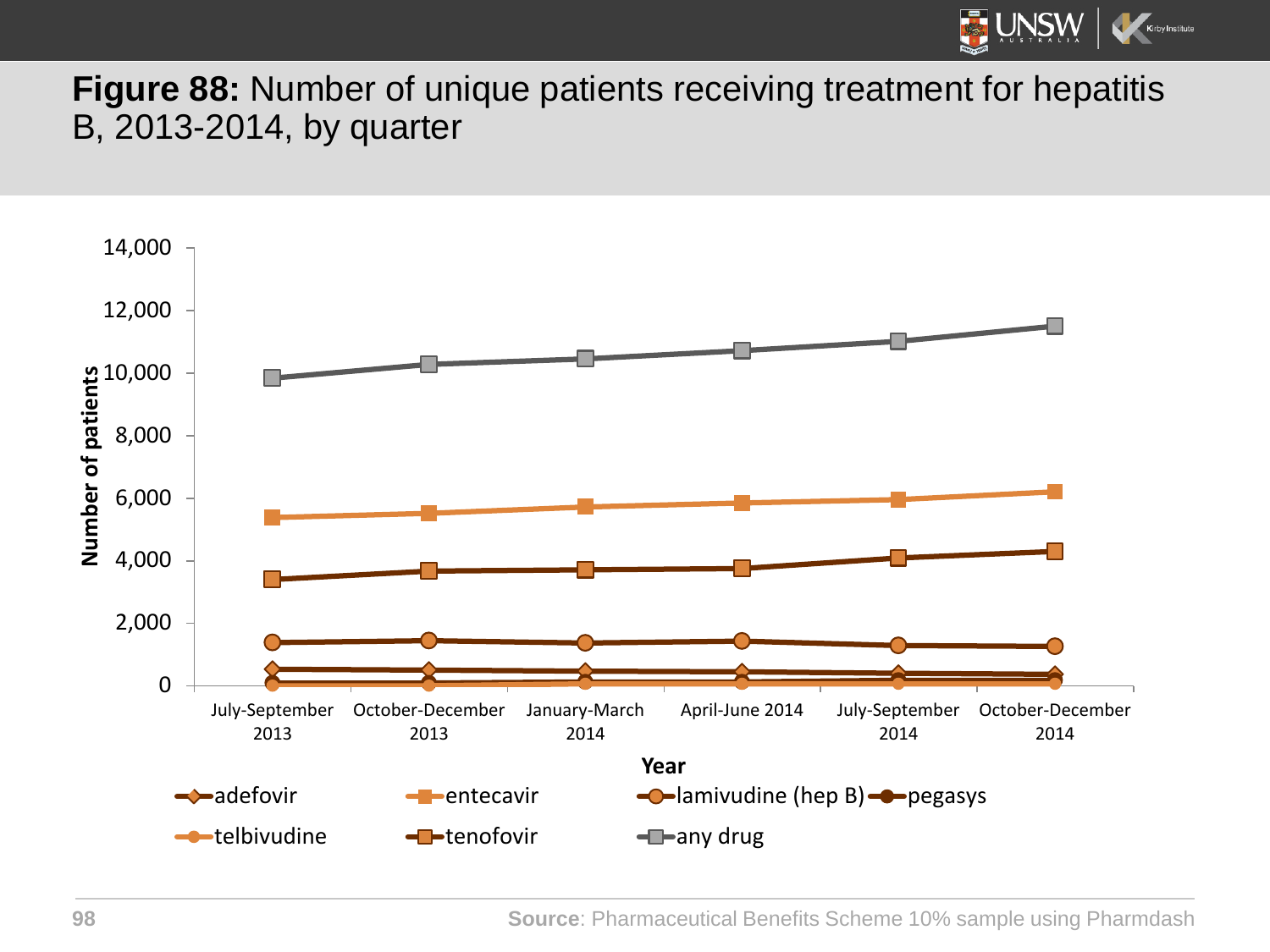**Figure 88:** Number of unique patients receiving treatment for hepatitis B, 2013-2014, by quarter

Number of patients

14,000
12,000
10,000
8,000
6,000
4,000
2,000
0

July-September 2013 | October-December 2013 | January-March 2014 | April-June 2014 | July-September 2014 | October-December 2014

Year

adefovir, entecavir, lamivudine (hep B), pegasys, telbivudine, tenofovir, any drug

**Source**: Pharmaceutical Benefits Scheme 10% sample using Pharmdash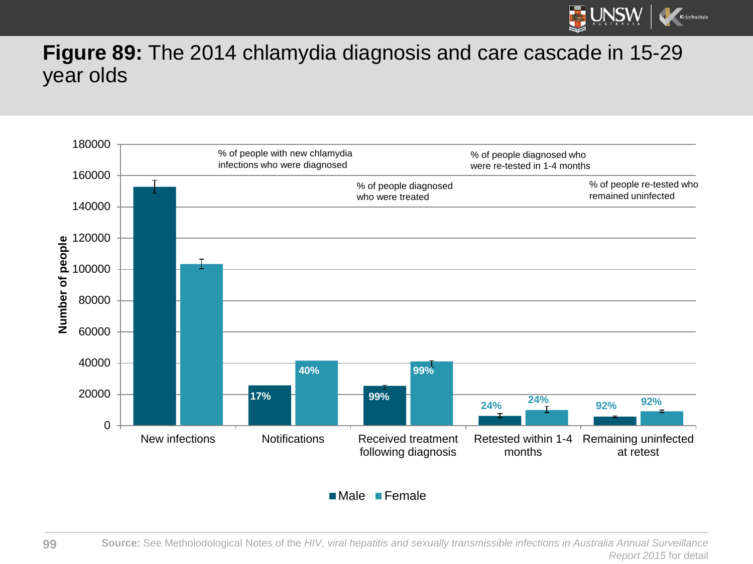# **Figure 89:** The 2014 chlamydia diagnosis and care cascade in 15-29 year olds

Number of people

% of people with new chlamydia infections who were diagnosed

% of people diagnosed who were treated

% of people diagnosed who were re-tested in 1-4 months

% of people re-tested who remained uninfected

| | Male | Female |
|---|---|---|
| New infections | | |
| Notifications | 17% | 40% |
| Received treatment following diagnosis | 99% | 99% |
| Retested within 1-4 months | 24% | 24% |
| Remaining uninfected at retest | 92% | 92% |

Male Female

**Source:** See Metholodological Notes of the *HIV, viral hepatitis and sexually transmissible infections in Australia Annual Surveillance Report 2015* for detail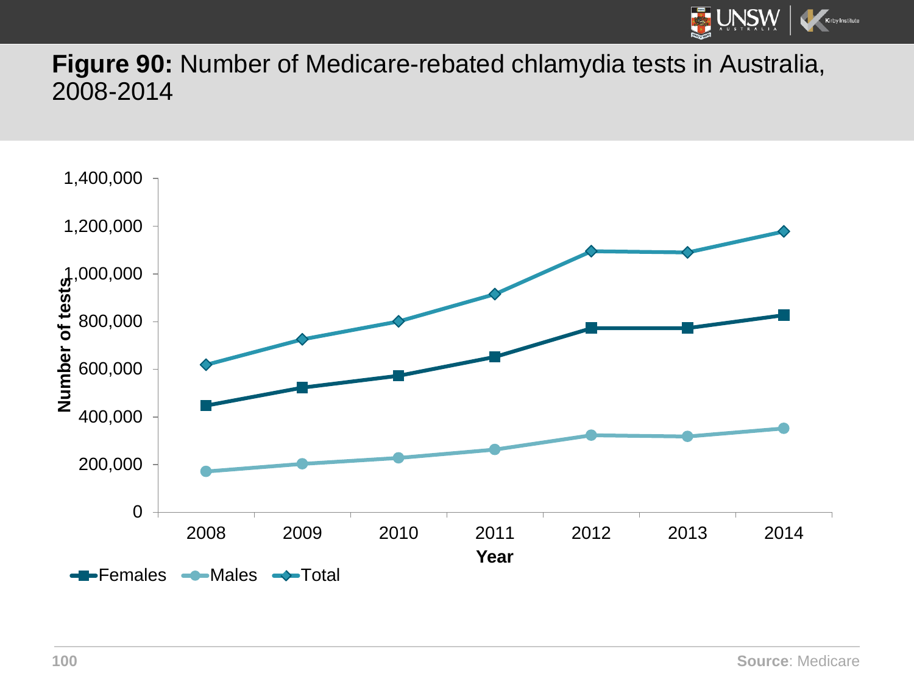**Figure 90:** Number of Medicare-rebated chlamydia tests in Australia, 2008-2014

Source: Medicare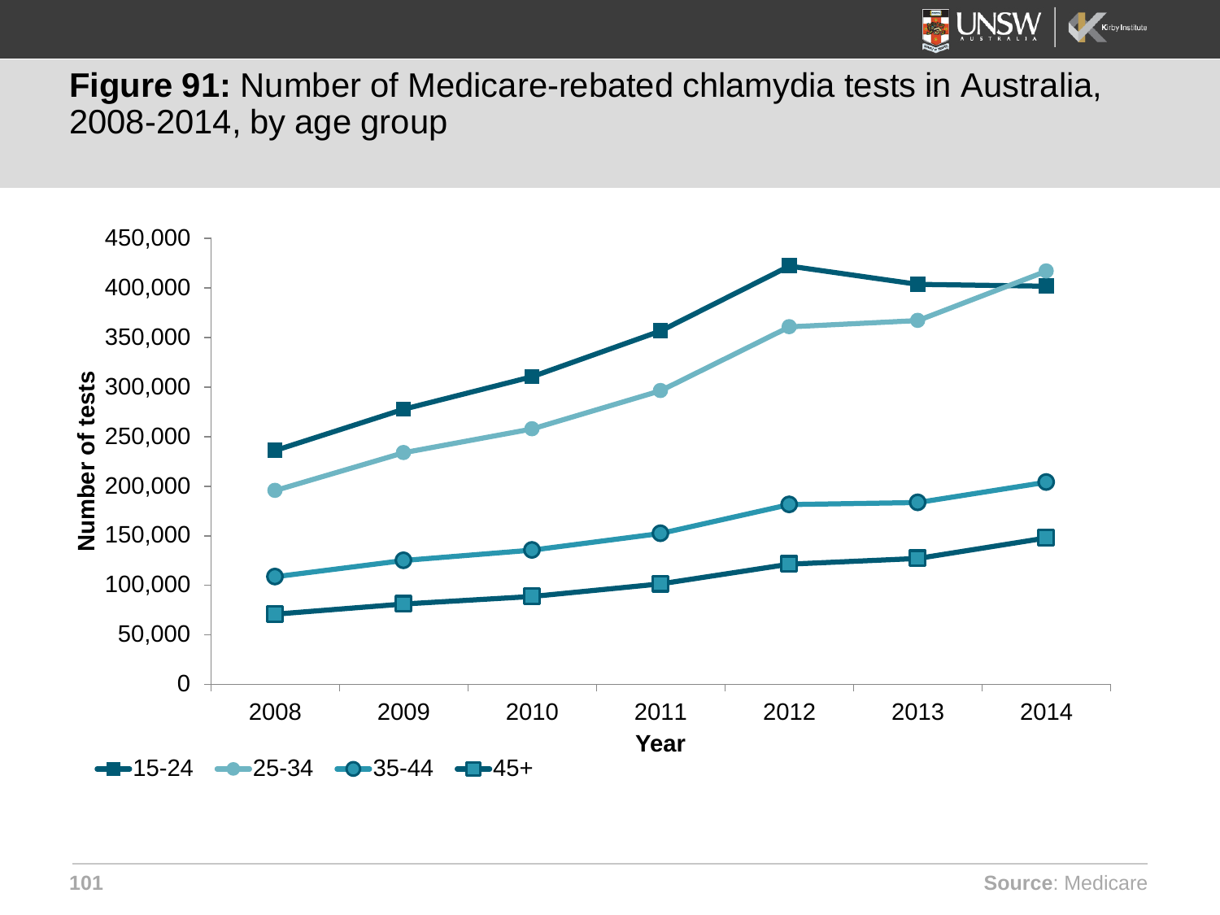**Figure 91:** Number of Medicare-rebated chlamydia tests in Australia, 2008-2014, by age group

**Source**: Medicare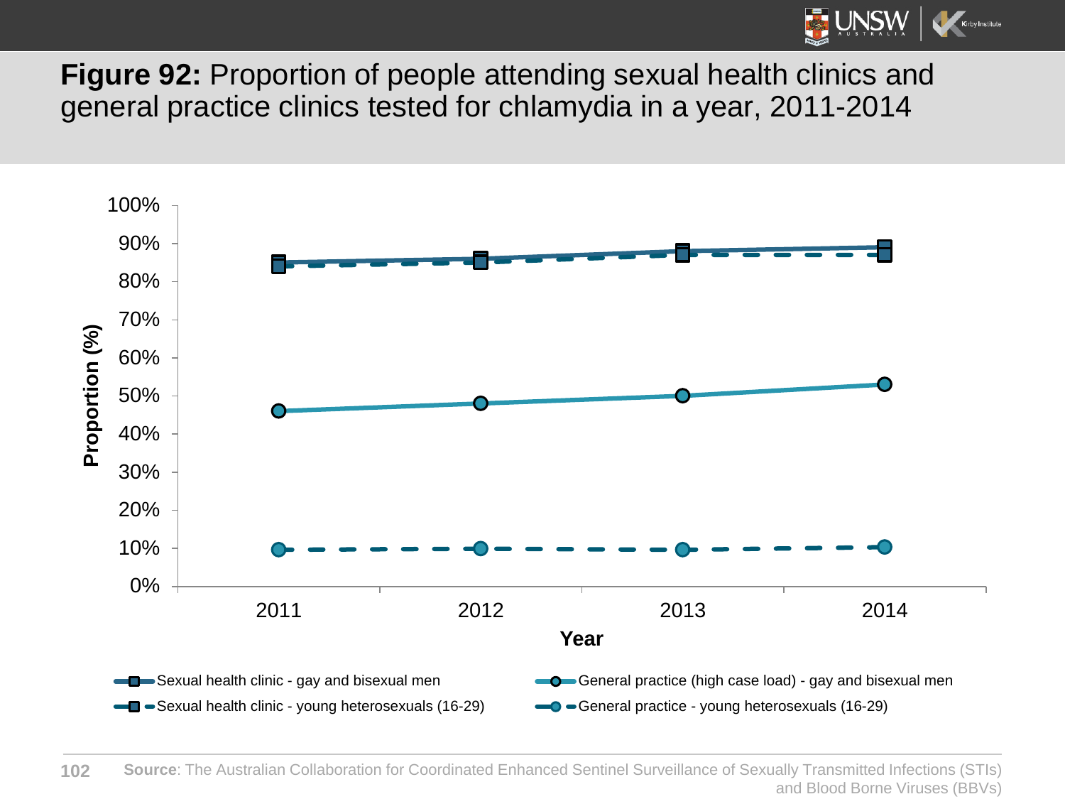**Figure 92:** Proportion of people attending sexual health clinics and general practice clinics tested for chlamydia in a year, 2011-2014

**Source**: The Australian Collaboration for Coordinated Enhanced Sentinel Surveillance of Sexually Transmitted Infections (STIs) and Blood Borne Viruses (BBVs)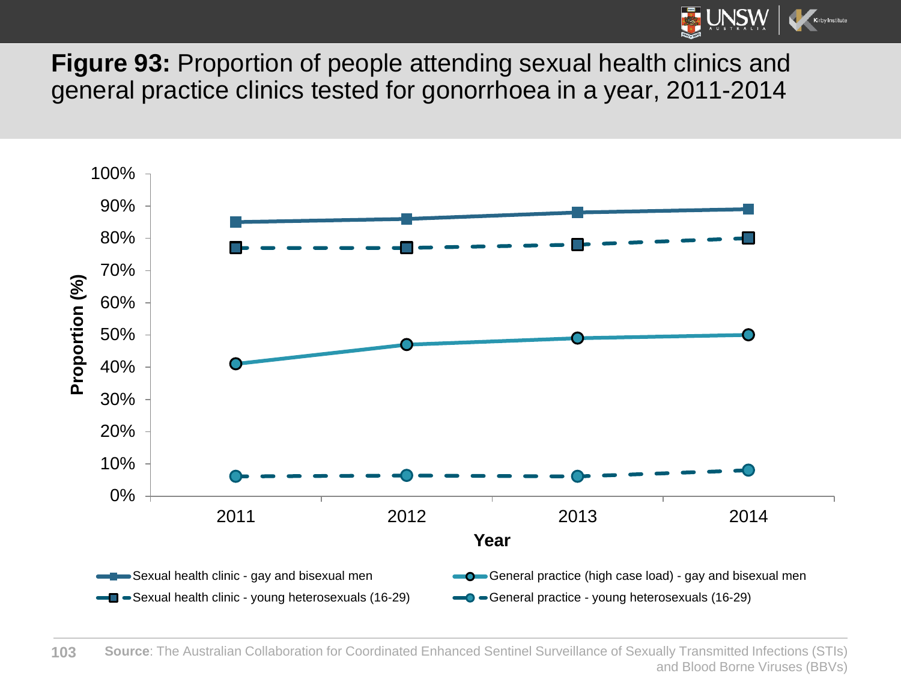**Figure 93:** Proportion of people attending sexual health clinics and general practice clinics tested for gonorrhoea in a year, 2011-2014

**Source**: The Australian Collaboration for Coordinated Enhanced Sentinel Surveillance of Sexually Transmitted Infections (STIs) and Blood Borne Viruses (BBVs)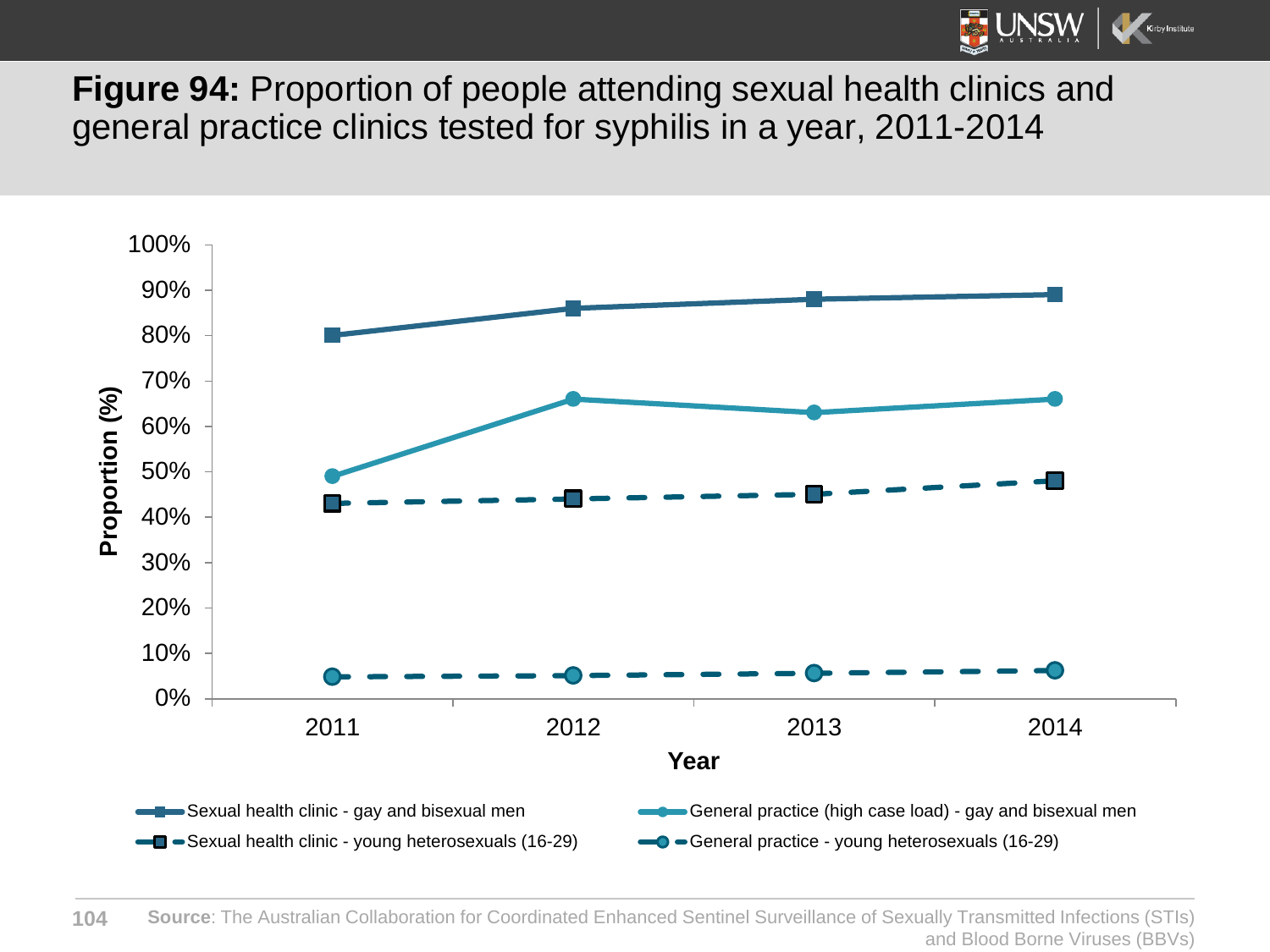**Figure 94:** Proportion of people attending sexual health clinics and general practice clinics tested for syphilis in a year, 2011-2014

Proportion (%)

100%
90%
80%
70%
60%
50%
40%
30%
20%
10%
0%

2011 2012 2013 2014

Year

Sexual health clinic - gay and bisexual men
General practice (high case load) - gay and bisexual men
Sexual health clinic - young heterosexuals (16-29)
General practice - young heterosexuals (16-29)

**Source**: The Australian Collaboration for Coordinated Enhanced Sentinel Surveillance of Sexually Transmitted Infections (STIs) and Blood Borne Viruses (BBVs)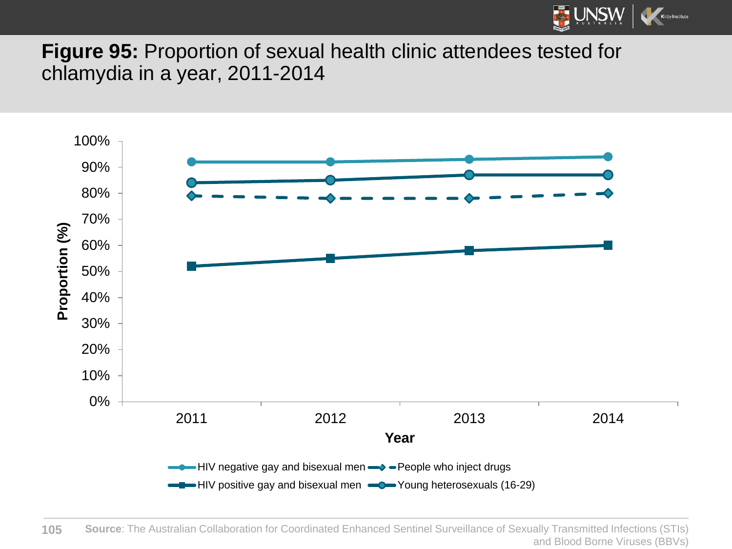## **Figure 95:** Proportion of sexual health clinic attendees tested for chlamydia in a year, 2011-2014

Proportion (%)

100%
90%
80%
70%
60%
50%
40%
30%
20%
10%
0%

2011 2012 2013 2014

Year

HIV negative gay and bisexual men — People who inject drugs — HIV positive gay and bisexual men — Young heterosexuals (16-29)

**Source**: The Australian Collaboration for Coordinated Enhanced Sentinel Surveillance of Sexually Transmitted Infections (STIs) and Blood Borne Viruses (BBVs)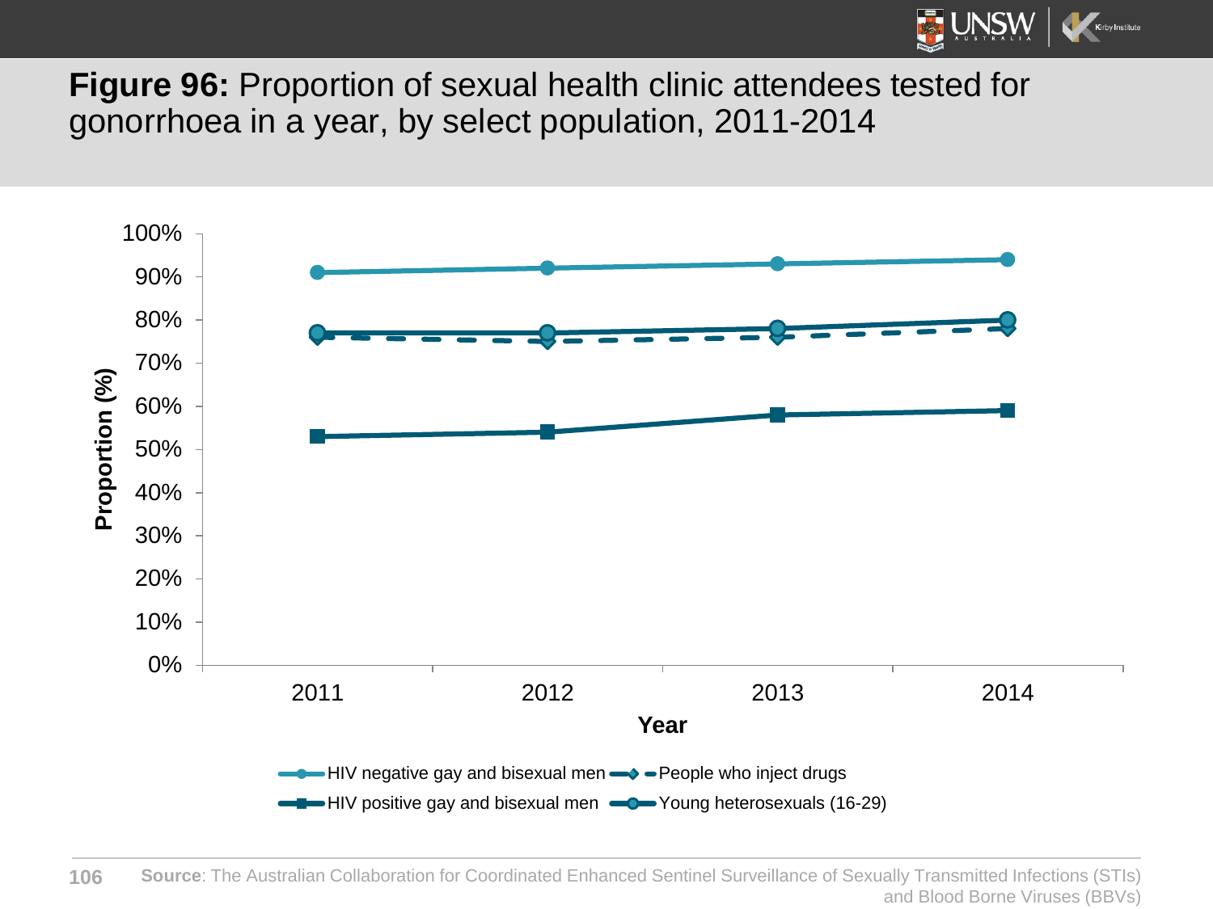**Figure 96:** Proportion of sexual health clinic attendees tested for gonorrhoea in a year, by select population, 2011-2014

**Source**: The Australian Collaboration for Coordinated Enhanced Sentinel Surveillance of Sexually Transmitted Infections (STIs) and Blood Borne Viruses (BBVs)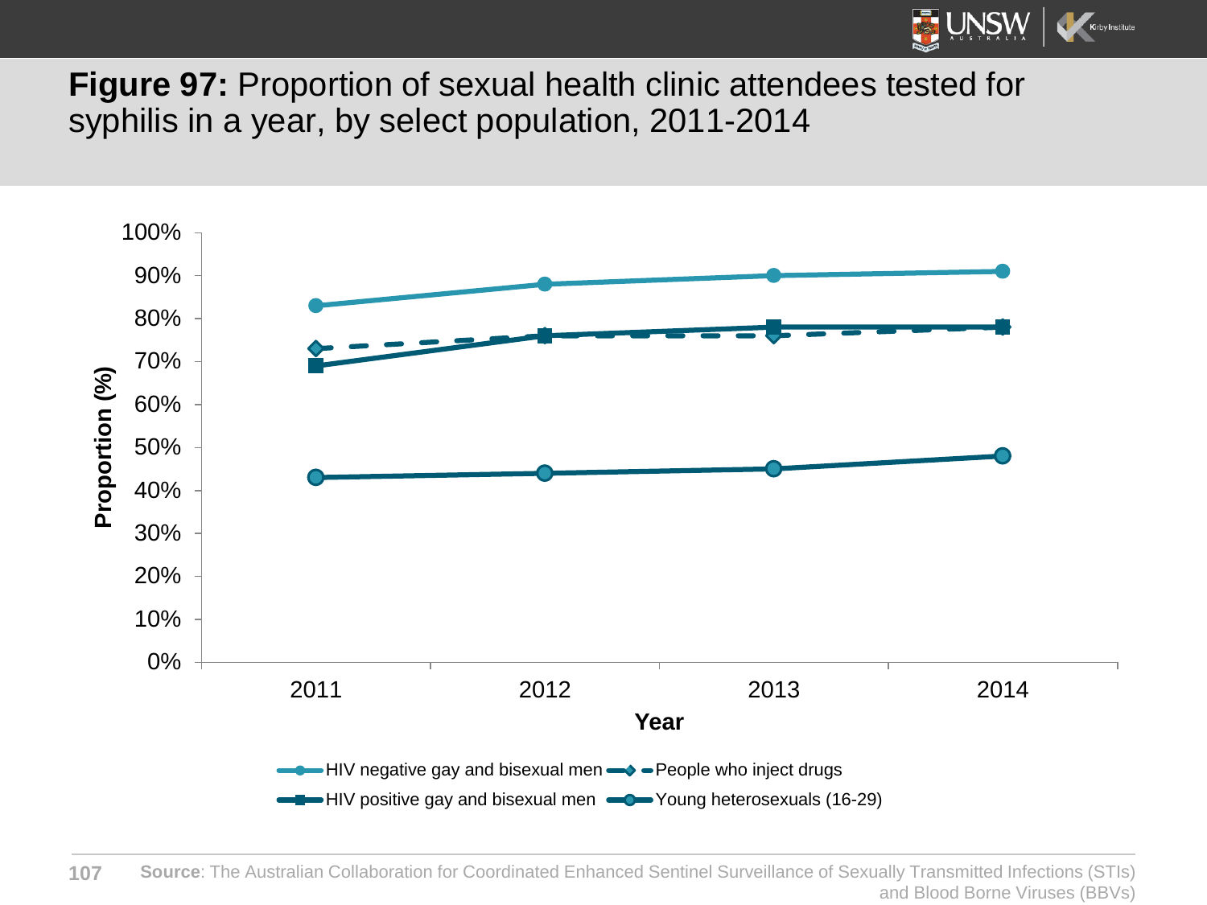**Figure 97:** Proportion of sexual health clinic attendees tested for syphilis in a year, by select population, 2011-2014

**Source**: The Australian Collaboration for Coordinated Enhanced Sentinel Surveillance of Sexually Transmitted Infections (STIs) and Blood Borne Viruses (BBVs)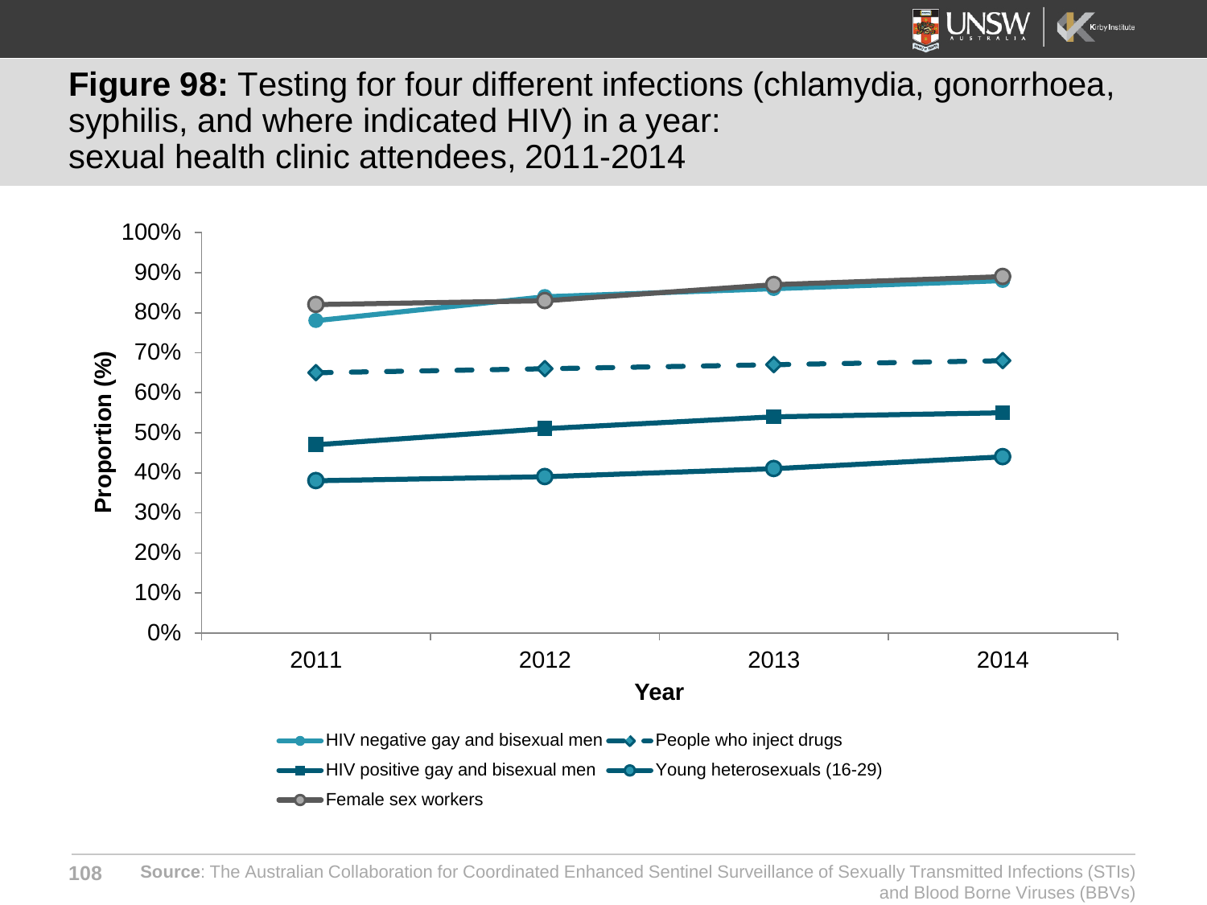**Figure 98:** Testing for four different infections (chlamydia, gonorrhoea, syphilis, and where indicated HIV) in a year: sexual health clinic attendees, 2011-2014

**Source**: The Australian Collaboration for Coordinated Enhanced Sentinel Surveillance of Sexually Transmitted Infections (STIs) and Blood Borne Viruses (BBVs)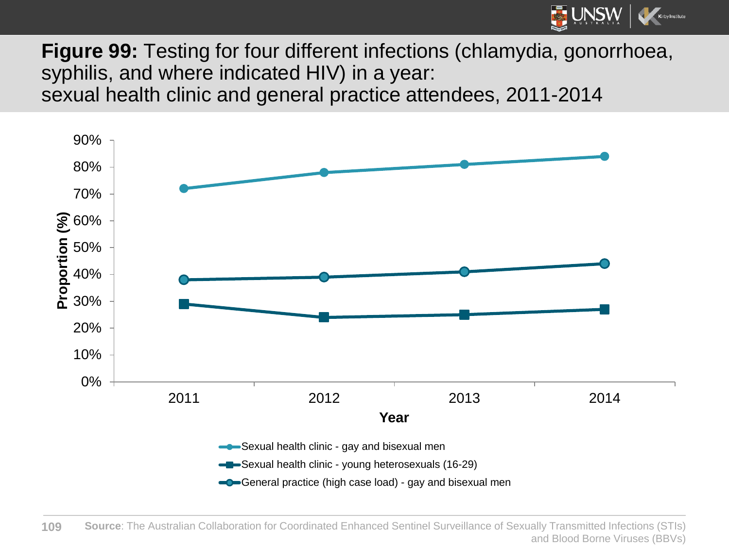**Figure 99:** Testing for four different infections (chlamydia, gonorrhoea, syphilis, and where indicated HIV) in a year: sexual health clinic and general practice attendees, 2011-2014

**Source**: The Australian Collaboration for Coordinated Enhanced Sentinel Surveillance of Sexually Transmitted Infections (STIs) and Blood Borne Viruses (BBVs)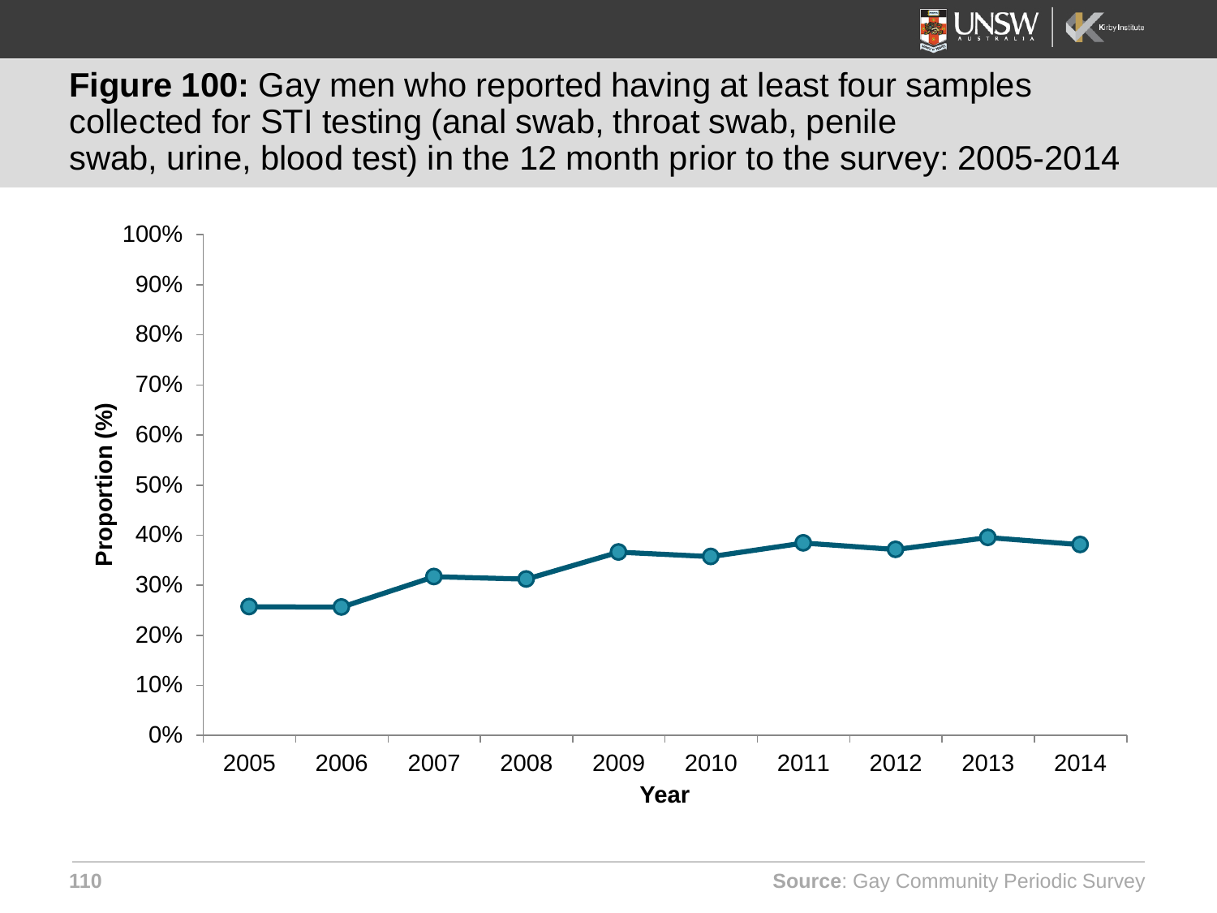**Figure 100:** Gay men who reported having at least four samples collected for STI testing (anal swab, throat swab, penile swab, urine, blood test) in the 12 month prior to the survey: 2005-2014

Source: Gay Community Periodic Survey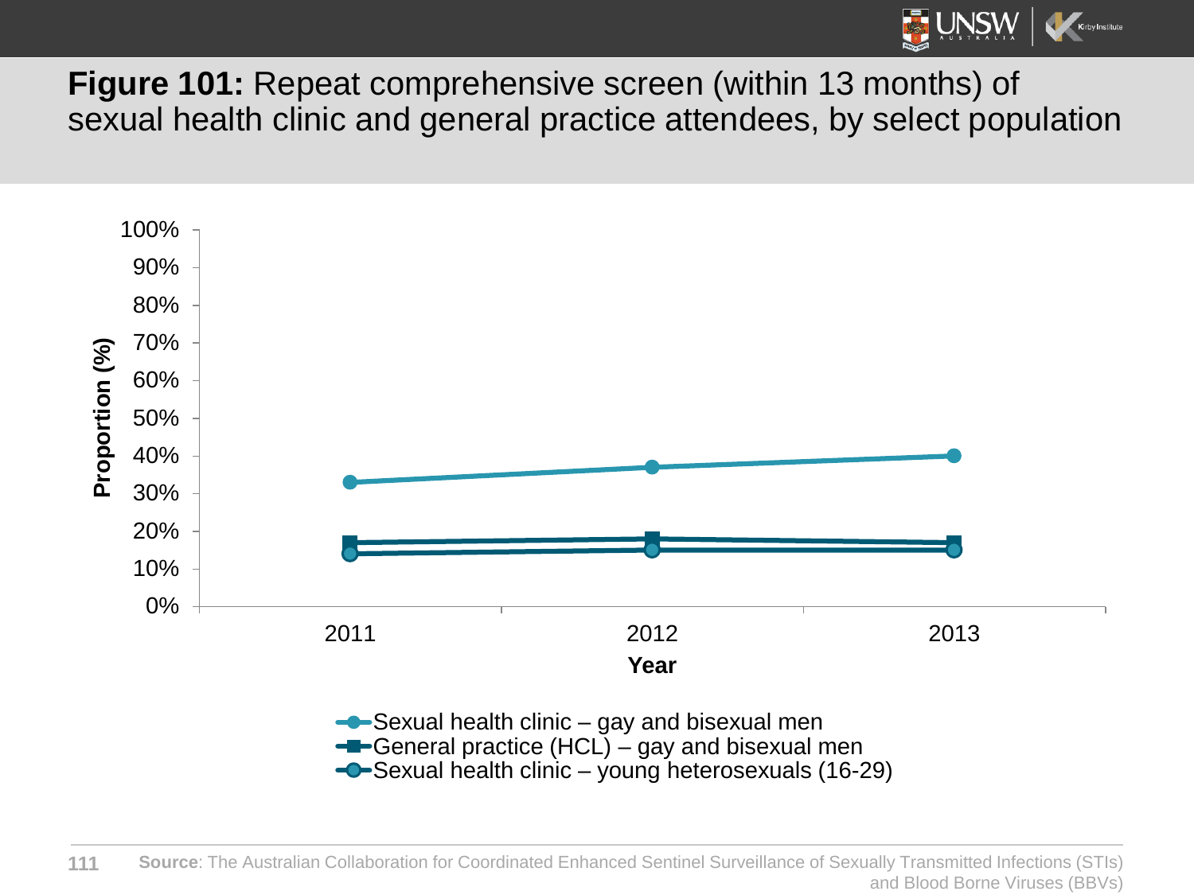**Figure 101:** Repeat comprehensive screen (within 13 months) of sexual health clinic and general practice attendees, by select population

Proportion (%)

100%
90%
80%
70%
60%
50%
40%
30%
20%
10%
0%

2011 2012 2013

Year

- Sexual health clinic – gay and bisexual men
- General practice (HCL) – gay and bisexual men
- Sexual health clinic – young heterosexuals (16-29)

**Source**: The Australian Collaboration for Coordinated Enhanced Sentinel Surveillance of Sexually Transmitted Infections (STIs) and Blood Borne Viruses (BBVs)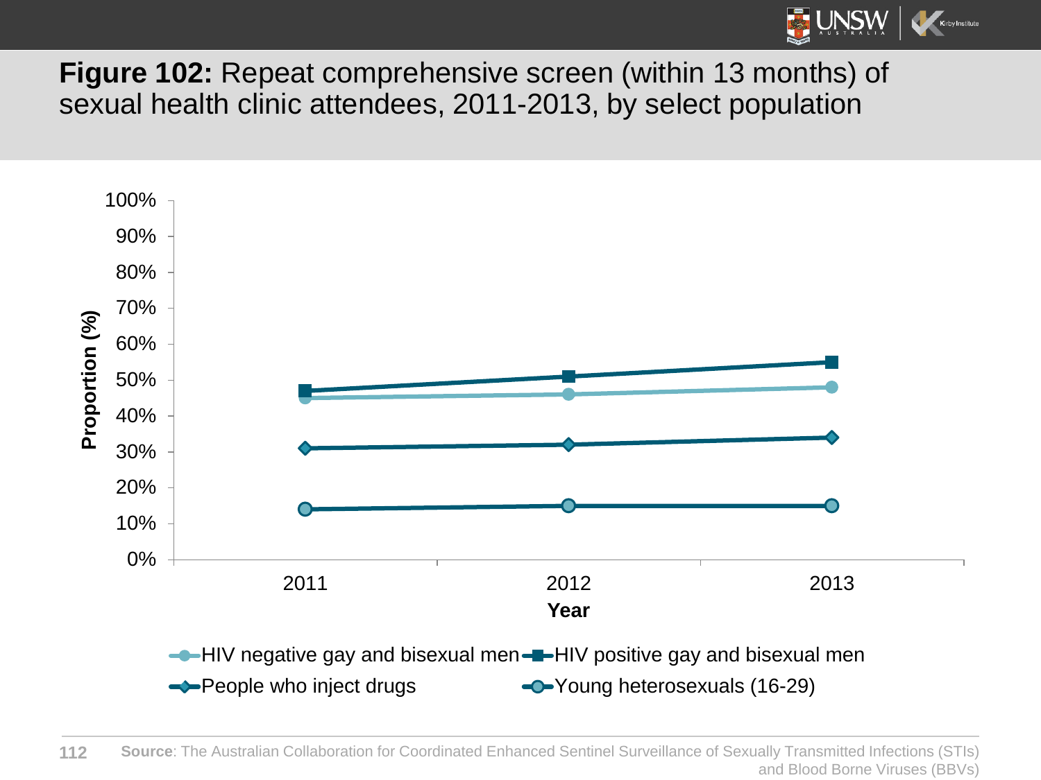**Figure 102:** Repeat comprehensive screen (within 13 months) of sexual health clinic attendees, 2011-2013, by select population

**Source**: The Australian Collaboration for Coordinated Enhanced Sentinel Surveillance of Sexually Transmitted Infections (STIs) and Blood Borne Viruses (BBVs)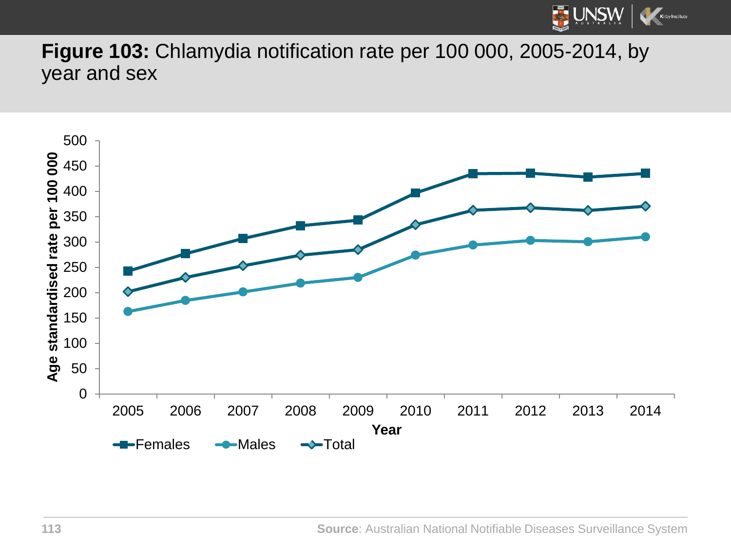**Figure 103:** Chlamydia notification rate per 100 000, 2005-2014, by year and sex

**Source**: Australian National Notifiable Diseases Surveillance System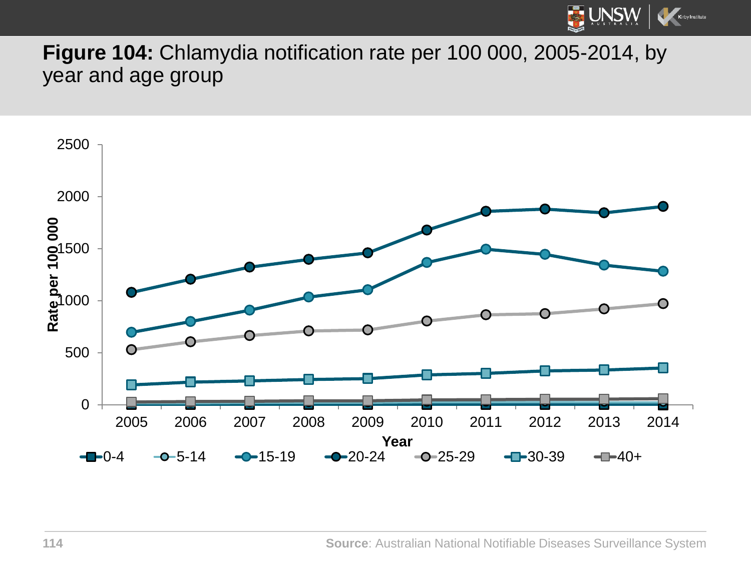**Figure 104:** Chlamydia notification rate per 100 000, 2005-2014, by year and age group

**Source**: Australian National Notifiable Diseases Surveillance System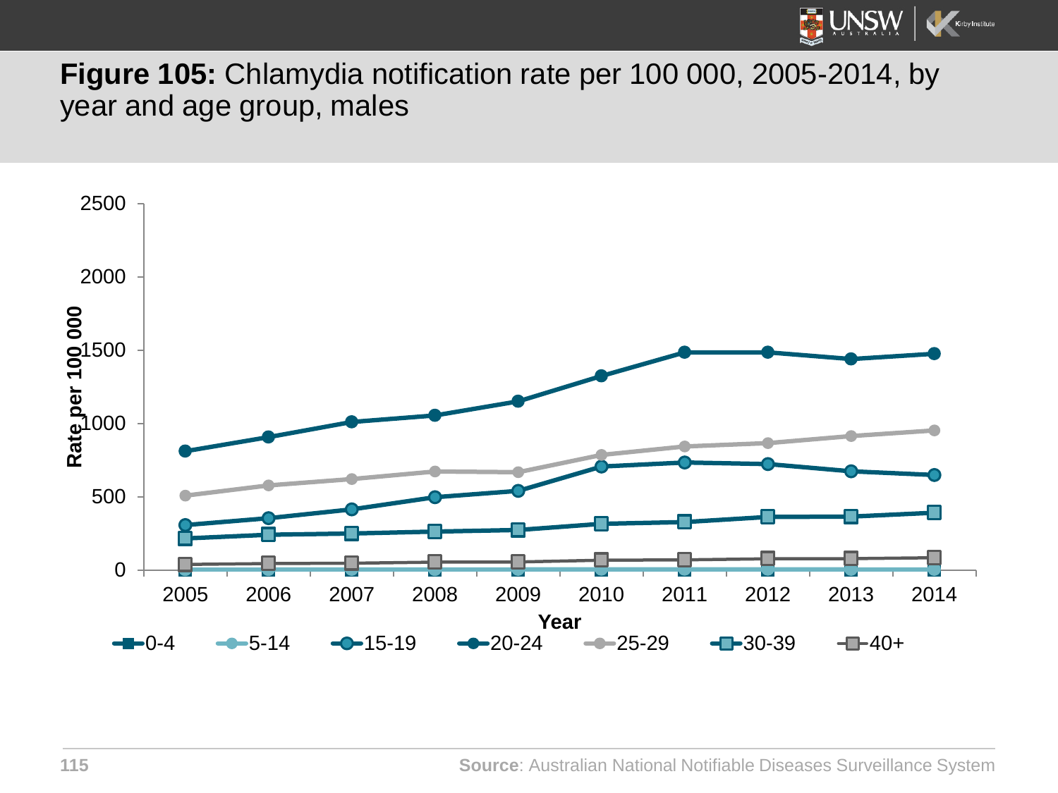**Figure 105:** Chlamydia notification rate per 100 000, 2005-2014, by year and age group, males

Rate per 100 000

2500
2000
1500
1000
500
0

2005 2006 2007 2008 2009 2010 2011 2012 2013 2014

Year

0-4 5-14 15-19 20-24 25-29 30-39 40+

**Source**: Australian National Notifiable Diseases Surveillance System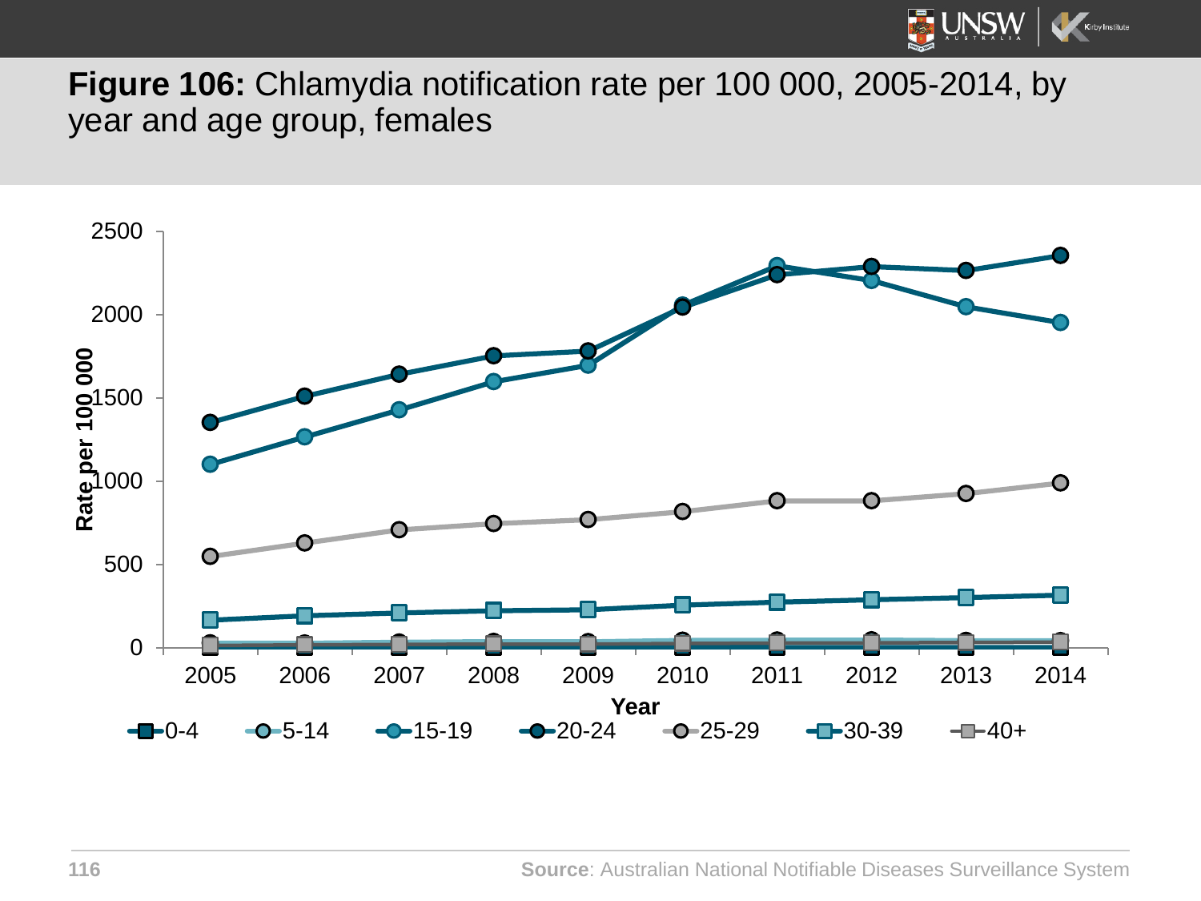**Figure 106:** Chlamydia notification rate per 100 000, 2005-2014, by year and age group, females

Source: Australian National Notifiable Diseases Surveillance System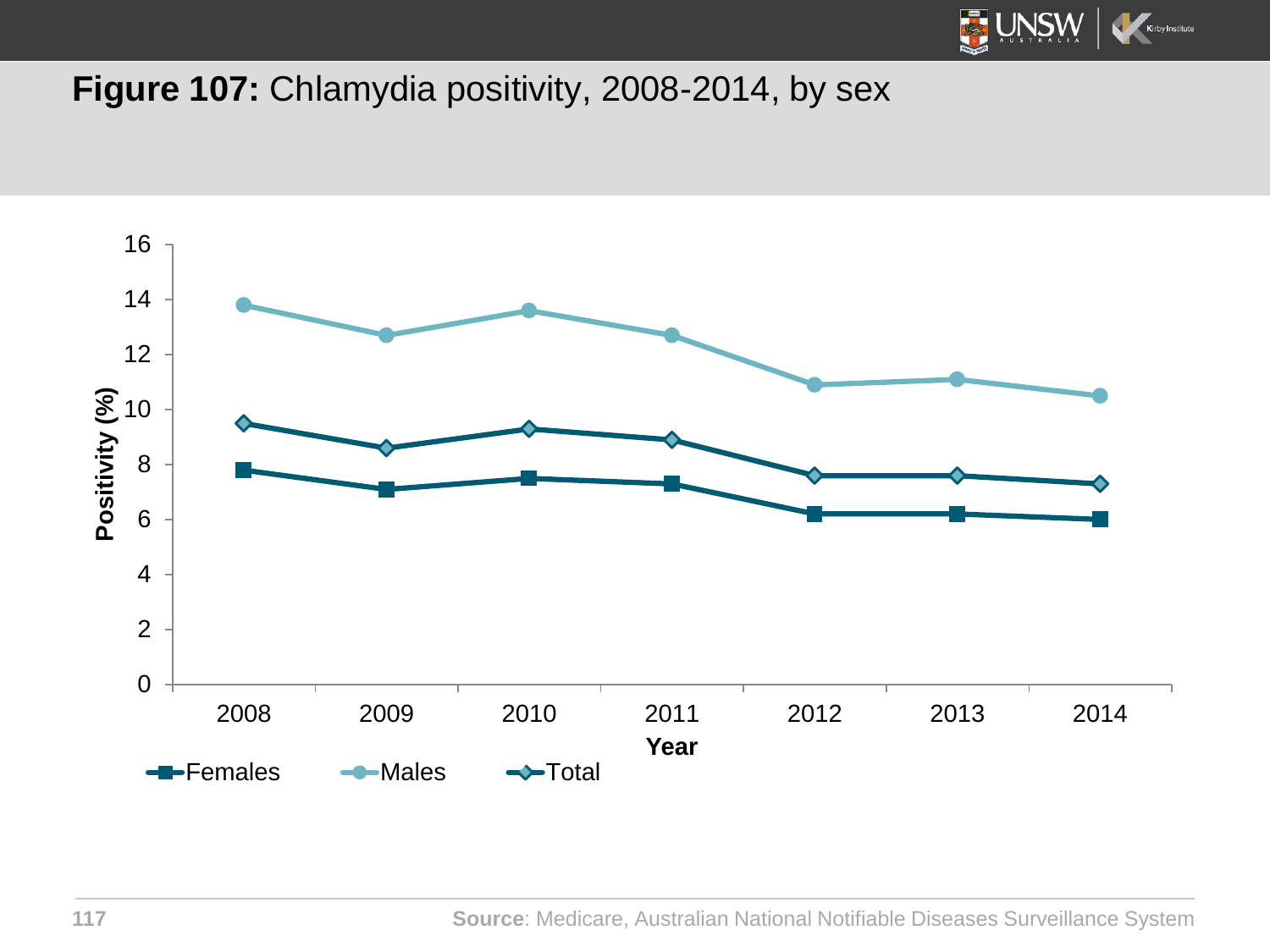**Figure 107:** Chlamydia positivity, 2008-2014, by sex

**Source**: Medicare, Australian National Notifiable Diseases Surveillance System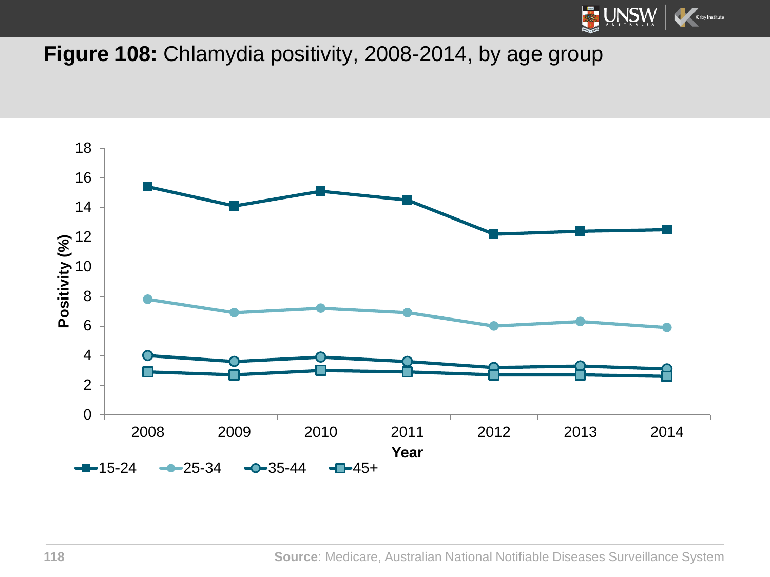**Figure 108:** Chlamydia positivity, 2008-2014, by age group

Positivity (%)

18
16
14
12
10
8
6
4
2
0

2008 2009 2010 2011 2012 2013 2014

Year

15-24 25-34 35-44 45+

**Source**: Medicare, Australian National Notifiable Diseases Surveillance System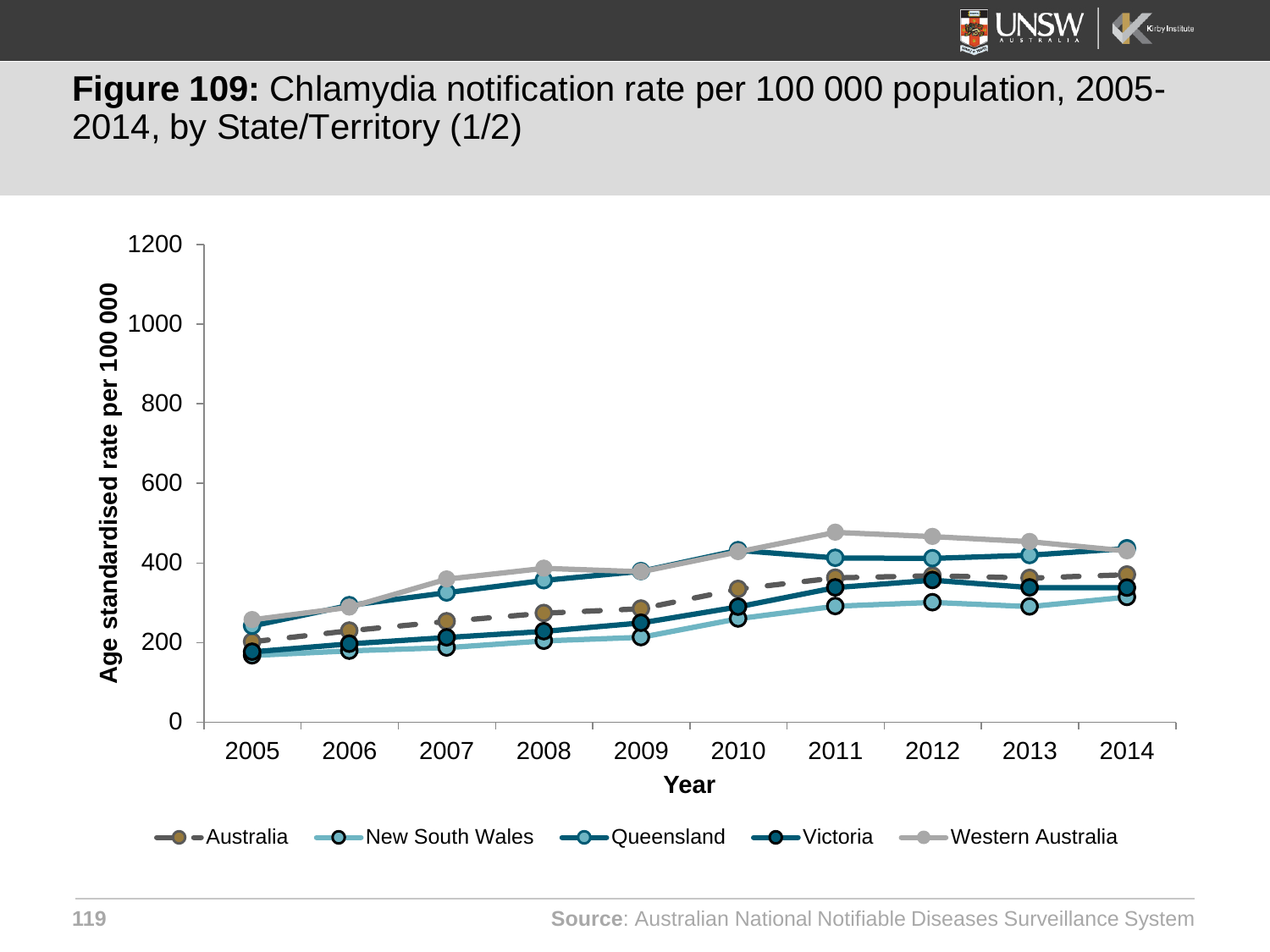**Figure 109:** Chlamydia notification rate per 100 000 population, 2005-2014, by State/Territory (1/2)

Age standardised rate per 100 000

Year

Australia, New South Wales, Queensland, Victoria, Western Australia

**Source**: Australian National Notifiable Diseases Surveillance System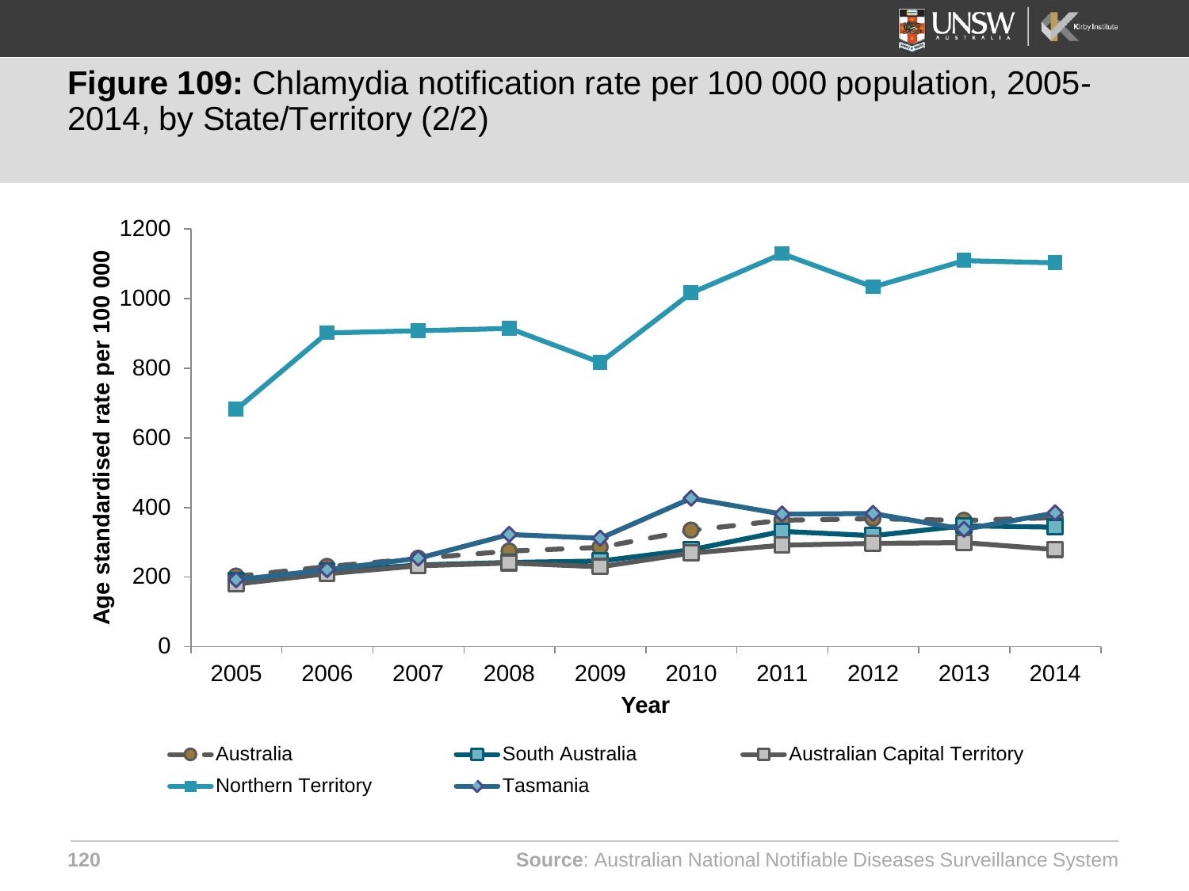**Figure 109:** Chlamydia notification rate per 100 000 population, 2005-2014, by State/Territory (2/2)

Age standardised rate per 100 000

Year

Australia | South Australia | Australian Capital Territory | Northern Territory | Tasmania

**Source**: Australian National Notifiable Diseases Surveillance System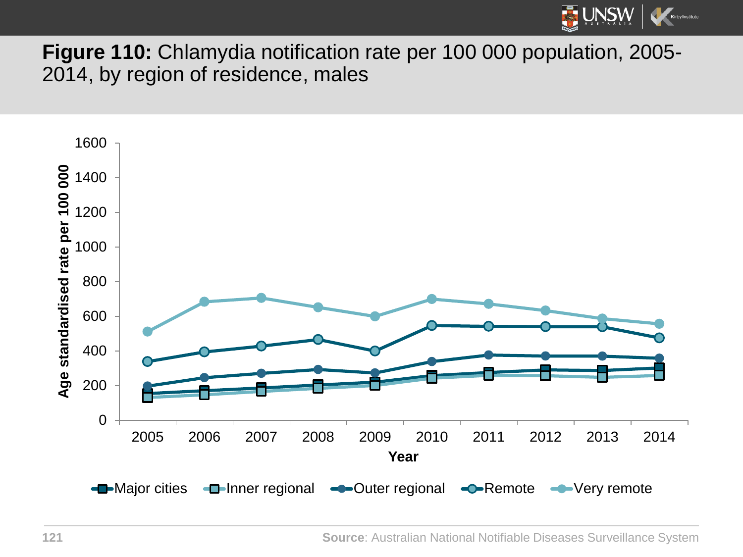**Figure 110:** Chlamydia notification rate per 100 000 population, 2005-2014, by region of residence, males

**Source**: Australian National Notifiable Diseases Surveillance System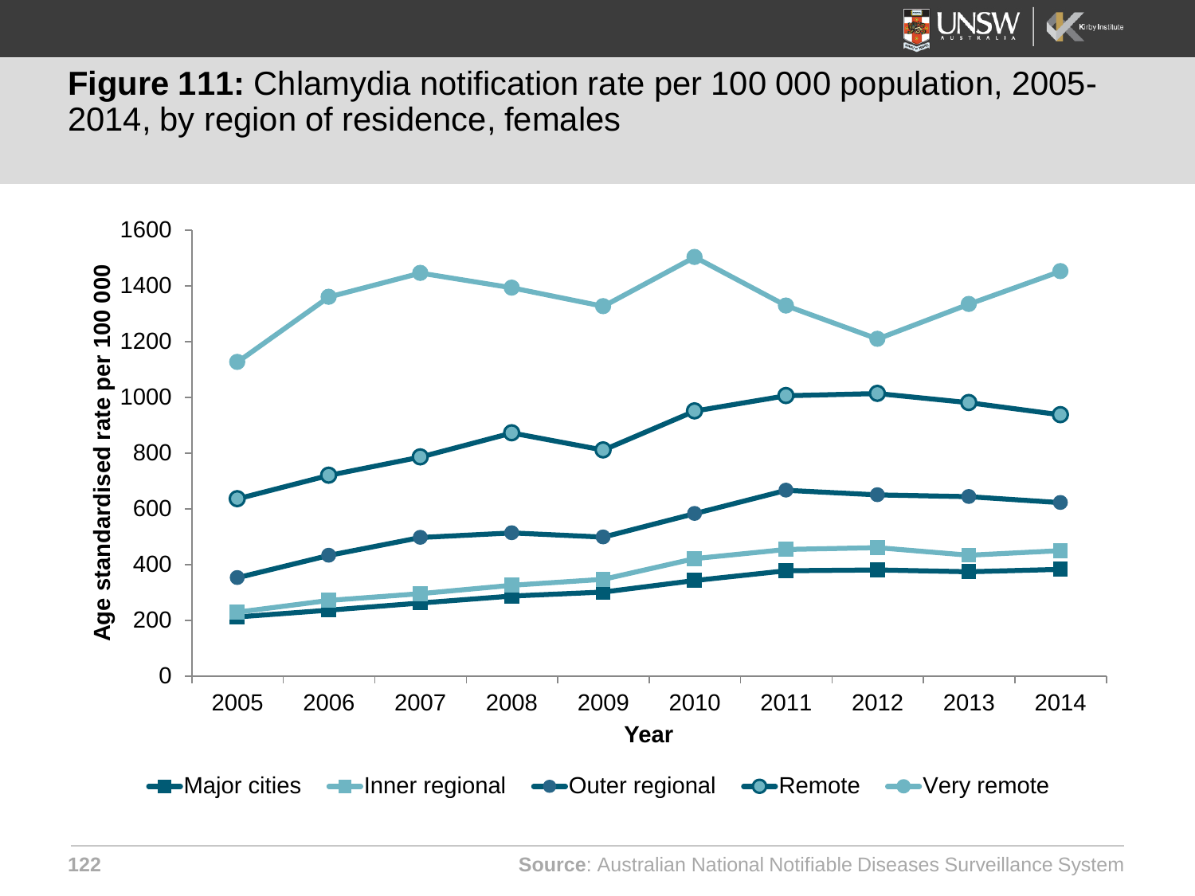**Figure 111:** Chlamydia notification rate per 100 000 population, 2005-2014, by region of residence, females

**Source**: Australian National Notifiable Diseases Surveillance System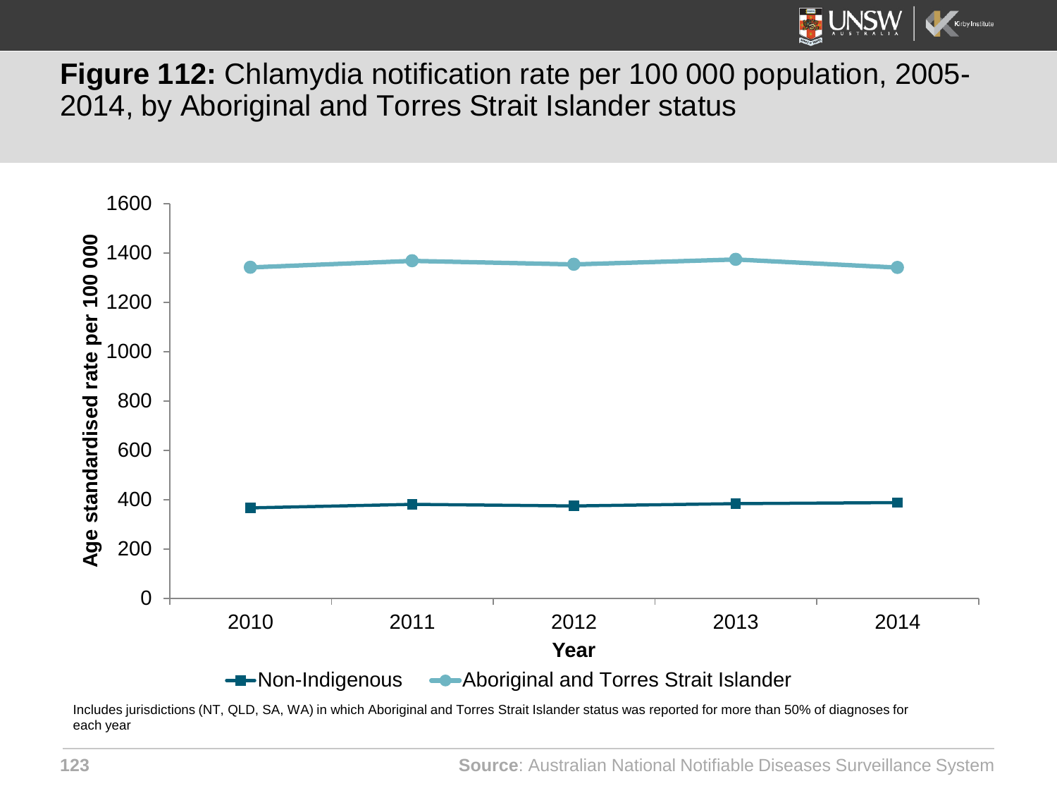**Figure 112:** Chlamydia notification rate per 100 000 population, 2005-2014, by Aboriginal and Torres Strait Islander status

Includes jurisdictions (NT, QLD, SA, WA) in which Aboriginal and Torres Strait Islander status was reported for more than 50% of diagnoses for each year

**Source**: Australian National Notifiable Diseases Surveillance System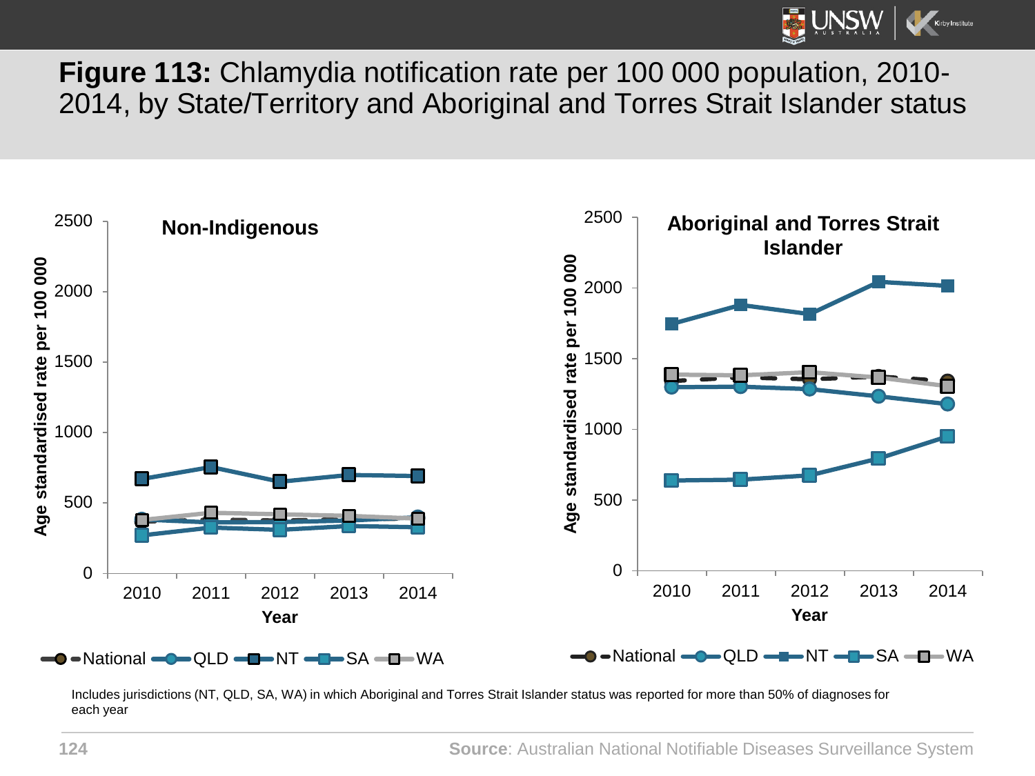**Figure 113:** Chlamydia notification rate per 100 000 population, 2010-2014, by State/Territory and Aboriginal and Torres Strait Islander status

Includes jurisdictions (NT, QLD, SA, WA) in which Aboriginal and Torres Strait Islander status was reported for more than 50% of diagnoses for each year

**Source**: Australian National Notifiable Diseases Surveillance System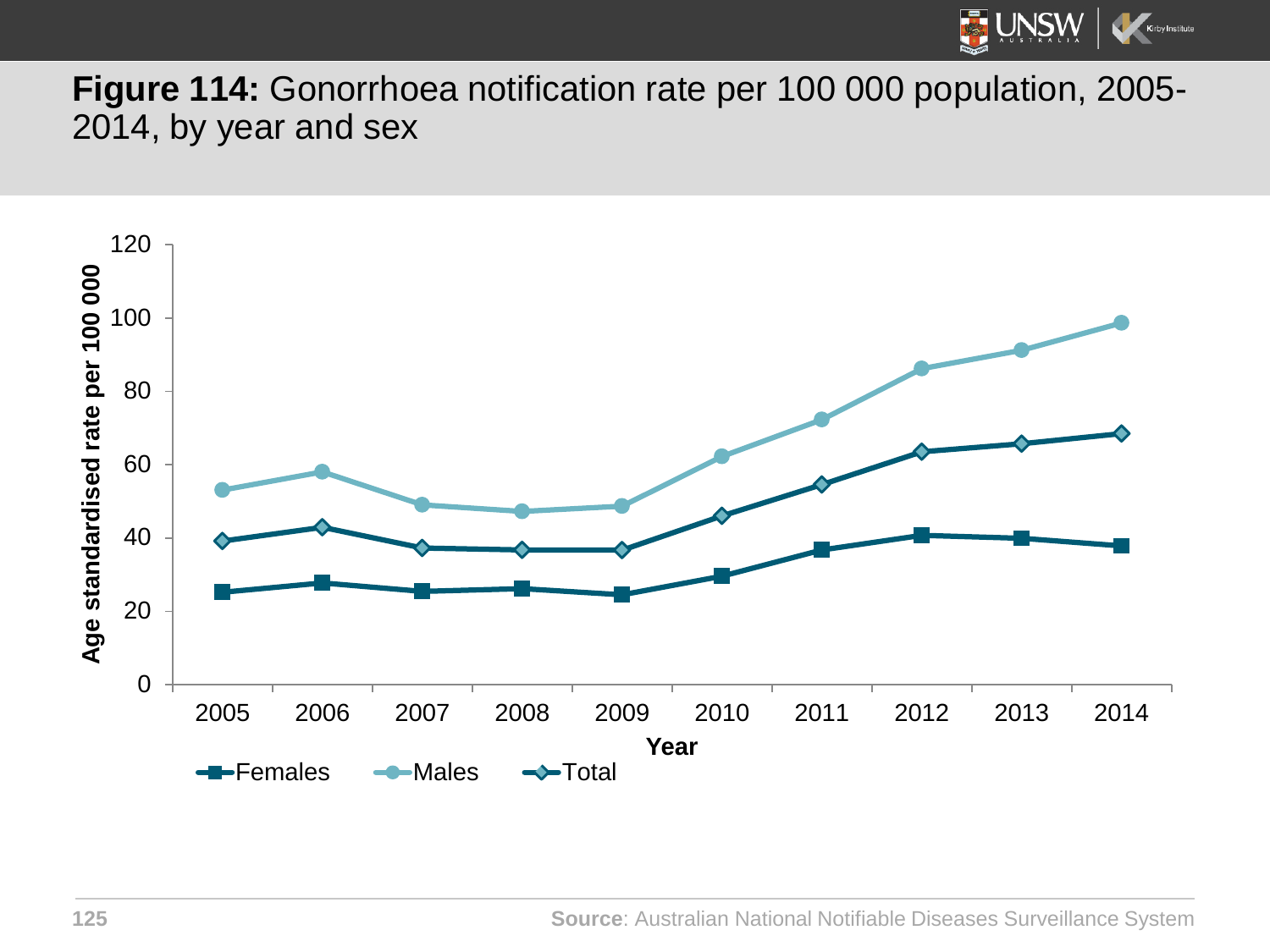**Figure 114:** Gonorrhoea notification rate per 100 000 population, 2005-2014, by year and sex

Age standardised rate per 100 000

Year

Females — Males — Total

**Source**: Australian National Notifiable Diseases Surveillance System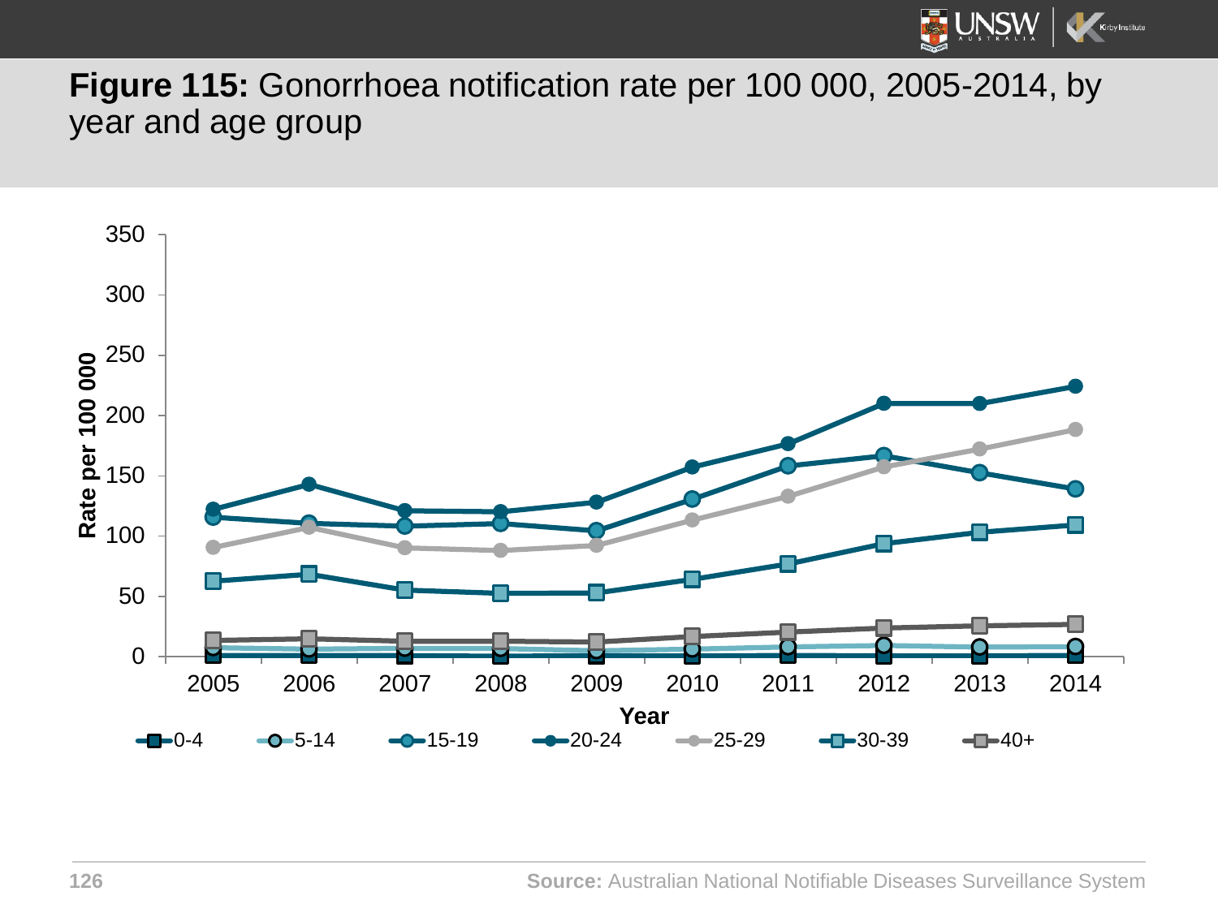**Figure 115:** Gonorrhoea notification rate per 100 000, 2005-2014, by year and age group

Source: Australian National Notifiable Diseases Surveillance System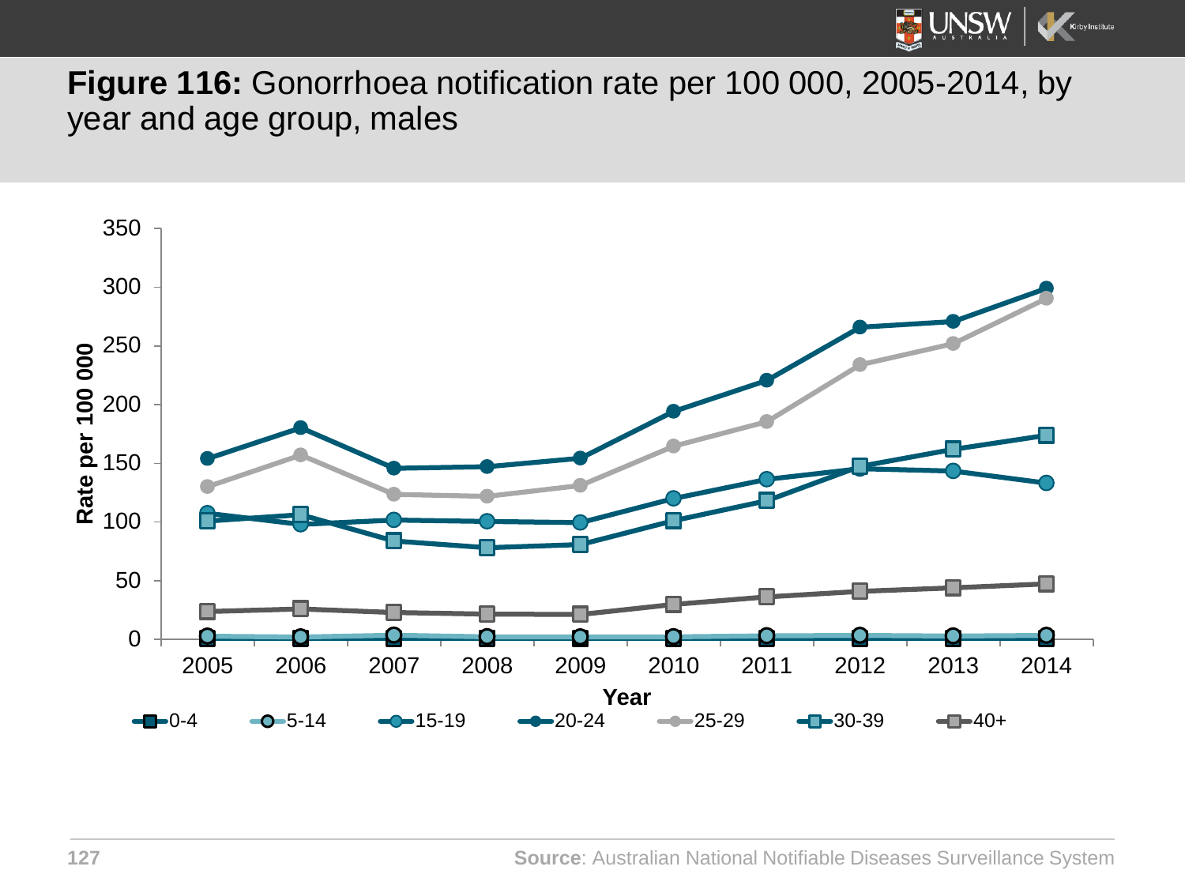**Figure 116:** Gonorrhoea notification rate per 100 000, 2005-2014, by year and age group, males

Rate per 100 000

350
300
250
200
150
100
50
0

2005 2006 2007 2008 2009 2010 2011 2012 2013 2014

Year

0-4 5-14 15-19 20-24 25-29 30-39 40+

**Source**: Australian National Notifiable Diseases Surveillance System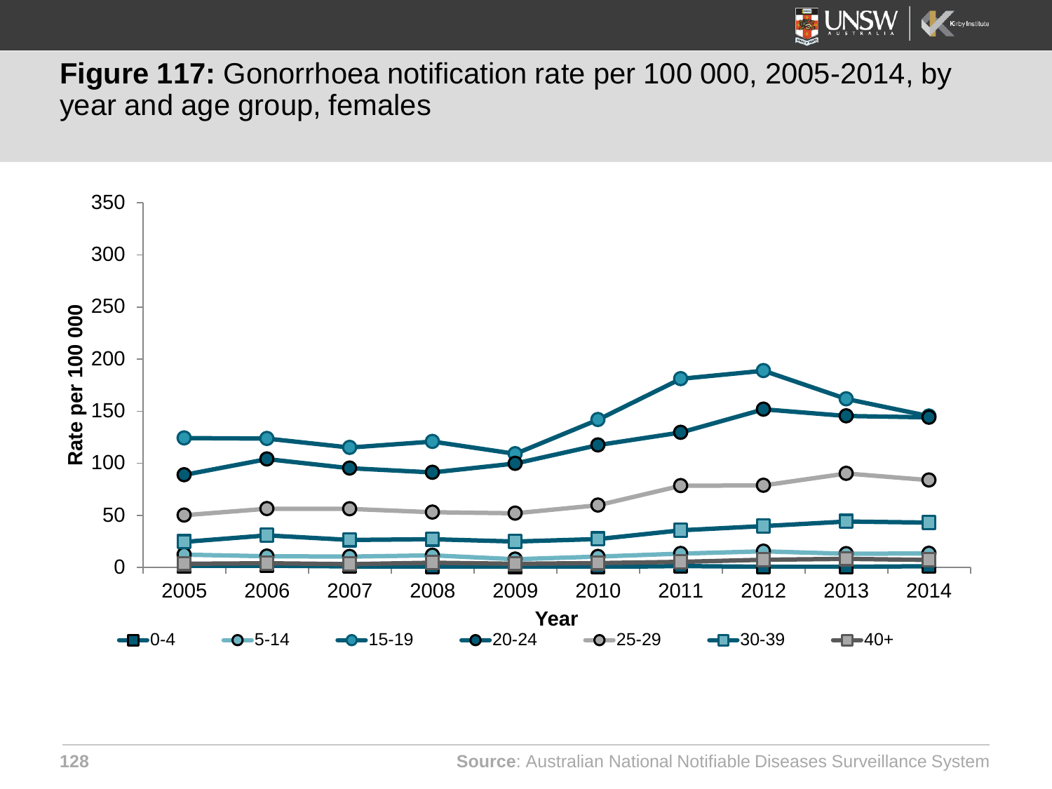**Figure 117:** Gonorrhoea notification rate per 100 000, 2005-2014, by year and age group, females

**Source**: Australian National Notifiable Diseases Surveillance System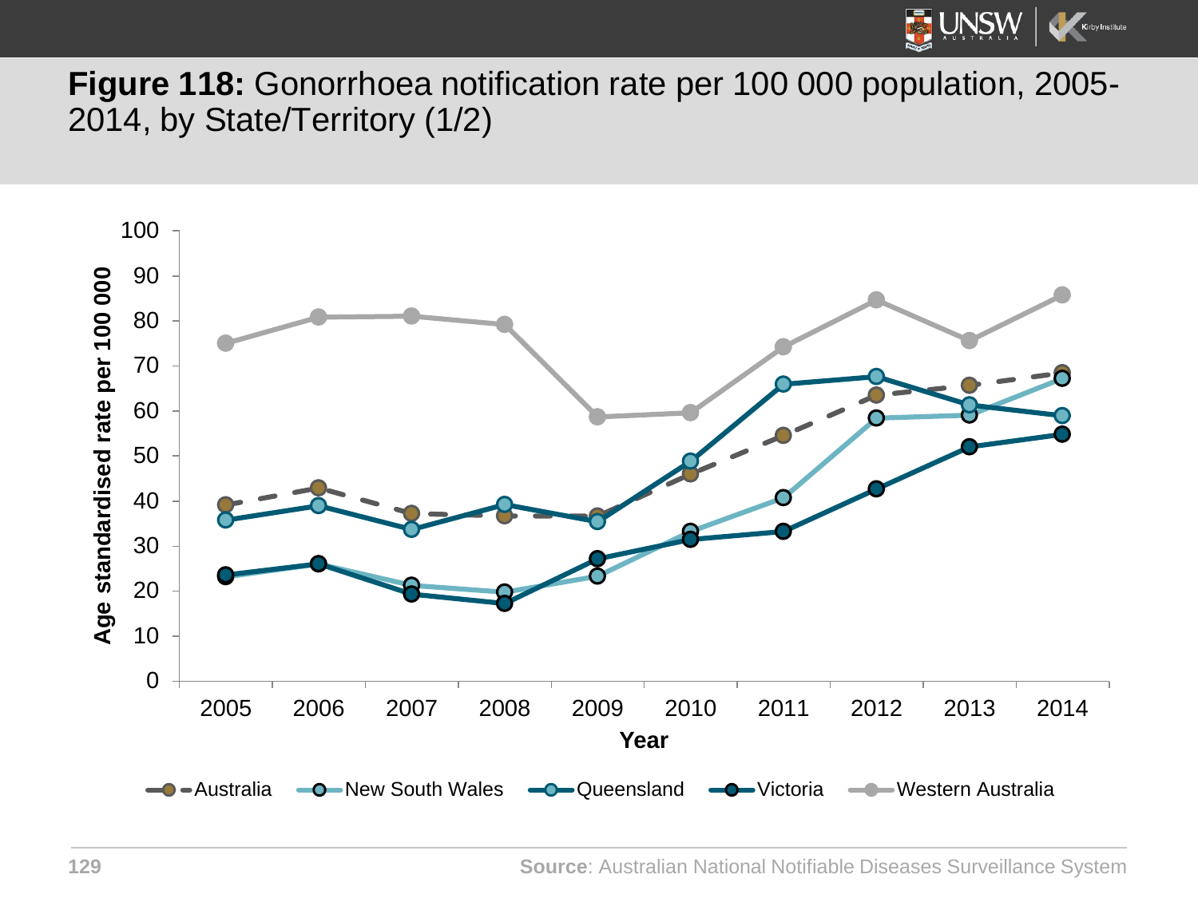**Figure 118:** Gonorrhoea notification rate per 100 000 population, 2005-2014, by State/Territory (1/2)

Age standardised rate per 100 000

Year

Australia, New South Wales, Queensland, Victoria, Western Australia

**Source**: Australian National Notifiable Diseases Surveillance System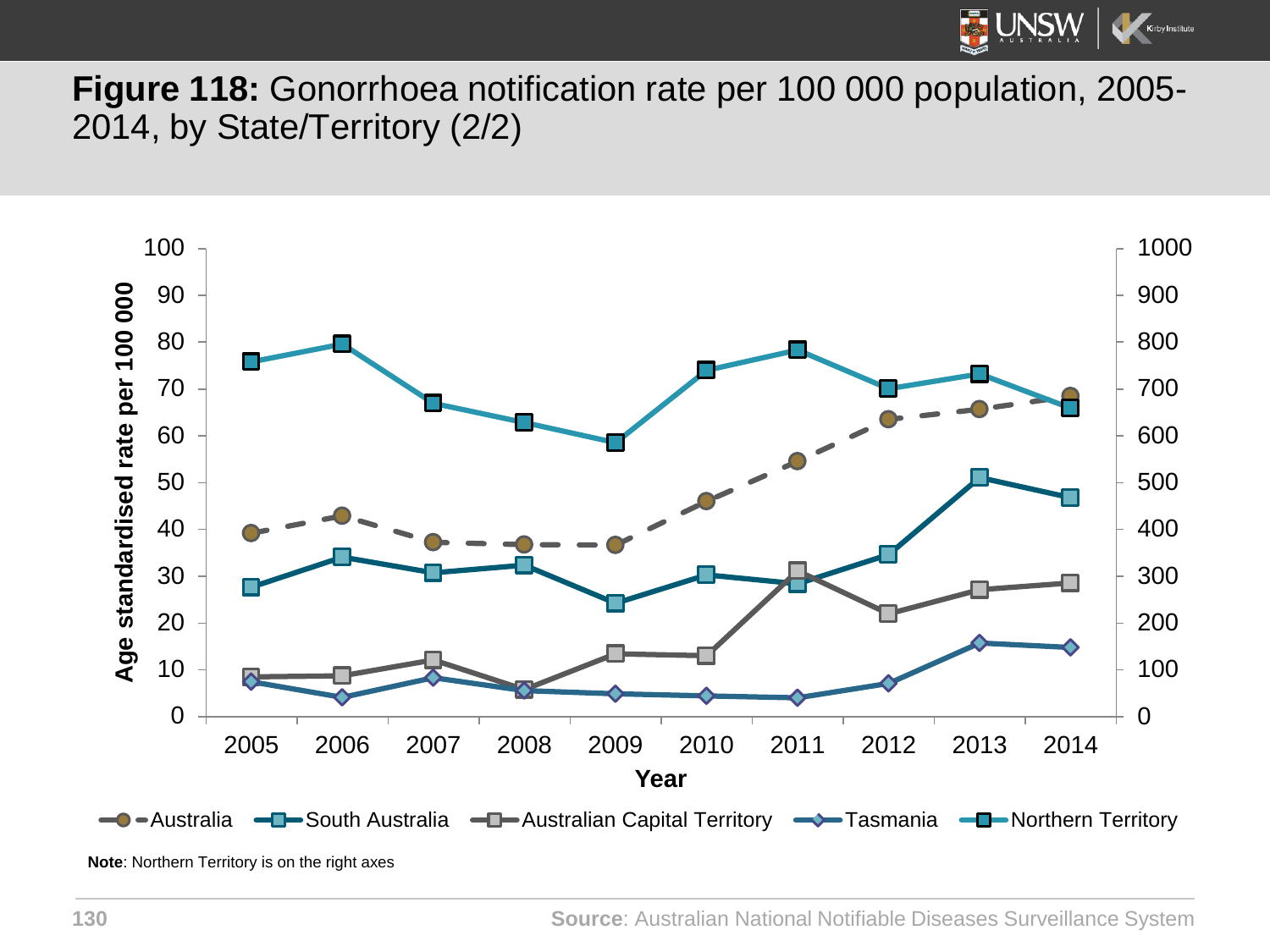**Figure 118:** Gonorrhoea notification rate per 100 000 population, 2005-2014, by State/Territory (2/2)

**Note**: Northern Territory is on the right axes

**Source**: Australian National Notifiable Diseases Surveillance System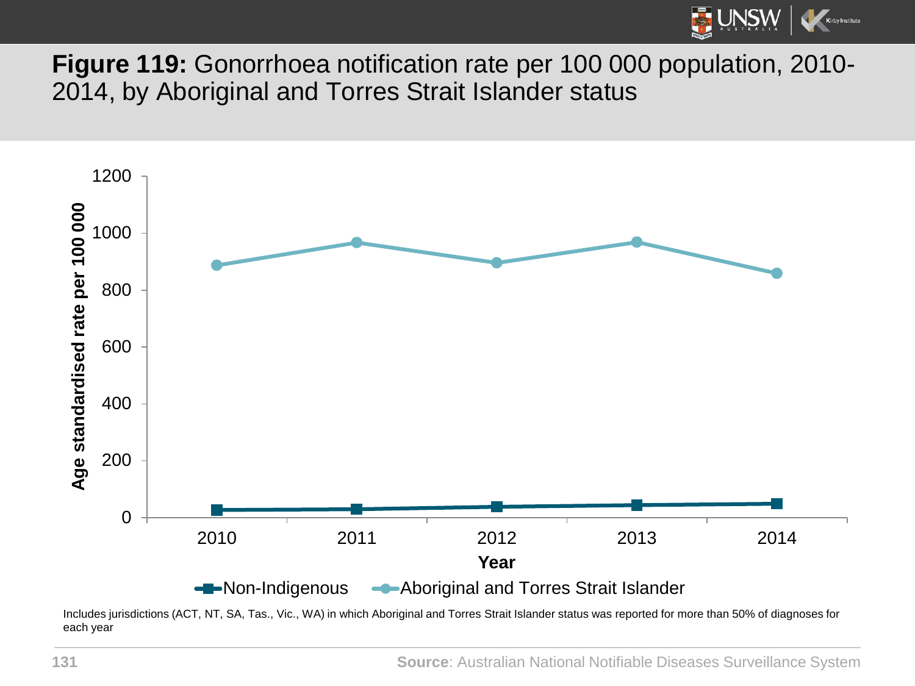**Figure 119:** Gonorrhoea notification rate per 100 000 population, 2010-2014, by Aboriginal and Torres Strait Islander status

Includes jurisdictions (ACT, NT, SA, Tas., Vic., WA) in which Aboriginal and Torres Strait Islander status was reported for more than 50% of diagnoses for each year

**Source**: Australian National Notifiable Diseases Surveillance System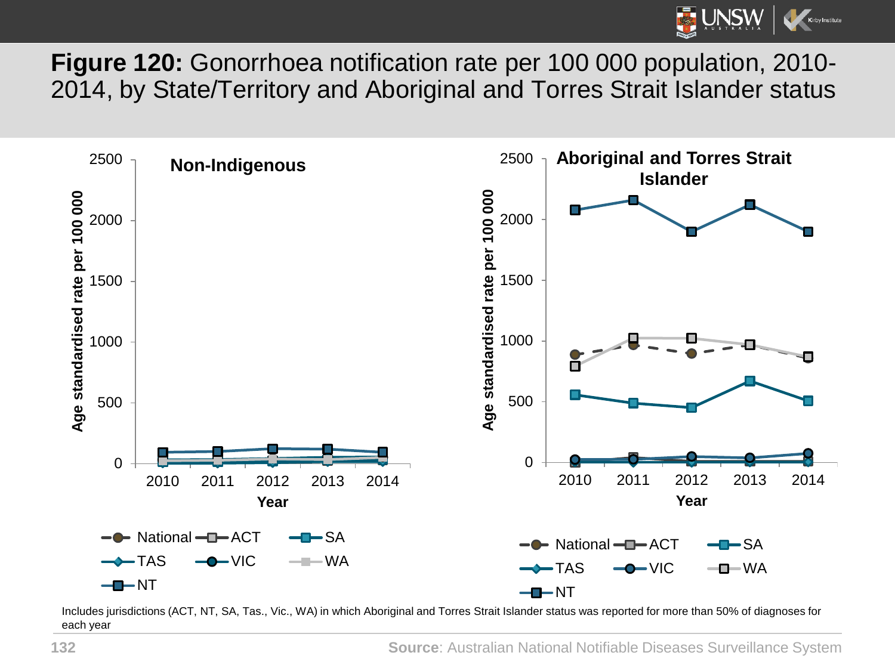**Figure 120:** Gonorrhoea notification rate per 100 000 population, 2010-2014, by State/Territory and Aboriginal and Torres Strait Islander status

Includes jurisdictions (ACT, NT, SA, Tas., Vic., WA) in which Aboriginal and Torres Strait Islander status was reported for more than 50% of diagnoses for each year

**Source**: Australian National Notifiable Diseases Surveillance System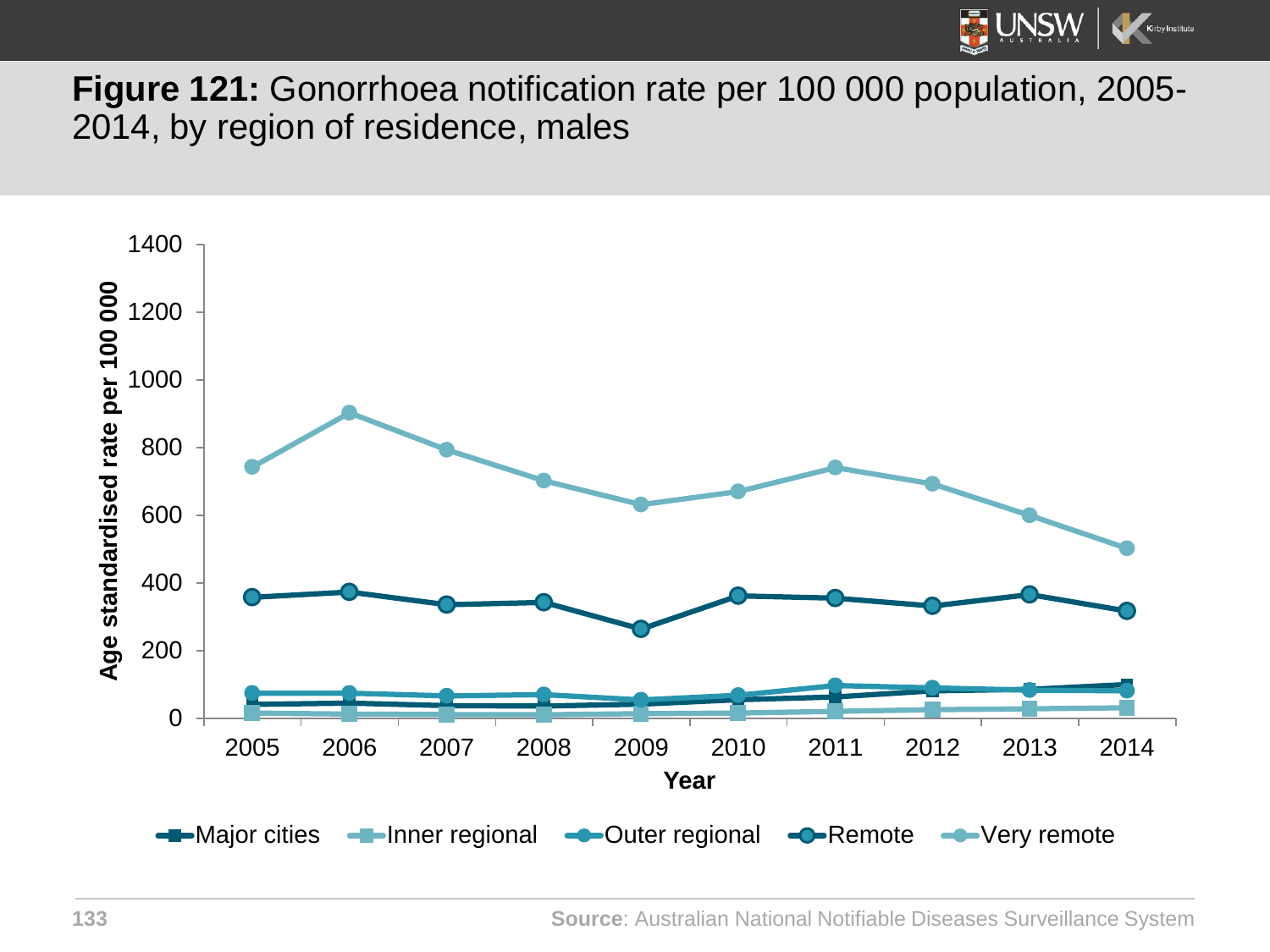**Figure 121:** Gonorrhoea notification rate per 100 000 population, 2005-2014, by region of residence, males

Age standardised rate per 100 000

Year

Major cities, Inner regional, Outer regional, Remote, Very remote

**Source**: Australian National Notifiable Diseases Surveillance System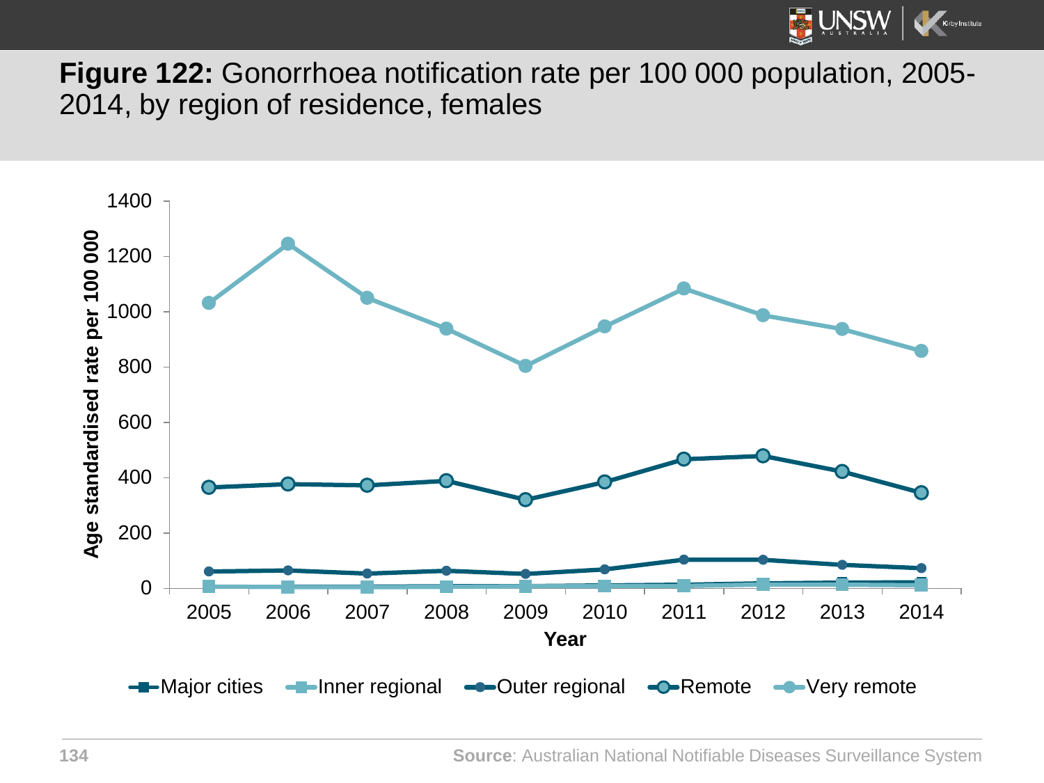**Figure 122:** Gonorrhoea notification rate per 100 000 population, 2005-2014, by region of residence, females

Source: Australian National Notifiable Diseases Surveillance System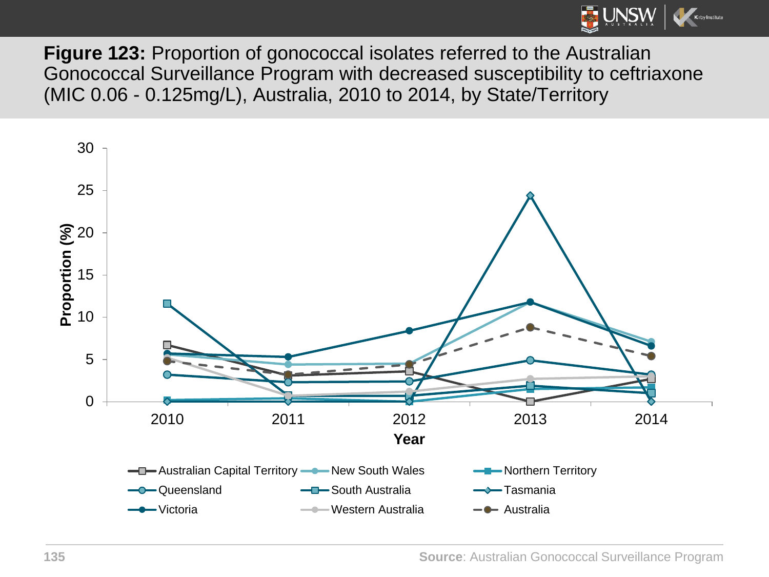**Figure 123:** Proportion of gonococcal isolates referred to the Australian Gonococcal Surveillance Program with decreased susceptibility to ceftriaxone (MIC 0.06 - 0.125mg/L), Australia, 2010 to 2014, by State/Territory

**Source**: Australian Gonococcal Surveillance Program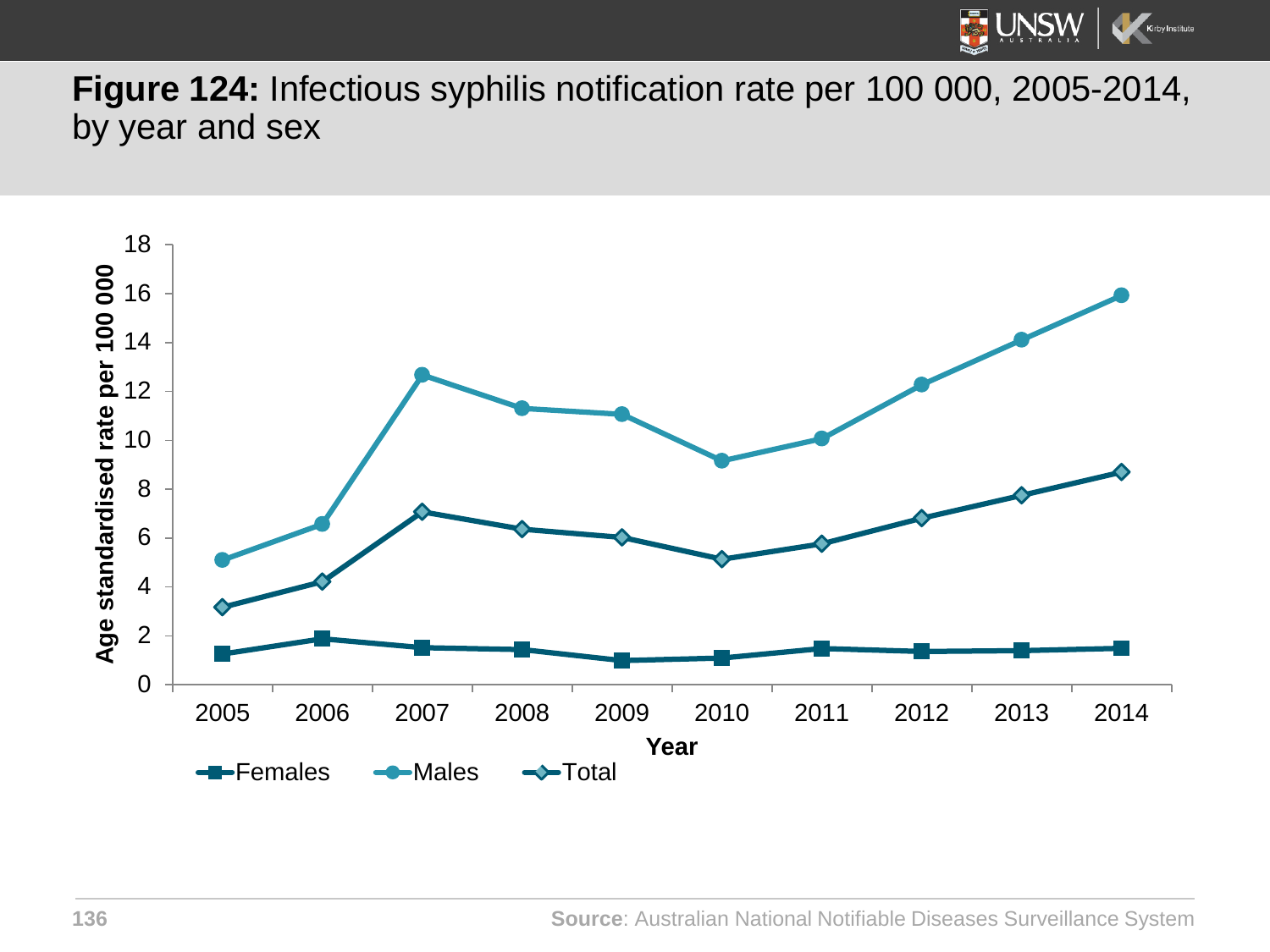**Figure 124:** Infectious syphilis notification rate per 100 000, 2005-2014, by year and sex

Age standardised rate per 100 000

| Year | Females | Males | Total |
|---|---|---|---|
| 2005 | 1.3 | 5.1 | 3.2 |
| 2006 | 1.9 | 6.6 | 4.2 |
| 2007 | 1.5 | 12.7 | 7.1 |
| 2008 | 1.5 | 11.3 | 6.4 |
| 2009 | 1.0 | 11.1 | 6.0 |
| 2010 | 1.1 | 9.2 | 5.1 |
| 2011 | 1.5 | 10.1 | 5.8 |
| 2012 | 1.4 | 12.3 | 6.8 |
| 2013 | 1.4 | 14.1 | 7.8 |
| 2014 | 1.5 | 16.0 | 8.7 |

**Source**: Australian National Notifiable Diseases Surveillance System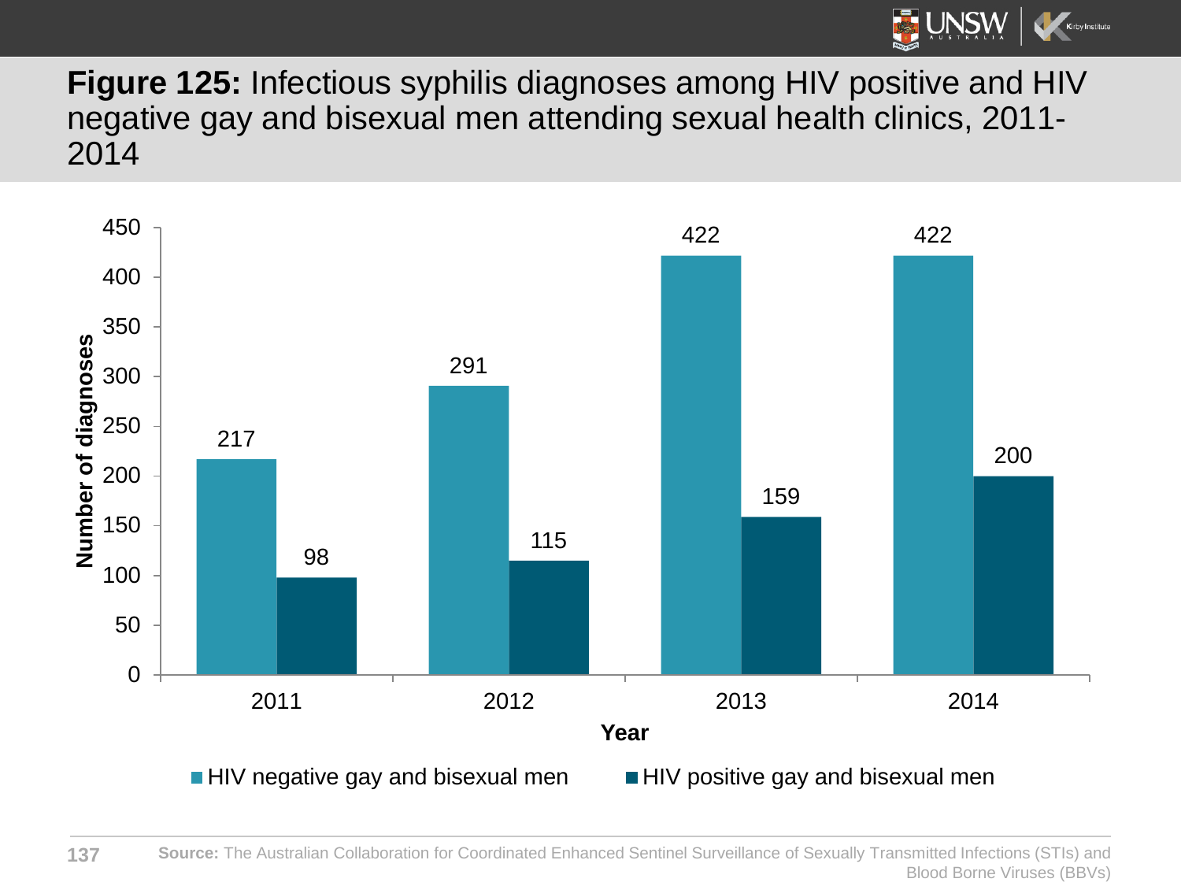**Figure 125:** Infectious syphilis diagnoses among HIV positive and HIV negative gay and bisexual men attending sexual health clinics, 2011-2014

| Year | HIV negative gay and bisexual men | HIV positive gay and bisexual men |
|---|---|---|
| 2011 | 217 | 98 |
| 2012 | 291 | 115 |
| 2013 | 422 | 159 |
| 2014 | 422 | 200 |

**Source:** The Australian Collaboration for Coordinated Enhanced Sentinel Surveillance of Sexually Transmitted Infections (STIs) and Blood Borne Viruses (BBVs)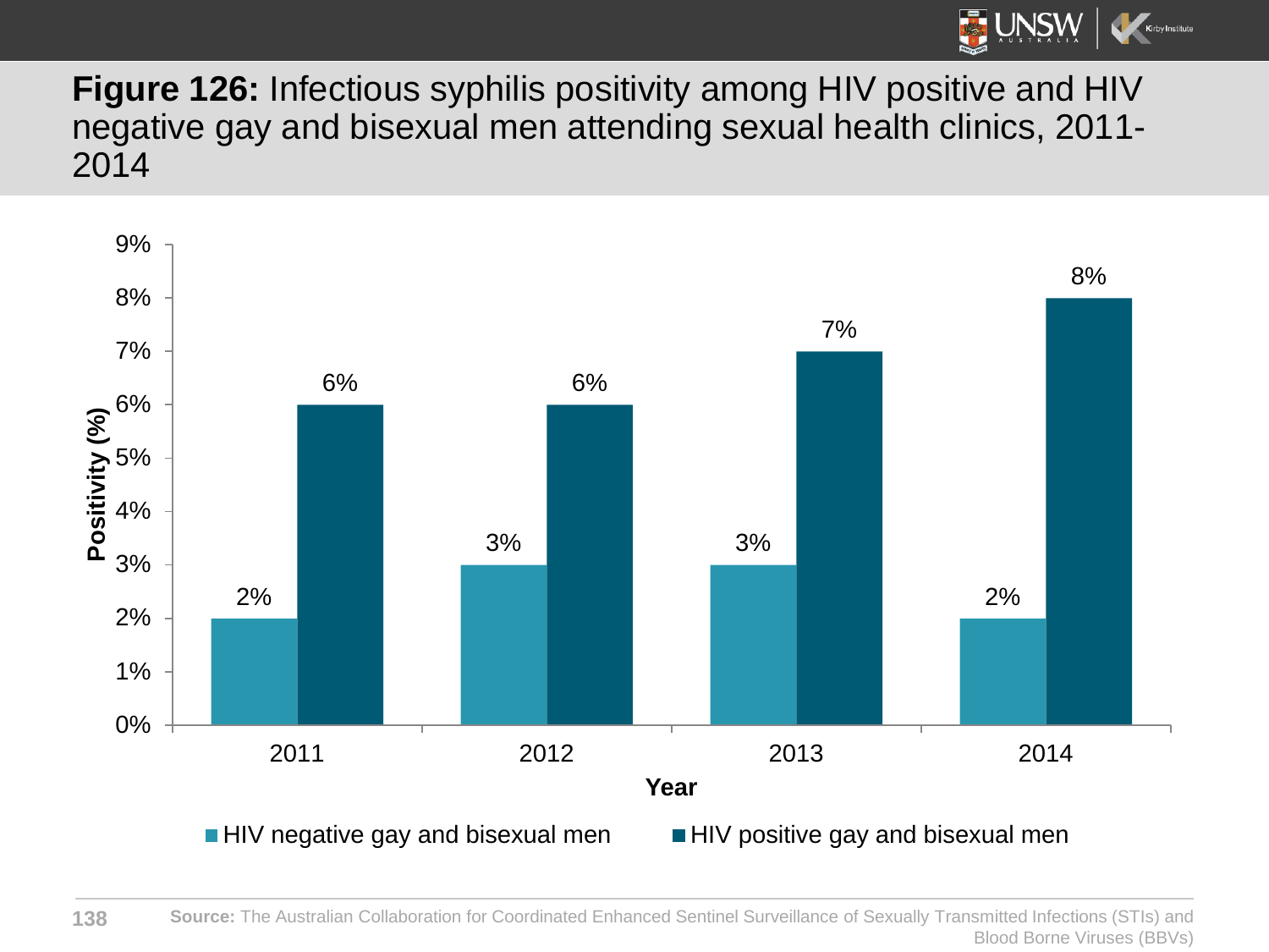**Figure 126:** Infectious syphilis positivity among HIV positive and HIV negative gay and bisexual men attending sexual health clinics, 2011-2014

| Year | HIV negative gay and bisexual men | HIV positive gay and bisexual men |
| --- | --- | --- |
| 2011 | 2% | 6% |
| 2012 | 3% | 6% |
| 2013 | 3% | 7% |
| 2014 | 2% | 8% |

**Source:** The Australian Collaboration for Coordinated Enhanced Sentinel Surveillance of Sexually Transmitted Infections (STIs) and Blood Borne Viruses (BBVs)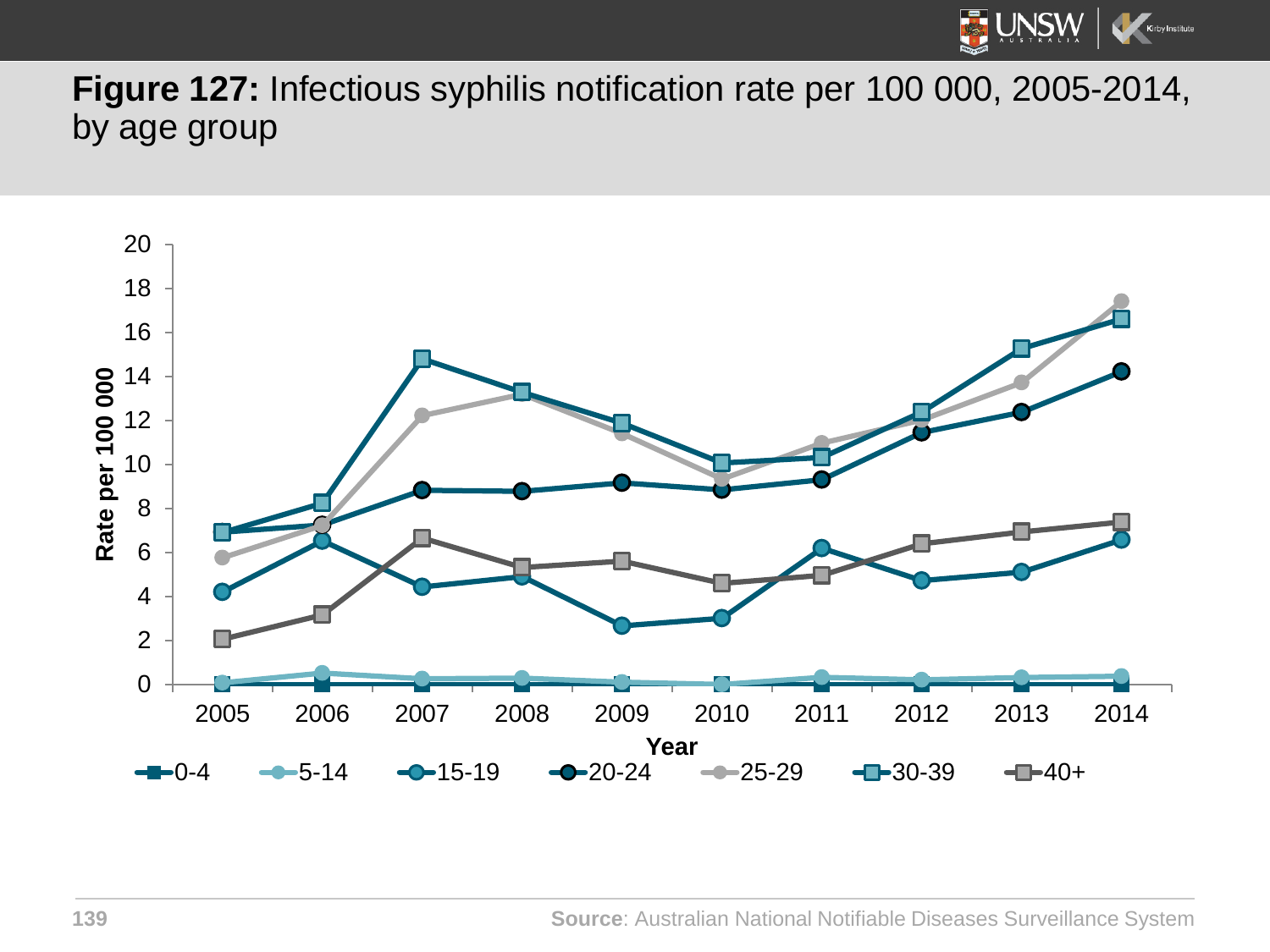**Figure 127:** Infectious syphilis notification rate per 100 000, 2005-2014, by age group

Source: Australian National Notifiable Diseases Surveillance System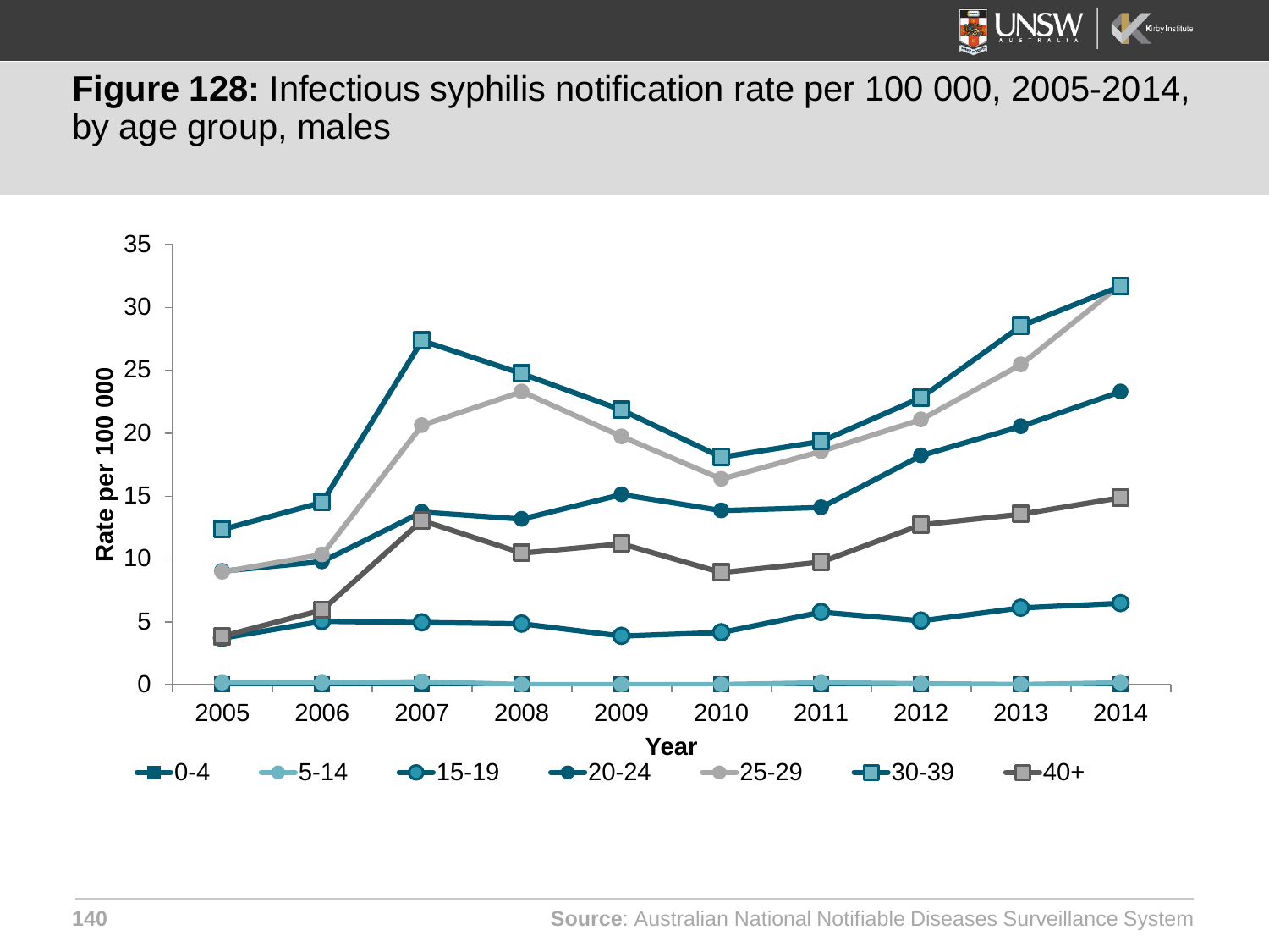**Figure 128:** Infectious syphilis notification rate per 100 000, 2005-2014, by age group, males

Rate per 100 000

Year

0-4 | 5-14 | 15-19 | 20-24 | 25-29 | 30-39 | 40+

**Source**: Australian National Notifiable Diseases Surveillance System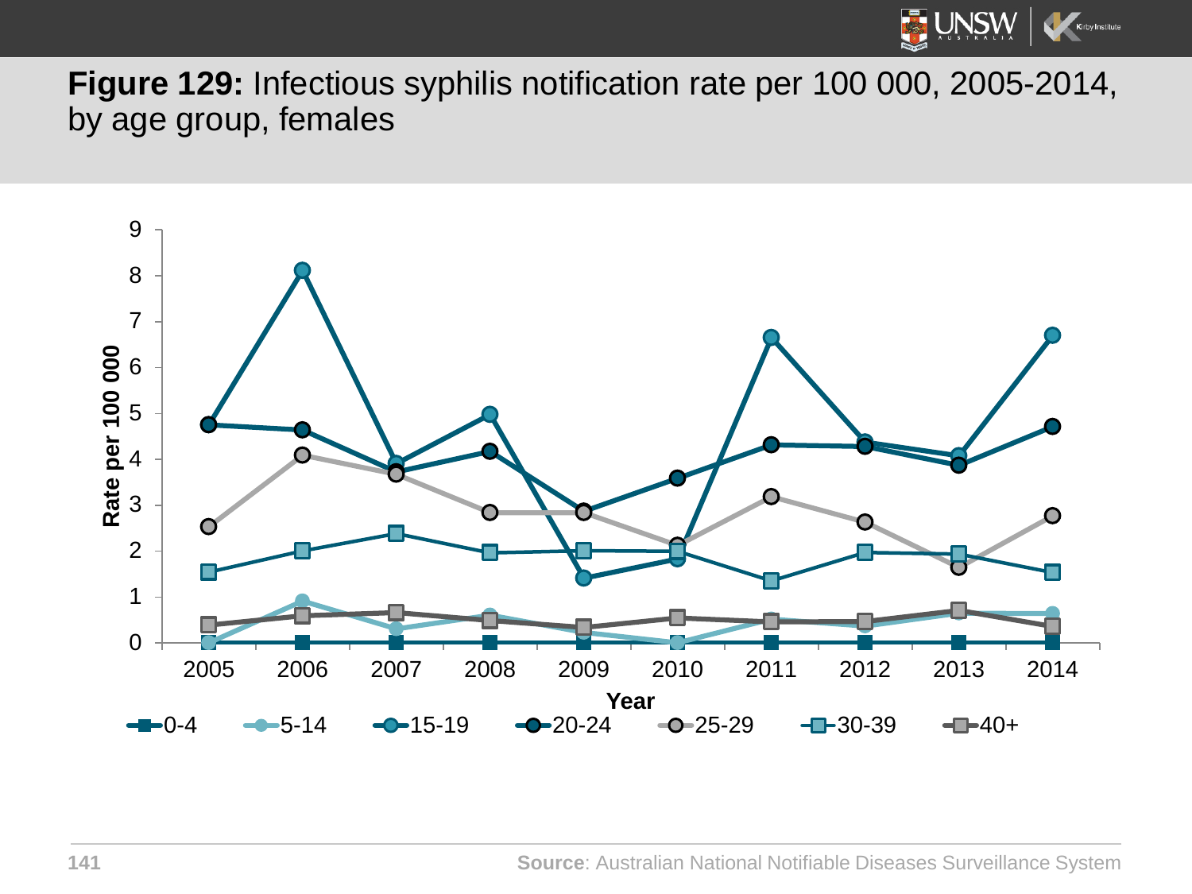**Figure 129:** Infectious syphilis notification rate per 100 000, 2005-2014, by age group, females

Rate per 100 000

Year

0-4 | 5-14 | 15-19 | 20-24 | 25-29 | 30-39 | 40+

**Source**: Australian National Notifiable Diseases Surveillance System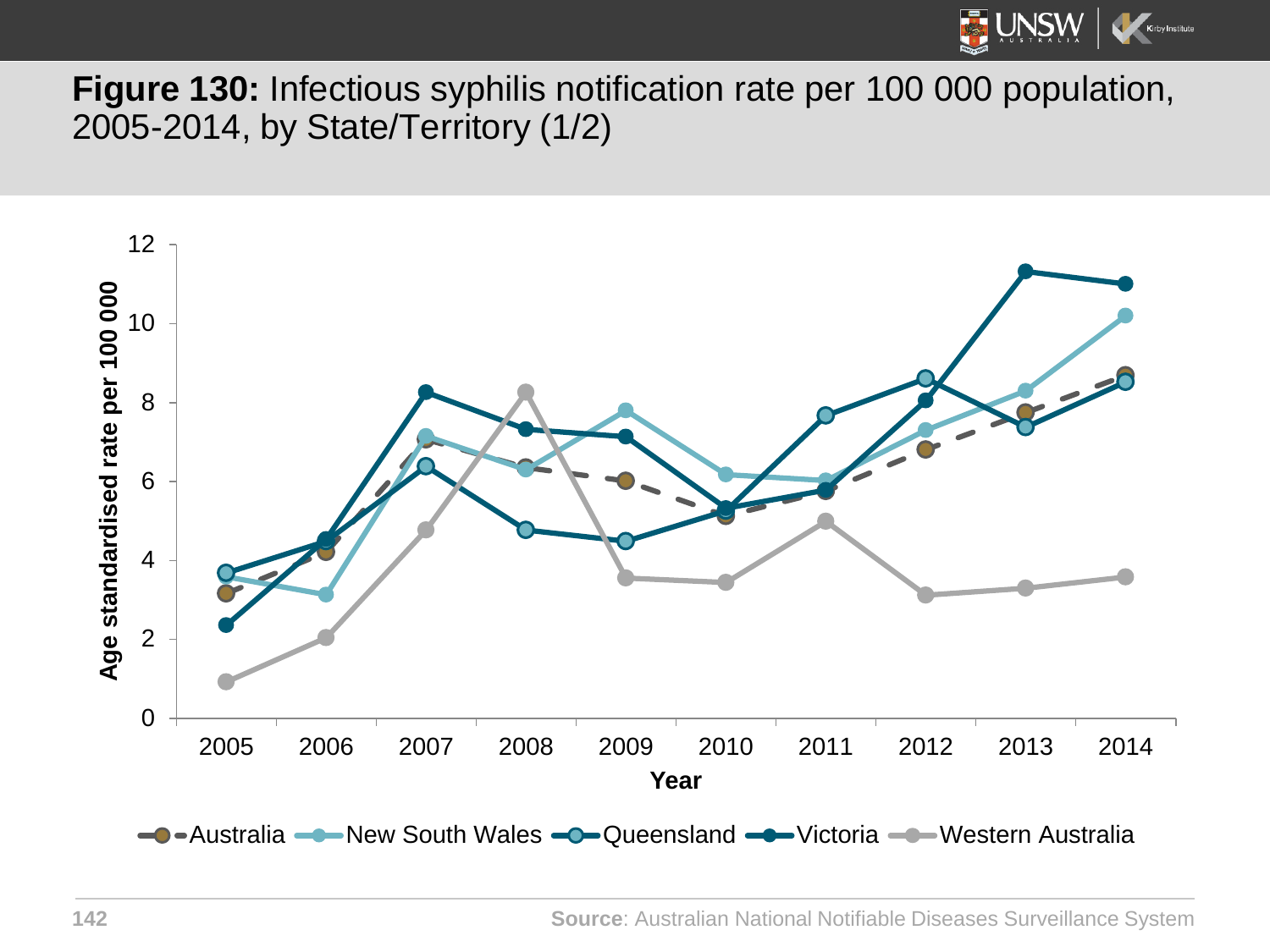**Figure 130:** Infectious syphilis notification rate per 100 000 population, 2005-2014, by State/Territory (1/2)

Source: Australian National Notifiable Diseases Surveillance System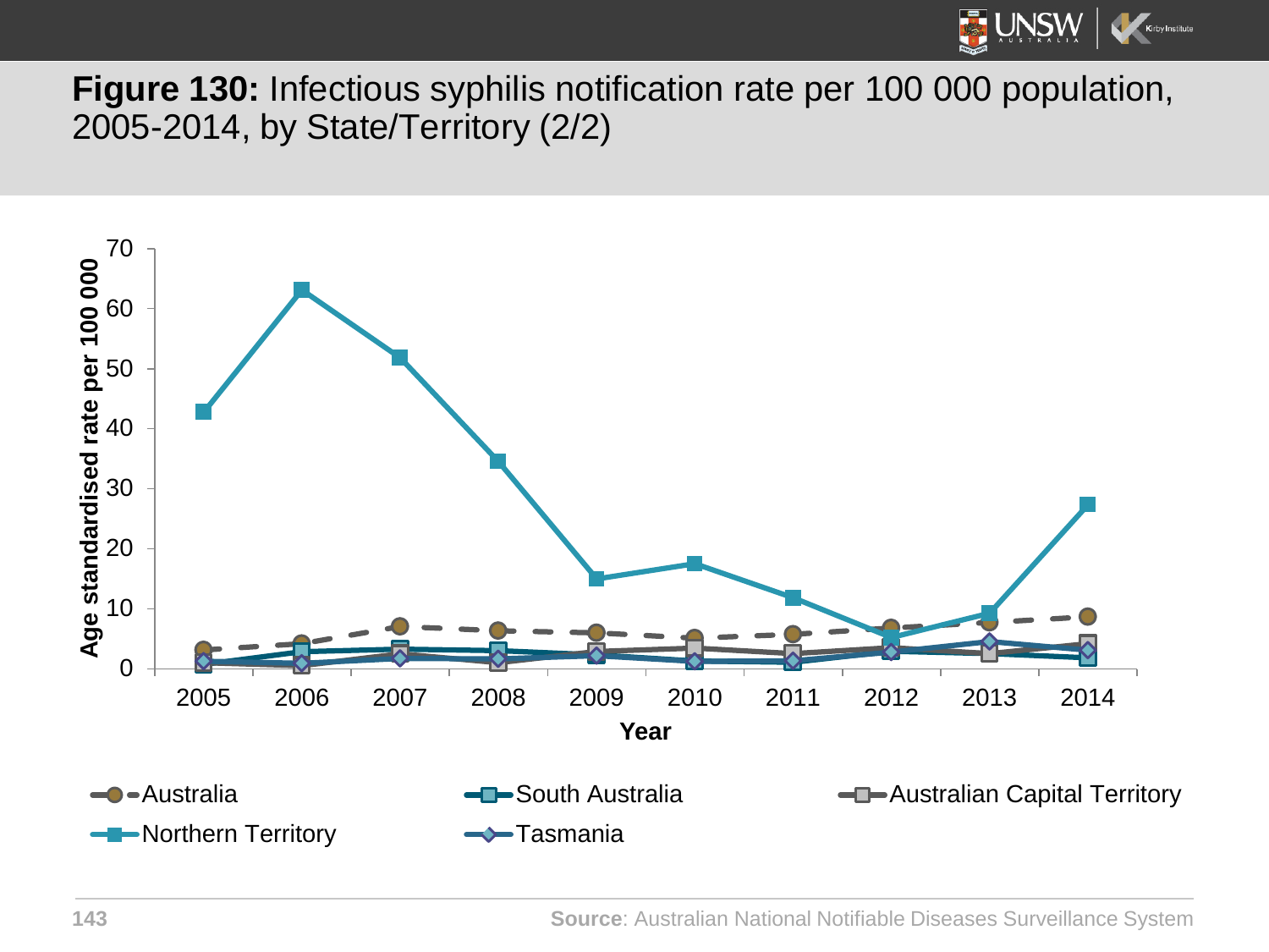**Figure 130:** Infectious syphilis notification rate per 100 000 population, 2005-2014, by State/Territory (2/2)

Age standardised rate per 100 000

Year

Australia, South Australia, Australian Capital Territory, Northern Territory, Tasmania

**Source**: Australian National Notifiable Diseases Surveillance System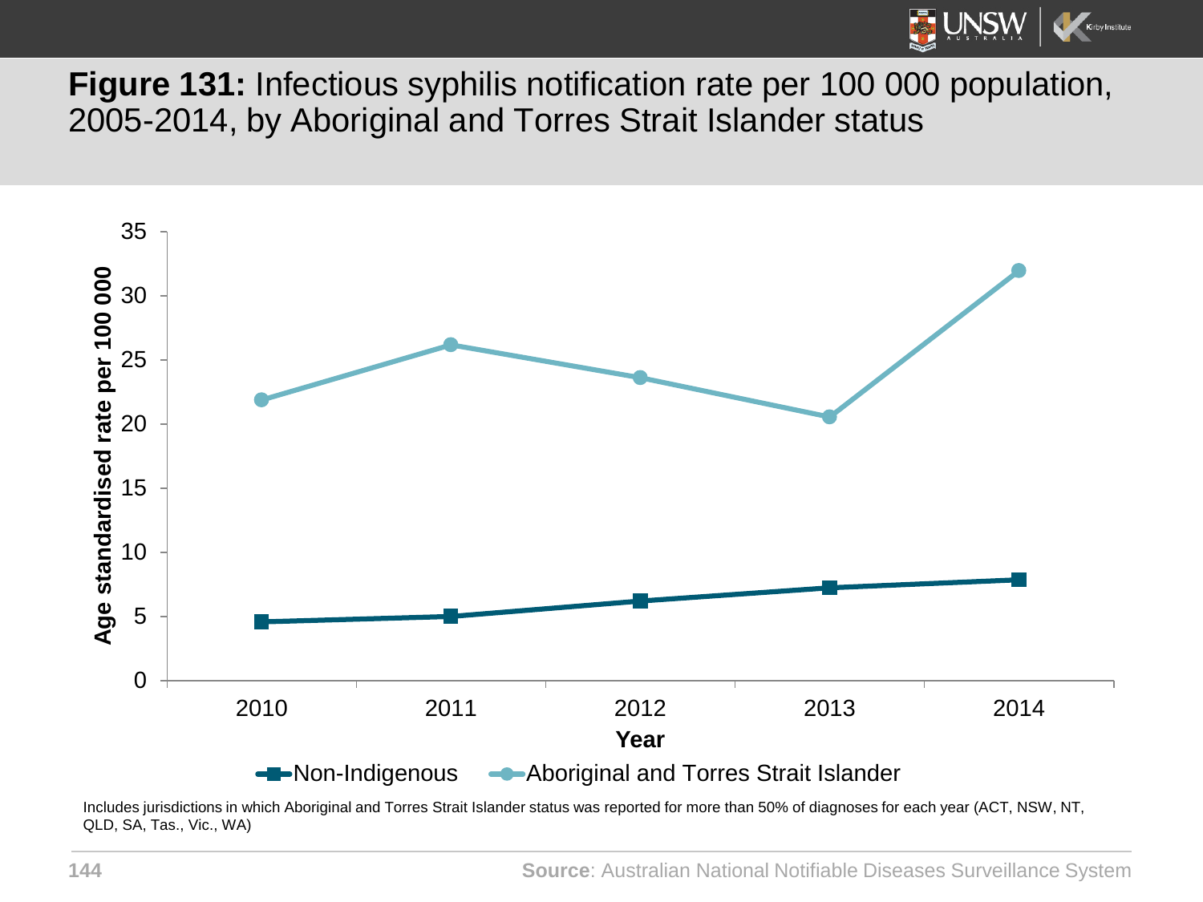**Figure 131:** Infectious syphilis notification rate per 100 000 population, 2005-2014, by Aboriginal and Torres Strait Islander status

Includes jurisdictions in which Aboriginal and Torres Strait Islander status was reported for more than 50% of diagnoses for each year (ACT, NSW, NT, QLD, SA, Tas., Vic., WA)

**Source**: Australian National Notifiable Diseases Surveillance System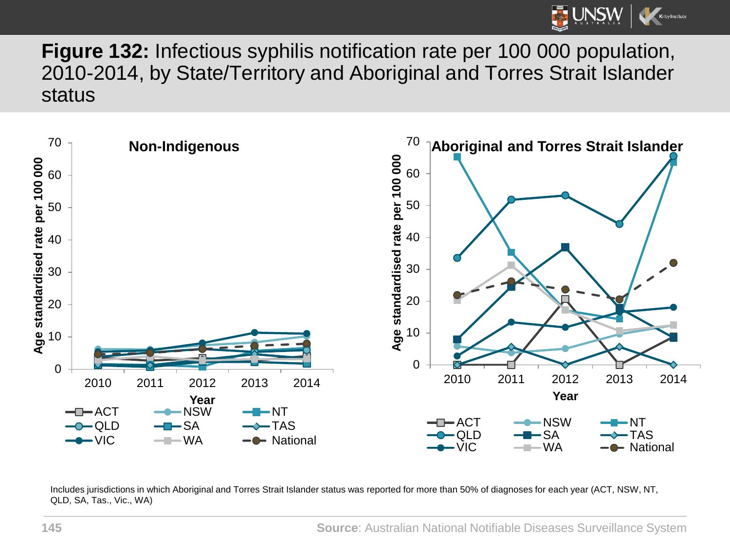## **Figure 132:** Infectious syphilis notification rate per 100 000 population, 2010-2014, by State/Territory and Aboriginal and Torres Strait Islander status

**Non-Indigenous**

Age standardised rate per 100 000 (0–70); Year (2010–2014)

Legend: ACT, NSW, NT, QLD, SA, TAS, VIC, WA, National

**Aboriginal and Torres Strait Islander**

Age standardised rate per 100 000 (0–70); Year (2010–2014)

Legend: ACT, NSW, NT, QLD, SA, TAS, VIC, WA, National

Includes jurisdictions in which Aboriginal and Torres Strait Islander status was reported for more than 50% of diagnoses for each year (ACT, NSW, NT, QLD, SA, Tas., Vic., WA)

**Source**: Australian National Notifiable Diseases Surveillance System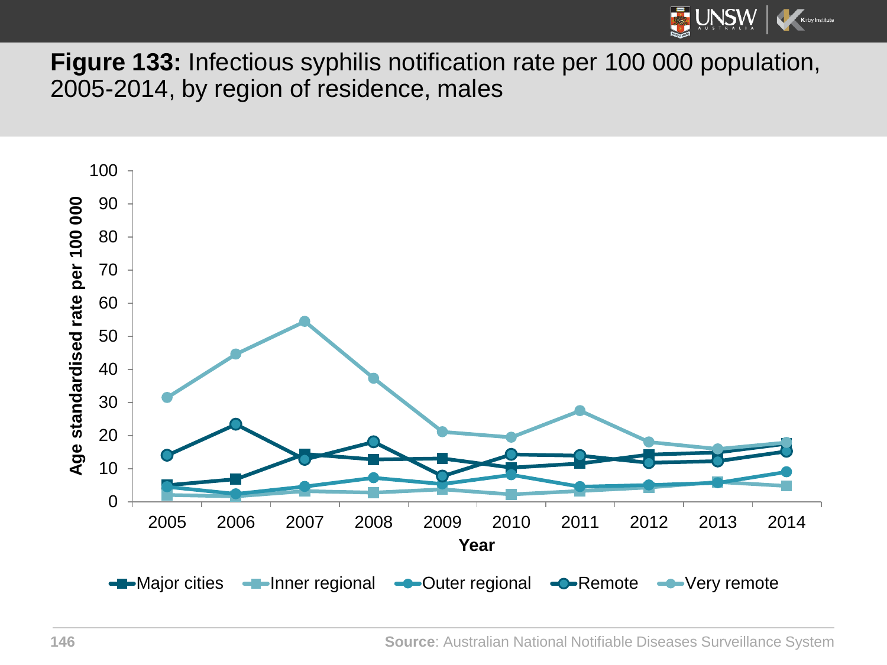**Figure 133:** Infectious syphilis notification rate per 100 000 population, 2005-2014, by region of residence, males

**Source**: Australian National Notifiable Diseases Surveillance System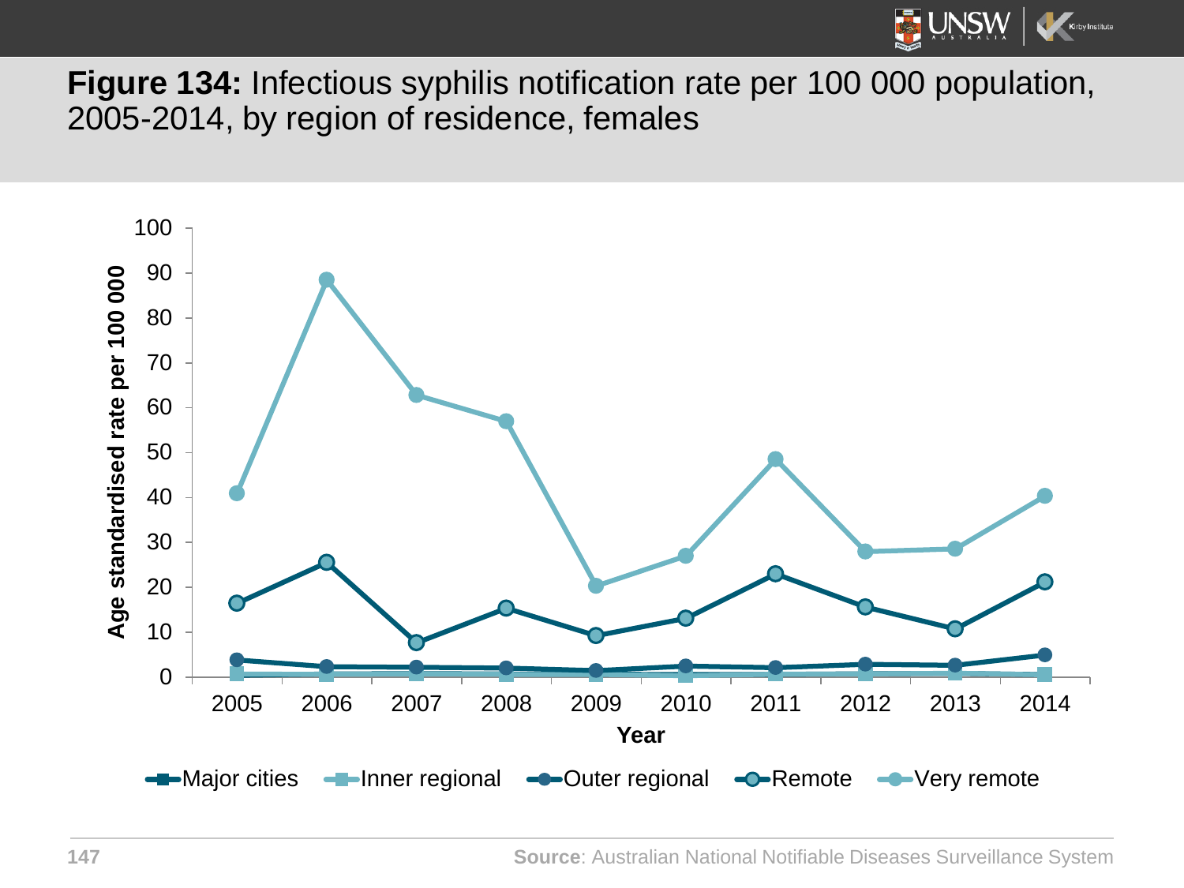**Figure 134:** Infectious syphilis notification rate per 100 000 population, 2005-2014, by region of residence, females

Age standardised rate per 100 000

Year

Major cities, Inner regional, Outer regional, Remote, Very remote

**Source**: Australian National Notifiable Diseases Surveillance System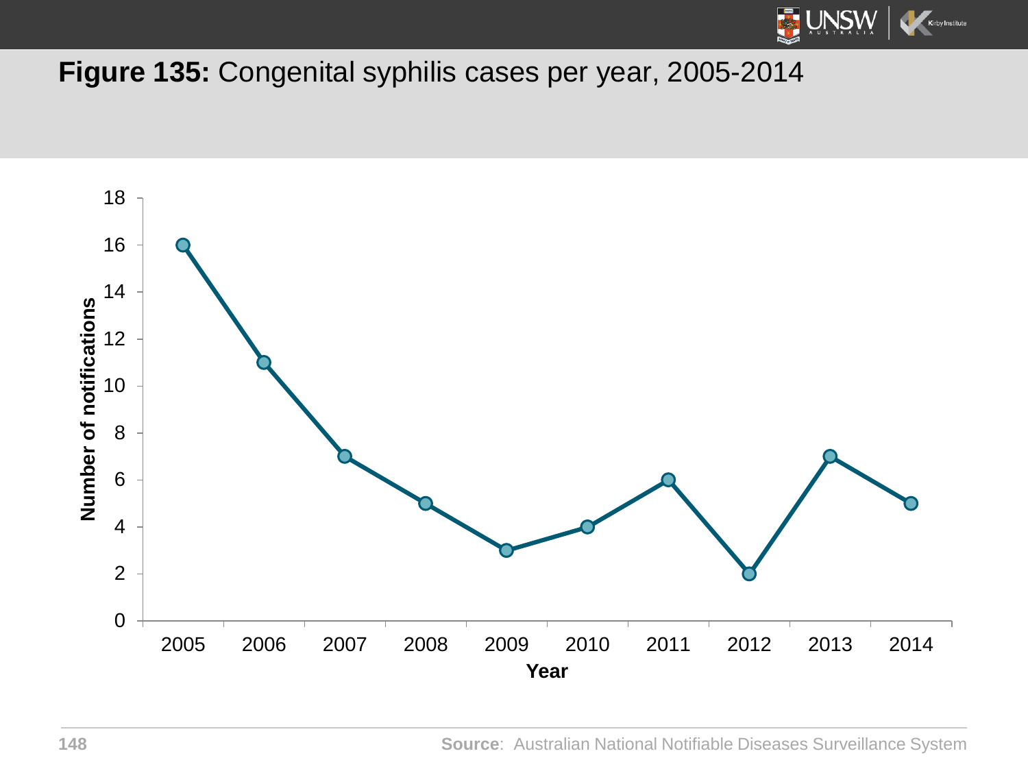**Figure 135:** Congenital syphilis cases per year, 2005-2014

| Year | Number of notifications |
|---|---|
| 2005 | 16 |
| 2006 | 11 |
| 2007 | 7 |
| 2008 | 5 |
| 2009 | 3 |
| 2010 | 4 |
| 2011 | 6 |
| 2012 | 2 |
| 2013 | 7 |
| 2014 | 5 |

**Source**: Australian National Notifiable Diseases Surveillance System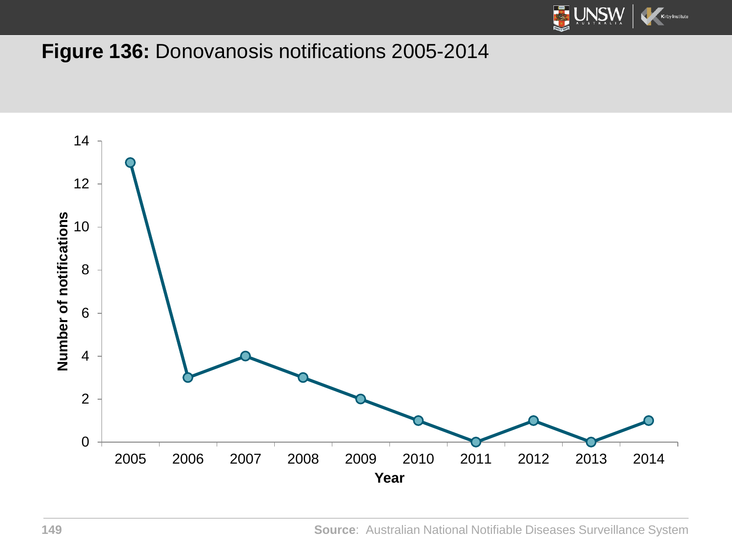**Figure 136:** Donovanosis notifications 2005-2014

| Year | Number of notifications |
|---|---|
| 2005 | 13 |
| 2006 | 3 |
| 2007 | 4 |
| 2008 | 3 |
| 2009 | 2 |
| 2010 | 1 |
| 2011 | 0 |
| 2012 | 1 |
| 2013 | 0 |
| 2014 | 1 |

**Source**: Australian National Notifiable Diseases Surveillance System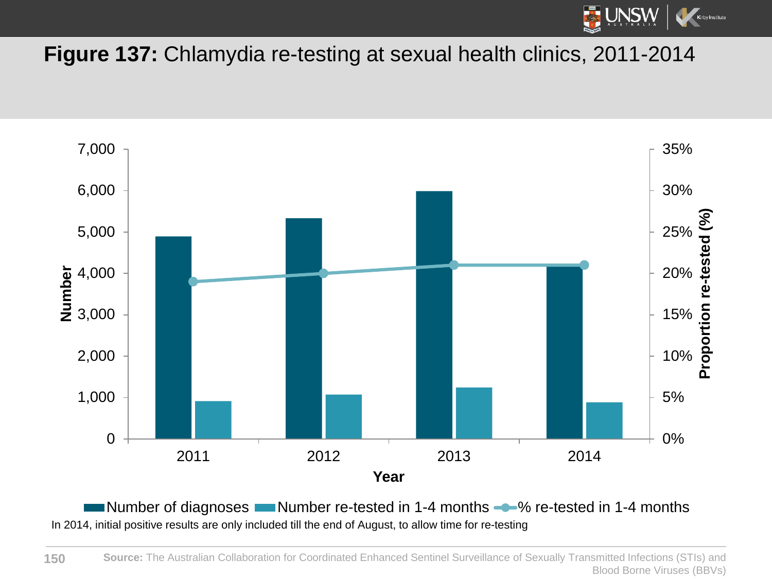# **Figure 137:** Chlamydia re-testing at sexual health clinics, 2011-2014

In 2014, initial positive results are only included till the end of August, to allow time for re-testing

**Source:** The Australian Collaboration for Coordinated Enhanced Sentinel Surveillance of Sexually Transmitted Infections (STIs) and Blood Borne Viruses (BBVs)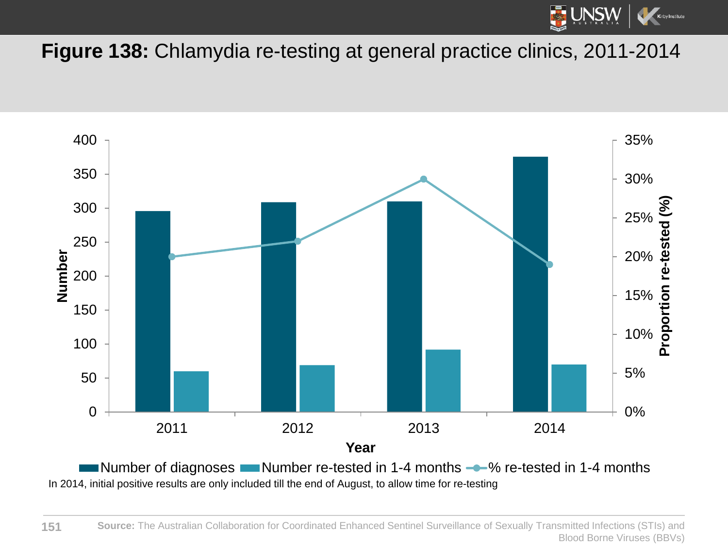# **Figure 138:** Chlamydia re-testing at general practice clinics, 2011-2014

In 2014, initial positive results are only included till the end of August, to allow time for re-testing

**Source:** The Australian Collaboration for Coordinated Enhanced Sentinel Surveillance of Sexually Transmitted Infections (STIs) and Blood Borne Viruses (BBVs)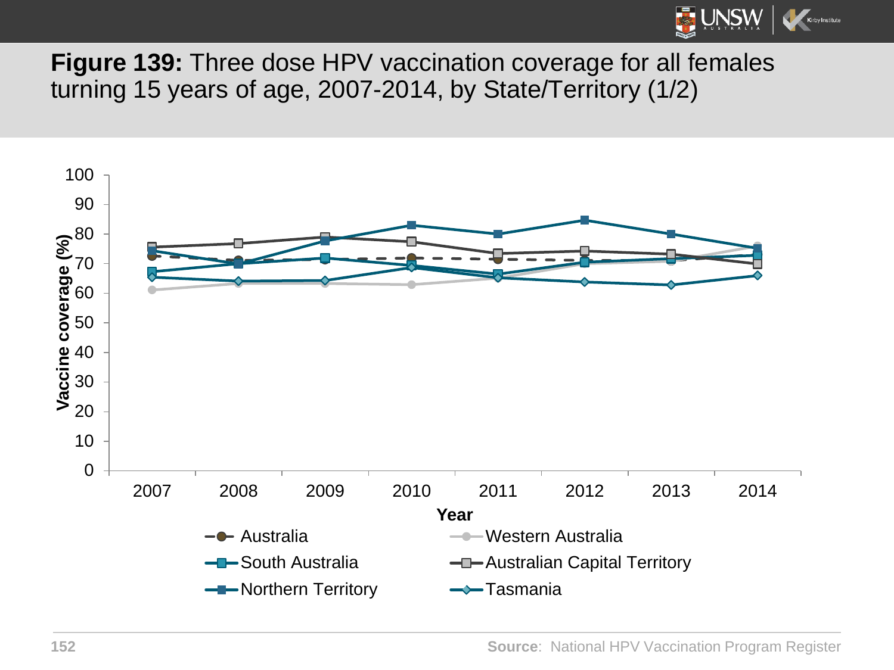**Figure 139:** Three dose HPV vaccination coverage for all females turning 15 years of age, 2007-2014, by State/Territory (1/2)

Vaccine coverage (%)

100
90
80
70
60
50
40
30
20
10
0

2007 2008 2009 2010 2011 2012 2013 2014

Year

Australia
Western Australia
South Australia
Australian Capital Territory
Northern Territory
Tasmania

**Source**: National HPV Vaccination Program Register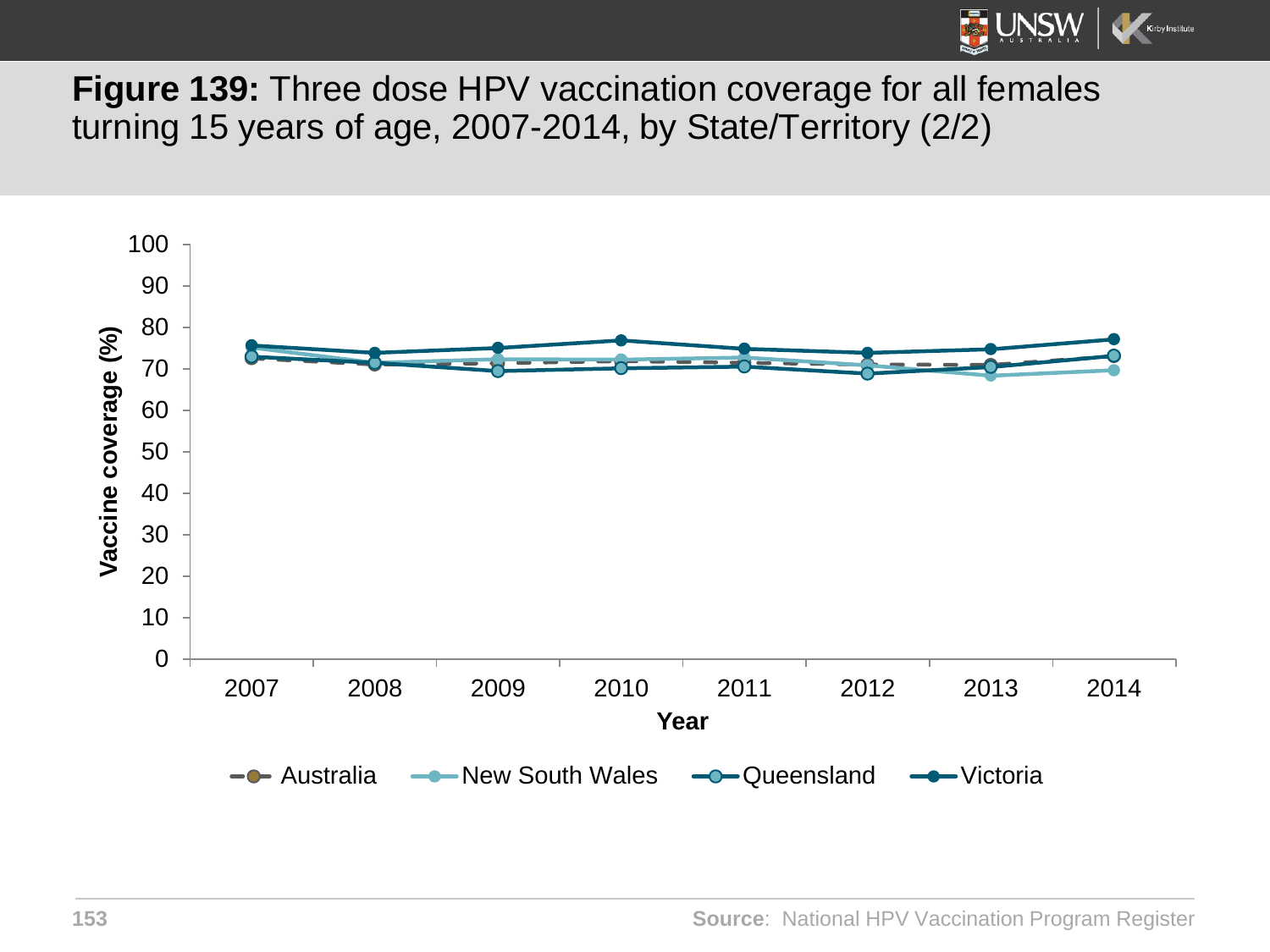**Figure 139:** Three dose HPV vaccination coverage for all females turning 15 years of age, 2007-2014, by State/Territory (2/2)

Vaccine coverage (%)

Year

Australia, New South Wales, Queensland, Victoria

**Source**: National HPV Vaccination Program Register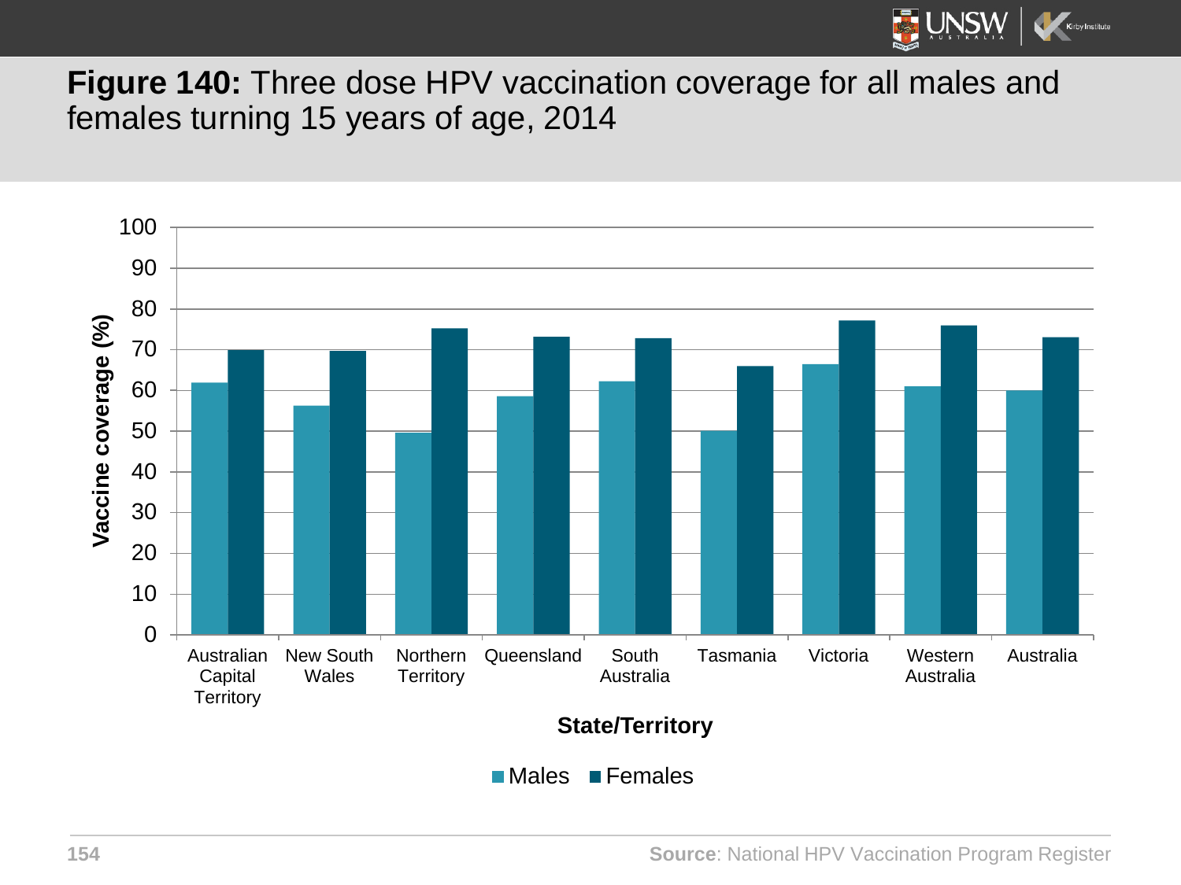**Figure 140:** Three dose HPV vaccination coverage for all males and females turning 15 years of age, 2014

**Source**: National HPV Vaccination Program Register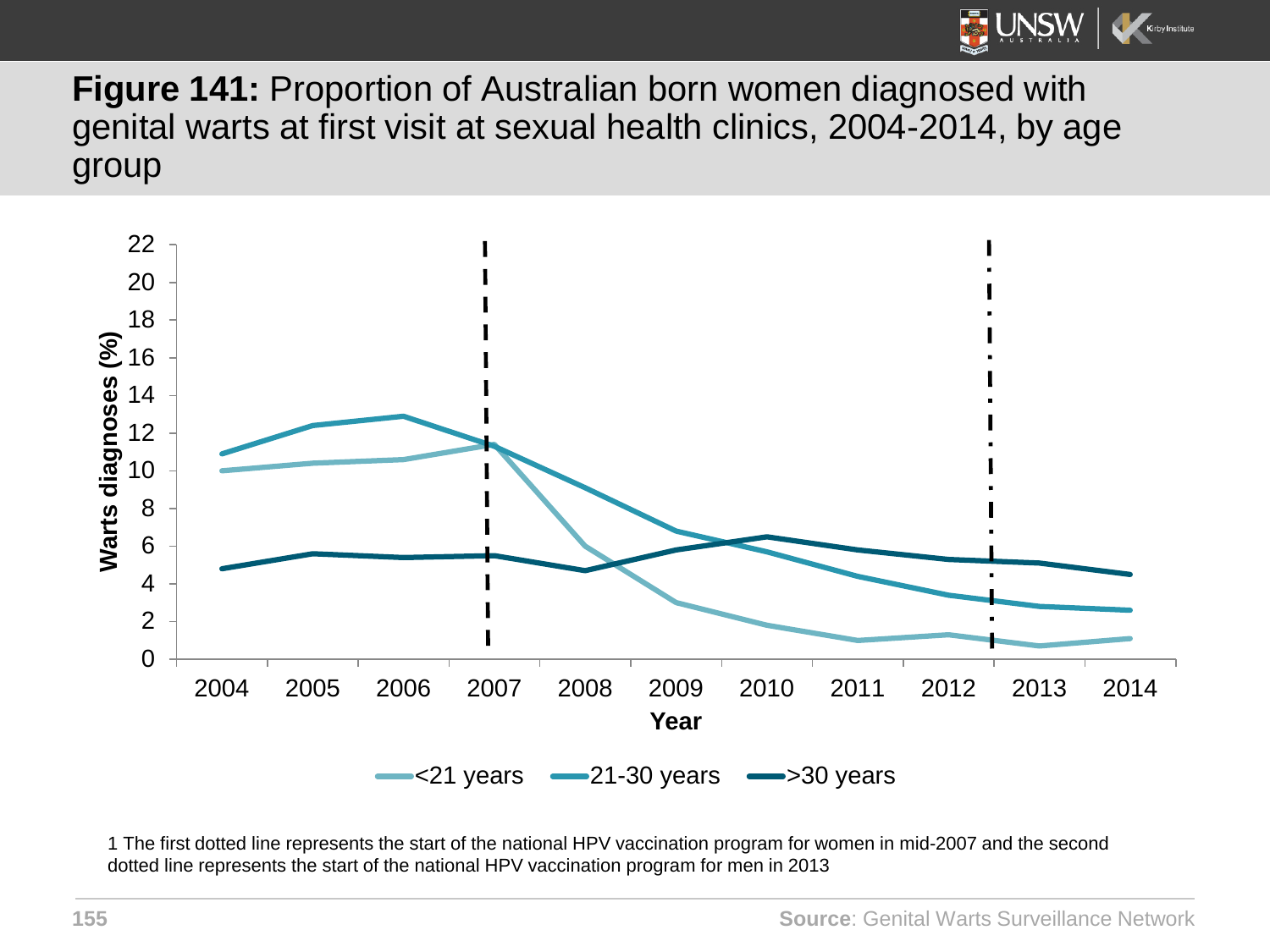**Figure 141:** Proportion of Australian born women diagnosed with genital warts at first visit at sexual health clinics, 2004-2014, by age group

1 The first dotted line represents the start of the national HPV vaccination program for women in mid-2007 and the second dotted line represents the start of the national HPV vaccination program for men in 2013

**Source**: Genital Warts Surveillance Network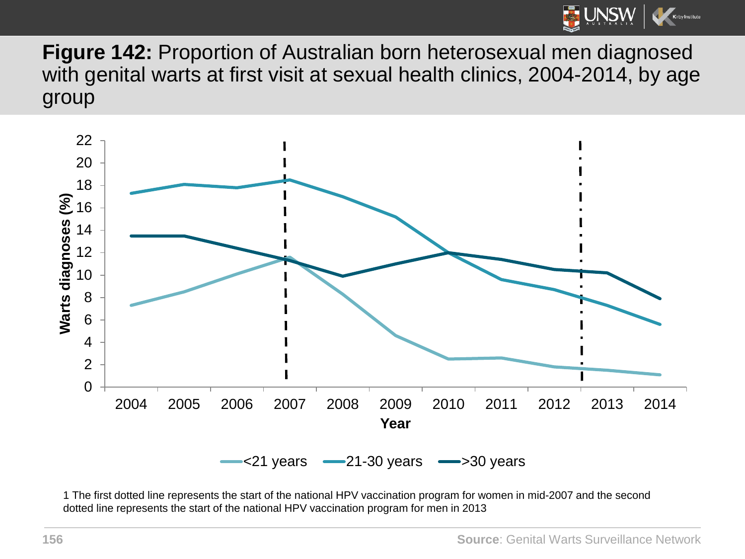**Figure 142:** Proportion of Australian born heterosexual men diagnosed with genital warts at first visit at sexual health clinics, 2004-2014, by age group

1 The first dotted line represents the start of the national HPV vaccination program for women in mid-2007 and the second dotted line represents the start of the national HPV vaccination program for men in 2013

**Source**: Genital Warts Surveillance Network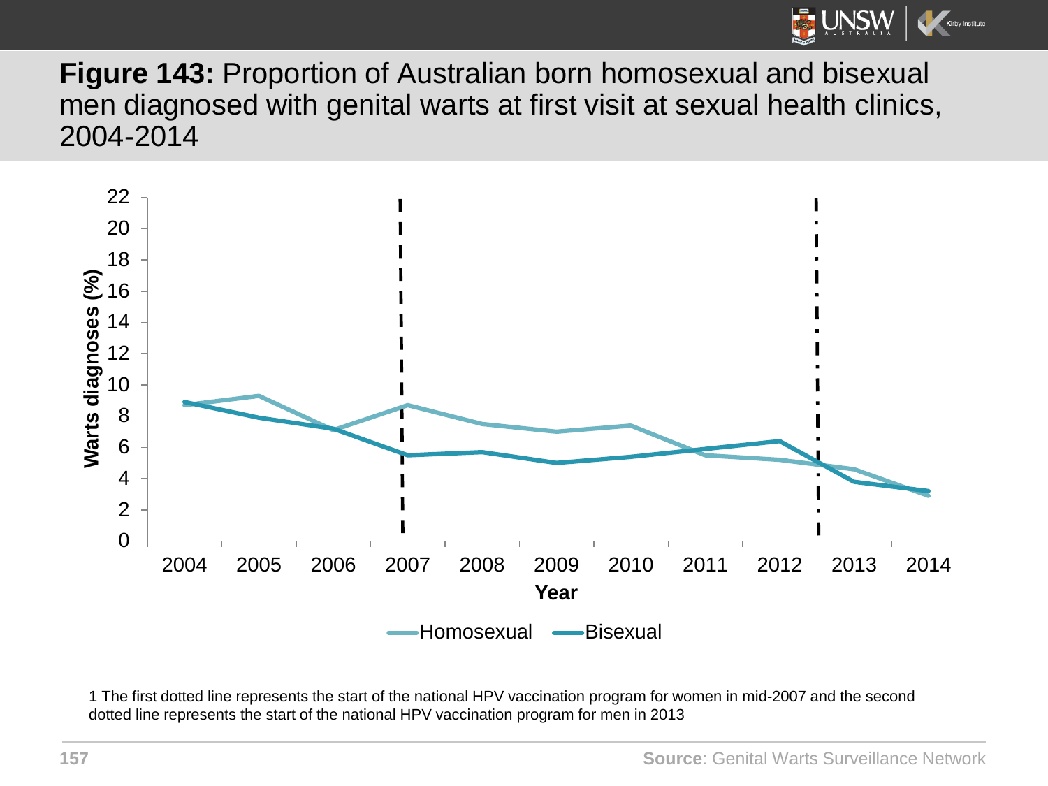**Figure 143:** Proportion of Australian born homosexual and bisexual men diagnosed with genital warts at first visit at sexual health clinics, 2004-2014

Warts diagnoses (%)

22
20
18
16
14
12
10
8
6
4
2
0

2004 2005 2006 2007 2008 2009 2010 2011 2012 2013 2014

Year

Homosexual Bisexual

1 The first dotted line represents the start of the national HPV vaccination program for women in mid-2007 and the second dotted line represents the start of the national HPV vaccination program for men in 2013

**Source**: Genital Warts Surveillance Network